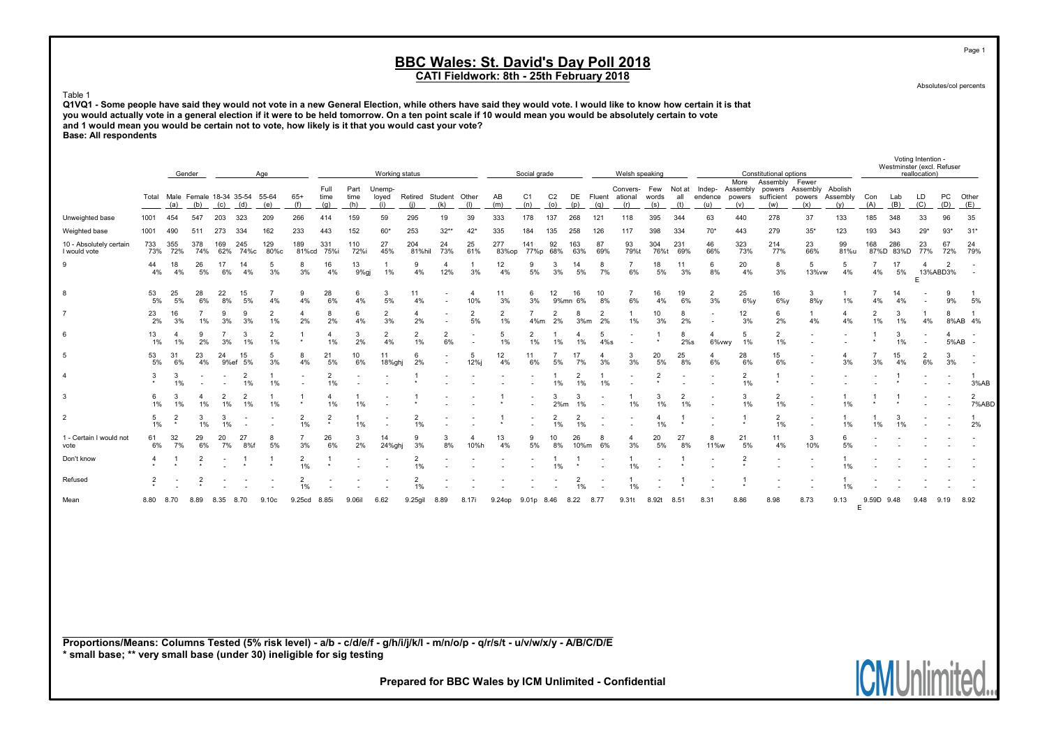# BBC Wales: St. David's Day Poll 2018

## CATI Fieldwork: 8th - 25th February 2018

Absolutes/col percents

Table 1

**Q1VQ1 - Some people have said they would not vote in a new General Election, while others have said they would vote. I would like to know how certain it is that you would actually vote in a general election if it were to be held tomorrow. On a ten point scale if 10 would mean you would be absolutely certain to vote and 1 would mean you would be certain not to vote, how likely is it that you would cast your vote?**

**Base: All respondents**

| | | Gender | | Age | | | | | Working status | | | | | | Social grade | | | | | Welsh speaking | | | Constitutional options | | | | | Voting Intention - Westminster (excl. Refuser reallocation) | | | | |
|---|---|---|---|---|---|---|---|---|---|---|---|---|---|---|---|---|---|---|---|---|---|---|---|---|---|---|---|---|---|---|---|---|
| | Total | Male (a) | Female (b) | 18-34 (c) | 35-54 (d) | 55-64 (e) | 65+ (f) | Full time (g) | Part time (h) | Unemp-loyed (i) | Retired (j) | Student (k) | Other (l) | AB (m) | C1 (n) | C2 (o) | DE (p) | Fluent (q) | Convers-ational (r) | Few words (s) | Not at all (t) | Indep-endence (u) | More Assembly powers (v) | Assembly powers sufficient (w) | Fewer Assembly powers (x) | Abolish Assembly (y) | Con (A) | Lab (B) | LD (C) | PC (D) | Other (E) |
| Unweighted base | 1001 | 454 | 547 | 203 | 323 | 209 | 266 | 414 | 159 | 59 | 295 | 19 | 39 | 333 | 178 | 137 | 268 | 121 | 118 | 395 | 344 | 63 | 440 | 278 | 37 | 133 | 185 | 348 | 33 | 96 | 35 |
| Weighted base | 1001 | 490 | 511 | 273 | 334 | 162 | 233 | 443 | 152 | 60* | 253 | 32** | 42* | 335 | 184 | 135 | 258 | 126 | 117 | 398 | 334 | 70* | 443 | 279 | 35* | 123 | 193 | 343 | 29* | 93* | 31* |
| 10 - Absolutely certain I would vote | 733 | 355 | 378 | 169 | 245 | 129 | 189 | 331 | 110 | 27 | 204 | 24 | 25 | 277 | 141 | 92 | 163 | 87 | 93 | 304 | 231 | 46 | 323 | 214 | 23 | 99 | 168 | 286 | 23 | 67 | 24 |
| | 73% | 72% | 74% | 62% | 74%c | 80%c | 81%cd | 75%i | 72%i | 45% | 81%hil | 73% | 61% | 83%op | 77%p | 68% | 63% | 69% | 79%t | 76%t | 69% | 66% | 73% | 77% | 66% | 81%u | 87%D | 83%D | 77% | 72% | 79% |
| 9 | 44 | 18 | 26 | 17 | 14 | 5 | 8 | 16 | 13 | 1 | 9 | 4 | 1 | 12 | 9 | 3 | 14 | 8 | 7 | 18 | 11 | 6 | 20 | 8 | 5 | 5 | 7 | 17 | 4 | 2 | - |
| | 4% | 4% | 5% | 6% | 4% | 3% | 3% | 4% | 9%gj | 1% | 4% | 12% | 3% | 4% | 5% | 3% | 5% | 7% | 6% | 5% | 3% | 8% | 4% | 3% | 13%vw | 4% | 4% | 5% | 13%ABD E | 3% | - |
| 8 | 53 | 25 | 28 | 22 | 15 | 7 | 9 | 28 | 6 | 3 | 11 | - | 4 | 11 | 6 | 12 | 16 | 10 | 7 | 16 | 19 | 2 | 25 | 16 | 3 | 1 | 7 | 14 | - | 9 | 1 |
| | 5% | 5% | 6% | 8% | 5% | 4% | 4% | 6% | 4% | 5% | 4% | - | 10% | 3% | 3% | 9%mn | 6% | 8% | 6% | 4% | 6% | 3% | 6%y | 6%y | 8%y | 1% | 4% | 4% | - | 9% | 5% |
| 7 | 23 | 16 | 7 | 9 | 9 | 2 | 4 | 8 | 6 | 2 | 4 | - | 2 | 2 | 7 | 2 | 8 | 2 | 1 | 10 | 8 | - | 12 | 6 | 1 | 4 | 2 | 3 | 1 | 8 | 1 |
| | 2% | 3% | 1% | 3% | 3% | 1% | 2% | 2% | 4% | 3% | 2% | - | 5% | 1% | 4%m | 2% | 3%m | 2% | 1% | 3% | 2% | - | 3% | 2% | 4% | 4% | 1% | 1% | 4% | 8%AB | 4% |
| 6 | 13 | 4 | 9 | 7 | 3 | 2 | 1 | 4 | 3 | 2 | 2 | 2 | - | 5 | 2 | 1 | 4 | 5 | - | 1 | 8 | 4 | 5 | 2 | - | - | 1 | 3 | - | 4 | - |
| | 1% | 1% | 2% | 3% | 1% | 1% | * | 1% | 2% | 4% | 1% | 6% | - | 1% | 1% | 1% | 1% | 4%s | - | * | 2%s | 6%vwy | 1% | 1% | - | - | * | 1% | - | 5%AB | - |
| 5 | 53 | 31 | 23 | 24 | 15 | 5 | 8 | 21 | 10 | 11 | 6 | - | 5 | 12 | 11 | 7 | 17 | 4 | 3 | 20 | 25 | 4 | 28 | 15 | - | 4 | 7 | 15 | 2 | 3 | - |
| | 5% | 6% | 4% | 9%ef | 5% | 3% | 4% | 5% | 6% | 18%ghj | 2% | - | 12%j | 4% | 6% | 5% | 7% | 3% | 3% | 5% | 8% | 6% | 6% | 6% | - | 3% | 3% | 4% | 6% | 3% | - |
| 4 | 3 | 3 | - | - | 2 | 1 | - | 2 | - | - | 1 | - | - | - | - | 1 | 2 | 1 | - | 2 | - | - | 2 | 1 | - | - | - | 1 | - | - | 1 |
| | * | 1% | - | - | 1% | 1% | - | 1% | - | - | * | - | - | - | - | 1% | 1% | 1% | - | * | - | - | 1% | * | - | - | - | * | - | - | 3%AB |
| 3 | 6 | 3 | 4 | 2 | 2 | 1 | 1 | 4 | 1 | - | 1 | - | - | 1 | - | 3 | 3 | - | 1 | 3 | 2 | - | 3 | 2 | - | 1 | 1 | 1 | - | - | 2 |
| | 1% | 1% | 1% | 1% | 1% | 1% | * | 1% | 1% | - | * | - | - | * | - | 2%m | 1% | - | 1% | 1% | 1% | - | 1% | 1% | - | 1% | * | * | - | - | 7%ABD |
| 2 | 5 | 2 | 3 | 3 | - | - | 2 | 2 | 1 | - | 2 | - | - | 1 | - | 2 | 2 | - | - | 4 | 1 | - | 1 | 2 | - | 1 | 1 | 3 | - | - | 1 |
| | 1% | * | 1% | 1% | - | - | 1% | * | 1% | - | 1% | - | - | * | - | 1% | 1% | - | - | 1% | * | - | * | 1% | - | 1% | 1% | 1% | - | - | 2% |
| 1 - Certain I would not vote | 61 | 32 | 29 | 20 | 27 | 8 | 7 | 26 | 3 | 14 | 9 | 3 | 4 | 13 | 9 | 10 | 26 | 8 | 4 | 20 | 27 | 8 | 21 | 11 | 3 | 6 | - | - | - | - | - |
| | 6% | 7% | 6% | 7% | 8%f | 5% | 3% | 6% | 2% | 24%ghj | 3% | 8% | 10%h | 4% | 5% | 8% | 10%m | 6% | 3% | 5% | 8% | 11%w | 5% | 4% | 10% | 5% | - | - | - | - | - |
| Don't know | 4 | 1 | 2 | - | 1 | 1 | 2 | 1 | - | - | 2 | - | - | - | - | 1 | 1 | - | 1 | - | 1 | - | 2 | - | - | 1 | - | - | - | - | - |
| | * | * | * | - | * | * | 1% | * | - | - | 1% | - | - | - | - | 1% | * | - | 1% | - | * | - | * | - | - | 1% | - | - | - | - | - |
| Refused | 2 | - | 2 | - | - | - | 2 | - | - | - | 2 | - | - | - | - | - | 2 | - | 1 | - | 1 | - | 1 | - | - | 1 | - | - | - | - | - |
| | * | - | * | - | - | - | 1% | - | - | - | 1% | - | - | - | - | - | 1% | - | 1% | - | * | - | * | - | - | 1% | - | - | - | - | - |
| Mean | 8.80 | 8.70 | 8.89 | 8.35 | 8.70 | 9.10c | 9.25cd | 8.85i | 9.06il | 6.62 | 9.25gil | 8.89 | 8.17i | 9.24op | 9.01p | 8.46 | 8.22 | 8.77 | 9.31t | 8.92t | 8.51 | 8.31 | 8.86 | 8.98 | 8.73 | 9.13 | 9.59D E | 9.48 | 9.48 | 9.19 | 8.92 |

**Proportions/Means: Columns Tested (5% risk level) - a/b - c/d/e/f - g/h/i/j/k/l - m/n/o/p - q/r/s/t - u/v/w/x/y - A/B/C/D/E**
**\* small base; \*\* very small base (under 30) ineligible for sig testing**

**Prepared for BBC Wales by ICM Unlimited - Confidential**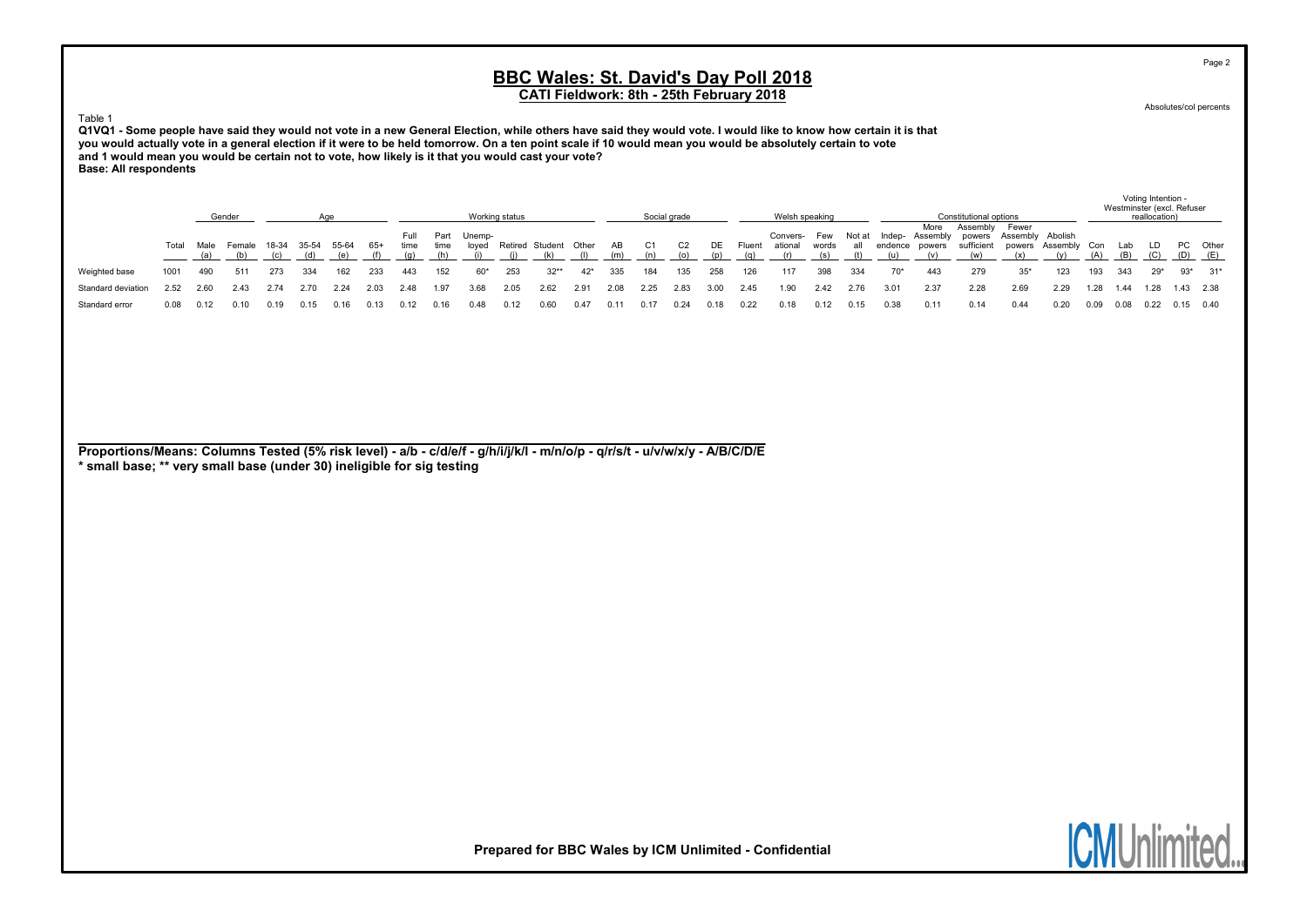# BBC Wales: St. David's Day Poll 2018

## CATI Fieldwork: 8th - 25th February 2018

Absolutes/col percents

Table 1

**Q1VQ1 - Some people have said they would not vote in a new General Election, while others have said they would vote. I would like to know how certain it is that you would actually vote in a general election if it were to be held tomorrow. On a ten point scale if 10 would mean you would be absolutely certain to vote and 1 would mean you would be certain not to vote, how likely is it that you would cast your vote?**
**Base: All respondents**

| | | Gender | | Age | | | | Working status | | | | | | Social grade | | | | Welsh speaking | | | | Constitutional options | | | | | Voting Intention - Westminster (excl. Refuser reallocation) | | | | |
|---|---|---|---|---|---|---|---|---|---|---|---|---|---|---|---|---|---|---|---|---|---|---|---|---|---|---|---|---|---|---|---|
| | Total | Male (a) | Female (b) | 18-34 (c) | 35-54 (d) | 55-64 (e) | 65+ (f) | Full time (g) | Part time (h) | Unemployed (i) | Retired (j) | Student (k) | Other (l) | AB (m) | C1 (n) | C2 (o) | DE (p) | Fluent (q) | Conversational (r) | Few words (s) | Not at all (t) | Independence (u) | More Assembly powers (v) | Assembly powers sufficient (w) | Fewer Assembly powers (x) | Abolish Assembly (y) | Con (A) | Lab (B) | LD (C) | PC (D) | Other (E) |
| Weighted base | 1001 | 490 | 511 | 273 | 334 | 162 | 233 | 443 | 152 | 60* | 253 | 32** | 42* | 335 | 184 | 135 | 258 | 126 | 117 | 398 | 334 | 70* | 443 | 279 | 35* | 123 | 193 | 343 | 29* | 93* | 31* |
| Standard deviation | 2.52 | 2.60 | 2.43 | 2.74 | 2.70 | 2.24 | 2.03 | 2.48 | 1.97 | 3.68 | 2.05 | 2.62 | 2.91 | 2.08 | 2.25 | 2.83 | 3.00 | 2.45 | 1.90 | 2.42 | 2.76 | 3.01 | 2.37 | 2.28 | 2.69 | 2.29 | 1.28 | 1.44 | 1.28 | 1.43 | 2.38 |
| Standard error | 0.08 | 0.12 | 0.10 | 0.19 | 0.15 | 0.16 | 0.13 | 0.12 | 0.16 | 0.48 | 0.12 | 0.60 | 0.47 | 0.11 | 0.17 | 0.24 | 0.18 | 0.22 | 0.18 | 0.12 | 0.15 | 0.38 | 0.11 | 0.14 | 0.44 | 0.20 | 0.09 | 0.08 | 0.22 | 0.15 | 0.40 |

**Proportions/Means: Columns Tested (5% risk level) - a/b - c/d/e/f - g/h/i/j/k/l - m/n/o/p - q/r/s/t - u/v/w/x/y - A/B/C/D/E**
**\* small base; \*\* very small base (under 30) ineligible for sig testing**

**Prepared for BBC Wales by ICM Unlimited - Confidential**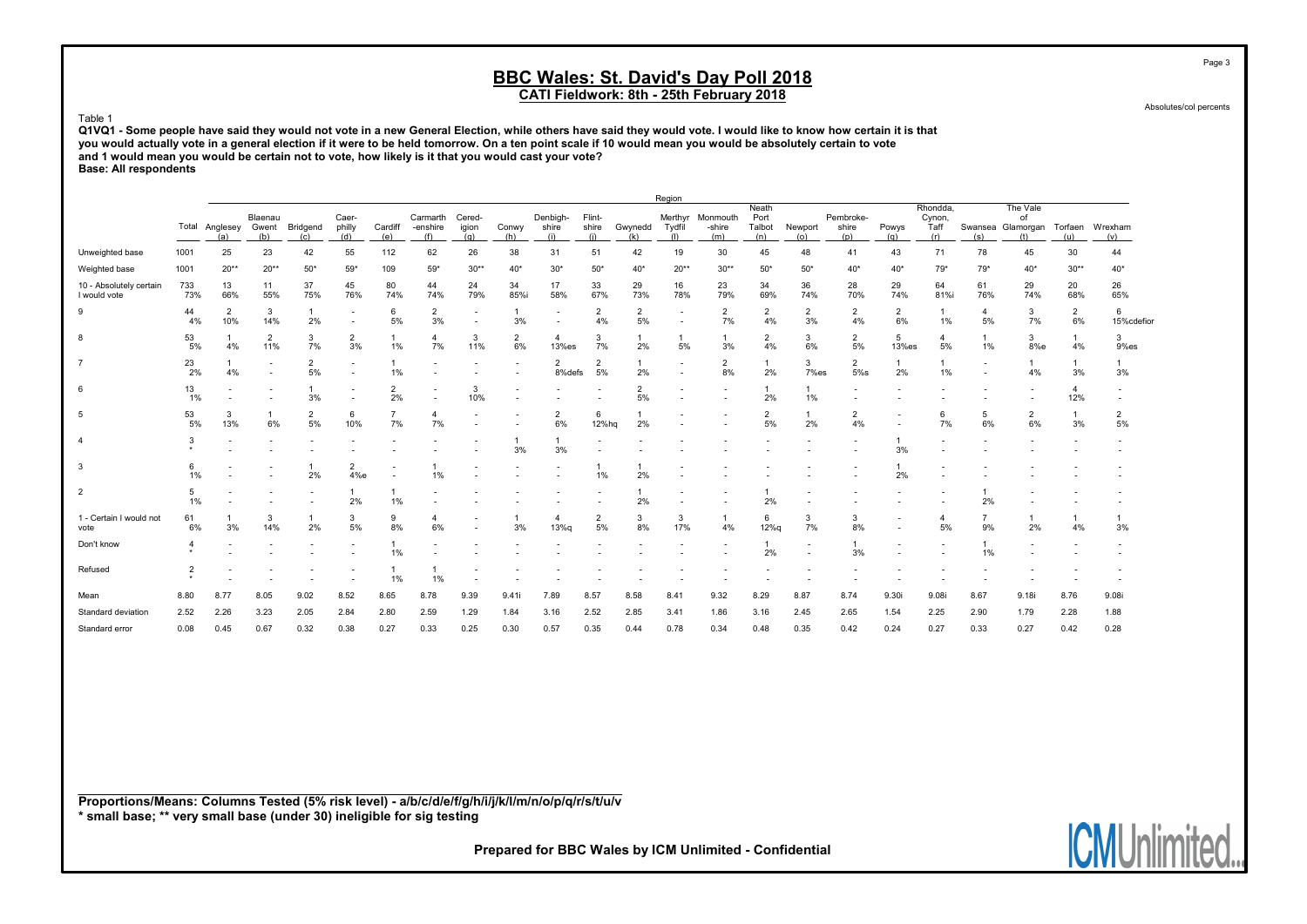# BBC Wales: St. David's Day Poll 2018

## CATI Fieldwork: 8th - 25th February 2018

Absolutes/col percents

Table 1

**Q1VQ1 - Some people have said they would not vote in a new General Election, while others have said they would vote. I would like to know how certain it is that you would actually vote in a general election if it were to be held tomorrow. On a ten point scale if 10 would mean you would be absolutely certain to vote and 1 would mean you would be certain not to vote, how likely is it that you would cast your vote?**

**Base: All respondents**

| | Total | Anglesey (a) | Blaenau Gwent (b) | Bridgend (c) | Caer-philly (d) | Cardiff (e) | Carmarth-enshire (f) | Cered-igion (g) | Conwy (h) | Denbigh-shire (i) | Flint-shire (j) | Gwynedd (k) | Merthyr Tydfil (l) | Monmouth-shire (m) | Neath Port Talbot (n) | Newport (o) | Pembroke-shire (p) | Powys (q) | Rhondda, Cynon, Taff (r) | Swansea (s) | The Vale of Glamorgan (t) | Torfaen (u) | Wrexham (v) |
|---|---|---|---|---|---|---|---|---|---|---|---|---|---|---|---|---|---|---|---|---|---|---|---|
| Unweighted base | 1001 | 25 | 23 | 42 | 55 | 112 | 62 | 26 | 38 | 31 | 51 | 42 | 19 | 30 | 45 | 48 | 41 | 43 | 71 | 78 | 45 | 30 | 44 |
| Weighted base | 1001 | 20** | 20** | 50* | 59* | 109 | 59* | 30** | 40* | 30* | 50* | 40* | 20** | 30** | 50* | 50* | 40* | 40* | 79* | 79* | 40* | 30** | 40* |
| 10 - Absolutely certain I would vote | 733<br>73% | 13<br>66% | 11<br>55% | 37<br>75% | 45<br>76% | 80<br>74% | 44<br>74% | 24<br>79% | 34<br>85%i | 17<br>58% | 33<br>67% | 29<br>73% | 16<br>78% | 23<br>79% | 34<br>69% | 36<br>74% | 28<br>70% | 29<br>74% | 64<br>81%i | 61<br>76% | 29<br>74% | 20<br>68% | 26<br>65% |
| 9 | 44<br>4% | 2<br>10% | 3<br>14% | 1<br>2% | -<br>- | 6<br>5% | 2<br>3% | -<br>- | 1<br>3% | -<br>- | 2<br>4% | 2<br>5% | -<br>- | 2<br>7% | 2<br>4% | 2<br>3% | 2<br>4% | 2<br>6% | 1<br>1% | 4<br>5% | 3<br>7% | 2<br>6% | 6<br>15%cdefior |
| 8 | 53<br>5% | 1<br>4% | 2<br>11% | 3<br>7% | 2<br>3% | 1<br>1% | 4<br>7% | 3<br>11% | 2<br>6% | 4<br>13%es | 3<br>7% | 1<br>2% | 1<br>5% | 1<br>3% | 2<br>4% | 3<br>6% | 2<br>5% | 5<br>13%es | 4<br>5% | 1<br>1% | 3<br>8%e | 1<br>4% | 3<br>9%es |
| 7 | 23<br>2% | 1<br>4% | -<br>- | 2<br>5% | -<br>- | 1<br>1% | -<br>- | -<br>- | -<br>- | 2<br>8%defs | 2<br>5% | 1<br>2% | -<br>- | 2<br>8% | 1<br>2% | 3<br>7%es | 2<br>5%s | 1<br>2% | 1<br>1% | -<br>- | 1<br>4% | 1<br>3% | 1<br>3% |
| 6 | 13<br>1% | -<br>- | -<br>- | 1<br>3% | -<br>- | 2<br>2% | -<br>- | 3<br>10% | -<br>- | -<br>- | -<br>- | 2<br>5% | -<br>- | -<br>- | 1<br>2% | 1<br>1% | -<br>- | -<br>- | -<br>- | -<br>- | -<br>- | 4<br>12% | -<br>- |
| 5 | 53<br>5% | 3<br>13% | 1<br>6% | 2<br>5% | 6<br>10% | 7<br>7% | 4<br>7% | -<br>- | -<br>- | 2<br>6% | 6<br>12%hq | 1<br>2% | -<br>- | -<br>- | 2<br>5% | 1<br>2% | 2<br>4% | -<br>- | 6<br>7% | 5<br>6% | 2<br>6% | 1<br>3% | 2<br>5% |
| 4 | 3<br>* | -<br>- | -<br>- | -<br>- | -<br>- | -<br>- | -<br>- | -<br>- | 1<br>3% | 1<br>3% | -<br>- | -<br>- | -<br>- | -<br>- | -<br>- | -<br>- | -<br>- | 1<br>3% | -<br>- | -<br>- | -<br>- | -<br>- | -<br>- |
| 3 | 6<br>1% | -<br>- | -<br>- | 1<br>2% | 2<br>4%e | -<br>- | 1<br>1% | -<br>- | -<br>- | -<br>- | 1<br>1% | 1<br>2% | -<br>- | -<br>- | -<br>- | -<br>- | -<br>- | 1<br>2% | -<br>- | -<br>- | -<br>- | -<br>- | -<br>- |
| 2 | 5<br>1% | -<br>- | -<br>- | -<br>- | 1<br>2% | 1<br>1% | -<br>- | -<br>- | -<br>- | -<br>- | -<br>- | 1<br>2% | -<br>- | -<br>- | 1<br>2% | -<br>- | -<br>- | -<br>- | -<br>- | 1<br>2% | -<br>- | -<br>- | -<br>- |
| 1 - Certain I would not vote | 61<br>6% | 1<br>3% | 3<br>14% | 1<br>2% | 3<br>5% | 9<br>8% | 4<br>6% | -<br>- | 1<br>3% | 4<br>13%q | 2<br>5% | 3<br>8% | 3<br>17% | 1<br>4% | 6<br>12%q | 3<br>7% | 3<br>8% | -<br>- | 4<br>5% | 7<br>9% | 1<br>2% | 1<br>4% | 1<br>3% |
| Don't know | 4<br>* | -<br>- | -<br>- | -<br>- | -<br>- | 1<br>1% | -<br>- | -<br>- | -<br>- | -<br>- | -<br>- | -<br>- | -<br>- | -<br>- | 1<br>2% | -<br>- | 1<br>3% | -<br>- | -<br>- | 1<br>1% | -<br>- | -<br>- | -<br>- |
| Refused | 2<br>* | -<br>- | -<br>- | -<br>- | -<br>- | 1<br>1% | 1<br>1% | -<br>- | -<br>- | -<br>- | -<br>- | -<br>- | -<br>- | -<br>- | -<br>- | -<br>- | -<br>- | -<br>- | -<br>- | -<br>- | -<br>- | -<br>- | -<br>- |
| Mean | 8.80 | 8.77 | 8.05 | 9.02 | 8.52 | 8.65 | 8.78 | 9.39 | 9.41i | 7.89 | 8.57 | 8.58 | 8.41 | 9.32 | 8.29 | 8.87 | 8.74 | 9.30i | 9.08i | 8.67 | 9.18i | 8.76 | 9.08i |
| Standard deviation | 2.52 | 2.26 | 3.23 | 2.05 | 2.84 | 2.80 | 2.59 | 1.29 | 1.84 | 3.16 | 2.52 | 2.85 | 3.41 | 1.86 | 3.16 | 2.45 | 2.65 | 1.54 | 2.25 | 2.90 | 1.79 | 2.28 | 1.88 |
| Standard error | 0.08 | 0.45 | 0.67 | 0.32 | 0.38 | 0.27 | 0.33 | 0.25 | 0.30 | 0.57 | 0.35 | 0.44 | 0.78 | 0.34 | 0.48 | 0.35 | 0.42 | 0.24 | 0.27 | 0.33 | 0.27 | 0.42 | 0.28 |

**Proportions/Means: Columns Tested (5% risk level) - a/b/c/d/e/f/g/h/i/j/k/l/m/n/o/p/q/r/s/t/u/v**
**\* small base; \*\* very small base (under 30) ineligible for sig testing**

**Prepared for BBC Wales by ICM Unlimited - Confidential**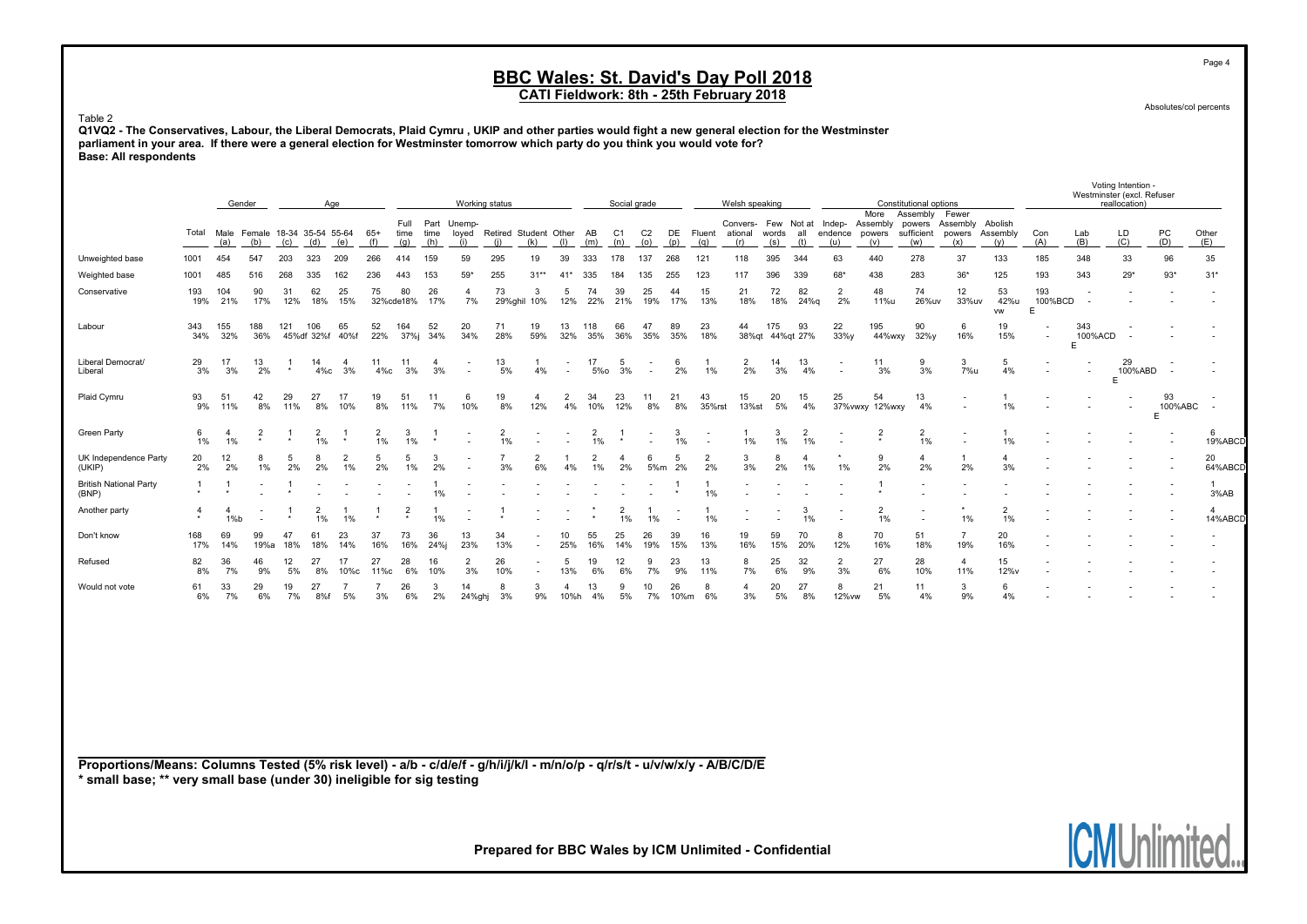# BBC Wales: St. David's Day Poll 2018

## CATI Fieldwork: 8th - 25th February 2018

Absolutes/col percents

Table 2

**Q1VQ2 - The Conservatives, Labour, the Liberal Democrats, Plaid Cymru , UKIP and other parties would fight a new general election for the Westminster parliament in your area. If there were a general election for Westminster tomorrow which party do you think you would vote for?**

**Base: All respondents**

| | Total | Gender | | Age | | | | Working status | | | | | | | Social grade | | | | Welsh speaking | | | | Constitutional options | | | | | Voting Intention - Westminster (excl. Refuser reallocation) | | | | |
|---|---|---|---|---|---|---|---|---|---|---|---|---|---|---|---|---|---|---|---|---|---|---|---|---|---|---|---|---|---|---|---|---|
| | | Male (a) | Female (b) | 18-34 (c) | 35-54 (d) | 55-64 (e) | 65+ (f) | Full time (g) | Part time (h) | Unemp-loyed (i) | Retired (j) | Student (k) | Other (l) | AB (m) | C1 (n) | C2 (o) | DE (p) | Fluent (q) | Convers-ational (r) | Few words (s) | Not at all (t) | Indep-endence (u) | More Assembly powers (v) | Assembly powers sufficient (w) | Fewer Assembly powers (x) | Abolish Assembly (y) | Con (A) | Lab (B) | LD (C) | PC (D) | Other (E) |
| Unweighted base | 1001 | 454 | 547 | 203 | 323 | 209 | 266 | 414 | 159 | 59 | 295 | 19 | 39 | 333 | 178 | 137 | 268 | 121 | 118 | 395 | 344 | 63 | 440 | 278 | 37 | 133 | 185 | 348 | 33 | 96 | 35 |
| Weighted base | 1001 | 485 | 516 | 268 | 335 | 162 | 236 | 443 | 153 | 59* | 255 | 31** | 41* | 335 | 184 | 135 | 255 | 123 | 117 | 396 | 339 | 68* | 438 | 283 | 36* | 125 | 193 | 343 | 29* | 93* | 31* |
| Conservative | 193 | 104 | 90 | 31 | 62 | 25 | 75 | 80 | 26 | 4 | 73 | 3 | 5 | 74 | 39 | 25 | 44 | 15 | 21 | 72 | 82 | 2 | 48 | 74 | 12 | 53 | 193 | - | - | - | - |
| | 19% | 21% | 17% | 12% | 18% | 15% | 32%cde | 18% | 17% | 7% | 29%ghil | 10% | 12% | 22% | 21% | 19% | 17% | 13% | 18% | 18% | 24%q | 2% | 11%u | 26%uv | 33%uv | 42%u vw | 100%BCD E | - | - | - | - |
| Labour | 343 | 155 | 188 | 121 | 106 | 65 | 52 | 164 | 52 | 20 | 71 | 19 | 13 | 118 | 66 | 47 | 89 | 23 | 44 | 175 | 93 | 22 | 195 | 90 | 6 | 19 | - | 343 | - | - | - |
| | 34% | 32% | 36% | 45%df | 32%f | 40%f | 22% | 37%j | 34% | 34% | 28% | 59% | 32% | 35% | 36% | 35% | 35% | 18% | 38%qt | 44%qt | 27% | 33%y | 44%wxy | 32%y | 16% | 15% | - | 100%ACD E | - | - | - |
| Liberal Democrat/ Liberal | 29 | 17 | 13 | 1 | 14 | 4 | 11 | 11 | 4 | - | 13 | 1 | - | 17 | 5 | - | 6 | 1 | 2 | 14 | 13 | - | 11 | 9 | 3 | 5 | - | - | 29 | - | - |
| | 3% | 3% | 2% | * | 4%c | 3% | 4%c | 3% | 3% | - | 5% | 4% | - | 5%o | 3% | - | 2% | 1% | 2% | 3% | 4% | - | 3% | 3% | 7%u | 4% | - | - | 100%ABD E | - | - |
| Plaid Cymru | 93 | 51 | 42 | 29 | 27 | 17 | 19 | 51 | 11 | 6 | 19 | 4 | 2 | 34 | 23 | 11 | 21 | 43 | 15 | 20 | 15 | 25 | 54 | 13 | - | 1 | - | - | - | 93 | - |
| | 9% | 11% | 8% | 11% | 8% | 10% | 8% | 11% | 7% | 10% | 8% | 12% | 4% | 10% | 12% | 8% | 8% | 35%rst | 13%st | 5% | 4% | 37%vwxy | 12%wxy | 4% | - | 1% | - | - | - | 100%ABC E | - |
| Green Party | 6 | 4 | 2 | 1 | 2 | 1 | 2 | 3 | 1 | - | 2 | - | - | 2 | 1 | - | 3 | - | 1 | 3 | 2 | - | 2 | 2 | - | 1 | - | - | - | - | 6 |
| | 1% | 1% | * | * | 1% | * | 1% | 1% | * | - | 1% | - | - | 1% | * | - | 1% | - | 1% | 1% | 1% | - | * | 1% | - | 1% | - | - | - | - | 19%ABCD |
| UK Independence Party (UKIP) | 20 | 12 | 8 | 5 | 8 | 2 | 5 | 5 | 3 | - | 7 | 2 | 1 | 2 | 4 | 6 | 5 | 2 | 3 | 8 | 4 | * | 9 | 4 | 1 | 4 | - | - | - | - | 20 |
| | 2% | 2% | 1% | 2% | 2% | 1% | 2% | 1% | 2% | - | 3% | 6% | 4% | 1% | 2% | 5%m | 2% | 2% | 3% | 2% | 1% | 1% | 2% | 2% | 2% | 3% | - | - | - | - | 64%ABCD |
| British National Party (BNP) | 1 | 1 | - | 1 | - | - | - | - | 1 | - | - | - | - | - | - | - | 1 | 1 | - | - | - | - | 1 | - | - | - | - | - | - | - | 1 |
| | * | * | - | * | - | - | - | - | 1% | - | - | - | - | - | - | - | * | 1% | - | - | - | - | * | - | - | - | - | - | - | - | 3%AB |
| Another party | 4 | 4 | - | 1 | 2 | 1 | 1 | 2 | 1 | - | 1 | - | - | * | 2 | 1 | - | 1 | - | - | 3 | - | 2 | - | * | 2 | - | - | - | - | 4 |
| | * | 1%b | - | * | 1% | 1% | * | * | 1% | - | * | - | - | * | 1% | 1% | - | 1% | - | - | 1% | - | 1% | - | 1% | 1% | - | - | - | - | 14%ABCD |
| Don't know | 168 | 69 | 99 | 47 | 61 | 23 | 37 | 73 | 36 | 13 | 34 | - | 10 | 55 | 25 | 26 | 39 | 16 | 19 | 59 | 70 | 8 | 70 | 51 | 7 | 20 | - | - | - | - | - |
| | 17% | 14% | 19%a | 18% | 18% | 14% | 16% | 16% | 24%j | 23% | 13% | - | 25% | 16% | 14% | 19% | 15% | 13% | 16% | 15% | 20% | 12% | 16% | 18% | 19% | 16% | - | - | - | - | - |
| Refused | 82 | 36 | 46 | 12 | 27 | 17 | 27 | 28 | 16 | 2 | 26 | - | 5 | 19 | 12 | 9 | 23 | 13 | 8 | 25 | 32 | 2 | 27 | 28 | 4 | 15 | - | - | - | - | - |
| | 8% | 7% | 9% | 5% | 8% | 10%c | 11%c | 6% | 10% | 3% | 10% | - | 13% | 6% | 6% | 7% | 9% | 11% | 7% | 6% | 9% | 3% | 6% | 10% | 11% | 12%v | - | - | - | - | - |
| Would not vote | 61 | 33 | 29 | 19 | 27 | 7 | 7 | 26 | 3 | 14 | 8 | 3 | 4 | 13 | 9 | 10 | 26 | 8 | 4 | 20 | 27 | 8 | 21 | 11 | 3 | 6 | - | - | - | - | - |
| | 6% | 7% | 6% | 7% | 8%f | 5% | 3% | 6% | 2% | 24%ghj | 3% | 9% | 10%h | 4% | 5% | 7% | 10%m | 6% | 3% | 5% | 8% | 12%vw | 5% | 4% | 9% | 4% | - | - | - | - | - |

**Proportions/Means: Columns Tested (5% risk level) - a/b - c/d/e/f - g/h/i/j/k/l - m/n/o/p - q/r/s/t - u/v/w/x/y - A/B/C/D/E**
**\* small base; \*\* very small base (under 30) ineligible for sig testing**

**Prepared for BBC Wales by ICM Unlimited - Confidential**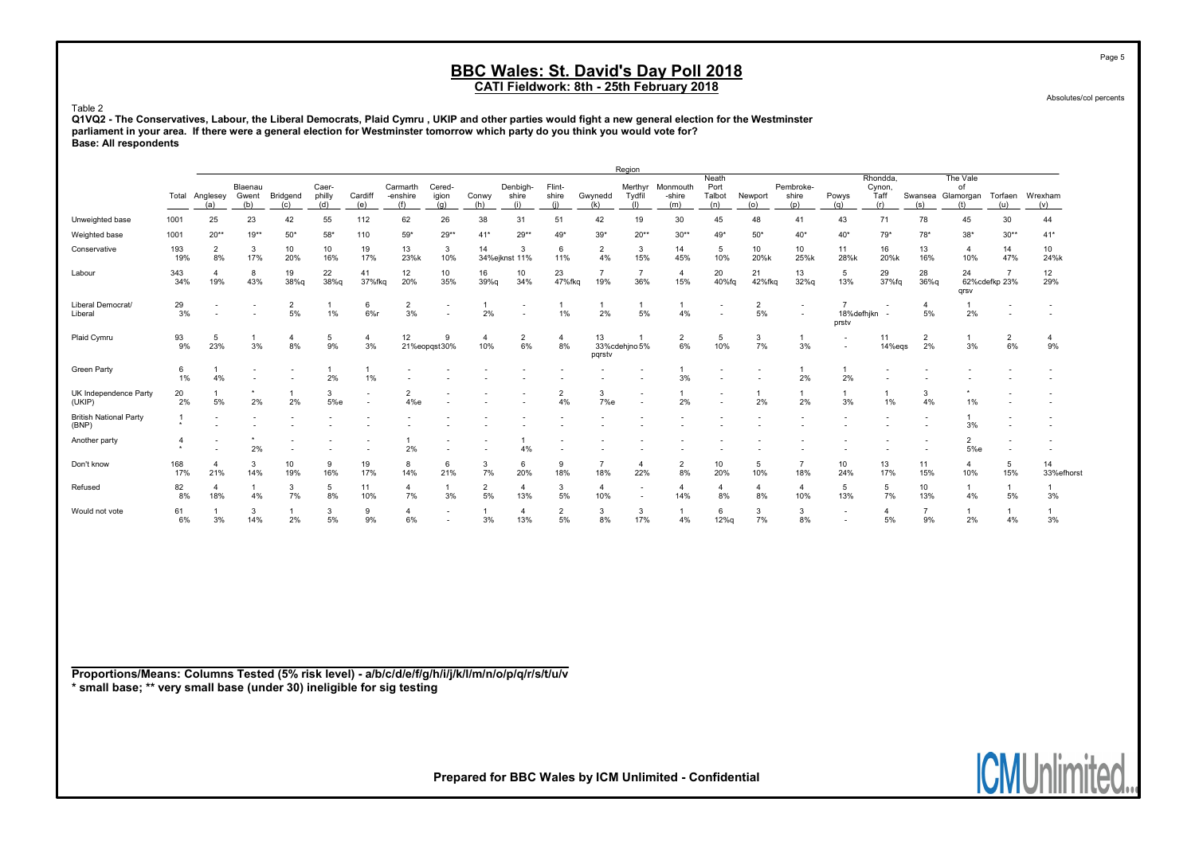# BBC Wales: St. David's Day Poll 2018

## CATI Fieldwork: 8th - 25th February 2018

Absolutes/col percents

Table 2

**Q1VQ2 - The Conservatives, Labour, the Liberal Democrats, Plaid Cymru , UKIP and other parties would fight a new general election for the Westminster parliament in your area. If there were a general election for Westminster tomorrow which party do you think you would vote for?**

**Base: All respondents**

| | Total | Anglesey (a) | Blaenau Gwent (b) | Bridgend (c) | Caer-philly (d) | Cardiff (e) | Carmarth-enshire (f) | Cered-igion (g) | Conwy (h) | Denbigh-shire (i) | Flint-shire (j) | Gwynedd (k) | Merthyr Tydfil (l) | Monmouth-shire (m) | Neath Port Talbot (n) | Newport (o) | Pembroke-shire (p) | Powys (q) | Rhondda, Cynon, Taff (r) | Swansea (s) | The Vale of Glamorgan (t) | Torfaen (u) | Wrexham (v) |
|---|---|---|---|---|---|---|---|---|---|---|---|---|---|---|---|---|---|---|---|---|---|---|---|
| Unweighted base | 1001 | 25 | 23 | 42 | 55 | 112 | 62 | 26 | 38 | 31 | 51 | 42 | 19 | 30 | 45 | 48 | 41 | 43 | 71 | 78 | 45 | 30 | 44 |
| Weighted base | 1001 | 20** | 19** | 50* | 58* | 110 | 59* | 29** | 41* | 29** | 49* | 39* | 20** | 30** | 49* | 50* | 40* | 40* | 79* | 78* | 38* | 30** | 41* |
| Conservative | 193<br>19% | 2<br>8% | 3<br>17% | 10<br>20% | 10<br>16% | 19<br>17% | 13<br>23%k | 3<br>10% | 14<br>34%ejknst | 3<br>11% | 6<br>11% | 2<br>4% | 3<br>15% | 14<br>45% | 5<br>10% | 10<br>20%k | 10<br>25%k | 11<br>28%k | 16<br>20%k | 13<br>16% | 4<br>10% | 14<br>47% | 10<br>24%k |
| Labour | 343<br>34% | 4<br>19% | 8<br>43% | 19<br>38%q | 22<br>38%q | 41<br>37%fkq | 12<br>20% | 10<br>35% | 16<br>39%q | 10<br>34% | 23<br>47%fkq | 7<br>19% | 7<br>36% | 4<br>15% | 20<br>40%fq | 21<br>42%fkq | 13<br>32%q | 5<br>13% | 29<br>37%fq | 28<br>36%q | 24<br>62%cdefkp qrsv | 7<br>23% | 12<br>29% |
| Liberal Democrat/ Liberal | 29<br>3% | -<br>- | -<br>- | 2<br>5% | 1<br>1% | 6<br>6%r | 2<br>3% | -<br>- | 1<br>2% | -<br>- | 1<br>1% | 1<br>2% | 1<br>5% | 1<br>4% | -<br>- | 2<br>5% | -<br>- | 7<br>18%defhjkn prstv | -<br>- | 4<br>5% | 1<br>2% | -<br>- | -<br>- |
| Plaid Cymru | 93<br>9% | 5<br>23% | 1<br>3% | 4<br>8% | 5<br>9% | 4<br>3% | 12<br>21%eopqst | 9<br>30% | 4<br>10% | 2<br>6% | 4<br>8% | 13<br>33%cdehjno pqrstv | 1<br>5% | 2<br>6% | 5<br>10% | 3<br>7% | 1<br>3% | -<br>- | 11<br>14%eqs | 2<br>2% | 1<br>3% | 2<br>6% | 4<br>9% |
| Green Party | 6<br>1% | 1<br>4% | -<br>- | -<br>- | 1<br>2% | 1<br>1% | -<br>- | -<br>- | -<br>- | -<br>- | -<br>- | -<br>- | -<br>- | 1<br>3% | -<br>- | -<br>- | 1<br>2% | 1<br>2% | -<br>- | -<br>- | -<br>- | -<br>- | -<br>- |
| UK Independence Party (UKIP) | 20<br>2% | 1<br>5% | *<br>2% | 1<br>2% | 3<br>5%e | -<br>- | 2<br>4%e | -<br>- | -<br>- | -<br>- | 2<br>4% | 3<br>7%e | -<br>- | 1<br>2% | -<br>- | 1<br>2% | 1<br>2% | 1<br>3% | 1<br>1% | 3<br>4% | *<br>1% | -<br>- | -<br>- |
| British National Party (BNP) | 1<br>* | -<br>- | -<br>- | -<br>- | -<br>- | -<br>- | -<br>- | -<br>- | -<br>- | -<br>- | -<br>- | -<br>- | -<br>- | -<br>- | -<br>- | -<br>- | -<br>- | -<br>- | -<br>- | -<br>- | 1<br>3% | -<br>- | -<br>- |
| Another party | 4<br>* | -<br>- | *<br>2% | -<br>- | -<br>- | -<br>- | 1<br>2% | -<br>- | -<br>- | 1<br>4% | -<br>- | -<br>- | -<br>- | -<br>- | -<br>- | -<br>- | -<br>- | -<br>- | -<br>- | -<br>- | 2<br>5%e | -<br>- | -<br>- |
| Don't know | 168<br>17% | 4<br>21% | 3<br>14% | 10<br>19% | 9<br>16% | 19<br>17% | 8<br>14% | 6<br>21% | 3<br>7% | 6<br>20% | 9<br>18% | 7<br>18% | 4<br>22% | 2<br>8% | 10<br>20% | 5<br>10% | 7<br>18% | 10<br>24% | 13<br>17% | 11<br>15% | 4<br>10% | 5<br>15% | 14<br>33%efhorst |
| Refused | 82<br>8% | 4<br>18% | 1<br>4% | 3<br>7% | 5<br>8% | 11<br>10% | 4<br>7% | 1<br>3% | 2<br>5% | 4<br>13% | 3<br>5% | 4<br>10% | -<br>- | 4<br>14% | 4<br>8% | 4<br>8% | 4<br>10% | 5<br>13% | 5<br>7% | 10<br>13% | 1<br>4% | 1<br>5% | 1<br>3% |
| Would not vote | 61<br>6% | 1<br>3% | 3<br>14% | 1<br>2% | 3<br>5% | 9<br>9% | 4<br>6% | -<br>- | 1<br>3% | 4<br>13% | 2<br>5% | 3<br>8% | 3<br>17% | 1<br>4% | 6<br>12%q | 3<br>7% | 3<br>8% | -<br>- | 4<br>5% | 7<br>9% | 1<br>2% | 1<br>4% | 1<br>3% |

**Proportions/Means: Columns Tested (5% risk level) - a/b/c/d/e/f/g/h/i/j/k/l/m/n/o/p/q/r/s/t/u/v**
**\* small base; \*\* very small base (under 30) ineligible for sig testing**

**Prepared for BBC Wales by ICM Unlimited - Confidential**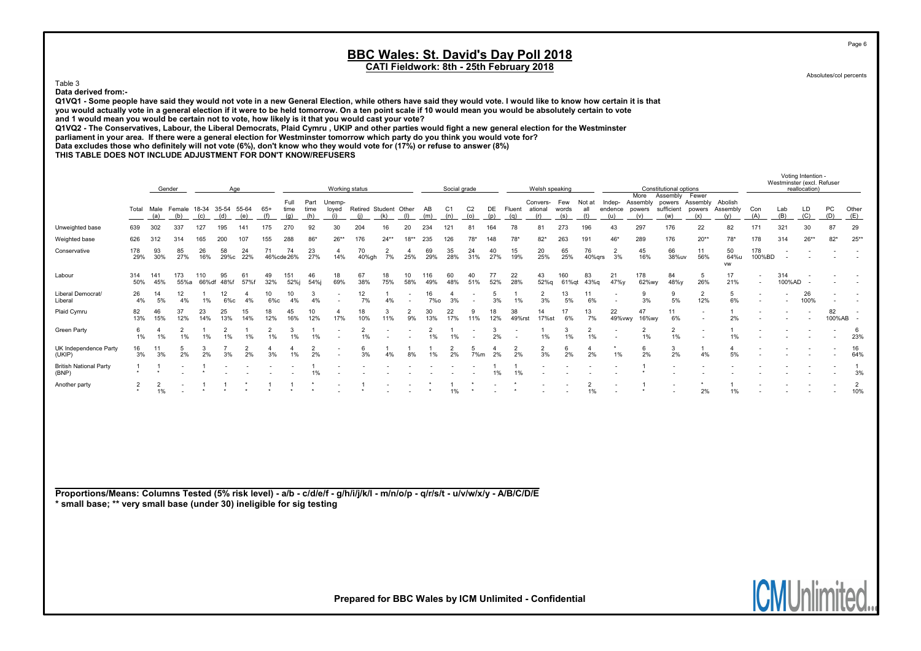# BBC Wales: St. David's Day Poll 2018

**CATI Fieldwork: 8th - 25th February 2018**

Absolutes/col percents

Table 3

**Data derived from:-**

**Q1VQ1 - Some people have said they would not vote in a new General Election, while others have said they would vote. I would like to know how certain it is that you would actually vote in a general election if it were to be held tomorrow. On a ten point scale if 10 would mean you would be absolutely certain to vote and 1 would mean you would be certain not to vote, how likely is it that you would cast your vote?**

**Q1VQ2 - The Conservatives, Labour, the Liberal Democrats, Plaid Cymru , UKIP and other parties would fight a new general election for the Westminster parliament in your area. If there were a general election for Westminster tomorrow which party do you think you would vote for?**

**Data excludes those who definitely will not vote (6%), don't know who they would vote for (17%) or refuse to answer (8%)**

**THIS TABLE DOES NOT INCLUDE ADJUSTMENT FOR DON'T KNOW/REFUSERS**

| | | Gender | | Age | | | | Working status | | | | | | Social grade | | | | Welsh speaking | | | | Constitutional options | | | | | Voting Intention - Westminster (excl. Refuser reallocation) | | | | |
|---|---|---|---|---|---|---|---|---|---|---|---|---|---|---|---|---|---|---|---|---|---|---|---|---|---|---|---|---|---|---|---|
| | Total | Male (a) | Female (b) | 18-34 (c) | 35-54 (d) | 55-64 (e) | 65+ (f) | Full time (g) | Part time (h) | Unemp-loyed (i) | Retired (j) | Student (k) | Other (l) | AB (m) | C1 (n) | C2 (o) | DE (p) | Fluent (q) | Convers-ational (r) | Few words (s) | Not at all (t) | Indep-endence (u) | More Assembly powers (v) | Assembly powers sufficient (w) | Fewer Assembly powers (x) | Abolish Assembly (y) | Con (A) | Lab (B) | LD (C) | PC (D) | Other (E) |
| Unweighted base | 639 | 302 | 337 | 127 | 195 | 141 | 175 | 270 | 92 | 30 | 204 | 16 | 20 | 234 | 121 | 81 | 164 | 78 | 81 | 273 | 196 | 43 | 297 | 176 | 22 | 82 | 171 | 321 | 30 | 87 | 29 |
| Weighted base | 626 | 312 | 314 | 165 | 200 | 107 | 155 | 288 | 86* | 26** | 176 | 24** | 18** | 235 | 126 | 78* | 148 | 78* | 82* | 263 | 191 | 46* | 289 | 176 | 20** | 78* | 178 | 314 | 26** | 82* | 25** |
| Conservative | 178<br>29% | 93<br>30% | 85<br>27% | 26<br>16% | 58<br>29%c | 24<br>22% | 71<br>46%cde | 74<br>26% | 23<br>27% | 4<br>14% | 70<br>40%gh | 2<br>7% | 4<br>25% | 69<br>29% | 35<br>28% | 24<br>31% | 40<br>27% | 15<br>19% | 20<br>25% | 65<br>25% | 76<br>40%qrs | 2<br>3% | 45<br>16% | 66<br>38%uv | 11<br>56% | 50<br>64%uvw | 178<br>100%BD | - | - | - | - |
| Labour | 314<br>50% | 141<br>45% | 173<br>55%a | 110<br>66%df | 95<br>48%f | 61<br>57%f | 49<br>32% | 151<br>52%j | 46<br>54%j | 18<br>69% | 67<br>38% | 18<br>75% | 10<br>58% | 116<br>49% | 60<br>48% | 40<br>51% | 77<br>52% | 22<br>28% | 43<br>52%q | 160<br>61%qt | 83<br>43%q | 21<br>47%y | 178<br>62%wy | 84<br>48%y | 5<br>26% | 17<br>21% | - | 314<br>100%AD | - | - | - |
| Liberal Democrat/ Liberal | 26<br>4% | 14<br>5% | 12<br>4% | 1<br>1% | 12<br>6%c | 4<br>4% | 10<br>6%c | 10<br>4% | 3<br>4% | - | 12<br>7% | 1<br>4% | - | 16<br>7%o | 4<br>3% | - | 5<br>3% | 1<br>1% | 2<br>3% | 13<br>5% | 11<br>6% | - | 9<br>3% | 9<br>5% | 2<br>12% | 5<br>6% | - | - | 26<br>100% | - | - |
| Plaid Cymru | 82<br>13% | 46<br>15% | 37<br>12% | 23<br>14% | 25<br>13% | 15<br>14% | 18<br>12% | 45<br>16% | 10<br>12% | 4<br>17% | 18<br>10% | 3<br>11% | 2<br>9% | 30<br>13% | 22<br>17% | 9<br>11% | 18<br>12% | 38<br>49%rst | 14<br>17%st | 17<br>6% | 13<br>7% | 22<br>49%vwy | 47<br>16%wy | 11<br>6% | - | 1<br>2% | - | - | - | 82<br>100%AB | - |
| Green Party | 6<br>1% | 4<br>1% | 2<br>1% | 1<br>1% | 2<br>1% | 1<br>1% | 2<br>1% | 3<br>1% | 1<br>1% | - | 2<br>1% | - | - | 2<br>1% | 1<br>1% | - | 3<br>2% | - | 1<br>1% | 3<br>1% | 2<br>1% | - | 2<br>1% | 2<br>1% | - | 1<br>1% | - | - | - | - | 6<br>23% |
| UK Independence Party (UKIP) | 16<br>3% | 11<br>3% | 5<br>2% | 3<br>2% | 7<br>3% | 2<br>2% | 4<br>3% | 4<br>1% | 2<br>2% | - | 6<br>3% | 1<br>4% | 1<br>8% | 1<br>1% | 2<br>2% | 5<br>7%m | 4<br>2% | 2<br>2% | 2<br>3% | 6<br>2% | 4<br>2% | *<br>1% | 6<br>2% | 3<br>2% | 1<br>4% | 4<br>5% | - | - | - | - | 16<br>64% |
| British National Party (BNP) | 1<br>* | 1<br>* | - | 1<br>* | - | - | - | - | 1<br>1% | - | - | - | - | - | - | - | 1<br>1% | 1<br>1% | - | - | - | - | 1<br>* | - | - | - | - | - | - | - | 1<br>3% |
| Another party | 2<br>* | 2<br>1% | - | 1<br>* | 1<br>* | *<br>* | 1<br>* | 1<br>* | *<br>* | - | 1<br>* | - | - | *<br>* | 1<br>1% | *<br>* | - | *<br>* | - | - | 2<br>1% | - | 1<br>* | - | *<br>2% | 1<br>1% | - | - | - | - | 2<br>10% |

**Proportions/Means: Columns Tested (5% risk level) - a/b - c/d/e/f - g/h/i/j/k/l - m/n/o/p - q/r/s/t - u/v/w/x/y - A/B/C/D/E**
**\* small base; \*\* very small base (under 30) ineligible for sig testing**

**Prepared for BBC Wales by ICM Unlimited - Confidential**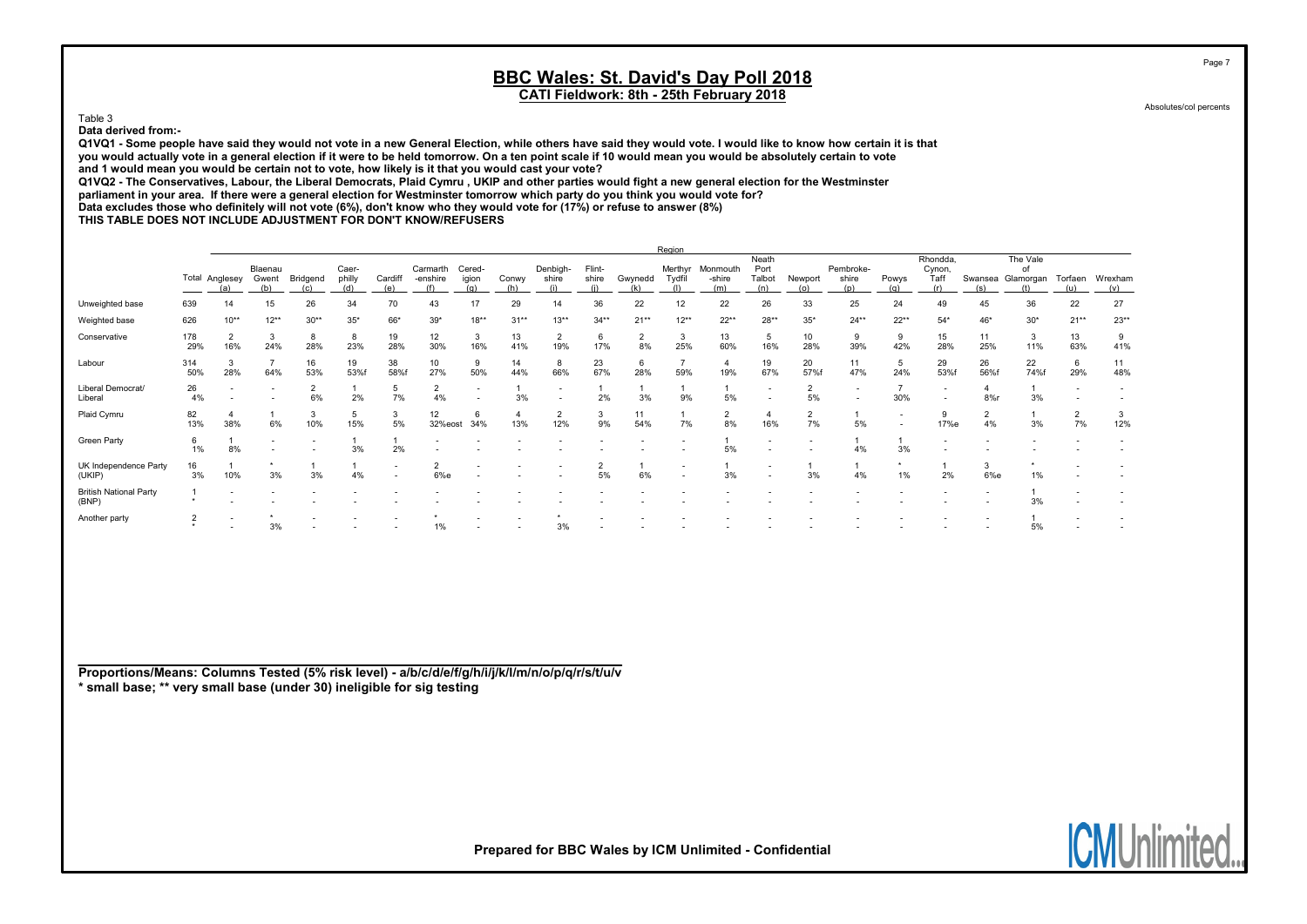# BBC Wales: St. David's Day Poll 2018

## CATI Fieldwork: 8th - 25th February 2018

Absolutes/col percents

Table 3

**Data derived from:-**

**Q1VQ1 - Some people have said they would not vote in a new General Election, while others have said they would vote. I would like to know how certain it is that you would actually vote in a general election if it were to be held tomorrow. On a ten point scale if 10 would mean you would be absolutely certain to vote and 1 would mean you would be certain not to vote, how likely is it that you would cast your vote?**

**Q1VQ2 - The Conservatives, Labour, the Liberal Democrats, Plaid Cymru , UKIP and other parties would fight a new general election for the Westminster parliament in your area. If there were a general election for Westminster tomorrow which party do you think you would vote for?**

**Data excludes those who definitely will not vote (6%), don't know who they would vote for (17%) or refuse to answer (8%)**

**THIS TABLE DOES NOT INCLUDE ADJUSTMENT FOR DON'T KNOW/REFUSERS**

| | | Region | | | | | | | | | | | | | | | | | | | | | |
|---|---|---|---|---|---|---|---|---|---|---|---|---|---|---|---|---|---|---|---|---|---|---|---|
| | Total | Anglesey (a) | Blaenau Gwent (b) | Bridgend (c) | Caer-philly (d) | Cardiff (e) | Carmarth -enshire (f) | Cered-igion (g) | Conwy (h) | Denbigh-shire (i) | Flint-shire (j) | Gwynedd (k) | Merthyr Tydfil (l) | Monmouth -shire (m) | Neath Port Talbot (n) | Newport (o) | Pembroke-shire (p) | Powys (q) | Rhondda, Cynon, Taff (r) | Swansea (s) | The Vale of Glamorgan (t) | Torfaen (u) | Wrexham (v) |
| Unweighted base | 639 | 14 | 15 | 26 | 34 | 70 | 43 | 17 | 29 | 14 | 36 | 22 | 12 | 22 | 26 | 33 | 25 | 24 | 49 | 45 | 36 | 22 | 27 |
| Weighted base | 626 | 10** | 12** | 30** | 35* | 66* | 39* | 18** | 31** | 13** | 34** | 21** | 12** | 22** | 28** | 35* | 24** | 22** | 54* | 46* | 30* | 21** | 23** |
| Conservative | 178 | 2 | 3 | 8 | 8 | 19 | 12 | 3 | 13 | 2 | 6 | 2 | 3 | 13 | 5 | 10 | 9 | 9 | 15 | 11 | 3 | 13 | 9 |
| | 29% | 16% | 24% | 28% | 23% | 28% | 30% | 16% | 41% | 19% | 17% | 8% | 25% | 60% | 16% | 28% | 39% | 42% | 28% | 25% | 11% | 63% | 41% |
| Labour | 314 | 3 | 7 | 16 | 19 | 38 | 10 | 9 | 14 | 8 | 23 | 6 | 7 | 4 | 19 | 20 | 11 | 5 | 29 | 26 | 22 | 6 | 11 |
| | 50% | 28% | 64% | 53% | 53%f | 58%f | 27% | 50% | 44% | 66% | 67% | 28% | 59% | 19% | 67% | 57%f | 47% | 24% | 53%f | 56%f | 74%f | 29% | 48% |
| Liberal Democrat/ Liberal | 26 | - | - | 2 | 1 | 5 | 2 | - | 1 | - | 1 | 1 | 1 | 1 | - | 2 | - | 7 | - | 4 | 1 | - | - |
| | 4% | - | - | 6% | 2% | 7% | 4% | - | 3% | - | 2% | 3% | 9% | 5% | - | 5% | - | 30% | - | 8%r | 3% | - | - |
| Plaid Cymru | 82 | 4 | 1 | 3 | 5 | 3 | 12 | 6 | 4 | 2 | 3 | 11 | 1 | 2 | 4 | 2 | 1 | - | 9 | 2 | 1 | 2 | 3 |
| | 13% | 38% | 6% | 10% | 15% | 5% | 32%eost | 34% | 13% | 12% | 9% | 54% | 7% | 8% | 16% | 7% | 5% | - | 17%e | 4% | 3% | 7% | 12% |
| Green Party | 6 | 1 | - | - | 1 | 1 | - | - | - | - | - | - | - | 1 | - | - | 1 | 1 | - | - | - | - | - |
| | 1% | 8% | - | - | 3% | 2% | - | - | - | - | - | - | - | 5% | - | - | 4% | 3% | - | - | - | - | - |
| UK Independence Party (UKIP) | 16 | 1 | * | 1 | 1 | - | 2 | - | - | - | 2 | 1 | - | 1 | - | 1 | 1 | * | 1 | 3 | * | - | - |
| | 3% | 10% | 3% | 3% | 4% | - | 6%e | - | - | - | 5% | 6% | - | 3% | - | 3% | 4% | 1% | 2% | 6%e | 1% | - | - |
| British National Party (BNP) | 1 | - | - | - | - | - | - | - | - | - | - | - | - | - | - | - | - | - | - | - | 1 | - | - |
| | * | - | - | - | - | - | - | - | - | - | - | - | - | - | - | - | - | - | - | - | 3% | - | - |
| Another party | 2 | - | * | - | - | - | * | - | - | * | - | - | - | - | - | - | - | - | - | - | 1 | - | - |
| | * | - | 3% | - | - | - | 1% | - | - | 3% | - | - | - | - | - | - | - | - | - | - | 5% | - | - |

**Proportions/Means: Columns Tested (5% risk level) - a/b/c/d/e/f/g/h/i/j/k/l/m/n/o/p/q/r/s/t/u/v**
**\* small base; \*\* very small base (under 30) ineligible for sig testing**

**Prepared for BBC Wales by ICM Unlimited - Confidential**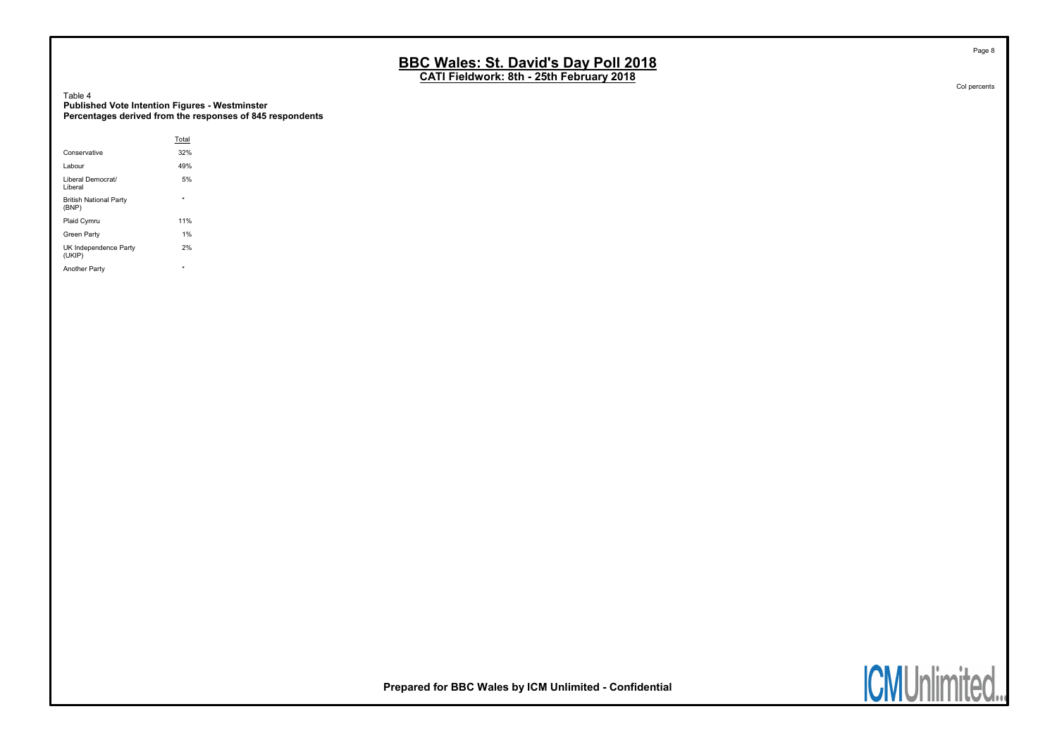# BBC Wales: St. David's Day Poll 2018

## CATI Fieldwork: 8th - 25th February 2018

Col percents

Table 4
**Published Vote Intention Figures - Westminster**
**Percentages derived from the responses of 845 respondents**

| | Total |
|---|---|
| Conservative | 32% |
| Labour | 49% |
| Liberal Democrat/ Liberal | 5% |
| British National Party (BNP) | * |
| Plaid Cymru | 11% |
| Green Party | 1% |
| UK Independence Party (UKIP) | 2% |
| Another Party | * |

**Prepared for BBC Wales by ICM Unlimited - Confidential**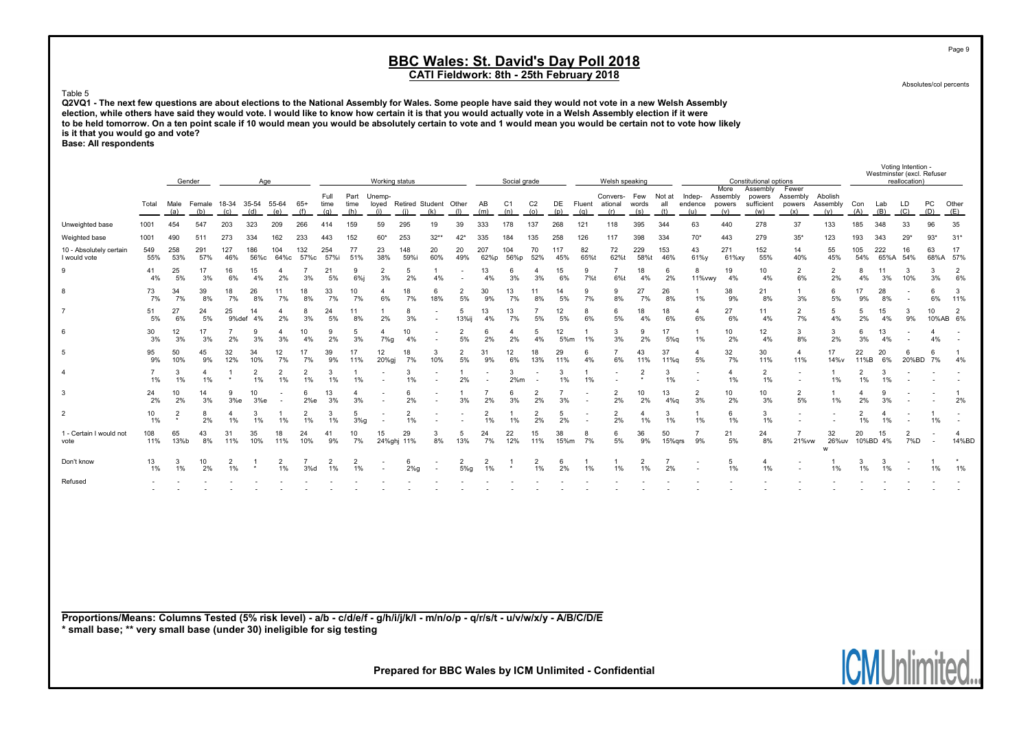# BBC Wales: St. David's Day Poll 2018

## CATI Fieldwork: 8th - 25th February 2018

Absolutes/col percents

Table 5

**Q2VQ1 - The next few questions are about elections to the National Assembly for Wales. Some people have said they would not vote in a new Welsh Assembly election, while others have said they would vote. I would like to know how certain it is that you would actually vote in a Welsh Assembly election if it were to be held tomorrow. On a ten point scale if 10 would mean you would be absolutely certain to vote and 1 would mean you would be certain not to vote how likely is it that you would go and vote?**

**Base: All respondents**

| | Total | Gender | | Age | | | | Working status | | | | | | | Social grade | | | | Welsh speaking | | | | Constitutional options | | | | | Voting Intention - Westminster (excl. Refuser reallocation) | | | | |
|---|---|---|---|---|---|---|---|---|---|---|---|---|---|---|---|---|---|---|---|---|---|---|---|---|---|---|---|---|---|---|---|---|
| | | Male (a) | Female (b) | 18-34 (c) | 35-54 (d) | 55-64 (e) | 65+ (f) | Full time (g) | Part time (h) | Unemp-loyed (i) | Retired (j) | Student (k) | Other (l) | AB (m) | C1 (n) | C2 (o) | DE (p) | Fluent (q) | Convers-ational (r) | Few words (s) | Not at all (t) | Indep-endence (u) | More Assembly powers (v) | Assembly powers sufficient (w) | Fewer Assembly powers (x) | Abolish Assembly (y) | Con (A) | Lab (B) | LD (C) | PC (D) | Other (E) |
| Unweighted base | 1001 | 454 | 547 | 203 | 323 | 209 | 266 | 414 | 159 | 59 | 295 | 19 | 39 | 333 | 178 | 137 | 268 | 121 | 118 | 395 | 344 | 63 | 440 | 278 | 37 | 133 | 185 | 348 | 33 | 96 | 35 |
| Weighted base | 1001 | 490 | 511 | 273 | 334 | 162 | 233 | 443 | 152 | 60* | 253 | 32** | 42* | 335 | 184 | 135 | 258 | 126 | 117 | 398 | 334 | 70* | 443 | 279 | 35* | 123 | 193 | 343 | 29* | 93* | 31* |
| 10 - Absolutely certain I would vote | 549 | 258 | 291 | 127 | 186 | 104 | 132 | 254 | 77 | 23 | 148 | 20 | 20 | 207 | 104 | 70 | 117 | 82 | 72 | 229 | 153 | 43 | 271 | 152 | 14 | 55 | 105 | 222 | 16 | 63 | 17 |
| | 55% | 53% | 57% | 46% | 56%c | 64%c | 57%c | 57%i | 51% | 38% | 59%i | 60% | 49% | 62%p | 56%p | 52% | 45% | 65%t | 62%t | 58%t | 46% | 61%y | 61%xy | 55% | 40% | 45% | 54% | 65%A | 54% | 68%A | 57% |
| 9 | 41 | 25 | 17 | 16 | 15 | 4 | 7 | 21 | 9 | 2 | 5 | 1 | - | 13 | 6 | 4 | 15 | 9 | 7 | 18 | 6 | 8 | 19 | 10 | 2 | 2 | 8 | 11 | 3 | 3 | 2 |
| | 4% | 5% | 3% | 6% | 4% | 2% | 3% | 5% | 6%j | 3% | 2% | 4% | - | 4% | 3% | 3% | 6% | 7%t | 6%t | 4% | 2% | 11%vwy | 4% | 4% | 6% | 2% | 4% | 3% | 10% | 3% | 6% |
| 8 | 73 | 34 | 39 | 18 | 26 | 11 | 18 | 33 | 10 | 4 | 18 | 6 | 2 | 30 | 13 | 11 | 14 | 9 | 9 | 27 | 26 | 1 | 38 | 21 | 1 | 6 | 17 | 28 | - | 6 | 3 |
| | 7% | 7% | 8% | 7% | 8% | 7% | 8% | 7% | 7% | 6% | 7% | 18% | 5% | 9% | 7% | 8% | 5% | 7% | 8% | 7% | 8% | 1% | 9% | 8% | 3% | 5% | 9% | 8% | - | 6% | 11% |
| 7 | 51 | 27 | 24 | 25 | 14 | 4 | 8 | 24 | 11 | 1 | 8 | - | 5 | 13 | 13 | 7 | 12 | 8 | 6 | 18 | 18 | 4 | 27 | 11 | 2 | 5 | 5 | 15 | 3 | 10 | 2 |
| | 5% | 6% | 5% | 9%def | 4% | 2% | 3% | 5% | 8% | 2% | 3% | - | 13%ij | 4% | 7% | 5% | 5% | 6% | 5% | 4% | 6% | 6% | 6% | 4% | 7% | 4% | 2% | 4% | 9% | 10%AB | 6% |
| 6 | 30 | 12 | 17 | 7 | 9 | 4 | 10 | 9 | 5 | 4 | 10 | - | 2 | 6 | 4 | 5 | 12 | 1 | 3 | 9 | 17 | 1 | 10 | 12 | 3 | 3 | 6 | 13 | - | 4 | - |
| | 3% | 3% | 3% | 2% | 3% | 3% | 4% | 2% | 3% | 7%g | 4% | - | 5% | 2% | 2% | 4% | 5%m | 1% | 3% | 2% | 5%q | 1% | 2% | 4% | 8% | 2% | 3% | 4% | - | 4% | - |
| 5 | 95 | 50 | 45 | 32 | 34 | 12 | 17 | 39 | 17 | 12 | 18 | 3 | 2 | 31 | 12 | 18 | 29 | 6 | 7 | 43 | 37 | 4 | 32 | 30 | 4 | 17 | 22 | 20 | 6 | 6 | 1 |
| | 9% | 10% | 9% | 12% | 10% | 7% | 7% | 9% | 11% | 20%gj | 7% | 10% | 5% | 9% | 6% | 13% | 11% | 4% | 6% | 11% | 11%q | 5% | 7% | 11% | 11% | 14%v | 11%B | 6% | 20%BD | 7% | 4% |
| 4 | 7 | 3 | 4 | 1 | 2 | 2 | 2 | 3 | 1 | - | 3 | - | 1 | - | 3 | - | 3 | 1 | - | 2 | 3 | - | 4 | 2 | - | 1 | 2 | 3 | - | - | - |
| | 1% | 1% | 1% | * | 1% | 1% | 1% | 1% | 1% | - | 1% | - | 2% | - | 2%m | - | 1% | 1% | - | * | 1% | - | 1% | 1% | - | 1% | 1% | 1% | - | - | - |
| 3 | 24 | 10 | 14 | 9 | 10 | - | 6 | 13 | 4 | - | 6 | - | 1 | 7 | 6 | 2 | 7 | - | 2 | 10 | 13 | 2 | 10 | 10 | 2 | 1 | 4 | 9 | - | - | 1 |
| | 2% | 2% | 3% | 3%e | 3%e | - | 2%e | 3% | 3% | - | 2% | - | 3% | 2% | 3% | 2% | 3% | - | 2% | 2% | 4%q | 3% | 2% | 3% | 5% | 1% | 2% | 3% | - | - | 2% |
| 2 | 10 | 2 | 8 | 4 | 3 | 1 | 2 | 3 | 5 | - | 2 | - | - | 2 | 1 | 2 | 5 | - | 2 | 4 | 3 | 1 | 6 | 3 | - | - | 2 | 4 | - | 1 | - |
| | 1% | * | 2% | 1% | 1% | 1% | 1% | 1% | 3%g | - | 1% | - | - | 1% | 1% | 2% | 2% | - | 2% | 1% | 1% | 1% | 1% | 1% | - | - | 1% | 1% | - | 1% | - |
| 1 - Certain I would not vote | 108 | 65 | 43 | 31 | 35 | 18 | 24 | 41 | 10 | 15 | 29 | 3 | 5 | 24 | 22 | 15 | 38 | 8 | 6 | 36 | 50 | 7 | 21 | 24 | 7 | 32 | 20 | 15 | 2 | - | 4 |
| | 11% | 13%b | 8% | 11% | 10% | 11% | 10% | 9% | 7% | 24%ghj | 11% | 8% | 13% | 7% | 12% | 11% | 15%m | 7% | 5% | 9% | 15%qrs | 9% | 5% | 8% | 21%vw | 26%uvw | 10%BD | 4% | 7%D | - | 14%BD |
| Don't know | 13 | 3 | 10 | 2 | 1 | 2 | 7 | 2 | 2 | - | 6 | - | 2 | 2 | 1 | 2 | 6 | 1 | 1 | 2 | 7 | - | 5 | 4 | - | 1 | 3 | 3 | - | 1 | * |
| | 1% | 1% | 2% | 1% | * | 1% | 3%d | 1% | 1% | - | 2%g | - | 5%g | 1% | * | 1% | 2% | 1% | 1% | 1% | 2% | - | 1% | 1% | - | 1% | 1% | 1% | - | 1% | 1% |
| Refused | - | - | - | - | - | - | - | - | - | - | - | - | - | - | - | - | - | - | - | - | - | - | - | - | - | - | - | - | - | - | - |
| | - | - | - | - | - | - | - | - | - | - | - | - | - | - | - | - | - | - | - | - | - | - | - | - | - | - | - | - | - | - | - |

**Proportions/Means: Columns Tested (5% risk level) - a/b - c/d/e/f - g/h/i/j/k/l - m/n/o/p - q/r/s/t - u/v/w/x/y - A/B/C/D/E**

**\* small base; \*\* very small base (under 30) ineligible for sig testing**

**Prepared for BBC Wales by ICM Unlimited - Confidential**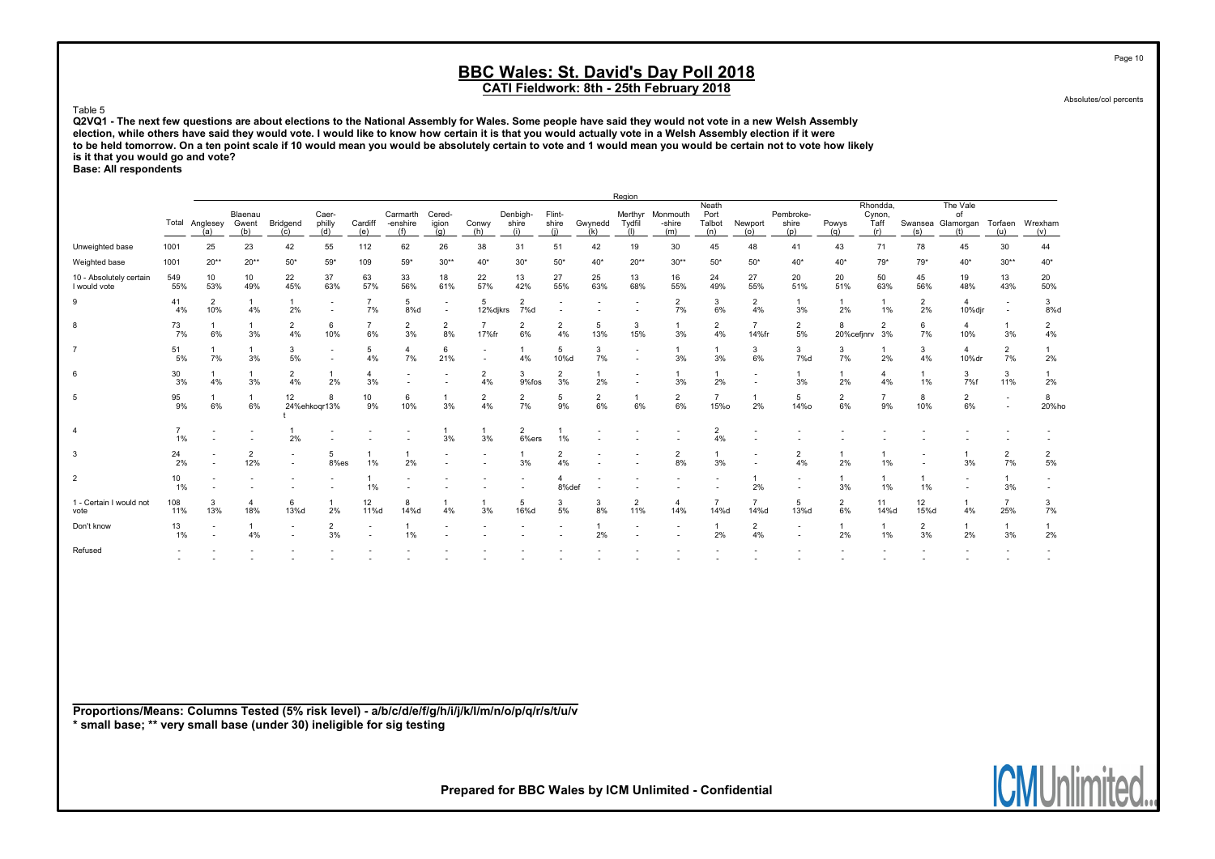# BBC Wales: St. David's Day Poll 2018

## CATI Fieldwork: 8th - 25th February 2018

Absolutes/col percents

Table 5

**Q2VQ1 - The next few questions are about elections to the National Assembly for Wales. Some people have said they would not vote in a new Welsh Assembly election, while others have said they would vote. I would like to know how certain it is that you would actually vote in a Welsh Assembly election if it were to be held tomorrow. On a ten point scale if 10 would mean you would be absolutely certain to vote and 1 would mean you would be certain not to vote how likely is it that you would go and vote?**

**Base: All respondents**

| | | Region | | | | | | | | | | | | | | | | | | | | | |
|---|---|---|---|---|---|---|---|---|---|---|---|---|---|---|---|---|---|---|---|---|---|---|---|
| | Total | Anglesey (a) | Blaenau Gwent (b) | Bridgend (c) | Caerphilly (d) | Cardiff (e) | Carmarthenshire (f) | Ceredigion (g) | Conwy (h) | Denbighshire (i) | Flintshire (j) | Gwynedd (k) | Merthyr Tydfil (l) | Monmouthshire (m) | Neath Port Talbot (n) | Newport (o) | Pembrokeshire (p) | Powys (q) | Rhondda, Cynon, Taff (r) | Swansea (s) | The Vale of Glamorgan (t) | Torfaen (u) | Wrexham (v) |
| Unweighted base | 1001 | 25 | 23 | 42 | 55 | 112 | 62 | 26 | 38 | 31 | 51 | 42 | 19 | 30 | 45 | 48 | 41 | 43 | 71 | 78 | 45 | 30 | 44 |
| Weighted base | 1001 | 20** | 20** | 50* | 59* | 109 | 59* | 30** | 40* | 30* | 50* | 40* | 20** | 30** | 50* | 50* | 40* | 40* | 79* | 79* | 40* | 30** | 40* |
| 10 - Absolutely certain I would vote | 549 55% | 10 53% | 10 49% | 22 45% | 37 63% | 63 57% | 33 56% | 18 61% | 22 57% | 13 42% | 27 55% | 25 63% | 13 68% | 16 55% | 24 49% | 27 55% | 20 51% | 20 51% | 50 63% | 45 56% | 19 48% | 13 43% | 20 50% |
| 9 | 41 4% | 2 10% | 1 4% | 1 2% | - | 7 7% | 5 8%d | - | 5 12%djkrs | 2 7%d | - | - | - | 2 7% | 3 6% | 2 4% | 1 3% | 1 2% | 1 1% | 2 2% | 4 10%djr | - | 3 8%d |
| 8 | 73 7% | 1 6% | 1 3% | 2 4% | 6 10% | 7 6% | 2 3% | 2 8% | 7 17%fr | 2 6% | 2 4% | 5 13% | 3 15% | 1 3% | 2 4% | 7 14%fr | 2 5% | 8 20%cefjnrv | 2 3% | 6 7% | 4 10% | 1 3% | 2 4% |
| 7 | 51 5% | 1 7% | 1 3% | 3 5% | - | 5 4% | 4 7% | 6 21% | - | 1 4% | 5 10%d | 3 7% | - | 1 3% | 1 3% | 3 6% | 3 7%d | 3 7% | 1 2% | 3 4% | 4 10%dr | 2 7% | 1 2% |
| 6 | 30 3% | 1 4% | 1 3% | 2 4% | 1 2% | 4 3% | - | - | 2 4% | 3 9%fos | 2 3% | 1 2% | - | 1 3% | 1 2% | - | 1 3% | 1 2% | 4 4% | 1 1% | 3 7%f | 3 11% | 1 2% |
| 5 | 95 9% | 1 6% | 1 6% | 12 24%ehkoqrt | 8 13% | 10 9% | 6 10% | 1 3% | 2 4% | 2 7% | 5 9% | 2 6% | 1 6% | 2 6% | 7 15%o | 1 2% | 5 14%o | 2 6% | 7 9% | 8 10% | 2 6% | - | 8 20%ho |
| 4 | 7 1% | - | - | 1 2% | - | - | - | 1 3% | 1 3% | 2 6%ers | 1 1% | - | - | - | 2 4% | - | - | - | - | - | - | - | - |
| 3 | 24 2% | - | 2 12% | - | 5 8%es | 1 1% | 1 2% | - | - | 1 3% | 2 4% | - | - | 2 8% | 1 3% | - | 2 4% | 1 2% | 1 1% | - | 1 3% | 2 7% | 2 5% |
| 2 | 10 1% | - | - | - | - | 1 1% | - | - | - | - | 4 8%def | - | - | - | - | 1 2% | - | 1 3% | 1 1% | 1 1% | - | 1 3% | - |
| 1 - Certain I would not vote | 108 11% | 3 13% | 4 18% | 6 13%d | 1 2% | 12 11%d | 8 14%d | 1 4% | 1 3% | 5 16%d | 3 5% | 3 8% | 2 11% | 4 14% | 7 14%d | 7 14%d | 5 13%d | 2 6% | 11 14%d | 12 15%d | 1 4% | 7 25% | 3 7% |
| Don't know | 13 1% | - | 1 4% | - | 2 3% | - | 1 1% | - | - | - | - | 1 2% | - | - | 1 2% | 2 4% | - | 1 2% | 1 1% | 2 3% | 1 2% | 1 3% | 1 2% |
| Refused | - | - | - | - | - | - | - | - | - | - | - | - | - | - | - | - | - | - | - | - | - | - | - |

**Proportions/Means: Columns Tested (5% risk level) - a/b/c/d/e/f/g/h/i/j/k/l/m/n/o/p/q/r/s/t/u/v**
**\* small base; \*\* very small base (under 30) ineligible for sig testing**

**Prepared for BBC Wales by ICM Unlimited - Confidential**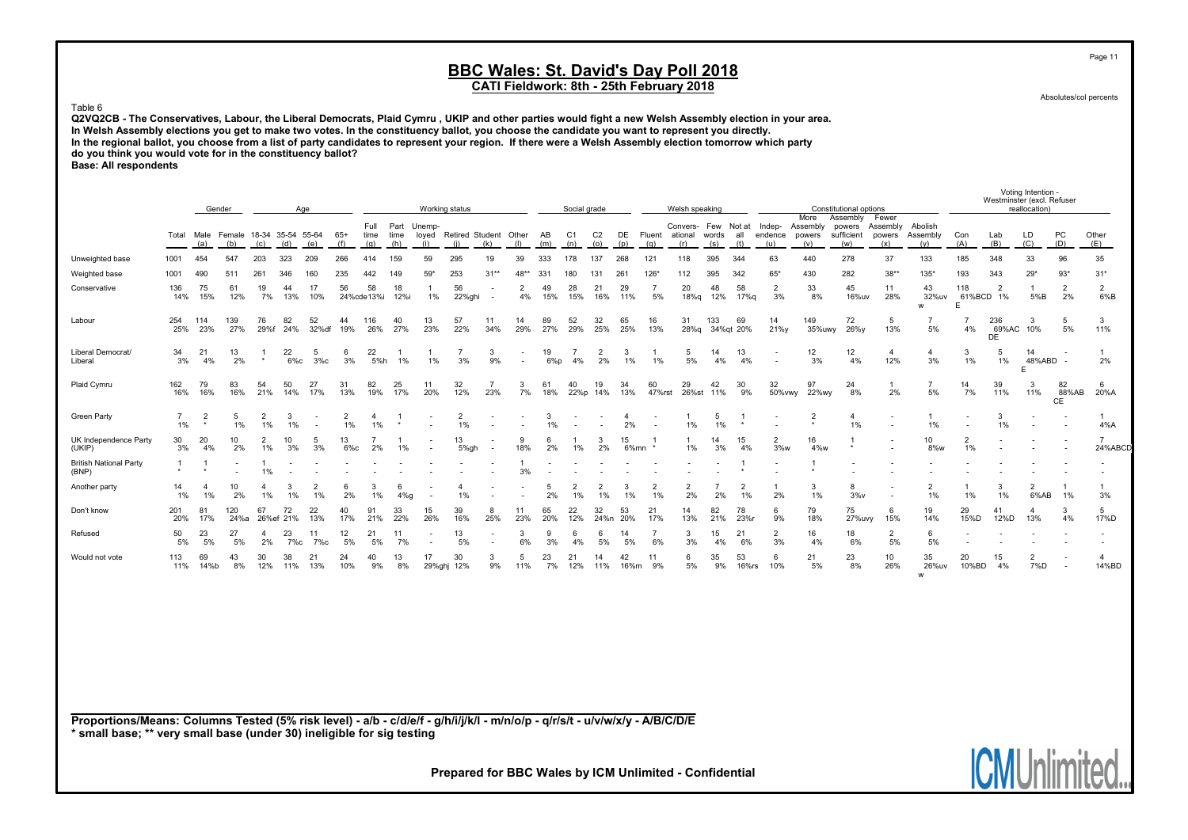# BBC Wales: St. David's Day Poll 2018

**CATI Fieldwork: 8th - 25th February 2018**

Absolutes/col percents

Table 6

**Q2VQ2CB - The Conservatives, Labour, the Liberal Democrats, Plaid Cymru , UKIP and other parties would fight a new Welsh Assembly election in your area. In Welsh Assembly elections you get to make two votes. In the constituency ballot, you choose the candidate you want to represent you directly. In the regional ballot, you choose from a list of party candidates to represent your region. If there were a Welsh Assembly election tomorrow which party do you think you would vote for in the constituency ballot?**
**Base: All respondents**

| | | Gender | | Age | | | | Working status | | | | | | | Social grade | | | | Welsh speaking | | | | Constitutional options | | | | | Voting Intention - Westminster (excl. Refuser reallocation) | | | | |
|---|---|---|---|---|---|---|---|---|---|---|---|---|---|---|---|---|---|---|---|---|---|---|---|---|---|---|---|---|---|---|---|---|
| | Total | Male (a) | Female (b) | 18-34 (c) | 35-54 (d) | 55-64 (e) | 65+ (f) | Full time (g) | Part time (h) | Unemp-loyed (i) | Retired (j) | Student (k) | Other (l) | AB (m) | C1 (n) | C2 (o) | DE (p) | Fluent (q) | Convers-ational (r) | Few words (s) | Not at all (t) | Indep-endence (u) | More Assembly powers (v) | Assembly powers sufficient (w) | Fewer Assembly powers (x) | Abolish Assembly (y) | Con (A) | Lab (B) | LD (C) | PC (D) | Other (E) |
| Unweighted base | 1001 | 454 | 547 | 203 | 323 | 209 | 266 | 414 | 159 | 59 | 295 | 19 | 39 | 333 | 178 | 137 | 268 | 121 | 118 | 395 | 344 | 63 | 440 | 278 | 37 | 133 | 185 | 348 | 33 | 96 | 35 |
| Weighted base | 1001 | 490 | 511 | 261 | 346 | 160 | 235 | 442 | 149 | 59* | 253 | 31** | 48** | 331 | 180 | 131 | 261 | 126* | 112 | 395 | 342 | 65* | 430 | 282 | 38** | 135* | 193 | 343 | 29* | 93* | 31* |
| Conservative | 136 | 75 | 61 | 19 | 44 | 17 | 56 | 58 | 18 | 1 | 56 | - | 2 | 49 | 28 | 21 | 29 | 7 | 20 | 48 | 58 | 2 | 33 | 45 | 11 | 43 | 118 | 2 | 1 | 2 | 2 |
| | 14% | 15% | 12% | 7% | 13% | 10% | 24%cde | 13%i | 12%i | 1% | 22%ghi | - | 4% | 15% | 15% | 16% | 11% | 5% | 18%q | 12% | 17%q | 3% | 8% | 16%uv | 28% | 32%uv w | 61%BCD E | 1% | 5%B | 2% | 6%B |
| Labour | 254 | 114 | 139 | 76 | 82 | 52 | 44 | 116 | 40 | 13 | 57 | 11 | 14 | 89 | 52 | 32 | 65 | 16 | 31 | 133 | 69 | 14 | 149 | 72 | 5 | 7 | 7 | 236 | 3 | 5 | 3 |
| | 25% | 23% | 27% | 29%f | 24% | 32%df | 19% | 26% | 27% | 23% | 22% | 34% | 29% | 27% | 29% | 25% | 25% | 13% | 28%q | 34%qt | 20% | 21%y | 35%uwy | 26%y | 13% | 5% | 4% | 69%AC DE | 10% | 5% | 11% |
| Liberal Democrat/ Liberal | 34 | 21 | 13 | 1 | 22 | 5 | 6 | 22 | 1 | 1 | 7 | 3 | - | 19 | 7 | 2 | 3 | 1 | 5 | 14 | 13 | - | 12 | 12 | 4 | 4 | 3 | 5 | 14 | - | 1 |
| | 3% | 4% | 2% | * | 6%c | 3%c | 3% | 5%h | 1% | 1% | 3% | 9% | - | 6%p | 4% | 2% | 1% | 1% | 5% | 4% | 4% | - | 3% | 4% | 12% | 3% | 1% | 1% | 48%ABD E | - | 2% |
| Plaid Cymru | 162 | 79 | 83 | 54 | 50 | 27 | 31 | 82 | 25 | 11 | 32 | 7 | 3 | 61 | 40 | 19 | 34 | 60 | 29 | 42 | 30 | 32 | 97 | 24 | 1 | 7 | 14 | 39 | 3 | 82 | 6 |
| | 16% | 16% | 16% | 21% | 14% | 17% | 13% | 19% | 17% | 20% | 12% | 23% | 7% | 18% | 22%p | 14% | 13% | 47%rst | 26%st | 11% | 9% | 50%vwy | 22%wy | 8% | 2% | 5% | 7% | 11% | 11% | 88%AB CE | 20%A |
| Green Party | 7 | 2 | 5 | 2 | 3 | - | 2 | 4 | 1 | - | 2 | - | - | 3 | - | - | 4 | - | 1 | 5 | 1 | - | 2 | 4 | - | 1 | - | 3 | - | - | 1 |
| | 1% | * | 1% | 1% | 1% | - | 1% | 1% | * | - | 1% | - | - | 1% | - | - | 2% | - | 1% | 1% | * | - | * | 1% | - | 1% | - | 1% | - | - | 4%A |
| UK Independence Party (UKIP) | 30 | 20 | 10 | 2 | 10 | 5 | 13 | 7 | 1 | - | 13 | - | 9 | 6 | 1 | 3 | 15 | 1 | 1 | 14 | 15 | 2 | 16 | 1 | - | 10 | 2 | - | - | - | 7 |
| | 3% | 4% | 2% | 1% | 3% | 3% | 6%c | 2% | 1% | - | 5%gh | - | 18% | 2% | 1% | 2% | 6%mn | * | 1% | 3% | 4% | 3%w | 4%w | * | - | 8%w | 1% | - | - | - | 24%ABCD |
| British National Party (BNP) | 1 | 1 | - | 1 | - | - | - | - | - | - | - | - | 1 | - | - | - | - | - | - | - | 1 | - | 1 | - | - | - | - | - | - | - | - |
| | * | * | - | 1% | - | - | - | - | - | - | - | - | 3% | - | - | - | - | - | - | - | * | - | * | - | - | - | - | - | - | - | - |
| Another party | 14 | 4 | 10 | 4 | 3 | 2 | 6 | 3 | 6 | - | 4 | - | - | 5 | 2 | 2 | 3 | 2 | 2 | 7 | 2 | 1 | 3 | 8 | - | 2 | 1 | 3 | 2 | 1 | 1 |
| | 1% | 1% | 2% | 1% | 1% | 1% | 2% | 1% | 4%g | - | 1% | - | - | 2% | 1% | 1% | 1% | 1% | 2% | 2% | 1% | 2% | 1% | 3%v | - | 1% | 1% | 1% | 6%AB | 1% | 3% |
| Don't know | 201 | 81 | 120 | 67 | 72 | 22 | 40 | 91 | 33 | 15 | 39 | 8 | 11 | 65 | 22 | 32 | 53 | 21 | 14 | 82 | 78 | 6 | 79 | 75 | 6 | 19 | 29 | 41 | 4 | 3 | 5 |
| | 20% | 17% | 24%a | 26%ef | 21% | 13% | 17% | 21% | 22% | 26% | 16% | 25% | 23% | 20% | 12% | 24%n | 20% | 17% | 13% | 21% | 23%r | 9% | 18% | 27%uvy | 15% | 14% | 15%D | 12%D | 13% | 4% | 17%D |
| Refused | 50 | 23 | 27 | 4 | 23 | 11 | 12 | 21 | 11 | - | 13 | - | 3 | 9 | 6 | 6 | 14 | 7 | 3 | 15 | 21 | 2 | 16 | 18 | 2 | 6 | - | - | - | - | - |
| | 5% | 5% | 5% | 2% | 7%c | 7%c | 5% | 5% | 7% | - | 5% | - | 6% | 3% | 4% | 5% | 5% | 6% | 3% | 4% | 6% | 3% | 4% | 6% | 5% | 5% | - | - | - | - | - |
| Would not vote | 113 | 69 | 43 | 30 | 38 | 21 | 24 | 40 | 13 | 17 | 30 | 3 | 5 | 23 | 21 | 14 | 42 | 11 | 6 | 35 | 53 | 6 | 21 | 23 | 10 | 35 | 20 | 15 | 2 | - | 4 |
| | 11% | 14%b | 8% | 12% | 11% | 13% | 10% | 9% | 8% | 29%ghj | 12% | 9% | 11% | 7% | 12% | 11% | 16%m | 9% | 5% | 9% | 16%rs | 10% | 5% | 8% | 26% | 26%uv w | 10%BD | 4% | 7%D | - | 14%BD |

**Proportions/Means: Columns Tested (5% risk level) - a/b - c/d/e/f - g/h/i/j/k/l - m/n/o/p - q/r/s/t - u/v/w/x/y - A/B/C/D/E**
**\* small base; \*\* very small base (under 30) ineligible for sig testing**

**Prepared for BBC Wales by ICM Unlimited - Confidential**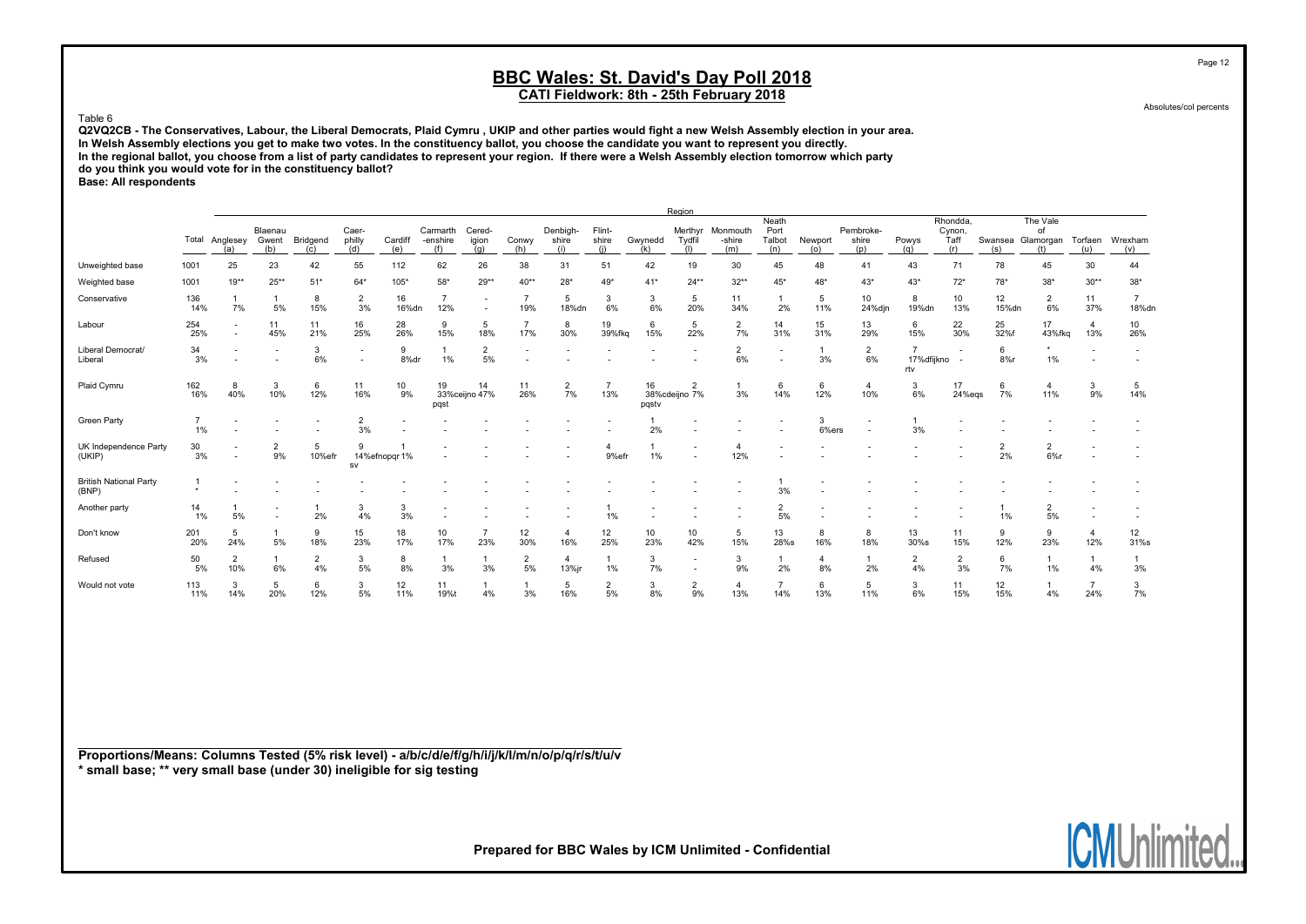# BBC Wales: St. David's Day Poll 2018

## CATI Fieldwork: 8th - 25th February 2018

Absolutes/col percents

Table 6

**Q2VQ2CB - The Conservatives, Labour, the Liberal Democrats, Plaid Cymru , UKIP and other parties would fight a new Welsh Assembly election in your area. In Welsh Assembly elections you get to make two votes. In the constituency ballot, you choose the candidate you want to represent you directly. In the regional ballot, you choose from a list of party candidates to represent your region. If there were a Welsh Assembly election tomorrow which party do you think you would vote for in the constituency ballot?**

**Base: All respondents**

| | Total | Region | | | | | | | | | | | | | | | | | | | | | |
|---|---|---|---|---|---|---|---|---|---|---|---|---|---|---|---|---|---|---|---|---|---|---|---|
| | | Anglesey (a) | Blaenau Gwent (b) | Bridgend (c) | Caer-philly (d) | Cardiff (e) | Carmarth-enshire (f) | Cered-igion (g) | Conwy (h) | Denbigh-shire (i) | Flint-shire (j) | Gwynedd (k) | Merthyr Tydfil (l) | Monmouth-shire (m) | Neath Port Talbot (n) | Newport (o) | Pembroke-shire (p) | Powys (q) | Rhondda, Cynon, Taff (r) | Swansea (s) | The Vale of Glamorgan (t) | Torfaen (u) | Wrexham (v) |
| Unweighted base | 1001 | 25 | 23 | 42 | 55 | 112 | 62 | 26 | 38 | 31 | 51 | 42 | 19 | 30 | 45 | 48 | 41 | 43 | 71 | 78 | 45 | 30 | 44 |
| Weighted base | 1001 | 19** | 25** | 51* | 64* | 105* | 58* | 29** | 40** | 28* | 49* | 41* | 24** | 32** | 45* | 48* | 43* | 43* | 72* | 78* | 38* | 30** | 38* |
| Conservative | 136<br>14% | 1<br>7% | 1<br>5% | 8<br>15% | 2<br>3% | 16<br>16%dn | 7<br>12% | -<br>- | 7<br>19% | 5<br>18%dn | 3<br>6% | 3<br>6% | 5<br>20% | 11<br>34% | 1<br>2% | 5<br>11% | 10<br>24%djn | 8<br>19%dn | 10<br>13% | 12<br>15%dn | 2<br>6% | 11<br>37% | 7<br>18%dn |
| Labour | 254<br>25% | -<br>- | 11<br>45% | 11<br>21% | 16<br>25% | 28<br>26% | 9<br>15% | 5<br>18% | 7<br>17% | 8<br>30% | 19<br>39%fkq | 6<br>15% | 5<br>22% | 2<br>7% | 14<br>31% | 15<br>31% | 13<br>29% | 6<br>15% | 22<br>30% | 25<br>32%f | 17<br>43%fkq | 4<br>13% | 10<br>26% |
| Liberal Democrat/ Liberal | 34<br>3% | -<br>- | -<br>- | 3<br>6% | -<br>- | 9<br>8%dr | 1<br>1% | 2<br>5% | -<br>- | -<br>- | -<br>- | -<br>- | -<br>- | 2<br>6% | -<br>- | 1<br>3% | 2<br>6% | 7<br>17%dfijkno rtv | -<br>- | 6<br>8%r | *<br>1% | -<br>- | -<br>- |
| Plaid Cymru | 162<br>16% | 8<br>40% | 3<br>10% | 6<br>12% | 11<br>16% | 10<br>9% | 19<br>33%ceijno pqst | 14<br>47% | 11<br>26% | 2<br>7% | 7<br>13% | 16<br>38%cdeijno pqstv | 2<br>7% | 1<br>3% | 6<br>14% | 6<br>12% | 4<br>10% | 3<br>6% | 17<br>24%eqs | 6<br>7% | 4<br>11% | 3<br>9% | 5<br>14% |
| Green Party | 7<br>1% | -<br>- | -<br>- | -<br>- | 2<br>3% | -<br>- | -<br>- | -<br>- | -<br>- | -<br>- | -<br>- | 1<br>2% | -<br>- | -<br>- | -<br>- | 3<br>6%ers | -<br>- | 1<br>3% | -<br>- | -<br>- | -<br>- | -<br>- | -<br>- |
| UK Independence Party (UKIP) | 30<br>3% | -<br>- | 2<br>9% | 5<br>10%efr | 9<br>14%efnopqr sv | 1<br>1% | -<br>- | -<br>- | -<br>- | -<br>- | 4<br>9%efr | 1<br>1% | -<br>- | 4<br>12% | -<br>- | -<br>- | -<br>- | -<br>- | -<br>- | 2<br>2% | 2<br>6%r | -<br>- | -<br>- |
| British National Party (BNP) | 1<br>* | -<br>- | -<br>- | -<br>- | -<br>- | -<br>- | -<br>- | -<br>- | -<br>- | -<br>- | -<br>- | -<br>- | -<br>- | -<br>- | 1<br>3% | -<br>- | -<br>- | -<br>- | -<br>- | -<br>- | -<br>- | -<br>- | -<br>- |
| Another party | 14<br>1% | 1<br>5% | -<br>- | 1<br>2% | 3<br>4% | 3<br>3% | -<br>- | -<br>- | -<br>- | -<br>- | 1<br>1% | -<br>- | -<br>- | -<br>- | 2<br>5% | -<br>- | -<br>- | -<br>- | -<br>- | 1<br>1% | 2<br>5% | -<br>- | -<br>- |
| Don't know | 201<br>20% | 5<br>24% | 1<br>5% | 9<br>18% | 15<br>23% | 18<br>17% | 10<br>17% | 7<br>23% | 12<br>30% | 4<br>16% | 12<br>25% | 10<br>23% | 10<br>42% | 5<br>15% | 13<br>28%s | 8<br>16% | 8<br>18% | 13<br>30%s | 11<br>15% | 9<br>12% | 9<br>23% | 4<br>12% | 12<br>31%s |
| Refused | 50<br>5% | 2<br>10% | 1<br>6% | 2<br>4% | 3<br>5% | 8<br>8% | 1<br>3% | 1<br>3% | 2<br>5% | 4<br>13%jr | 1<br>1% | 3<br>7% | -<br>- | 3<br>9% | 1<br>2% | 4<br>8% | 1<br>2% | 2<br>4% | 2<br>3% | 6<br>7% | 1<br>1% | 1<br>4% | 1<br>3% |
| Would not vote | 113<br>11% | 3<br>14% | 5<br>20% | 6<br>12% | 3<br>5% | 12<br>11% | 11<br>19%t | 1<br>4% | 1<br>3% | 5<br>16% | 2<br>5% | 3<br>8% | 2<br>9% | 4<br>13% | 7<br>14% | 6<br>13% | 5<br>11% | 3<br>6% | 11<br>15% | 12<br>15% | 1<br>4% | 7<br>24% | 3<br>7% |

**Proportions/Means: Columns Tested (5% risk level) - a/b/c/d/e/f/g/h/i/j/k/l/m/n/o/p/q/r/s/t/u/v**
*** small base; ** very small base (under 30) ineligible for sig testing**

**Prepared for BBC Wales by ICM Unlimited - Confidential**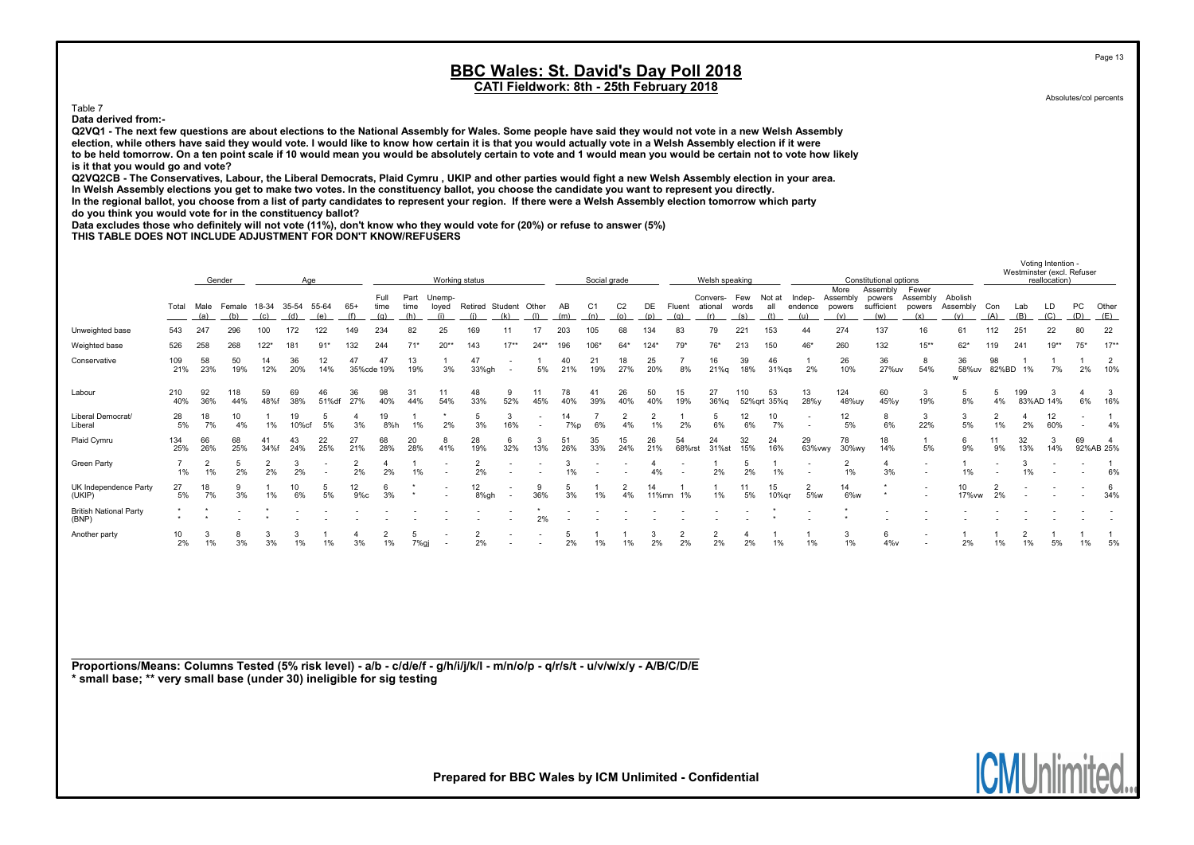# BBC Wales: St. David's Day Poll 2018

**CATI Fieldwork: 8th - 25th February 2018**

Absolutes/col percents

Table 7

**Data derived from:-**

**Q2VQ1 - The next few questions are about elections to the National Assembly for Wales. Some people have said they would not vote in a new Welsh Assembly election, while others have said they would vote. I would like to know how certain it is that you would actually vote in a Welsh Assembly election if it were to be held tomorrow. On a ten point scale if 10 would mean you would be absolutely certain to vote and 1 would mean you would be certain not to vote how likely is it that you would go and vote?**

**Q2VQ2CB - The Conservatives, Labour, the Liberal Democrats, Plaid Cymru , UKIP and other parties would fight a new Welsh Assembly election in your area. In Welsh Assembly elections you get to make two votes. In the constituency ballot, you choose the candidate you want to represent you directly. In the regional ballot, you choose from a list of party candidates to represent your region. If there were a Welsh Assembly election tomorrow which party do you think you would vote for in the constituency ballot?**

**Data excludes those who definitely will not vote (11%), don't know who they would vote for (20%) or refuse to answer (5%)**

**THIS TABLE DOES NOT INCLUDE ADJUSTMENT FOR DON'T KNOW/REFUSERS**

| | | Gender | | Age | | | | Working status | | | | | | Social grade | | | | Welsh speaking | | | | Constitutional options | | | | | Voting Intention - Westminster (excl. Refuser reallocation) | | | | |
|---|---|---|---|---|---|---|---|---|---|---|---|---|---|---|---|---|---|---|---|---|---|---|---|---|---|---|---|---|---|---|---|
| | Total | Male (a) | Female (b) | 18-34 (c) | 35-54 (d) | 55-64 (e) | 65+ (f) | Full time (g) | Part time (h) | Unemp-loyed (i) | Retired (j) | Student (k) | Other (l) | AB (m) | C1 (n) | C2 (o) | DE (p) | Fluent (q) | Convers-ational (r) | Few words (s) | Not at all (t) | Indep-endence (u) | More Assembly powers (v) | Assembly powers sufficient (w) | Fewer Assembly powers (x) | Abolish Assembly (y) | Con (A) | Lab (B) | LD (C) | PC (D) | Other (E) |
| Unweighted base | 543 | 247 | 296 | 100 | 172 | 122 | 149 | 234 | 82 | 25 | 169 | 11 | 17 | 203 | 105 | 68 | 134 | 83 | 79 | 221 | 153 | 44 | 274 | 137 | 16 | 61 | 112 | 251 | 22 | 80 | 22 |
| Weighted base | 526 | 258 | 268 | 122* | 181 | 91* | 132 | 244 | 71* | 20** | 143 | 17** | 24** | 196 | 106* | 64* | 124* | 79* | 76* | 213 | 150 | 46* | 260 | 132 | 15** | 62* | 119 | 241 | 19** | 75* | 17** |
| Conservative | 109 | 58 | 50 | 14 | 36 | 12 | 47 | 47 | 13 | 1 | 47 | - | 1 | 40 | 21 | 18 | 25 | 7 | 16 | 39 | 46 | 1 | 26 | 36 | 8 | 36 | 98 | 1 | 1 | 1 | 2 |
| | 21% | 23% | 19% | 12% | 20% | 14% | 35%cde | 19% | 19% | 3% | 33%gh | - | 5% | 21% | 19% | 27% | 20% | 8% | 21%q | 18% | 31%qs | 2% | 10% | 27%uv | 54% | 58%uvw | 82%BD | 1% | 7% | 2% | 10% |
| Labour | 210 | 92 | 118 | 59 | 69 | 46 | 36 | 98 | 31 | 11 | 48 | 9 | 11 | 78 | 41 | 26 | 50 | 15 | 27 | 110 | 53 | 13 | 124 | 60 | 3 | 5 | 5 | 199 | 3 | 4 | 3 |
| | 40% | 36% | 44% | 48%f | 38% | 51%df | 27% | 40% | 44% | 54% | 33% | 52% | 45% | 40% | 39% | 40% | 40% | 19% | 36%q | 52%qrt | 35%q | 28%y | 48%uy | 45%y | 19% | 8% | 4% | 83%AD | 14% | 6% | 16% |
| Liberal Democrat/ Liberal | 28 | 18 | 10 | 1 | 19 | 5 | 4 | 19 | 1 | * | 5 | 3 | - | 14 | 7 | 2 | 2 | 1 | 5 | 12 | 10 | - | 12 | 8 | 3 | 3 | 2 | 4 | 12 | - | 1 |
| | 5% | 7% | 4% | 1% | 10%cf | 5% | 3% | 8%h | 1% | 2% | 3% | 16% | - | 7%p | 6% | 4% | 1% | 2% | 6% | 6% | 7% | - | 5% | 6% | 22% | 5% | 1% | 2% | 60% | - | 4% |
| Plaid Cymru | 134 | 66 | 68 | 41 | 43 | 22 | 27 | 68 | 20 | 8 | 28 | 6 | 3 | 51 | 35 | 15 | 26 | 54 | 24 | 32 | 24 | 29 | 78 | 18 | 1 | 6 | 11 | 32 | 3 | 69 | 4 |
| | 25% | 26% | 25% | 34%f | 24% | 25% | 21% | 28% | 28% | 41% | 19% | 32% | 13% | 26% | 33% | 24% | 21% | 68%rst | 31%st | 15% | 16% | 63%vwy | 30%wy | 14% | 5% | 9% | 9% | 13% | 14% | 92%AB | 25% |
| Green Party | 7 | 2 | 5 | 2 | 3 | - | 2 | 4 | 1 | - | 2 | - | - | 3 | - | - | 4 | - | 1 | 5 | 1 | - | 2 | 4 | - | 1 | - | 3 | - | - | 1 |
| | 1% | 1% | 2% | 2% | 2% | - | 2% | 2% | 1% | - | 2% | - | - | 1% | - | - | 4% | - | 2% | 2% | 1% | - | 1% | 3% | - | 1% | - | 1% | - | - | 6% |
| UK Independence Party (UKIP) | 27 | 18 | 9 | 1 | 10 | 5 | 12 | 6 | * | - | 12 | - | 9 | 5 | 1 | 2 | 14 | 1 | 1 | 11 | 15 | 2 | 14 | * | - | 10 | 2 | - | - | - | 6 |
| | 5% | 7% | 3% | 1% | 6% | 5% | 9%c | 3% | * | - | 8%gh | - | 36% | 3% | 1% | 4% | 11%mn | 1% | 1% | 5% | 10%qr | 5%w | 6%w | * | - | 17%vw | 2% | - | - | - | 34% |
| British National Party (BNP) | * | * | - | * | - | - | - | - | - | - | - | - | * | - | - | - | - | - | - | - | * | - | * | - | - | - | - | - | - | - | - |
| | * | * | - | * | - | - | - | - | - | - | - | - | 2% | - | - | - | - | - | - | - | * | - | * | - | - | - | - | - | - | - | - |
| Another party | 10 | 3 | 8 | 3 | 3 | 1 | 4 | 2 | 5 | - | 2 | - | - | 5 | 1 | 1 | 3 | 2 | 2 | 4 | 1 | 1 | 3 | 6 | - | 1 | 1 | 2 | 1 | 1 | 1 |
| | 2% | 1% | 3% | 3% | 1% | 1% | 3% | 1% | 7%gj | - | 2% | - | - | 2% | 1% | 1% | 2% | 2% | 2% | 2% | 1% | 1% | 1% | 4%v | - | 2% | 1% | 1% | 5% | 1% | 5% |

**Proportions/Means: Columns Tested (5% risk level) - a/b - c/d/e/f - g/h/i/j/k/l - m/n/o/p - q/r/s/t - u/v/w/x/y - A/B/C/D/E**
**\* small base; \*\* very small base (under 30) ineligible for sig testing**

**Prepared for BBC Wales by ICM Unlimited - Confidential**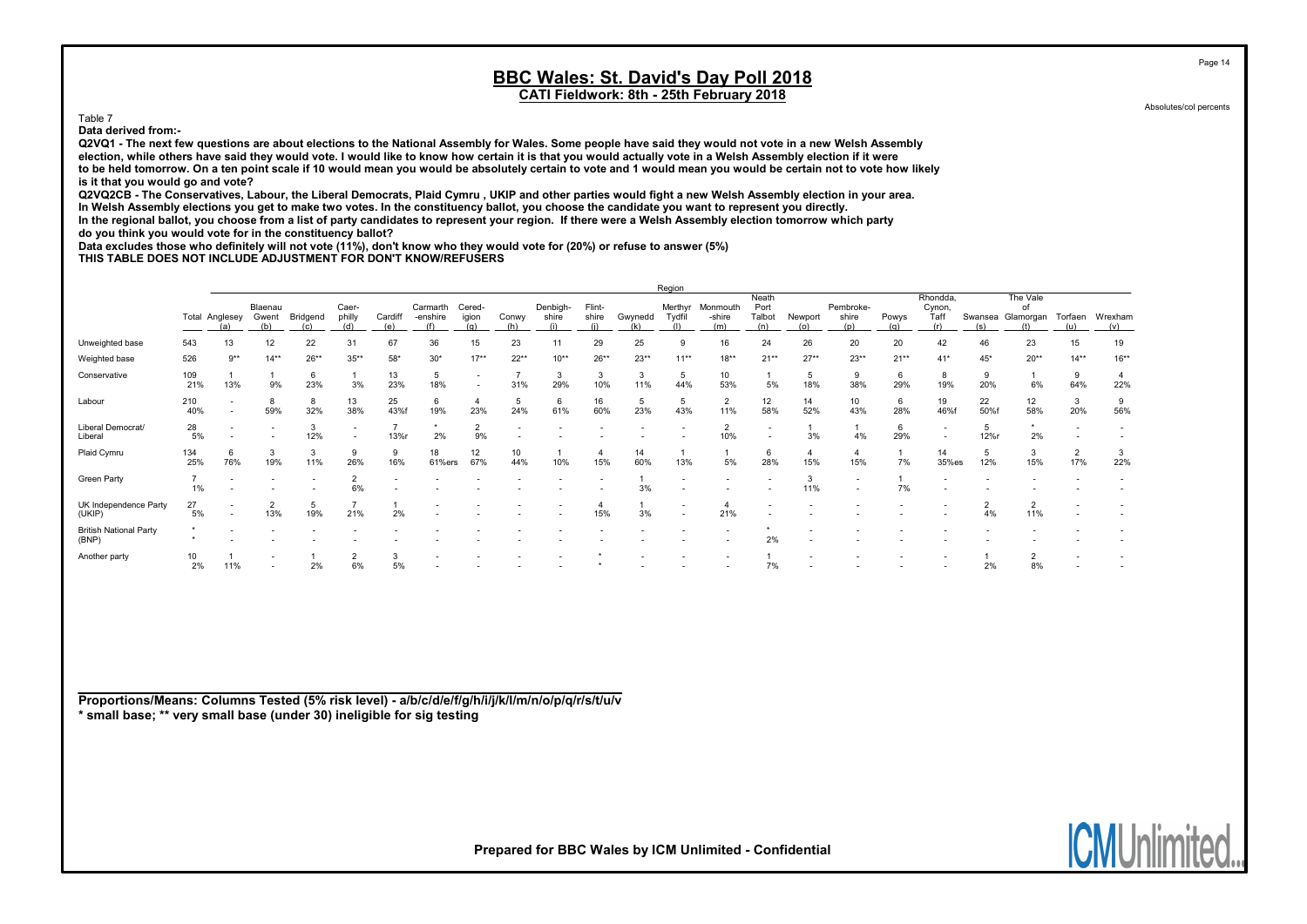# BBC Wales: St. David's Day Poll 2018

**CATI Fieldwork: 8th - 25th February 2018**

Absolutes/col percents

Table 7

**Data derived from:-**

**Q2VQ1 - The next few questions are about elections to the National Assembly for Wales. Some people have said they would not vote in a new Welsh Assembly election, while others have said they would vote. I would like to know how certain it is that you would actually vote in a Welsh Assembly election if it were to be held tomorrow. On a ten point scale if 10 would mean you would be absolutely certain to vote and 1 would mean you would be certain not to vote how likely is it that you would go and vote?**

**Q2VQ2CB - The Conservatives, Labour, the Liberal Democrats, Plaid Cymru , UKIP and other parties would fight a new Welsh Assembly election in your area. In Welsh Assembly elections you get to make two votes. In the constituency ballot, you choose the candidate you want to represent you directly. In the regional ballot, you choose from a list of party candidates to represent your region. If there were a Welsh Assembly election tomorrow which party do you think you would vote for in the constituency ballot?**

**Data excludes those who definitely will not vote (11%), don't know who they would vote for (20%) or refuse to answer (5%)**

**THIS TABLE DOES NOT INCLUDE ADJUSTMENT FOR DON'T KNOW/REFUSERS**

| | | Region | | | | | | | | | | | | | | | | | | | | | |
|---|---|---|---|---|---|---|---|---|---|---|---|---|---|---|---|---|---|---|---|---|---|---|---|
| | Total | Anglesey (a) | Blaenau Gwent (b) | Bridgend (c) | Caerphilly (d) | Cardiff (e) | Carmarthenshire (f) | Ceredigion (g) | Conwy (h) | Denbighshire (i) | Flintshire (j) | Gwynedd (k) | Merthyr Tydfil (l) | Monmouthshire (m) | Neath Port Talbot (n) | Newport (o) | Pembrokeshire (p) | Powys (q) | Rhondda, Cynon, Taff (r) | Swansea (s) | The Vale of Glamorgan (t) | Torfaen (u) | Wrexham (v) |
| Unweighted base | 543 | 13 | 12 | 22 | 31 | 67 | 36 | 15 | 23 | 11 | 29 | 25 | 9 | 16 | 24 | 26 | 20 | 20 | 42 | 46 | 23 | 15 | 19 |
| Weighted base | 526 | 9** | 14** | 26** | 35** | 58* | 30* | 17** | 22** | 10** | 26** | 23** | 11** | 18** | 21** | 27** | 23** | 21** | 41* | 45* | 20** | 14** | 16** |
| Conservative | 109 | 1 | 1 | 6 | 1 | 13 | 5 | - | 7 | 3 | 3 | 3 | 5 | 10 | 1 | 5 | 9 | 6 | 8 | 9 | 1 | 9 | 4 |
| | 21% | 13% | 9% | 23% | 3% | 23% | 18% | - | 31% | 29% | 10% | 11% | 44% | 53% | 5% | 18% | 38% | 29% | 19% | 20% | 6% | 64% | 22% |
| Labour | 210 | - | 8 | 8 | 13 | 25 | 6 | 4 | 5 | 6 | 16 | 5 | 5 | 2 | 12 | 14 | 10 | 6 | 19 | 22 | 12 | 3 | 9 |
| | 40% | - | 59% | 32% | 38% | 43%f | 19% | 23% | 24% | 61% | 60% | 23% | 43% | 11% | 58% | 52% | 43% | 28% | 46%f | 50%f | 58% | 20% | 56% |
| Liberal Democrat/ Liberal | 28 | - | - | 3 | - | 7 | * | 2 | - | - | - | - | - | 2 | - | 1 | 1 | 6 | - | 5 | * | - | - |
| | 5% | - | - | 12% | - | 13%r | 2% | 9% | - | - | - | - | - | 10% | - | 3% | 4% | 29% | - | 12%r | 2% | - | - |
| Plaid Cymru | 134 | 6 | 3 | 3 | 9 | 9 | 18 | 12 | 10 | 1 | 4 | 14 | 1 | 1 | 6 | 4 | 4 | 1 | 14 | 5 | 3 | 2 | 3 |
| | 25% | 76% | 19% | 11% | 26% | 16% | 61%ers | 67% | 44% | 10% | 15% | 60% | 13% | 5% | 28% | 15% | 15% | 7% | 35%es | 12% | 15% | 17% | 22% |
| Green Party | 7 | - | - | - | 2 | - | - | - | - | - | - | 1 | - | - | - | 3 | - | 1 | - | - | - | - | - |
| | 1% | - | - | - | 6% | - | - | - | - | - | - | 3% | - | - | - | 11% | - | 7% | - | - | - | - | - |
| UK Independence Party (UKIP) | 27 | - | 2 | 5 | 7 | 1 | - | - | - | - | 4 | 1 | - | 4 | - | - | - | - | - | 2 | 2 | - | - |
| | 5% | - | 13% | 19% | 21% | 2% | - | - | - | - | 15% | 3% | - | 21% | - | - | - | - | - | 4% | 11% | - | - |
| British National Party (BNP) | * | - | - | - | - | - | - | - | - | - | - | - | - | - | * | - | - | - | - | - | - | - | - |
| | * | - | - | - | - | - | - | - | - | - | - | - | - | - | 2% | - | - | - | - | - | - | - | - |
| Another party | 10 | 1 | - | 1 | 2 | 3 | - | - | - | - | * | - | - | - | 1 | - | - | - | - | 1 | 2 | - | - |
| | 2% | 11% | - | 2% | 6% | 5% | - | - | - | - | * | - | - | - | 7% | - | - | - | - | 2% | 8% | - | - |

**Proportions/Means: Columns Tested (5% risk level) - a/b/c/d/e/f/g/h/i/j/k/l/m/n/o/p/q/r/s/t/u/v**
**\* small base; \*\* very small base (under 30) ineligible for sig testing**

**Prepared for BBC Wales by ICM Unlimited - Confidential**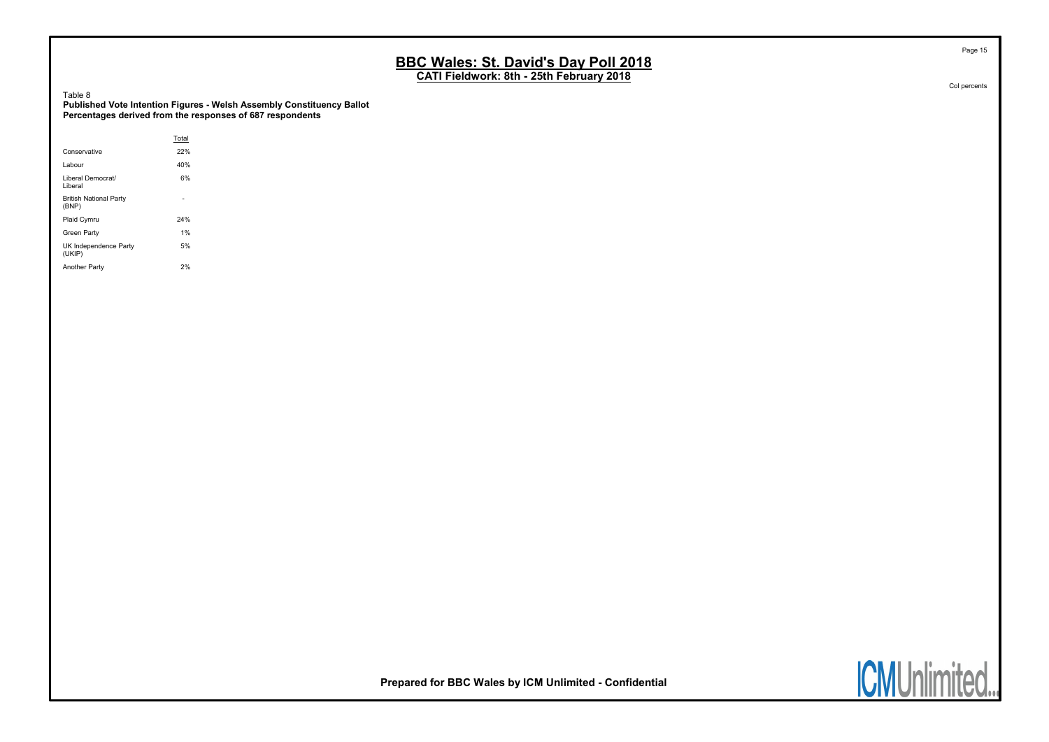Table 8

**Published Vote Intention Figures - Welsh Assembly Constituency Ballot**
**Percentages derived from the responses of 687 respondents**

Col percents

| | Total |
|---|---|
| Conservative | 22% |
| Labour | 40% |
| Liberal Democrat/ Liberal | 6% |
| British National Party (BNP) | - |
| Plaid Cymru | 24% |
| Green Party | 1% |
| UK Independence Party (UKIP) | 5% |
| Another Party | 2% |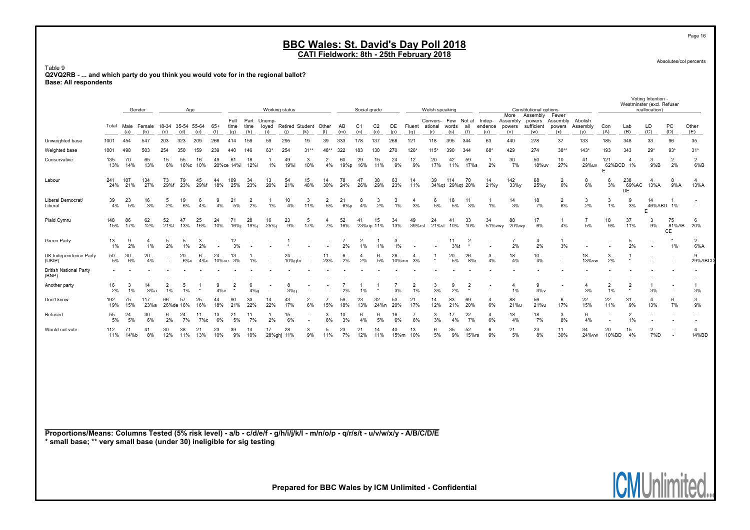# BBC Wales: St. David's Day Poll 2018

## CATI Fieldwork: 8th - 25th February 2018

Absolutes/col percents

Table 9
**Q2VQ2RB - ... and which party do you think you would vote for in the regional ballot?**
**Base: All respondents**

| | Total | Gender | | Age | | | | Working status | | | | | | Social grade | | | | Welsh speaking | | | | Constitutional options | | | | | Voting Intention - Westminster (excl. Refuser reallocation) | | | | |
|---|---|---|---|---|---|---|---|---|---|---|---|---|---|---|---|---|---|---|---|---|---|---|---|---|---|---|---|---|---|---|---|
| | | Male (a) | Female (b) | 18-34 (c) | 35-54 (d) | 55-64 (e) | 65+ (f) | Full time (g) | Part time (h) | Unemp-loyed (i) | Retired (j) | Student (k) | Other (l) | AB (m) | C1 (n) | C2 (o) | DE (p) | Fluent (q) | Convers-ational (r) | Few words (s) | Not at all (t) | Indep-endence (u) | More Assembly powers (v) | Assembly powers sufficient (w) | Fewer Assembly powers (x) | Abolish Assembly (y) | Con (A) | Lab (B) | LD (C) | PC (D) | Other (E) |
| Unweighted base | 1001 | 454 | 547 | 203 | 323 | 209 | 266 | 414 | 159 | 59 | 295 | 19 | 39 | 333 | 178 | 137 | 268 | 121 | 118 | 395 | 344 | 63 | 440 | 278 | 37 | 133 | 185 | 348 | 33 | 96 | 35 |
| Weighted base | 1001 | 498 | 503 | 254 | 350 | 159 | 239 | 440 | 146 | 63* | 254 | 31** | 48** | 322 | 183 | 130 | 270 | 126* | 115* | 390 | 344 | 68* | 429 | 274 | 38** | 143* | 193 | 343 | 29* | 93* | 31* |
| Conservative | 135<br>13% | 70<br>14% | 65<br>13% | 15<br>6% | 55<br>16%c | 16<br>10% | 49<br>20%ce | 61<br>14%i | 18<br>12%i | 1<br>1% | 49<br>19%i | 3<br>10% | 2<br>4% | 60<br>19%p | 29<br>16% | 15<br>11% | 24<br>9% | 12<br>9% | 20<br>17% | 42<br>11% | 59<br>17%s | 1<br>2% | 30<br>7% | 50<br>18%uv | 10<br>27% | 41<br>29%uv | 121<br>62%BCD E | 4<br>1% | 3<br>9%B | 2<br>2% | 2<br>6%B |
| Labour | 241<br>24% | 107<br>21% | 134<br>27% | 73<br>29%f | 79<br>23% | 45<br>29%f | 44<br>18% | 109<br>25% | 34<br>23% | 13<br>20% | 54<br>21% | 15<br>48% | 14<br>30% | 78<br>24% | 47<br>26% | 38<br>29% | 63<br>23% | 14<br>11% | 39<br>34%qt | 114<br>29%qt | 70<br>20% | 14<br>21%y | 142<br>33%y | 68<br>25%y | 2<br>6% | 8<br>6% | 6<br>3% | 238<br>69%AC DE | 4<br>13%A | 8<br>9%A | 4<br>13%A |
| Liberal Democrat/ Liberal | 39<br>4% | 23<br>5% | 16<br>3% | 5<br>2% | 19<br>6% | 6<br>4% | 9<br>4% | 21<br>5% | 2<br>2% | 1<br>1% | 10<br>4% | 3<br>11% | 2<br>5% | 21<br>6%p | 8<br>4% | 3<br>2% | 3<br>1% | 4<br>3% | 6<br>5% | 18<br>5% | 11<br>3% | 1<br>1% | 14<br>3% | 18<br>7% | 2<br>6% | 3<br>2% | 3<br>1% | 9<br>3% | 14<br>46%ABD E | 1<br>1% | -<br>- |
| Plaid Cymru | 148<br>15% | 86<br>17% | 62<br>12% | 52<br>21%f | 47<br>13% | 25<br>16% | 24<br>10% | 71<br>16%j | 28<br>19%j | 16<br>25%j | 23<br>9% | 5<br>17% | 4<br>7% | 52<br>16% | 41<br>23%op | 15<br>11% | 34<br>13% | 49<br>39%rst | 24<br>21%st | 41<br>10% | 33<br>10% | 34<br>51%vwy | 88<br>20%wy | 17<br>6% | 1<br>4% | 7<br>5% | 18<br>9% | 37<br>11% | 3<br>9% | 75<br>81%AB CE | 6<br>20% |
| Green Party | 13<br>1% | 9<br>2% | 4<br>1% | 5<br>2% | 5<br>1% | 3<br>2% | -<br>- | 12<br>3% | -<br>- | -<br>- | 1<br>* | -<br>- | -<br>- | 7<br>2% | 2<br>1% | 1<br>1% | 3<br>1% | -<br>- | -<br>- | 11<br>3%t | 2<br>* | -<br>- | 7<br>2% | 4<br>2% | 1<br>3% | -<br>- | -<br>- | 5<br>2% | -<br>- | *<br>1% | 2<br>6%A |
| UK Independence Party (UKIP) | 50<br>5% | 30<br>6% | 20<br>4% | -<br>- | 20<br>6%c | 6<br>4%c | 24<br>10%ce | 13<br>3% | 1<br>1% | -<br>- | 24<br>10%ghi | -<br>- | 11<br>23% | 6<br>2% | 4<br>2% | 6<br>5% | 28<br>10%mn | 4<br>3% | 1<br>* | 20<br>5% | 26<br>8%r | 3<br>4% | 18<br>4% | 10<br>4% | -<br>- | 18<br>13%vw | 3<br>2% | 1<br>* | -<br>- | -<br>- | 9<br>29%ABCD |
| British National Party (BNP) | -<br>- | -<br>- | -<br>- | -<br>- | -<br>- | -<br>- | -<br>- | -<br>- | -<br>- | -<br>- | -<br>- | -<br>- | -<br>- | -<br>- | -<br>- | -<br>- | -<br>- | -<br>- | -<br>- | -<br>- | -<br>- | -<br>- | -<br>- | -<br>- | -<br>- | -<br>- | -<br>- | -<br>- | -<br>- | -<br>- | -<br>- |
| Another party | 16<br>2% | 3<br>1% | 14<br>3%a | 2<br>1% | 5<br>1% | 1<br>* | 9<br>4%e | 2<br>* | 6<br>4%g | -<br>- | 8<br>3%g | -<br>- | -<br>- | 7<br>2% | 1<br>1% | 1<br>* | 7<br>3% | 2<br>1% | 3<br>3% | 9<br>2% | 2<br>* | -<br>- | 4<br>1% | 9<br>3%v | -<br>- | 4<br>3% | 2<br>1% | 2<br>* | 1<br>3% | -<br>- | 1<br>3% |
| Don't know | 192<br>19% | 75<br>15% | 117<br>23%a | 66<br>26%de | 57<br>16% | 25<br>16% | 44<br>18% | 90<br>21% | 33<br>22% | 14<br>22% | 43<br>17% | 2<br>6% | 7<br>15% | 59<br>18% | 23<br>13% | 32<br>24%n | 53<br>20% | 21<br>17% | 14<br>12% | 83<br>21% | 69<br>20% | 4<br>6% | 88<br>21%u | 56<br>21%u | 6<br>17% | 22<br>15% | 22<br>11% | 31<br>9% | 4<br>13% | 6<br>7% | 3<br>9% |
| Refused | 55<br>5% | 24<br>5% | 30<br>6% | 6<br>2% | 24<br>7% | 11<br>7%c | 13<br>6% | 21<br>5% | 11<br>7% | 1<br>2% | 15<br>6% | -<br>- | 3<br>6% | 10<br>3% | 6<br>4% | 6<br>5% | 16<br>6% | 7<br>6% | 3<br>3% | 17<br>4% | 22<br>7% | 4<br>6% | 18<br>4% | 18<br>7% | 3<br>8% | 6<br>4% | -<br>- | 2<br>1% | -<br>- | -<br>- | -<br>- |
| Would not vote | 112<br>11% | 71<br>14%b | 41<br>8% | 30<br>12% | 38<br>11% | 21<br>13% | 23<br>10% | 39<br>9% | 14<br>10% | 17<br>28%ghj | 28<br>11% | 3<br>9% | 5<br>11% | 23<br>7% | 21<br>12% | 14<br>11% | 40<br>15%m | 13<br>10% | 6<br>5% | 35<br>9% | 52<br>15%rs | 6<br>9% | 21<br>5% | 23<br>8% | 11<br>30% | 34<br>24%vw | 20<br>10%BD | 15<br>4% | 2<br>7%D | -<br>- | 4<br>14%BD |

**Proportions/Means: Columns Tested (5% risk level) - a/b - c/d/e/f - g/h/i/j/k/l - m/n/o/p - q/r/s/t - u/v/w/x/y - A/B/C/D/E**
**\* small base; \*\* very small base (under 30) ineligible for sig testing**

**Prepared for BBC Wales by ICM Unlimited - Confidential**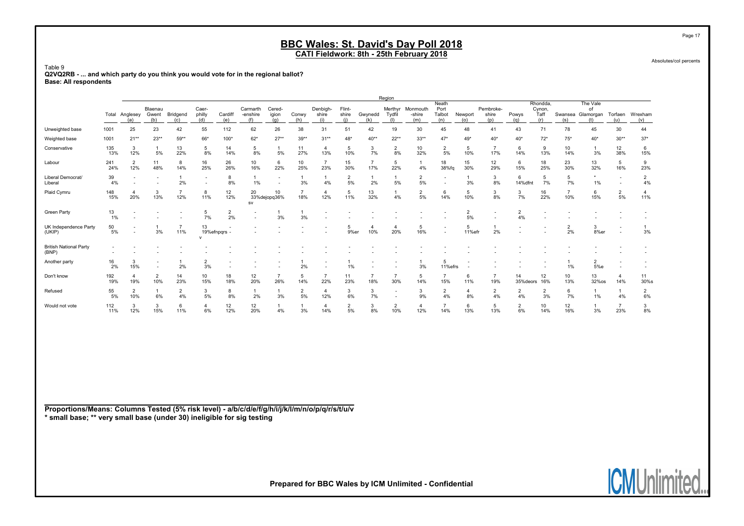# BBC Wales: St. David's Day Poll 2018

## CATI Fieldwork: 8th - 25th February 2018

Absolutes/col percents

Table 9
**Q2VQ2RB - ... and which party do you think you would vote for in the regional ballot?**
**Base: All respondents**

| | Total | Anglesey (a) | Blaenau Gwent (b) | Bridgend (c) | Caer-philly (d) | Cardiff (e) | Carmarth-enshire (f) | Cered-igion (g) | Conwy (h) | Denbigh-shire (i) | Flint-shire (j) | Gwynedd (k) | Merthyr Tydfil (l) | Monmouth-shire (m) | Neath Port Talbot (n) | Newport (o) | Pembroke-shire (p) | Powys (q) | Rhondda, Cynon, Taff (r) | Swansea (s) | The Vale of Glamorgan (t) | Torfaen (u) | Wrexham (v) |
|---|---|---|---|---|---|---|---|---|---|---|---|---|---|---|---|---|---|---|---|---|---|---|---|
| Unweighted base | 1001 | 25 | 23 | 42 | 55 | 112 | 62 | 26 | 38 | 31 | 51 | 42 | 19 | 30 | 45 | 48 | 41 | 43 | 71 | 78 | 45 | 30 | 44 |
| Weighted base | 1001 | 21** | 23** | 59** | 66* | 100* | 62* | 27** | 39** | 31** | 48* | 40** | 22** | 33** | 47* | 49* | 40* | 40* | 72* | 75* | 40* | 30** | 37* |
| Conservative | 135 | 3 | 1 | 13 | 5 | 14 | 5 | 1 | 11 | 4 | 5 | 3 | 2 | 10 | 2 | 5 | 7 | 6 | 9 | 10 | 1 | 12 | 6 |
| | 13% | 12% | 5% | 22% | 8% | 14% | 8% | 5% | 27% | 13% | 10% | 7% | 8% | 32% | 5% | 10% | 17% | 14% | 13% | 14% | 3% | 38% | 15% |
| Labour | 241 | 2 | 11 | 8 | 16 | 26 | 10 | 6 | 10 | 7 | 15 | 7 | 5 | 1 | 18 | 15 | 12 | 6 | 18 | 23 | 13 | 5 | 9 |
| | 24% | 12% | 48% | 14% | 25% | 26% | 16% | 22% | 25% | 23% | 30% | 17% | 22% | 4% | 38%fq | 30% | 29% | 15% | 25% | 30% | 32% | 16% | 23% |
| Liberal Democrat/ Liberal | 39 | - | - | 1 | - | 8 | 1 | - | 1 | 1 | 2 | 1 | 1 | 2 | - | 1 | 3 | 6 | 5 | 5 | * | - | 2 |
| | 4% | - | - | 2% | - | 8% | 1% | - | 3% | 4% | 5% | 2% | 5% | 5% | - | 3% | 8% | 14%dfnt | 7% | 7% | 1% | - | 4% |
| Plaid Cymru | 148 | 4 | 3 | 7 | 8 | 12 | 20 | 10 | 7 | 4 | 5 | 13 | 1 | 2 | 6 | 5 | 3 | 3 | 16 | 7 | 6 | 2 | 4 |
| | 15% | 20% | 13% | 12% | 11% | 12% | 33%dejopq sv | 36% | 18% | 12% | 11% | 32% | 4% | 5% | 14% | 10% | 8% | 7% | 22% | 10% | 15% | 5% | 11% |
| Green Party | 13 | - | - | - | 5 | 2 | - | 1 | 1 | - | - | - | - | - | - | 2 | - | 2 | - | - | - | - | - |
| | 1% | - | - | - | 7% | 2% | - | 3% | 3% | - | - | - | - | - | - | 5% | - | 4% | - | - | - | - | - |
| UK Independence Party (UKIP) | 50 | - | 1 | 7 | 13 | - | - | - | - | - | 5 | 4 | 4 | 5 | - | 5 | 1 | - | - | 2 | 3 | - | 1 |
| | 5% | - | 3% | 11% | 19%efnpqrs v | - | - | - | - | - | 9%er | 10% | 20% | 16% | - | 11%efr | 2% | - | - | 2% | 8%er | - | 3% |
| British National Party (BNP) | - | - | - | - | - | - | - | - | - | - | - | - | - | - | - | - | - | - | - | - | - | - | - |
| | - | - | - | - | - | - | - | - | - | - | - | - | - | - | - | - | - | - | - | - | - | - | - |
| Another party | 16 | 3 | - | 1 | 2 | - | - | - | 1 | - | 1 | - | - | 1 | 5 | - | - | - | - | 1 | 2 | - | - |
| | 2% | 15% | - | 2% | 3% | - | - | - | 2% | - | 1% | - | - | 3% | 11%efrs | - | - | - | - | 1% | 5%e | - | - |
| Don't know | 192 | 4 | 2 | 14 | 10 | 18 | 12 | 7 | 5 | 7 | 11 | 7 | 7 | 5 | 7 | 6 | 7 | 14 | 12 | 10 | 13 | 4 | 11 |
| | 19% | 19% | 10% | 23% | 15% | 18% | 20% | 26% | 14% | 22% | 23% | 18% | 30% | 14% | 15% | 11% | 19% | 35%deors | 16% | 13% | 32%os | 14% | 30%s |
| Refused | 55 | 2 | 1 | 2 | 3 | 8 | 1 | 1 | 2 | 4 | 3 | 3 | - | 3 | 2 | 4 | 2 | 2 | 2 | 6 | 1 | 1 | 2 |
| | 5% | 10% | 6% | 4% | 5% | 8% | 2% | 3% | 5% | 12% | 6% | 7% | - | 9% | 4% | 8% | 4% | 4% | 3% | 7% | 1% | 4% | 6% |
| Would not vote | 112 | 3 | 3 | 6 | 4 | 12 | 12 | 1 | 1 | 4 | 2 | 3 | 2 | 4 | 7 | 6 | 5 | 2 | 10 | 12 | 1 | 7 | 3 |
| | 11% | 12% | 15% | 11% | 6% | 12% | 20% | 4% | 3% | 14% | 5% | 8% | 10% | 12% | 14% | 13% | 13% | 6% | 14% | 16% | 3% | 23% | 8% |

**Proportions/Means: Columns Tested (5% risk level) - a/b/c/d/e/f/g/h/i/j/k/l/m/n/o/p/q/r/s/t/u/v**
**\* small base; \*\* very small base (under 30) ineligible for sig testing**

**Prepared for BBC Wales by ICM Unlimited - Confidential**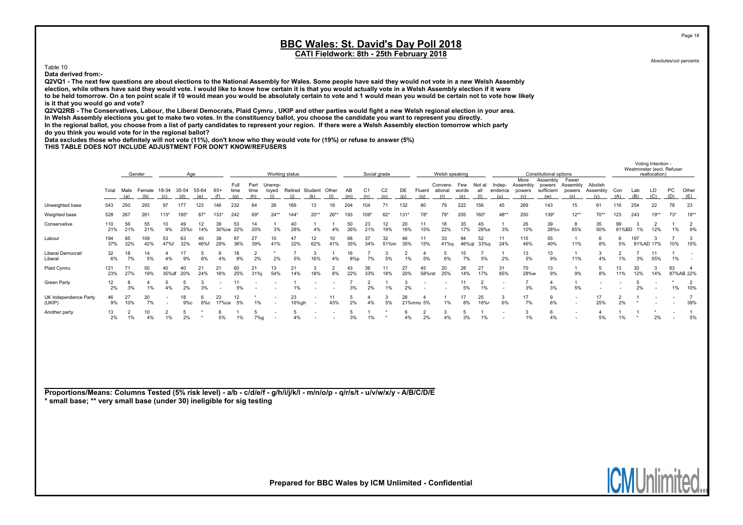# BBC Wales: St. David's Day Poll 2018

## CATI Fieldwork: 8th - 25th February 2018

Absolutes/col percents

Table 10

**Data derived from:-**

**Q2VQ1 - The next few questions are about elections to the National Assembly for Wales. Some people have said they would not vote in a new Welsh Assembly election, while others have said they would vote. I would like to know how certain it is that you would actually vote in a Welsh Assembly election if it were to be held tomorrow. On a ten point scale if 10 would mean you would be absolutely certain to vote and 1 would mean you would be certain not to vote how likely is it that you would go and vote?**

**Q2VQ2RB - The Conservatives, Labour, the Liberal Democrats, Plaid Cymru , UKIP and other parties would fight a new Welsh regional election in your area. In Welsh Assembly elections you get to make two votes. In the constituency ballot, you choose the candidate you want to represent you directly. In the regional ballot, you choose from a list of party candidates to represent your region. If there were a Welsh Assembly election tomorrow which party do you think you would vote for in the regional ballot?**

**Data excludes those who definitely will not vote (11%), don't know who they would vote for (19%) or refuse to answer (5%)**

**THIS TABLE DOES NOT INCLUDE ADJUSTMENT FOR DON'T KNOW/REFUSERS**

| | Total | Gender | | Age | | | | Working status | | | | | | Social grade | | | | Welsh speaking | | | | Constitutional options | | | | | Voting Intention - Westminster (excl. Refuser reallocation) | | | | |
|---|---|---|---|---|---|---|---|---|---|---|---|---|---|---|---|---|---|---|---|---|---|---|---|---|---|---|---|---|---|---|---|
| | | Male (a) | Female (b) | 18-34 (c) | 35-54 (d) | 55-64 (e) | 65+ (f) | Full time (g) | Part time (h) | Unemp-loyed (i) | Retired (j) | Student (k) | Other (l) | AB (m) | C1 (n) | C2 (o) | DE (p) | Fluent (q) | Convers-ational (r) | Few words (s) | Not at all (t) | Indep-endence (u) | More Assembly powers (v) | Assembly powers sufficient (w) | Fewer Assembly powers (x) | Abolish Assembly (y) | Con (A) | Lab (B) | LD (C) | PC (D) | Other (E) |
| Unweighted base | 543 | 250 | 293 | 97 | 177 | 123 | 146 | 232 | 84 | 26 | 166 | 13 | 19 | 204 | 104 | 71 | 132 | 80 | 79 | 222 | 156 | 45 | 269 | 143 | 15 | 61 | 116 | 254 | 22 | 78 | 23 |
| Weighted base | 528 | 267 | 261 | 113* | 195* | 87* | 133* | 242 | 69* | 24** | 144* | 20** | 26** | 193 | 109* | 62* | 131* | 78* | 79* | 205 | 160* | 48** | 250 | 139* | 12** | 70** | 123 | 243 | 19** | 73* | 19** |
| Conservative | 110<br>21% | 56<br>21% | 55<br>21% | 10<br>9% | 49<br>25%c | 12<br>14% | 39<br>30%ce | 53<br>22% | 14<br>20% | 1<br>3% | 40<br>28% | 1<br>4% | 1<br>4% | 50<br>26% | 23<br>21% | 12<br>19% | 20<br>16% | 11<br>15% | 18<br>22% | 35<br>17% | 45<br>28%s | 1<br>3% | 26<br>10% | 39<br>28%v | 8<br>65% | 35<br>50% | 99<br>81%BD | 3<br>1% | 2<br>12% | 1<br>1% | 2<br>9% |
| Labour | 194<br>37% | 85<br>32% | 109<br>42% | 53<br>47%f | 63<br>32% | 40<br>46%f | 38<br>29% | 87<br>36% | 27<br>39% | 10<br>41% | 47<br>32% | 12<br>62% | 10<br>41% | 68<br>35% | 37<br>34% | 32<br>51%m | 46<br>35% | 11<br>15% | 33<br>41%q | 94<br>46%qt | 52<br>33%q | 11<br>24% | 115<br>46% | 55<br>40% | 1<br>11% | 6<br>8% | 6<br>5% | 197<br>81%AD | 3<br>17% | 7<br>10% | 3<br>15% |
| Liberal Democrat/ Liberal | 32<br>6% | 18<br>7% | 14<br>5% | 4<br>4% | 17<br>9% | 5<br>6% | 6<br>4% | 18<br>8% | 2<br>2% | *<br>2% | 7<br>5% | 3<br>16% | 1<br>4% | 16<br>8%p | 7<br>7% | 3<br>5% | 2<br>1% | 4<br>5% | 5<br>6% | 15<br>7% | 7<br>5% | 1<br>2% | 13<br>5% | 13<br>9% | 1<br>11% | 3<br>4% | 2<br>1% | 7<br>3% | 11<br>55% | 1<br>1% | -<br>- |
| Plaid Cymru | 121<br>23% | 71<br>27% | 50<br>19% | 40<br>35%df | 40<br>20% | 21<br>24% | 21<br>16% | 60<br>25% | 21<br>31%j | 13<br>54% | 21<br>14% | 3<br>18% | 2<br>8% | 43<br>22% | 36<br>33% | 11<br>18% | 27<br>20% | 45<br>58%rst | 20<br>25% | 28<br>14% | 27<br>17% | 31<br>65% | 70<br>28%w | 13<br>9% | 1<br>9% | 5<br>8% | 13<br>11% | 30<br>12% | 3<br>14% | 63<br>87%AB | 4<br>22% |
| Green Party | 12<br>2% | 8<br>3% | 4<br>1% | 5<br>4% | 5<br>2% | 3<br>3% | -<br>- | 11<br>5% | -<br>- | -<br>- | 1<br>1% | -<br>- | -<br>- | 7<br>3% | 2<br>2% | 1<br>1% | 3<br>2% | -<br>- | -<br>- | 11<br>5% | 2<br>1% | -<br>- | 7<br>3% | 4<br>3% | 1<br>5% | -<br>- | -<br>- | 5<br>2% | -<br>- | *<br>1% | 2<br>10% |
| UK Independence Party (UKIP) | 46<br>9% | 27<br>10% | 20<br>7% | -<br>- | 18<br>9%c | 6<br>6%c | 23<br>17%ce | 12<br>5% | *<br>1% | -<br>- | 23<br>16%gh | -<br>- | 11<br>43% | 5<br>2% | 4<br>4% | 3<br>5% | 28<br>21%mno | 4<br>5% | 1<br>1% | 17<br>8% | 25<br>16%r | 3<br>6% | 17<br>7% | 9<br>6% | -<br>- | 17<br>25% | 2<br>2% | 1<br>* | -<br>- | -<br>- | 7<br>39% |
| Another party | 13<br>2% | 2<br>1% | 10<br>4% | 2<br>1% | 5<br>2% | *<br>* | 6<br>5% | 1<br>1% | 5<br>7%g | -<br>- | 5<br>4% | -<br>- | -<br>- | 5<br>3% | 1<br>1% | *<br>* | 6<br>4% | 2<br>2% | 3<br>4% | 5<br>3% | 1<br>1% | -<br>- | 3<br>1% | 6<br>4% | -<br>- | 4<br>5% | 1<br>1% | 1<br>* | *<br>2% | -<br>- | 1<br>5% |

**Proportions/Means: Columns Tested (5% risk level) - a/b - c/d/e/f - g/h/i/j/k/l - m/n/o/p - q/r/s/t - u/v/w/x/y - A/B/C/D/E**
**\* small base; \*\* very small base (under 30) ineligible for sig testing**

Prepared for BBC Wales by ICM Unlimited - Confidential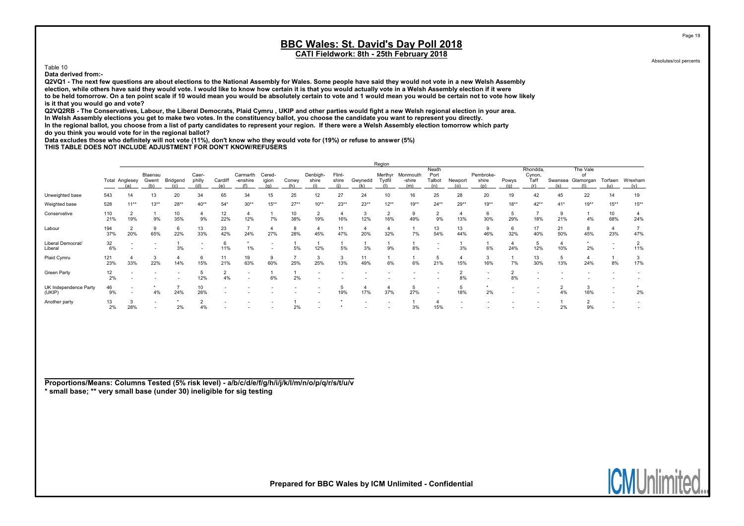# BBC Wales: St. David's Day Poll 2018

**CATI Fieldwork: 8th - 25th February 2018**

Absolutes/col percents

Table 10

**Data derived from:-**

**Q2VQ1 - The next few questions are about elections to the National Assembly for Wales. Some people have said they would not vote in a new Welsh Assembly election, while others have said they would vote. I would like to know how certain it is that you would actually vote in a Welsh Assembly election if it were to be held tomorrow. On a ten point scale if 10 would mean you would be absolutely certain to vote and 1 would mean you would be certain not to vote how likely is it that you would go and vote?**

**Q2VQ2RB - The Conservatives, Labour, the Liberal Democrats, Plaid Cymru , UKIP and other parties would fight a new Welsh regional election in your area. In Welsh Assembly elections you get to make two votes. In the constituency ballot, you choose the candidate you want to represent you directly. In the regional ballot, you choose from a list of party candidates to represent your region. If there were a Welsh Assembly election tomorrow which party do you think you would vote for in the regional ballot?**

**Data excludes those who definitely will not vote (11%), don't know who they would vote for (19%) or refuse to answer (5%)**

**THIS TABLE DOES NOT INCLUDE ADJUSTMENT FOR DON'T KNOW/REFUSERS**

| | | Region | | | | | | | | | | | | | | | | | | | | | |
|---|---|---|---|---|---|---|---|---|---|---|---|---|---|---|---|---|---|---|---|---|---|---|---|
| | Total | Anglesey (a) | Blaenau Gwent (b) | Bridgend (c) | Caer-philly (d) | Cardiff (e) | Carmarth-enshire (f) | Cered-igion (g) | Conwy (h) | Denbigh-shire (i) | Flint-shire (j) | Gwynedd (k) | Merthyr Tydfil (l) | Monmouth-shire (m) | Neath Port Talbot (n) | Newport (o) | Pembroke-shire (p) | Powys (q) | Rhondda, Cynon, Taff (r) | Swansea (s) | The Vale of Glamorgan (t) | Torfaen (u) | Wrexham (v) |
| Unweighted base | 543 | 14 | 13 | 20 | 34 | 65 | 34 | 15 | 25 | 12 | 27 | 24 | 10 | 16 | 25 | 28 | 20 | 19 | 42 | 45 | 22 | 14 | 19 |
| Weighted base | 528 | 11** | 13** | 28** | 40** | 54* | 30** | 15** | 27** | 10** | 23** | 23** | 12** | 19** | 24** | 29** | 19** | 18** | 42** | 41* | 19** | 15** | 15** |
| Conservative | 110 | 2 | 1 | 10 | 4 | 12 | 4 | 1 | 10 | 2 | 4 | 3 | 2 | 9 | 2 | 4 | 6 | 5 | 7 | 9 | 1 | 10 | 4 |
| | 21% | 19% | 9% | 35% | 9% | 22% | 12% | 7% | 38% | 19% | 16% | 12% | 16% | 49% | 9% | 13% | 30% | 29% | 18% | 21% | 4% | 68% | 24% |
| Labour | 194 | 2 | 9 | 6 | 13 | 23 | 7 | 4 | 8 | 4 | 11 | 4 | 4 | 1 | 13 | 13 | 9 | 6 | 17 | 21 | 8 | 4 | 7 |
| | 37% | 20% | 65% | 22% | 33% | 42% | 24% | 27% | 28% | 45% | 47% | 20% | 32% | 7% | 54% | 44% | 46% | 32% | 40% | 50% | 45% | 23% | 47% |
| Liberal Democrat/ Liberal | 32 | - | - | 1 | - | 6 | * | - | 1 | 1 | 1 | 1 | 1 | 1 | - | 1 | 1 | 4 | 5 | 4 | * | - | 2 |
| | 6% | - | - | 3% | - | 11% | 1% | - | 5% | 12% | 5% | 3% | 9% | 8% | - | 3% | 6% | 24% | 12% | 10% | 2% | - | 11% |
| Plaid Cymru | 121 | 4 | 3 | 4 | 6 | 11 | 19 | 9 | 7 | 3 | 3 | 11 | 1 | 1 | 5 | 4 | 3 | 1 | 13 | 5 | 4 | 1 | 3 |
| | 23% | 33% | 22% | 14% | 15% | 21% | 63% | 60% | 25% | 25% | 13% | 49% | 6% | 6% | 21% | 15% | 16% | 7% | 30% | 13% | 24% | 8% | 17% |
| Green Party | 12 | - | - | - | 5 | 2 | - | 1 | 1 | - | - | - | - | - | - | 2 | - | 2 | - | - | - | - | - |
| | 2% | - | - | - | 12% | 4% | - | 6% | 2% | - | - | - | - | - | - | 8% | - | 8% | - | - | - | - | - |
| UK Independence Party (UKIP) | 46 | - | * | 7 | 10 | - | - | - | - | - | 5 | 4 | 4 | 5 | - | 5 | * | - | - | 2 | 3 | - | * |
| | 9% | - | 4% | 24% | 26% | - | - | - | - | - | 19% | 17% | 37% | 27% | - | 18% | 2% | - | - | 4% | 16% | - | 2% |
| Another party | 13 | 3 | - | * | 2 | - | - | - | 1 | - | * | - | - | 1 | 4 | - | - | - | - | 1 | 2 | - | - |
| | 2% | 28% | - | 2% | 4% | - | - | - | 2% | - | * | - | - | 3% | 15% | - | - | - | - | 2% | 9% | - | - |

**Proportions/Means: Columns Tested (5% risk level) - a/b/c/d/e/f/g/h/i/j/k/l/m/n/o/p/q/r/s/t/u/v**
**\* small base; \*\* very small base (under 30) ineligible for sig testing**

**Prepared for BBC Wales by ICM Unlimited - Confidential**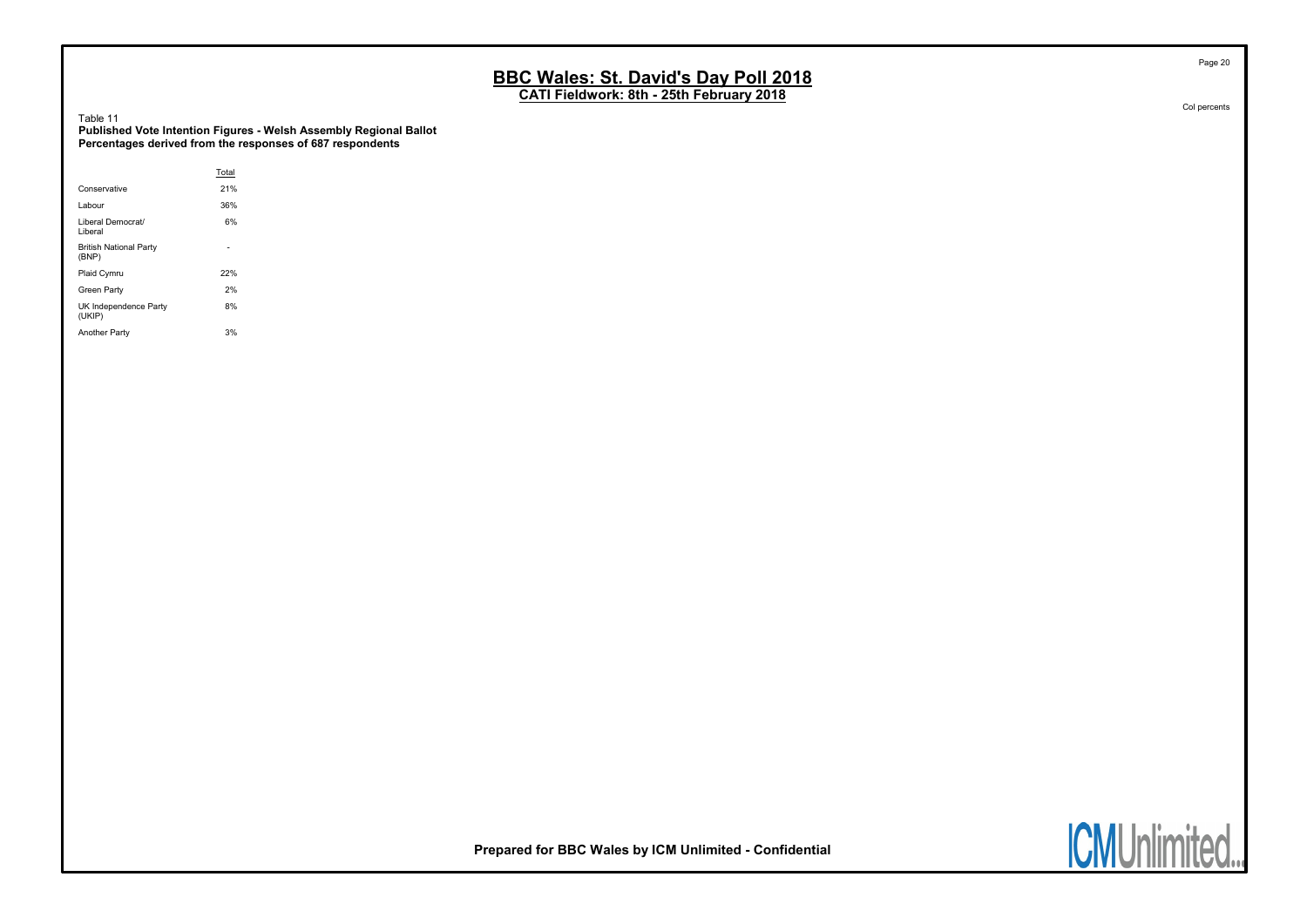## BBC Wales: St. David's Day Poll 2018

**CATI Fieldwork: 8th - 25th February 2018**

Col percents

Table 11

**Published Vote Intention Figures - Welsh Assembly Regional Ballot**
**Percentages derived from the responses of 687 respondents**

| | Total |
|---|---|
| Conservative | 21% |
| Labour | 36% |
| Liberal Democrat/ Liberal | 6% |
| British National Party (BNP) | - |
| Plaid Cymru | 22% |
| Green Party | 2% |
| UK Independence Party (UKIP) | 8% |
| Another Party | 3% |

**Prepared for BBC Wales by ICM Unlimited - Confidential**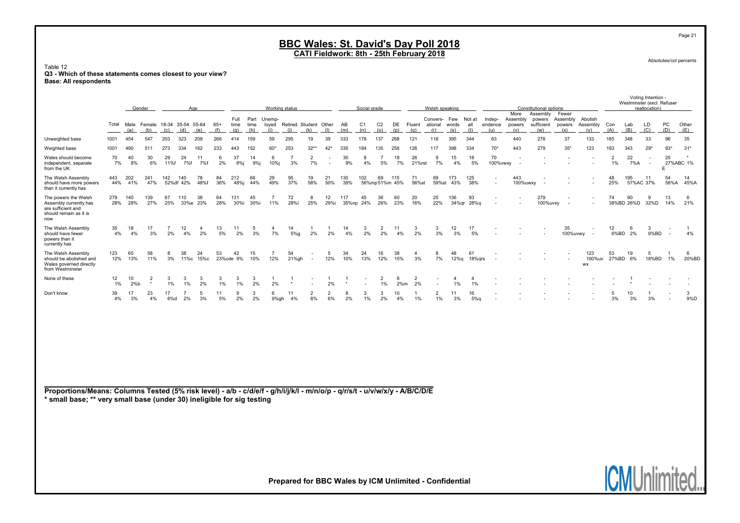# BBC Wales: St. David's Day Poll 2018

## CATI Fieldwork: 8th - 25th February 2018

Absolutes/col percents

Table 12
**Q3 - Which of these statements comes closest to your view?**
**Base: All respondents**

| | Total | Gender | | Age | | | | Working status | | | | | | Social grade | | | | Welsh speaking | | | | Constitutional options | | | | | Voting Intention - Westminster (excl. Refuser reallocation) | | | | |
|---|---|---|---|---|---|---|---|---|---|---|---|---|---|---|---|---|---|---|---|---|---|---|---|---|---|---|---|---|---|---|---|
| | | Male (a) | Female (b) | 18-34 (c) | 35-54 (d) | 55-64 (e) | 65+ (f) | Full time (g) | Part time (h) | Unemp-loyed (i) | Retired (j) | Student (k) | Other (l) | AB (m) | C1 (n) | C2 (o) | DE (p) | Fluent (q) | Convers-ational (r) | Few words (s) | Not at all (t) | Indep-endence (u) | More Assembly powers (v) | Assembly powers sufficient (w) | Fewer Assembly powers (x) | Abolish Assembly (y) | Con (A) | Lab (B) | LD (C) | PC (D) | Other (E) |
| Unweighted base | 1001 | 454 | 547 | 203 | 323 | 209 | 266 | 414 | 159 | 59 | 295 | 19 | 39 | 333 | 178 | 137 | 268 | 121 | 118 | 395 | 344 | 63 | 440 | 278 | 37 | 133 | 185 | 348 | 33 | 96 | 35 |
| Weighted base | 1001 | 490 | 511 | 273 | 334 | 162 | 233 | 443 | 152 | 60* | 253 | 32** | 42* | 335 | 184 | 135 | 258 | 126 | 117 | 398 | 334 | 70* | 443 | 279 | 35* | 123 | 193 | 343 | 29* | 93* | 31* |
| Wales should become independent, separate from the UK | 70<br>7% | 40<br>8% | 30<br>6% | 29<br>11%f | 24<br>7%f | 11<br>7%f | 6<br>2% | 37<br>8%j | 14<br>9%j | 6<br>10%j | 7<br>3% | 2<br>7% | -<br>- | 30<br>9% | 8<br>4% | 7<br>5% | 18<br>7% | 26<br>21%rst | 9<br>7% | 15<br>4% | 18<br>5% | 70<br>100%vwxy | -<br>- | - | - | - | 2<br>1% | 22<br>7%A | -<br>- | 25<br>27%ABC E | *<br>1% |
| The Welsh Assembly should have more powers than it currently has | 443<br>44% | 202<br>41% | 241<br>47% | 142<br>52%df | 140<br>42% | 78<br>48%f | 84<br>36% | 212<br>48%j | 66<br>44% | 29<br>49% | 95<br>37% | 19<br>58% | 21<br>50% | 130<br>39% | 102<br>56%mp | 69<br>51%m | 115<br>45% | 71<br>56%st | 69<br>59%st | 173<br>43% | 125<br>38% | -<br>- | 443<br>100%uwxy | - | - | - | 48<br>25% | 195<br>57%AC | 11<br>37% | 54<br>58%A | 14<br>45%A |
| The powers the Welsh Assembly currently has are sufficient and should remain as it is now | 279<br>28% | 140<br>28% | 139<br>27% | 67<br>25% | 110<br>33%e | 38<br>23% | 64<br>28% | 131<br>30%i | 45<br>30%i | 7<br>11% | 72<br>28%i | 8<br>25% | 12<br>29%i | 117<br>35%np | 45<br>24% | 36<br>26% | 60<br>23% | 20<br>16% | 25<br>22% | 136<br>34%qr | 93<br>28%q | - | - | 279<br>100%uvxy | - | - | 74<br>38%BD | 90<br>26%D | 9<br>32%D | 13<br>14% | 6<br>21% |
| The Welsh Assembly should have fewer powers than it currently has | 35<br>4% | 18<br>4% | 17<br>3% | 7<br>2% | 12<br>4% | 4<br>2% | 13<br>5% | 11<br>2% | 5<br>3% | 4<br>7% | 14<br>5%g | 1<br>2% | 1<br>2% | 14<br>4% | 3<br>2% | 2<br>2% | 11<br>4% | 3<br>2% | 3<br>3% | 12<br>3% | 17<br>5% | - | - | - | 35<br>100%uvwy | - | 12<br>6%BD | 6<br>2% | 3<br>9%BD | -<br>- | 1<br>4% |
| The Welsh Assembly should be abolished and Wales governed directly from Westminster | 123<br>12% | 65<br>13% | 58<br>11% | 8<br>3% | 38<br>11%c | 24<br>15%c | 53<br>23%cde | 42<br>9% | 15<br>10% | 7<br>12% | 54<br>21%gh | -<br>- | 5<br>12% | 34<br>10% | 24<br>13% | 16<br>12% | 38<br>15% | 4<br>3% | 8<br>7% | 48<br>12%q | 61<br>18%qrs | - | - | - | - | 123<br>100%uv wx | 53<br>27%BD | 19<br>6% | 5<br>18%BD | 1<br>1% | 6<br>20%BD |
| None of these | 12<br>1% | 10<br>2%b | 2<br>* | 3<br>1% | 3<br>1% | 3<br>2% | 3<br>1% | 3<br>1% | 3<br>2% | 1<br>2% | 1<br>* | -<br>- | 1<br>2% | 1<br>* | -<br>- | 2<br>1% | 6<br>2%m | 2<br>2% | -<br>- | 4<br>1% | 4<br>1% | - | - | - | - | - | - | 1<br>* | - | - | - |
| Don't know | 39<br>4% | 17<br>3% | 23<br>4% | 17<br>6%d | 7<br>2% | 5<br>3% | 11<br>5% | 9<br>2% | 3<br>2% | 6<br>9%gh | 11<br>4% | 2<br>8% | 2<br>6% | 8<br>2% | 3<br>1% | 3<br>2% | 10<br>4% | 1<br>1% | 2<br>1% | 11<br>3% | 16<br>5%q | - | - | - | - | - | 5<br>3% | 10<br>3% | 1<br>3% | -<br>- | 3<br>9%D |

**Proportions/Means: Columns Tested (5% risk level) - a/b - c/d/e/f - g/h/i/j/k/l - m/n/o/p - q/r/s/t - u/v/w/x/y - A/B/C/D/E**
**\* small base; \*\* very small base (under 30) ineligible for sig testing**

Prepared for BBC Wales by ICM Unlimited - Confidential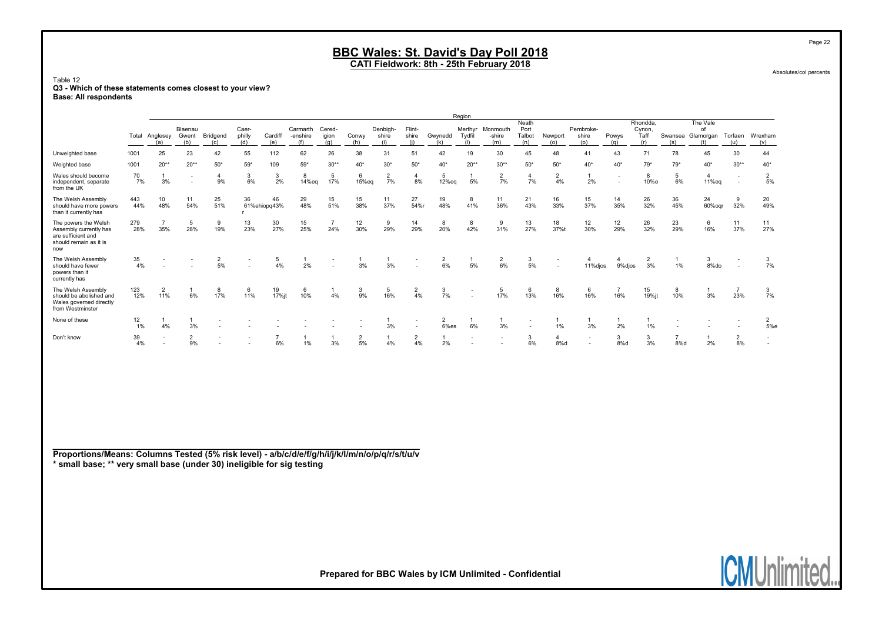# BBC Wales: St. David's Day Poll 2018

**CATI Fieldwork: 8th - 25th February 2018**

Absolutes/col percents

Table 12
**Q3 - Which of these statements comes closest to your view?**
**Base: All respondents**

| | Total | Anglesey (a) | Blaenau Gwent (b) | Bridgend (c) | Caer-philly (d) | Cardiff (e) | Carmarth-enshire (f) | Cered-igion (g) | Conwy (h) | Denbigh-shire (i) | Flint-shire (j) | Gwynedd (k) | Merthyr Tydfil (l) | Monmouth-shire (m) | Neath Port Talbot (n) | Newport (o) | Pembroke-shire (p) | Powys (q) | Rhondda, Cynon, Taff (r) | Swansea (s) | The Vale of Glamorgan (t) | Torfaen (u) | Wrexham (v) |
|---|---|---|---|---|---|---|---|---|---|---|---|---|---|---|---|---|---|---|---|---|---|---|---|
| Unweighted base | 1001 | 25 | 23 | 42 | 55 | 112 | 62 | 26 | 38 | 31 | 51 | 42 | 19 | 30 | 45 | 48 | 41 | 43 | 71 | 78 | 45 | 30 | 44 |
| Weighted base | 1001 | 20** | 20** | 50* | 59* | 109 | 59* | 30** | 40* | 30* | 50* | 40* | 20** | 30** | 50* | 50* | 40* | 40* | 79* | 79* | 40* | 30** | 40* |
| Wales should become independent, separate from the UK | 70<br>7% | 1<br>3% | -<br>- | 4<br>9% | 3<br>6% | 3<br>2% | 8<br>14%eq | 5<br>17% | 6<br>15%eq | 2<br>7% | 4<br>8% | 5<br>12%eq | 1<br>5% | 2<br>7% | 4<br>7% | 2<br>4% | 1<br>2% | -<br>- | 8<br>10%e | 5<br>6% | 4<br>11%eq | -<br>- | 2<br>5% |
| The Welsh Assembly should have more powers than it currently has | 443<br>44% | 10<br>48% | 11<br>54% | 25<br>51% | 36<br>61%ehiopqr | 46<br>43% | 29<br>48% | 15<br>51% | 15<br>38% | 11<br>37% | 27<br>54%r | 19<br>48% | 8<br>41% | 11<br>36% | 21<br>43% | 16<br>33% | 15<br>37% | 14<br>35% | 26<br>32% | 36<br>45% | 24<br>60%oqr | 9<br>32% | 20<br>49% |
| The powers the Welsh Assembly currently has are sufficient and should remain as it is now | 279<br>28% | 7<br>35% | 5<br>28% | 9<br>19% | 13<br>23% | 30<br>27% | 15<br>25% | 7<br>24% | 12<br>30% | 9<br>29% | 14<br>29% | 8<br>20% | 8<br>42% | 9<br>31% | 13<br>27% | 18<br>37%t | 12<br>30% | 12<br>29% | 26<br>32% | 23<br>29% | 6<br>16% | 11<br>37% | 11<br>27% |
| The Welsh Assembly should have fewer powers than it currently has | 35<br>4% | -<br>- | -<br>- | 2<br>5% | -<br>- | 5<br>4% | 1<br>2% | -<br>- | 1<br>3% | 1<br>3% | -<br>- | 2<br>6% | 1<br>5% | 2<br>6% | 3<br>5% | -<br>- | 4<br>11%djos | 4<br>9%djos | 2<br>3% | 1<br>1% | 3<br>8%do | -<br>- | 3<br>7% |
| The Welsh Assembly should be abolished and Wales governed directly from Westminster | 123<br>12% | 2<br>11% | 1<br>6% | 8<br>17% | 6<br>11% | 19<br>17%jt | 6<br>10% | 1<br>4% | 3<br>9% | 5<br>16% | 2<br>4% | 3<br>7% | -<br>- | 5<br>17% | 6<br>13% | 8<br>16% | 6<br>16% | 7<br>16% | 15<br>19%jt | 8<br>10% | 1<br>3% | 7<br>23% | 3<br>7% |
| None of these | 12<br>1% | 1<br>4% | 1<br>3% | -<br>- | -<br>- | -<br>- | -<br>- | -<br>- | -<br>- | 1<br>3% | -<br>- | 2<br>6%es | 1<br>6% | 1<br>3% | -<br>- | 1<br>1% | 1<br>3% | 1<br>2% | 1<br>1% | -<br>- | -<br>- | -<br>- | 2<br>5%e |
| Don't know | 39<br>4% | -<br>- | 2<br>9% | -<br>- | -<br>- | 7<br>6% | 1<br>1% | 1<br>3% | 2<br>5% | 1<br>4% | 2<br>4% | 1<br>2% | -<br>- | -<br>- | 3<br>6% | 4<br>8%d | -<br>- | 3<br>8%d | 3<br>3% | 7<br>8%d | 1<br>2% | 2<br>8% | -<br>- |

**Proportions/Means: Columns Tested (5% risk level) - a/b/c/d/e/f/g/h/i/j/k/l/m/n/o/p/q/r/s/t/u/v**
**\* small base; \*\* very small base (under 30) ineligible for sig testing**

Prepared for BBC Wales by ICM Unlimited - Confidential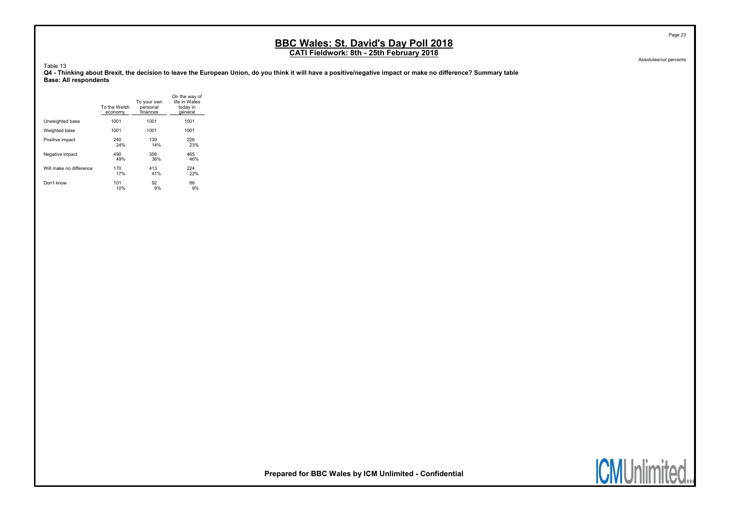# BBC Wales: St. David's Day Poll 2018

## CATI Fieldwork: 8th - 25th February 2018

Absolutes/col percents

Table 13

**Q4 - Thinking about Brexit, the decision to leave the European Union, do you think it will have a positive/negative impact or make no difference? Summary table**

**Base: All respondents**

| | To the Welsh economy | To your own personal finances | On the way of life in Wales today in general |
|---|---|---|---|
| Unweighted base | 1001 | 1001 | 1001 |
| Weighted base | 1001 | 1001 | 1001 |
| Positive impact | 240<br>24% | 139<br>14% | 226<br>23% |
| Negative impact | 490<br>49% | 356<br>36% | 465<br>46% |
| Will make no difference | 170<br>17% | 413<br>41% | 224<br>22% |
| Don't know | 101<br>10% | 92<br>9% | 86<br>9% |

**Prepared for BBC Wales by ICM Unlimited - Confidential**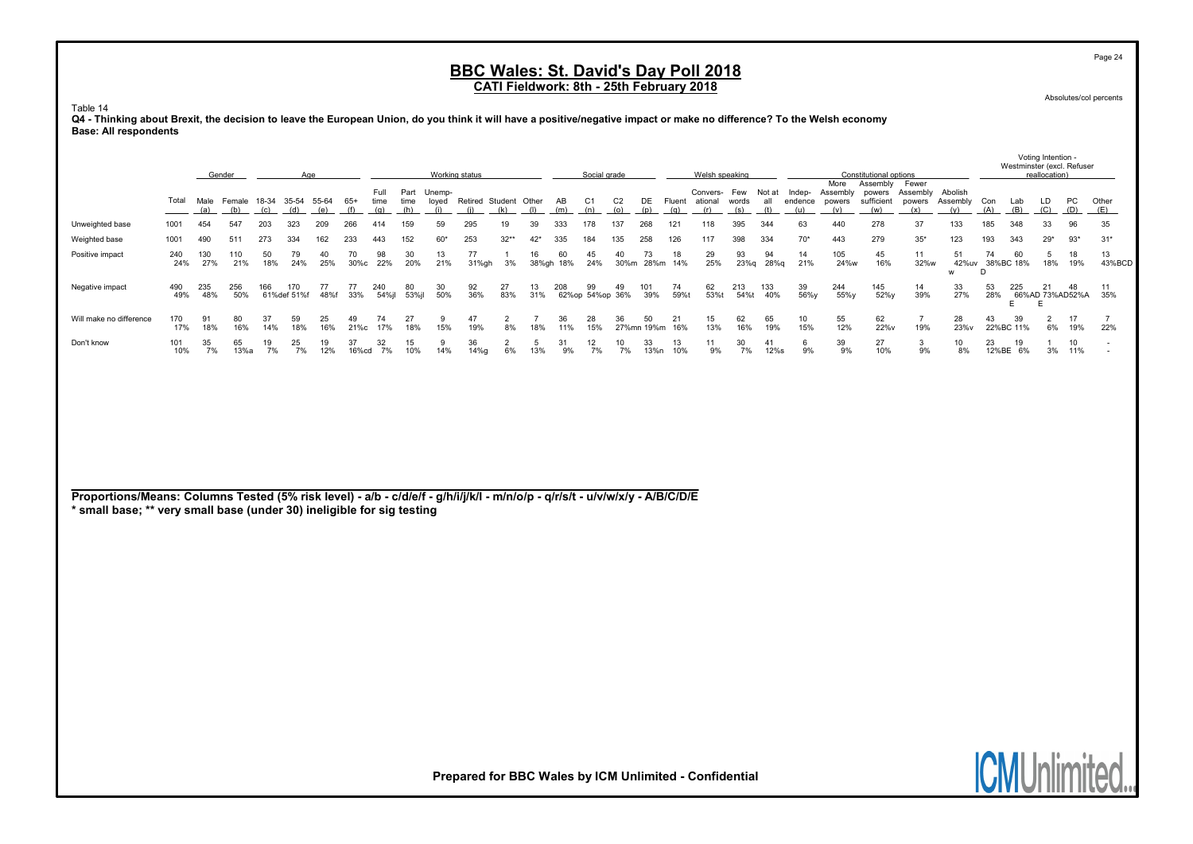# BBC Wales: St. David's Day Poll 2018

**CATI Fieldwork: 8th - 25th February 2018**

Absolutes/col percents

Table 14

**Q4 - Thinking about Brexit, the decision to leave the European Union, do you think it will have a positive/negative impact or make no difference? To the Welsh economy**

**Base: All respondents**

| | | Gender | | Age | | | | Working status | | | | | | Social grade | | | | Welsh speaking | | | | Constitutional options | | | | | Voting Intention - Westminster (excl. Refuser reallocation) | | | | |
|---|---|---|---|---|---|---|---|---|---|---|---|---|---|---|---|---|---|---|---|---|---|---|---|---|---|---|---|---|---|---|---|
| | Total | Male (a) | Female (b) | 18-34 (c) | 35-54 (d) | 55-64 (e) | 65+ (f) | Full time (g) | Part time (h) | Unemp-loyed (i) | Retired (j) | Student (k) | Other (l) | AB (m) | C1 (n) | C2 (o) | DE (p) | Fluent (q) | Convers-ational (r) | Few words (s) | Not at all (t) | Indep-endence (u) | More Assembly powers (v) | Assembly powers sufficient (w) | Fewer Assembly powers (x) | Abolish Assembly (y) | Con (A) | Lab (B) | LD (C) | PC (D) | Other (E) |
| Unweighted base | 1001 | 454 | 547 | 203 | 323 | 209 | 266 | 414 | 159 | 59 | 295 | 19 | 39 | 333 | 178 | 137 | 268 | 121 | 118 | 395 | 344 | 63 | 440 | 278 | 37 | 133 | 185 | 348 | 33 | 96 | 35 |
| Weighted base | 1001 | 490 | 511 | 273 | 334 | 162 | 233 | 443 | 152 | 60* | 253 | 32** | 42* | 335 | 184 | 135 | 258 | 126 | 117 | 398 | 334 | 70* | 443 | 279 | 35* | 123 | 193 | 343 | 29* | 93* | 31* |
| Positive impact | 240<br>24% | 130<br>27% | 110<br>21% | 50<br>18% | 79<br>24% | 40<br>25% | 70<br>30%c | 98<br>22% | 30<br>20% | 13<br>21% | 77<br>31%gh | 1<br>3% | 16<br>38%gh | 60<br>18% | 45<br>24% | 40<br>30%m | 73<br>28%m | 18<br>14% | 29<br>25% | 93<br>23%q | 94<br>28%q | 14<br>21% | 105<br>24%w | 45<br>16% | 11<br>32%w | 51<br>42%uvw | 74<br>38%BCD | 60<br>18% | 5<br>18% | 18<br>19% | 13<br>43%BCD |
| Negative impact | 490<br>49% | 235<br>48% | 256<br>50% | 166<br>61%def | 170<br>51%f | 77<br>48%f | 77<br>33% | 240<br>54%jl | 80<br>53%jl | 30<br>50% | 92<br>36% | 27<br>83% | 13<br>31% | 208<br>62%op | 99<br>54%op | 49<br>36% | 101<br>39% | 74<br>59%t | 62<br>53%t | 213<br>54%t | 133<br>40% | 39<br>56%y | 244<br>55%y | 145<br>52%y | 14<br>39% | 33<br>27% | 53<br>28% | 225<br>66%ADE | 21<br>73%ADE | 48<br>52%A | 11<br>35% |
| Will make no difference | 170<br>17% | 91<br>18% | 80<br>16% | 37<br>14% | 59<br>18% | 25<br>16% | 49<br>21%c | 74<br>17% | 27<br>18% | 9<br>15% | 47<br>19% | 2<br>8% | 7<br>18% | 36<br>11% | 28<br>15% | 36<br>27%mn | 50<br>19%m | 21<br>16% | 15<br>13% | 62<br>16% | 65<br>19% | 10<br>15% | 55<br>12% | 62<br>22%v | 7<br>19% | 28<br>23%v | 43<br>22%BC | 39<br>11% | 2<br>6% | 17<br>19% | 7<br>22% |
| Don't know | 101<br>10% | 35<br>7% | 65<br>13%a | 19<br>7% | 25<br>7% | 19<br>12% | 37<br>16%cd | 32<br>7% | 15<br>10% | 9<br>14% | 36<br>14%g | 2<br>6% | 5<br>13% | 31<br>9% | 12<br>7% | 10<br>7% | 33<br>13%n | 13<br>10% | 11<br>9% | 30<br>7% | 41<br>12%s | 6<br>9% | 39<br>9% | 27<br>10% | 3<br>9% | 10<br>8% | 23<br>12%BE | 19<br>6% | 1<br>3% | 10<br>11% | -<br>- |

**Proportions/Means: Columns Tested (5% risk level) - a/b - c/d/e/f - g/h/i/j/k/l - m/n/o/p - q/r/s/t - u/v/w/x/y - A/B/C/D/E**
**\* small base; \*\* very small base (under 30) ineligible for sig testing**

**Prepared for BBC Wales by ICM Unlimited - Confidential**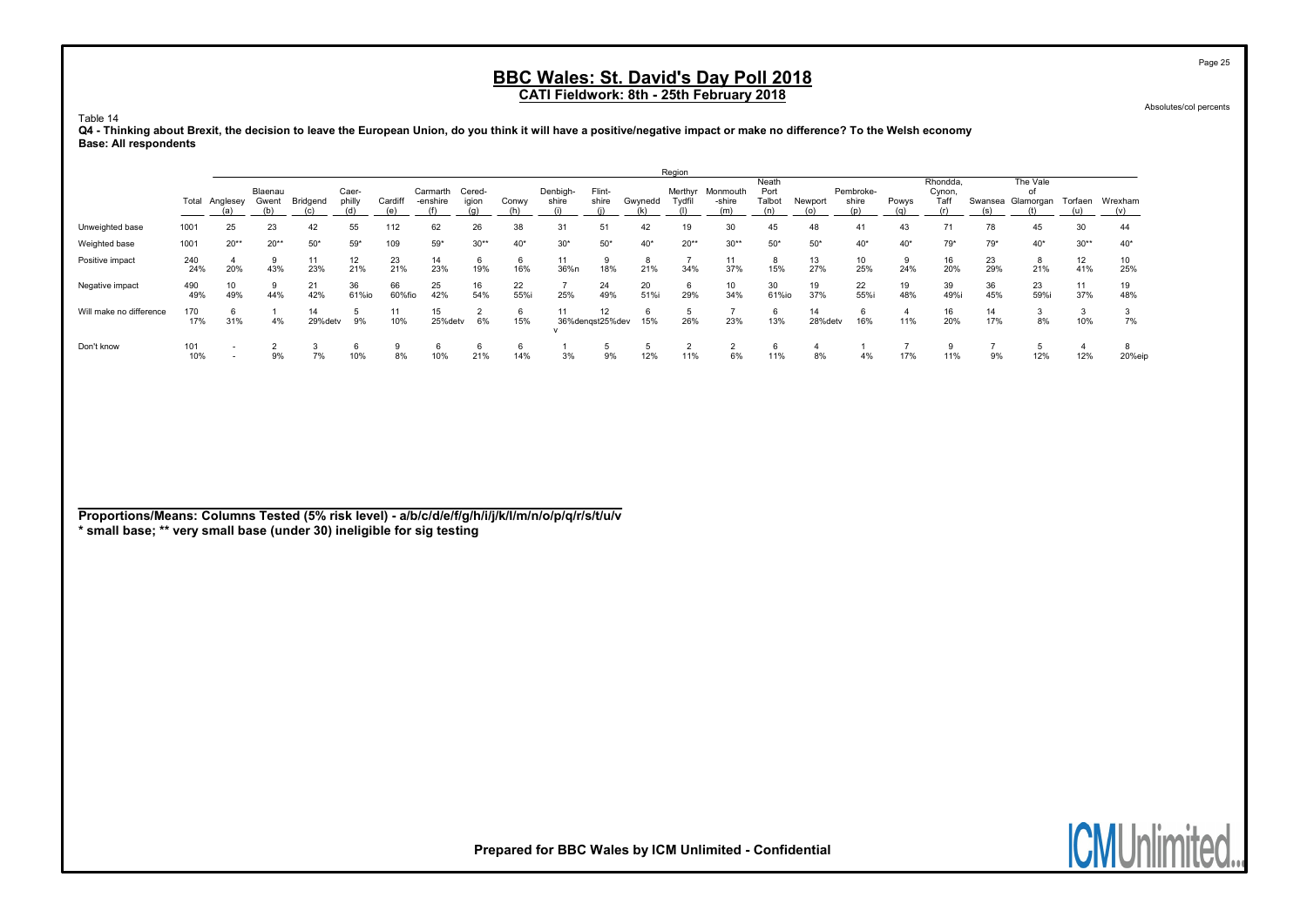# BBC Wales: St. David's Day Poll 2018

## CATI Fieldwork: 8th - 25th February 2018

Absolutes/col percents

Table 14

**Q4 - Thinking about Brexit, the decision to leave the European Union, do you think it will have a positive/negative impact or make no difference? To the Welsh economy**

**Base: All respondents**

| | | Region | | | | | | | | | | | | | | | | | | | | |
|---|---|---|---|---|---|---|---|---|---|---|---|---|---|---|---|---|---|---|---|---|---|---|
| | Total | Anglesey (a) | Blaenau Gwent (b) | Bridgend (c) | Caer-philly (d) | Cardiff (e) | Carmarth -enshire (f) | Cered-igion (g) | Conwy (h) | Denbigh-shire (i) | Flint-shire (j) | Gwynedd (k) | Merthyr Tydfil (l) | Monmouth -shire (m) | Neath Port Talbot (n) | Newport (o) | Pembroke-shire (p) | Powys (q) | Rhondda, Cynon, Taff (r) | Swansea (s) | The Vale of Glamorgan (t) | Torfaen (u) | Wrexham (v) |
| Unweighted base | 1001 | 25 | 23 | 42 | 55 | 112 | 62 | 26 | 38 | 31 | 51 | 42 | 19 | 30 | 45 | 48 | 41 | 43 | 71 | 78 | 45 | 30 | 44 |
| Weighted base | 1001 | 20** | 20** | 50* | 59* | 109 | 59* | 30** | 40* | 30* | 50* | 40* | 20** | 30** | 50* | 50* | 40* | 40* | 79* | 79* | 40* | 30** | 40* |
| Positive impact | 240<br>24% | 4<br>20% | 9<br>43% | 11<br>23% | 12<br>21% | 23<br>21% | 14<br>23% | 6<br>19% | 6<br>16% | 11<br>36%n | 9<br>18% | 8<br>21% | 7<br>34% | 11<br>37% | 8<br>15% | 13<br>27% | 10<br>25% | 9<br>24% | 16<br>20% | 23<br>29% | 8<br>21% | 12<br>41% | 10<br>25% |
| Negative impact | 490<br>49% | 10<br>49% | 9<br>44% | 21<br>42% | 36<br>61%io | 66<br>60%fio | 25<br>42% | 16<br>54% | 22<br>55%i | 7<br>25% | 24<br>49% | 20<br>51%i | 6<br>29% | 10<br>34% | 30<br>61%io | 19<br>37% | 22<br>55%i | 19<br>48% | 39<br>49%i | 36<br>45% | 23<br>59%i | 11<br>37% | 19<br>48% |
| Will make no difference | 170<br>17% | 6<br>31% | 1<br>4% | 14<br>29%detv | 5<br>9% | 11<br>10% | 15<br>25%detv | 2<br>6% | 6<br>15% | 11<br>36%denqst<br>v | 12<br>25%dev | 6<br>15% | 5<br>26% | 7<br>23% | 6<br>13% | 14<br>28%detv | 6<br>16% | 4<br>11% | 16<br>20% | 14<br>17% | 3<br>8% | 3<br>10% | 3<br>7% |
| Don't know | 101<br>10% | -<br>- | 2<br>9% | 3<br>7% | 6<br>10% | 9<br>8% | 6<br>10% | 6<br>21% | 6<br>14% | 1<br>3% | 5<br>9% | 5<br>12% | 2<br>11% | 2<br>6% | 6<br>11% | 4<br>8% | 1<br>4% | 7<br>17% | 9<br>11% | 7<br>9% | 5<br>12% | 4<br>12% | 8<br>20%eip |

**Proportions/Means: Columns Tested (5% risk level) - a/b/c/d/e/f/g/h/i/j/k/l/m/n/o/p/q/r/s/t/u/v**
**\* small base; \*\* very small base (under 30) ineligible for sig testing**

**Prepared for BBC Wales by ICM Unlimited - Confidential**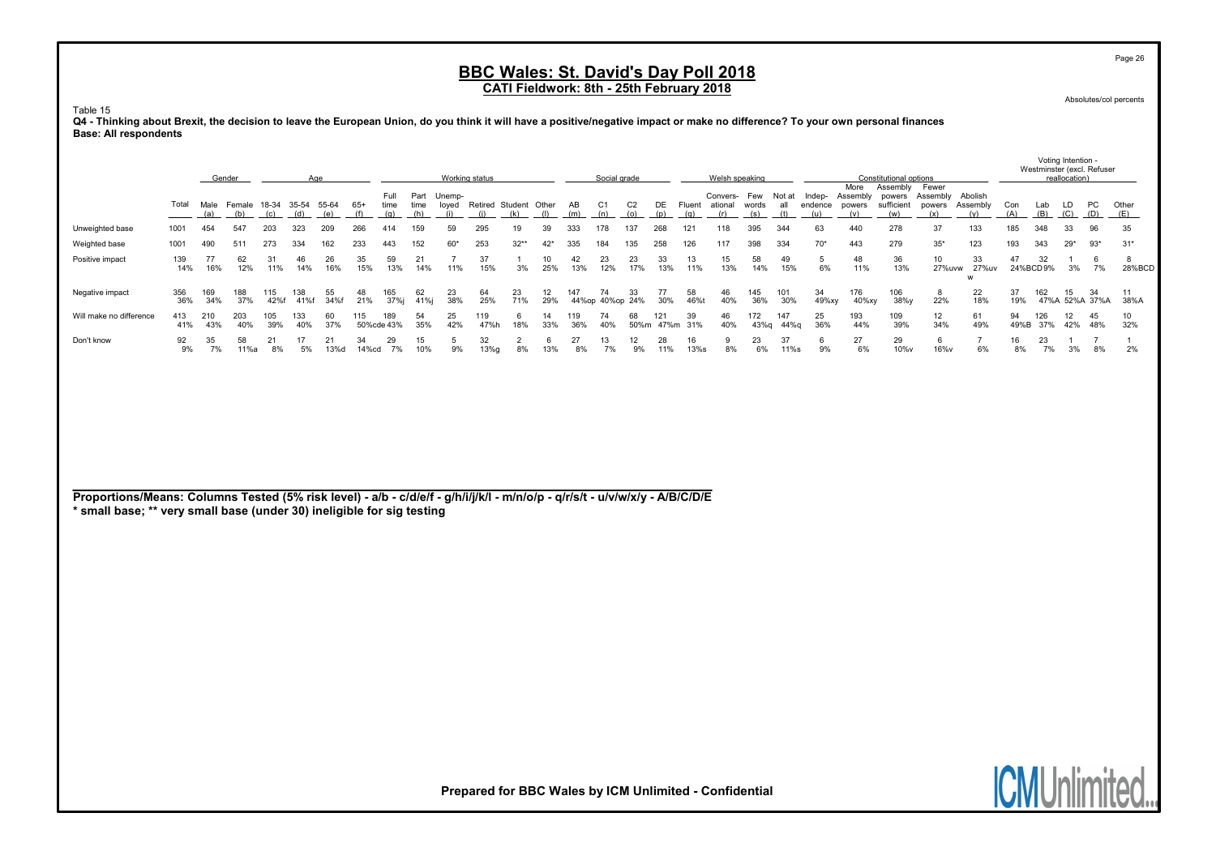# BBC Wales: St. David's Day Poll 2018

**CATI Fieldwork: 8th - 25th February 2018**

Absolutes/col percents

Table 15

**Q4 - Thinking about Brexit, the decision to leave the European Union, do you think it will have a positive/negative impact or make no difference? To your own personal finances**

**Base: All respondents**

| | | Gender | | Age | | | | Working status | | | | | | Social grade | | | | Welsh speaking | | | | Constitutional options | | | | | Voting Intention - Westminster (excl. Refuser reallocation) | | | | |
|---|---|---|---|---|---|---|---|---|---|---|---|---|---|---|---|---|---|---|---|---|---|---|---|---|---|---|---|---|---|---|---|
| | Total | Male (a) | Female (b) | 18-34 (c) | 35-54 (d) | 55-64 (e) | 65+ (f) | Full time (g) | Part time (h) | Unemp-loyed (i) | Retired (j) | Student (k) | Other (l) | AB (m) | C1 (n) | C2 (o) | DE (p) | Fluent (q) | Convers-ational (r) | Few words (s) | Not at all (t) | Indep-endence (u) | More Assembly powers (v) | Assembly powers sufficient (w) | Fewer Assembly powers (x) | Abolish Assembly (y) | Con (A) | Lab (B) | LD (C) | PC (D) | Other (E) |
| Unweighted base | 1001 | 454 | 547 | 203 | 323 | 209 | 266 | 414 | 159 | 59 | 295 | 19 | 39 | 333 | 178 | 137 | 268 | 121 | 118 | 395 | 344 | 63 | 440 | 278 | 37 | 133 | 185 | 348 | 33 | 96 | 35 |
| Weighted base | 1001 | 490 | 511 | 273 | 334 | 162 | 233 | 443 | 152 | 60* | 253 | 32** | 42* | 335 | 184 | 135 | 258 | 126 | 117 | 398 | 334 | 70* | 443 | 279 | 35* | 123 | 193 | 343 | 29* | 93* | 31* |
| Positive impact | 139 | 77 | 62 | 31 | 46 | 26 | 35 | 59 | 21 | 7 | 37 | 1 | 10 | 42 | 23 | 23 | 33 | 13 | 15 | 58 | 49 | 5 | 48 | 36 | 10 | 33 | 47 | 32 | 1 | 6 | 8 |
| | 14% | 16% | 12% | 11% | 14% | 16% | 15% | 13% | 14% | 11% | 15% | 3% | 25% | 13% | 12% | 17% | 13% | 11% | 13% | 14% | 15% | 6% | 11% | 13% | 27%uvw | 27%uvw | 24%BCD | 9% | 3% | 7% | 28%BCD |
| Negative impact | 356 | 169 | 188 | 115 | 138 | 55 | 48 | 165 | 62 | 23 | 64 | 23 | 12 | 147 | 74 | 33 | 77 | 58 | 46 | 145 | 101 | 34 | 176 | 106 | 8 | 22 | 37 | 162 | 15 | 34 | 11 |
| | 36% | 34% | 37% | 42%f | 41%f | 34%f | 21% | 37%j | 41%j | 38% | 25% | 71% | 29% | 44%op | 40%op | 24% | 30% | 46%t | 40% | 36% | 30% | 49%xy | 40%xy | 38%y | 22% | 18% | 19% | 47%A | 52%A | 37%A | 38%A |
| Will make no difference | 413 | 210 | 203 | 105 | 133 | 60 | 115 | 189 | 54 | 25 | 119 | 6 | 14 | 119 | 74 | 68 | 121 | 39 | 46 | 172 | 147 | 25 | 193 | 109 | 12 | 61 | 94 | 126 | 12 | 45 | 10 |
| | 41% | 43% | 40% | 39% | 40% | 37% | 50%cde | 43% | 35% | 42% | 47%h | 18% | 33% | 36% | 40% | 50%m | 47%m | 31% | 40% | 43%q | 44%q | 36% | 44% | 39% | 34% | 49% | 49%B | 37% | 42% | 48% | 32% |
| Don't know | 92 | 35 | 58 | 21 | 17 | 21 | 34 | 29 | 15 | 5 | 32 | 2 | 6 | 27 | 13 | 12 | 28 | 16 | 9 | 23 | 37 | 6 | 27 | 29 | 6 | 7 | 16 | 23 | 1 | 7 | 1 |
| | 9% | 7% | 11%a | 8% | 5% | 13%d | 14%cd | 7% | 10% | 9% | 13%g | 8% | 13% | 8% | 7% | 9% | 11% | 13%s | 8% | 6% | 11%s | 9% | 6% | 10%v | 16%v | 6% | 8% | 7% | 3% | 8% | 2% |

**Proportions/Means: Columns Tested (5% risk level) - a/b - c/d/e/f - g/h/i/j/k/l - m/n/o/p - q/r/s/t - u/v/w/x/y - A/B/C/D/E**
**\* small base; \*\* very small base (under 30) ineligible for sig testing**

**Prepared for BBC Wales by ICM Unlimited - Confidential**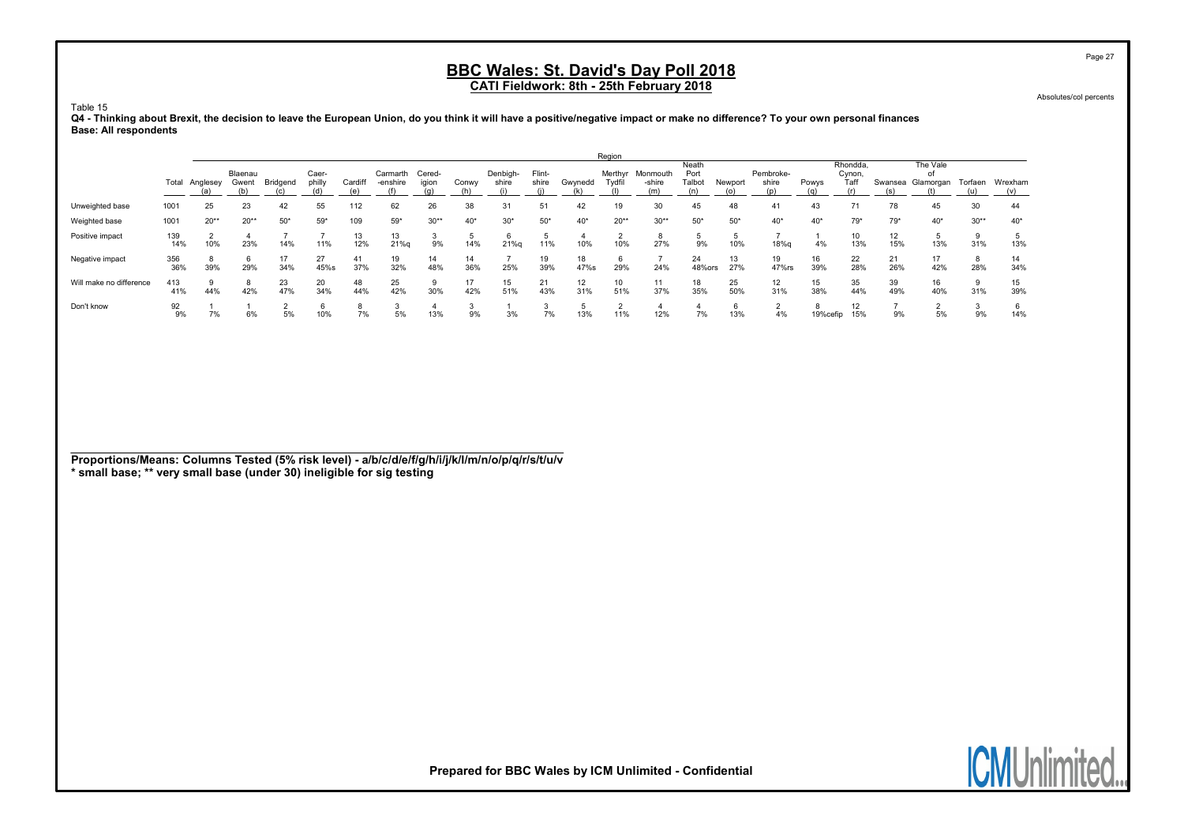# BBC Wales: St. David's Day Poll 2018

**CATI Fieldwork: 8th - 25th February 2018**

Absolutes/col percents

Table 15

**Q4 - Thinking about Brexit, the decision to leave the European Union, do you think it will have a positive/negative impact or make no difference? To your own personal finances**

**Base: All respondents**

| | Total | Anglesey (a) | Blaenau Gwent (b) | Bridgend (c) | Caer-philly (d) | Cardiff (e) | Carmarth-enshire (f) | Cered-igion (g) | Conwy (h) | Denbigh-shire (i) | Flint-shire (j) | Gwynedd (k) | Merthyr Tydfil (l) | Monmouth-shire (m) | Neath Port Talbot (n) | Newport (o) | Pembroke-shire (p) | Powys (q) | Rhondda, Cynon, Taff (r) | Swansea (s) | The Vale of Glamorgan (t) | Torfaen (u) | Wrexham (v) |
|---|---|---|---|---|---|---|---|---|---|---|---|---|---|---|---|---|---|---|---|---|---|---|---|
| | | Region | | | | | | | | | | | | | | | | | | | | | |
| Unweighted base | 1001 | 25 | 23 | 42 | 55 | 112 | 62 | 26 | 38 | 31 | 51 | 42 | 19 | 30 | 45 | 48 | 41 | 43 | 71 | 78 | 45 | 30 | 44 |
| Weighted base | 1001 | 20** | 20** | 50* | 59* | 109 | 59* | 30** | 40* | 30* | 50* | 40* | 20** | 30** | 50* | 50* | 40* | 40* | 79* | 79* | 40* | 30** | 40* |
| Positive impact | 139 | 2 | 4 | 7 | 7 | 13 | 13 | 3 | 5 | 6 | 5 | 4 | 2 | 8 | 5 | 5 | 7 | 1 | 10 | 12 | 5 | 9 | 5 |
| | 14% | 10% | 23% | 14% | 11% | 12% | 21%q | 9% | 14% | 21%q | 11% | 10% | 10% | 27% | 9% | 10% | 18%q | 4% | 13% | 15% | 13% | 31% | 13% |
| Negative impact | 356 | 8 | 6 | 17 | 27 | 41 | 19 | 14 | 14 | 7 | 19 | 18 | 6 | 7 | 24 | 13 | 19 | 16 | 22 | 21 | 17 | 8 | 14 |
| | 36% | 39% | 29% | 34% | 45%s | 37% | 32% | 48% | 36% | 25% | 39% | 47%s | 29% | 24% | 48%ors | 27% | 47%rs | 39% | 28% | 26% | 42% | 28% | 34% |
| Will make no difference | 413 | 9 | 8 | 23 | 20 | 48 | 25 | 9 | 17 | 15 | 21 | 12 | 10 | 11 | 18 | 25 | 12 | 15 | 35 | 39 | 16 | 9 | 15 |
| | 41% | 44% | 42% | 47% | 34% | 44% | 42% | 30% | 42% | 51% | 43% | 31% | 51% | 37% | 35% | 50% | 31% | 38% | 44% | 49% | 40% | 31% | 39% |
| Don't know | 92 | 1 | 1 | 2 | 6 | 8 | 3 | 4 | 3 | 1 | 3 | 5 | 2 | 4 | 4 | 6 | 2 | 8 | 12 | 7 | 2 | 3 | 6 |
| | 9% | 7% | 6% | 5% | 10% | 7% | 5% | 13% | 9% | 3% | 7% | 13% | 11% | 12% | 7% | 13% | 4% | 19%cefip | 15% | 9% | 5% | 9% | 14% |

**Proportions/Means: Columns Tested (5% risk level) - a/b/c/d/e/f/g/h/i/j/k/l/m/n/o/p/q/r/s/t/u/v**
**\* small base; \*\* very small base (under 30) ineligible for sig testing**

**Prepared for BBC Wales by ICM Unlimited - Confidential**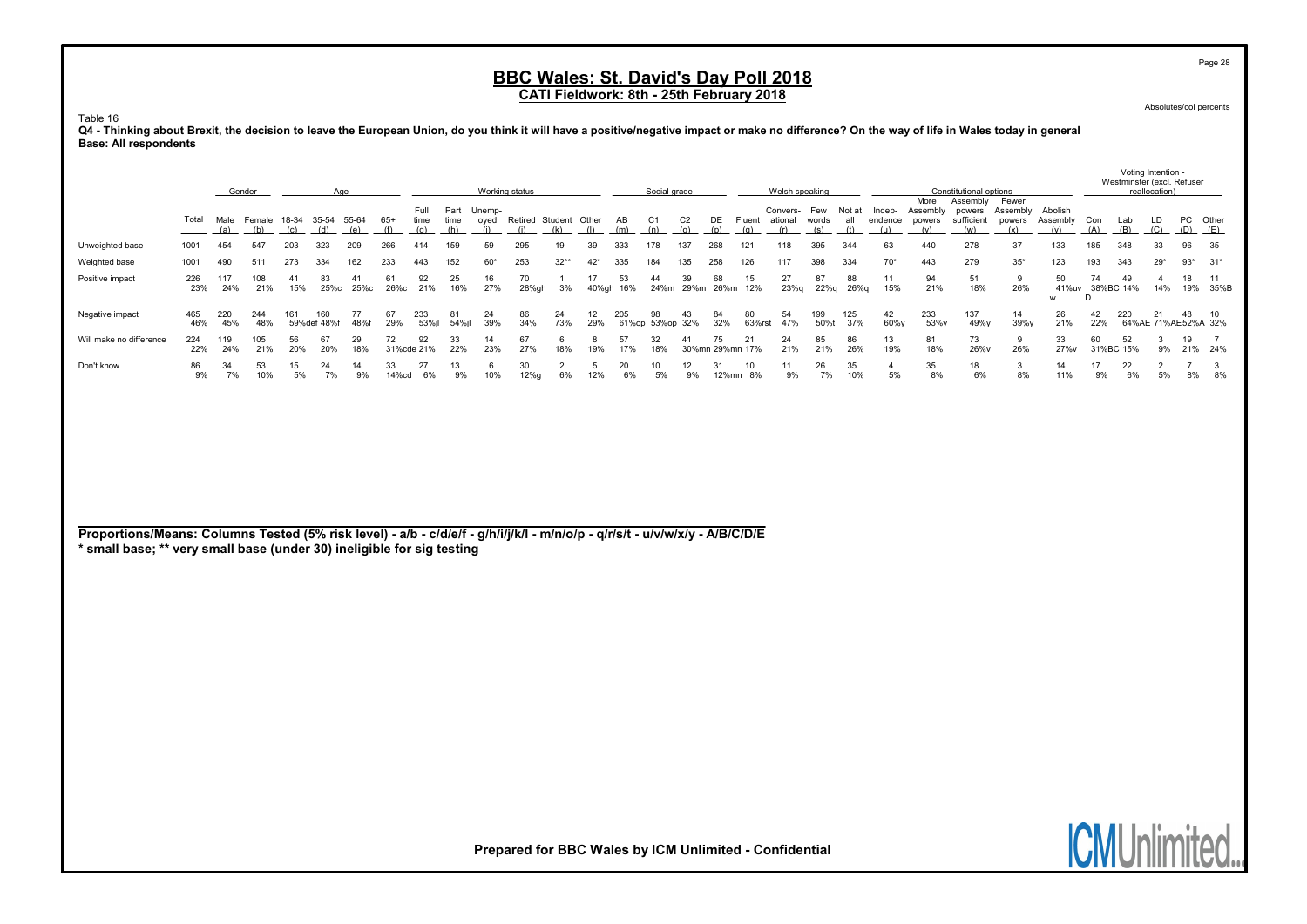# BBC Wales: St. David's Day Poll 2018

**CATI Fieldwork: 8th - 25th February 2018**

Absolutes/col percents

Table 16

**Q4 - Thinking about Brexit, the decision to leave the European Union, do you think it will have a positive/negative impact or make no difference? On the way of life in Wales today in general**

**Base: All respondents**

| | | Gender | | Age | | | | Working status | | | | | | Social grade | | | | Welsh speaking | | | Constitutional options | | | | | Voting Intention - Westminster (excl. Refuser reallocation) | | | | |
|---|---|---|---|---|---|---|---|---|---|---|---|---|---|---|---|---|---|---|---|---|---|---|---|---|---|---|---|---|---|---|
| | Total | Male (a) | Female (b) | 18-34 (c) | 35-54 (d) | 55-64 (e) | 65+ (f) | Full time (g) | Part time (h) | Unemp-loyed (i) | Retired (j) | Student (k) | Other (l) | AB (m) | C1 (n) | C2 (o) | DE (p) | Fluent (q) | Convers-ational (r) | Few words (s) | Not at all (t) | Indep-endence (u) | More Assembly powers (v) | Assembly powers sufficient (w) | Fewer Assembly powers (x) | Abolish Assembly (y) | Con (A) | Lab (B) | LD (C) | PC (D) | Other (E) |
| Unweighted base | 1001 | 454 | 547 | 203 | 323 | 209 | 266 | 414 | 159 | 59 | 295 | 19 | 39 | 333 | 178 | 137 | 268 | 121 | 118 | 395 | 344 | 63 | 440 | 278 | 37 | 133 | 185 | 348 | 33 | 96 | 35 |
| Weighted base | 1001 | 490 | 511 | 273 | 334 | 162 | 233 | 443 | 152 | 60* | 253 | 32** | 42* | 335 | 184 | 135 | 258 | 126 | 117 | 398 | 334 | 70* | 443 | 279 | 35* | 123 | 193 | 343 | 29* | 93* | 31* |
| Positive impact | 226<br>23% | 117<br>24% | 108<br>21% | 41<br>15% | 83<br>25%c | 41<br>25%c | 61<br>26%c | 92<br>21% | 25<br>16% | 16<br>27% | 70<br>28%gh | 1<br>3% | 17<br>40%gh | 53<br>16% | 44<br>24%m | 39<br>29%m | 68<br>26%m | 15<br>12% | 27<br>23%q | 87<br>22%q | 88<br>26%q | 11<br>15% | 94<br>21% | 51<br>18% | 9<br>26% | 50<br>41%uvw | 74<br>38%BCD | 49<br>14% | 4<br>14% | 18<br>19% | 11<br>35%B |
| Negative impact | 465<br>46% | 220<br>45% | 244<br>48% | 161<br>59%def | 160<br>48%f | 77<br>48%f | 67<br>29% | 233<br>53%jl | 81<br>54%jl | 24<br>39% | 86<br>34% | 24<br>73% | 12<br>29% | 205<br>61%op | 98<br>53%op | 43<br>32% | 84<br>32% | 80<br>63%rst | 54<br>47% | 199<br>50%t | 125<br>37% | 42<br>60%y | 233<br>53%y | 137<br>49%y | 14<br>39%y | 26<br>21% | 42<br>22% | 220<br>64%AE | 21<br>71%AE | 48<br>52%A | 10<br>32% |
| Will make no difference | 224<br>22% | 119<br>24% | 105<br>21% | 56<br>20% | 67<br>20% | 29<br>18% | 72<br>31%cde | 92<br>21% | 33<br>22% | 14<br>23% | 67<br>27% | 6<br>18% | 8<br>19% | 57<br>17% | 32<br>18% | 41<br>30%mn | 75<br>29%mn | 21<br>17% | 24<br>21% | 85<br>21% | 86<br>26% | 13<br>19% | 81<br>18% | 73<br>26%v | 9<br>26% | 33<br>27%v | 60<br>31%BC | 52<br>15% | 3<br>9% | 19<br>21% | 7<br>24% |
| Don't know | 86<br>9% | 34<br>7% | 53<br>10% | 15<br>5% | 24<br>7% | 14<br>9% | 33<br>14%cd | 27<br>6% | 13<br>9% | 6<br>10% | 30<br>12%g | 2<br>6% | 5<br>12% | 20<br>6% | 10<br>5% | 12<br>9% | 31<br>12%mn | 10<br>8% | 11<br>9% | 26<br>7% | 35<br>10% | 4<br>5% | 35<br>8% | 18<br>6% | 3<br>8% | 14<br>11% | 17<br>9% | 22<br>6% | 2<br>5% | 7<br>8% | 3<br>8% |

**Proportions/Means: Columns Tested (5% risk level) - a/b - c/d/e/f - g/h/i/j/k/l - m/n/o/p - q/r/s/t - u/v/w/x/y - A/B/C/D/E**
**\* small base; \*\* very small base (under 30) ineligible for sig testing**

Prepared for BBC Wales by ICM Unlimited - Confidential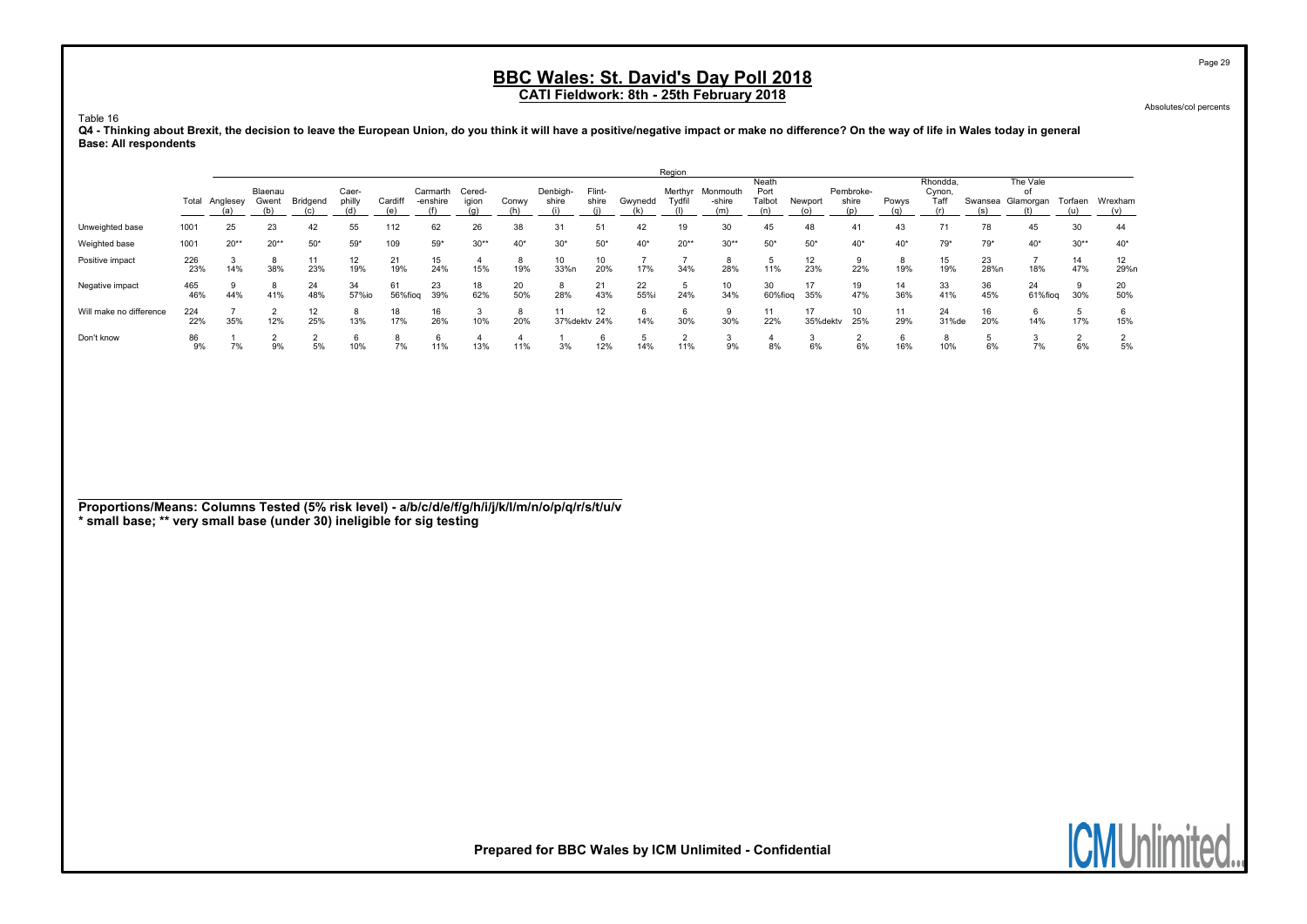# BBC Wales: St. David's Day Poll 2018

**CATI Fieldwork: 8th - 25th February 2018**

Absolutes/col percents

Table 16

**Q4 - Thinking about Brexit, the decision to leave the European Union, do you think it will have a positive/negative impact or make no difference? On the way of life in Wales today in general**
**Base: All respondents**

| | Total | Anglesey (a) | Blaenau Gwent (b) | Bridgend (c) | Caer-philly (d) | Cardiff (e) | Carmarth-enshire (f) | Cered-igion (g) | Conwy (h) | Denbigh-shire (i) | Flint-shire (j) | Gwynedd (k) | Merthyr Tydfil (l) | Monmouth-shire (m) | Neath Port Talbot (n) | Newport (o) | Pembroke-shire (p) | Powys (q) | Rhondda, Cynon, Taff (r) | Swansea (s) | The Vale of Glamorgan (t) | Torfaen (u) | Wrexham (v) |
|---|---|---|---|---|---|---|---|---|---|---|---|---|---|---|---|---|---|---|---|---|---|---|---|
| | | Region | | | | | | | | | | | | | | | | | | | | | |
| Unweighted base | 1001 | 25 | 23 | 42 | 55 | 112 | 62 | 26 | 38 | 31 | 51 | 42 | 19 | 30 | 45 | 48 | 41 | 43 | 71 | 78 | 45 | 30 | 44 |
| Weighted base | 1001 | 20** | 20** | 50* | 59* | 109 | 59* | 30** | 40* | 30* | 50* | 40* | 20** | 30** | 50* | 50* | 40* | 40* | 79* | 79* | 40* | 30** | 40* |
| Positive impact | 226 | 3 | 8 | 11 | 12 | 21 | 15 | 4 | 8 | 10 | 10 | 7 | 7 | 8 | 5 | 12 | 9 | 8 | 15 | 23 | 7 | 14 | 12 |
| | 23% | 14% | 38% | 23% | 19% | 19% | 24% | 15% | 19% | 33%n | 20% | 17% | 34% | 28% | 11% | 23% | 22% | 19% | 19% | 28%n | 18% | 47% | 29%n |
| Negative impact | 465 | 9 | 8 | 24 | 34 | 61 | 23 | 18 | 20 | 8 | 21 | 22 | 5 | 10 | 30 | 17 | 19 | 14 | 33 | 36 | 24 | 9 | 20 |
| | 46% | 44% | 41% | 48% | 57%io | 56%fioq | 39% | 62% | 50% | 28% | 43% | 55%i | 24% | 34% | 60%fioq | 35% | 47% | 36% | 41% | 45% | 61%fioq | 30% | 50% |
| Will make no difference | 224 | 7 | 2 | 12 | 8 | 18 | 16 | 3 | 8 | 11 | 12 | 6 | 6 | 9 | 11 | 17 | 10 | 11 | 24 | 16 | 6 | 5 | 6 |
| | 22% | 35% | 12% | 25% | 13% | 17% | 26% | 10% | 20% | 37%dektv | 24% | 14% | 30% | 30% | 22% | 35%dektv | 25% | 29% | 31%de | 20% | 14% | 17% | 15% |
| Don't know | 86 | 1 | 2 | 2 | 6 | 8 | 6 | 4 | 4 | 1 | 6 | 5 | 2 | 3 | 4 | 3 | 2 | 6 | 8 | 5 | 3 | 2 | 2 |
| | 9% | 7% | 9% | 5% | 10% | 7% | 11% | 13% | 11% | 3% | 12% | 14% | 11% | 9% | 8% | 6% | 6% | 16% | 10% | 6% | 7% | 6% | 5% |

**Proportions/Means: Columns Tested (5% risk level) - a/b/c/d/e/f/g/h/i/j/k/l/m/n/o/p/q/r/s/t/u/v**
**\* small base; \*\* very small base (under 30) ineligible for sig testing**

**Prepared for BBC Wales by ICM Unlimited - Confidential**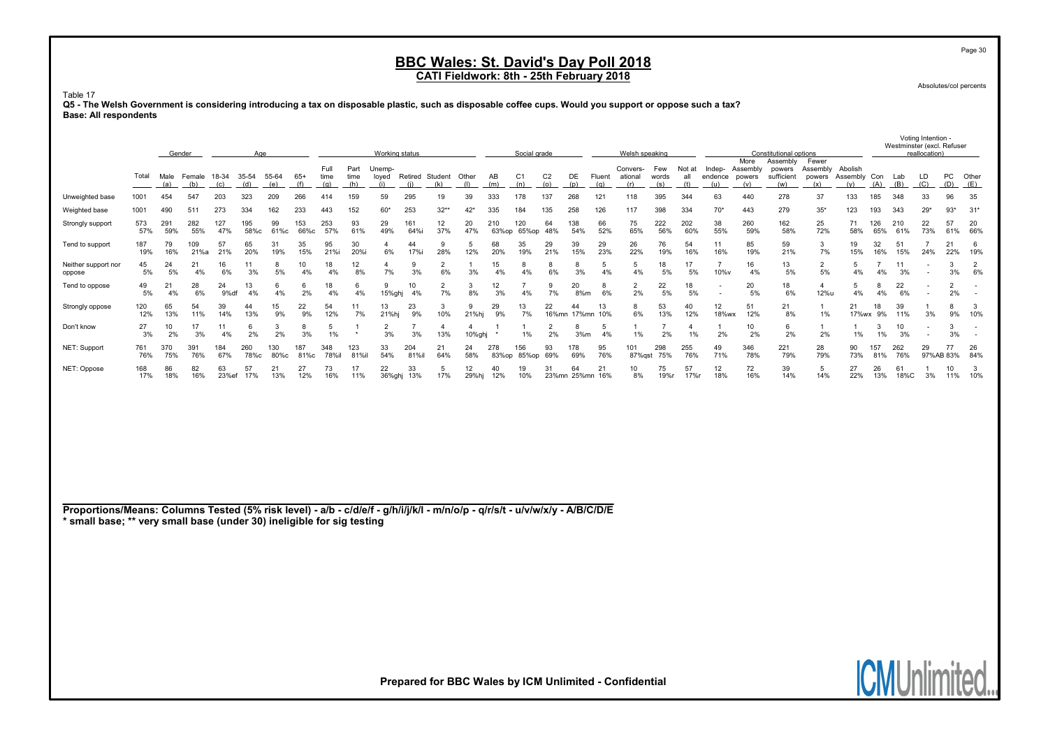# BBC Wales: St. David's Day Poll 2018

**CATI Fieldwork: 8th - 25th February 2018**

Absolutes/col percents

Table 17

**Q5 - The Welsh Government is considering introducing a tax on disposable plastic, such as disposable coffee cups. Would you support or oppose such a tax?**
**Base: All respondents**

| | | Gender | | Age | | | | Working status | | | | | | Social grade | | | | Welsh speaking | | | | Constitutional options | | | | | Voting Intention - Westminster (excl. Refuser reallocation) | | | | |
|---|---|---|---|---|---|---|---|---|---|---|---|---|---|---|---|---|---|---|---|---|---|---|---|---|---|---|---|---|---|---|---|
| | Total | Male (a) | Female (b) | 18-34 (c) | 35-54 (d) | 55-64 (e) | 65+ (f) | Full time (g) | Part time (h) | Unemployed (i) | Retired (j) | Student (k) | Other (l) | AB (m) | C1 (n) | C2 (o) | DE (p) | Fluent (q) | Conversational (r) | Few words (s) | Not at all (t) | Independence (u) | More Assembly powers (v) | Assembly powers sufficient (w) | Fewer Assembly powers (x) | Abolish Assembly (y) | Con (A) | Lab (B) | LD (C) | PC (D) | Other (E) |
| Unweighted base | 1001 | 454 | 547 | 203 | 323 | 209 | 266 | 414 | 159 | 59 | 295 | 19 | 39 | 333 | 178 | 137 | 268 | 121 | 118 | 395 | 344 | 63 | 440 | 278 | 37 | 133 | 185 | 348 | 33 | 96 | 35 |
| Weighted base | 1001 | 490 | 511 | 273 | 334 | 162 | 233 | 443 | 152 | 60* | 253 | 32** | 42* | 335 | 184 | 135 | 258 | 126 | 117 | 398 | 334 | 70* | 443 | 279 | 35* | 123 | 193 | 343 | 29* | 93* | 31* |
| Strongly support | 573 | 291 | 282 | 127 | 195 | 99 | 153 | 253 | 93 | 29 | 161 | 12 | 20 | 210 | 120 | 64 | 138 | 66 | 75 | 222 | 202 | 38 | 260 | 162 | 25 | 71 | 126 | 210 | 22 | 57 | 20 |
| | 57% | 59% | 55% | 47% | 58%c | 61%c | 66%c | 57% | 61% | 49% | 64%i | 37% | 47% | 63%op | 65%op | 48% | 54% | 52% | 65% | 56% | 60% | 55% | 59% | 58% | 72% | 58% | 65% | 61% | 73% | 61% | 66% |
| Tend to support | 187 | 79 | 109 | 57 | 65 | 31 | 35 | 95 | 30 | 4 | 44 | 9 | 5 | 68 | 35 | 29 | 39 | 29 | 26 | 76 | 54 | 11 | 85 | 59 | 3 | 19 | 32 | 51 | 7 | 21 | 6 |
| | 19% | 16% | 21%a | 21% | 20% | 19% | 15% | 21%i | 20%i | 6% | 17%i | 28% | 12% | 20% | 19% | 21% | 15% | 23% | 22% | 19% | 16% | 16% | 19% | 21% | 7% | 15% | 16% | 15% | 24% | 22% | 19% |
| Neither support nor oppose | 45 | 24 | 21 | 16 | 11 | 8 | 10 | 18 | 12 | 4 | 9 | 2 | 1 | 15 | 8 | 8 | 8 | 5 | 5 | 18 | 17 | 7 | 16 | 13 | 2 | 5 | 7 | 11 | - | 3 | 2 |
| | 5% | 5% | 4% | 6% | 3% | 5% | 4% | 4% | 8% | 7% | 3% | 6% | 3% | 4% | 4% | 6% | 3% | 4% | 4% | 5% | 5% | 10%v | 4% | 5% | 5% | 4% | 4% | 3% | - | 3% | 6% |
| Tend to oppose | 49 | 21 | 28 | 24 | 13 | 6 | 6 | 18 | 6 | 9 | 10 | 2 | 3 | 12 | 7 | 9 | 20 | 8 | 2 | 22 | 18 | - | 20 | 18 | 4 | 5 | 8 | 22 | - | 2 | - |
| | 5% | 4% | 6% | 9%df | 4% | 4% | 2% | 4% | 4% | 15%ghj | 4% | 7% | 8% | 3% | 4% | 7% | 8%m | 6% | 2% | 5% | 5% | - | 5% | 6% | 12%u | 4% | 4% | 6% | - | 2% | - |
| Strongly oppose | 120 | 65 | 54 | 39 | 44 | 15 | 22 | 54 | 11 | 13 | 23 | 3 | 9 | 29 | 13 | 22 | 44 | 13 | 8 | 53 | 40 | 12 | 51 | 21 | 1 | 21 | 18 | 39 | 1 | 8 | 3 |
| | 12% | 13% | 11% | 14% | 13% | 9% | 9% | 12% | 7% | 21%hj | 9% | 10% | 21%hj | 9% | 7% | 16%mn | 17%mn | 10% | 6% | 13% | 12% | 18%wx | 12% | 8% | 1% | 17%wx | 9% | 11% | 3% | 9% | 10% |
| Don't know | 27 | 10 | 17 | 11 | 6 | 3 | 8 | 5 | 1 | 2 | 7 | 4 | 4 | 1 | 1 | 2 | 8 | 5 | 1 | 7 | 4 | 1 | 10 | 6 | 1 | 1 | 3 | 10 | - | 3 | - |
| | 3% | 2% | 3% | 4% | 2% | 2% | 3% | 1% | * | 3% | 3% | 13% | 10%ghj | * | 1% | 2% | 3%m | 4% | 1% | 2% | 1% | 2% | 2% | 2% | 2% | 1% | 1% | 3% | - | 3% | - |
| NET: Support | 761 | 370 | 391 | 184 | 260 | 130 | 187 | 348 | 123 | 33 | 204 | 21 | 24 | 278 | 156 | 93 | 178 | 95 | 101 | 298 | 255 | 49 | 346 | 221 | 28 | 90 | 157 | 262 | 29 | 77 | 26 |
| | 76% | 75% | 76% | 67% | 78%c | 80%c | 81%c | 78%il | 81%il | 54% | 81%il | 64% | 58% | 83%op | 85%op | 69% | 69% | 76% | 87%qst | 75% | 76% | 71% | 78% | 79% | 79% | 73% | 81% | 76% | 97%AB | 83% | 84% |
| NET: Oppose | 168 | 86 | 82 | 63 | 57 | 21 | 27 | 73 | 17 | 22 | 33 | 5 | 12 | 40 | 19 | 31 | 64 | 21 | 10 | 75 | 57 | 12 | 72 | 39 | 5 | 27 | 26 | 61 | 1 | 10 | 3 |
| | 17% | 18% | 16% | 23%ef | 17% | 13% | 12% | 16% | 11% | 36%ghj | 13% | 17% | 29%hj | 12% | 10% | 23%mn | 25%mn | 16% | 8% | 19%r | 17%r | 18% | 16% | 14% | 14% | 22% | 13% | 18%C | 3% | 11% | 10% |

**Proportions/Means: Columns Tested (5% risk level) - a/b - c/d/e/f - g/h/i/j/k/l - m/n/o/p - q/r/s/t - u/v/w/x/y - A/B/C/D/E**
*** small base; ** very small base (under 30) ineligible for sig testing**

Prepared for BBC Wales by ICM Unlimited - Confidential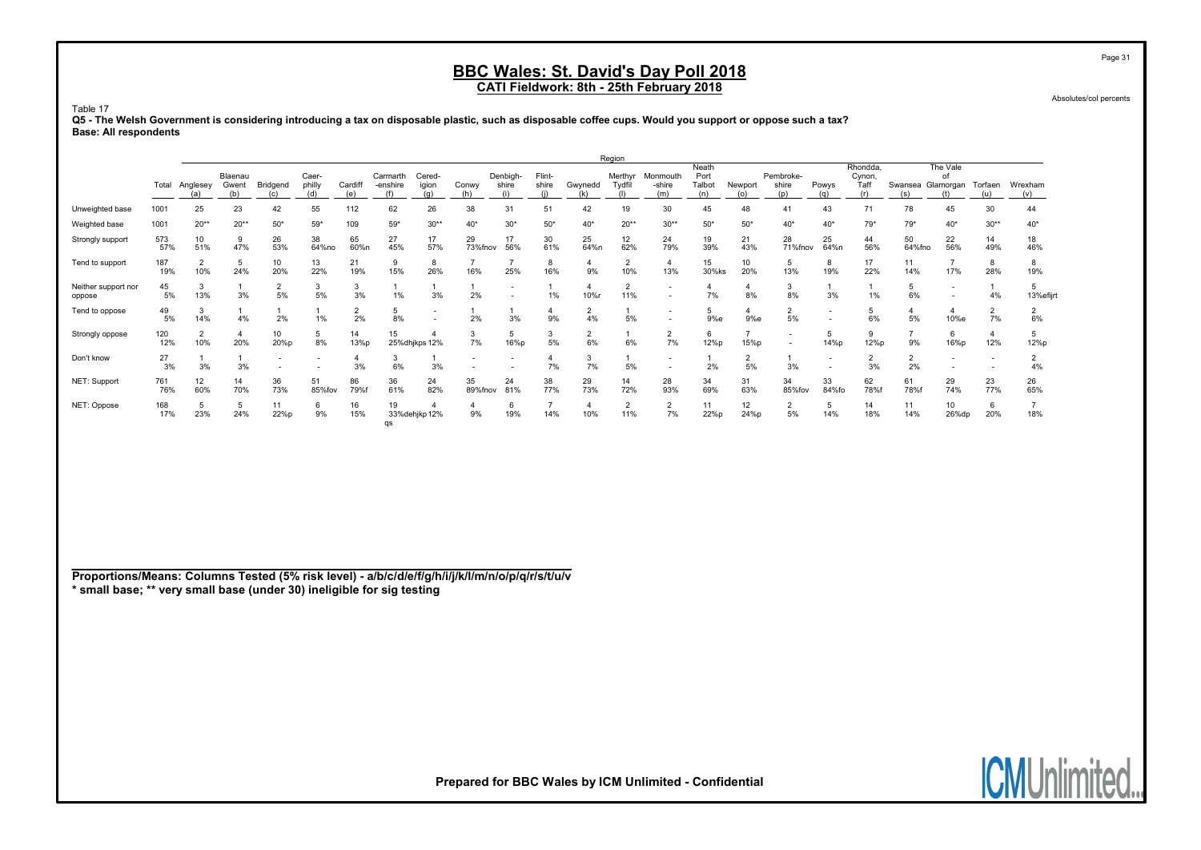## BBC Wales: St. David's Day Poll 2018

**CATI Fieldwork: 8th - 25th February 2018**

Absolutes/col percents

Table 17

**Q5 - The Welsh Government is considering introducing a tax on disposable plastic, such as disposable coffee cups. Would you support or oppose such a tax?**

**Base: All respondents**

| | | Region | | | | | | | | | | | | | | | | | | | | | |
|---|---|---|---|---|---|---|---|---|---|---|---|---|---|---|---|---|---|---|---|---|---|---|---|
| | Total | Anglesey (a) | Blaenau Gwent (b) | Bridgend (c) | Caer-philly (d) | Cardiff (e) | Carmarth-enshire (f) | Cered-igion (g) | Conwy (h) | Denbigh-shire (i) | Flint-shire (j) | Gwynedd (k) | Merthyr Tydfil (l) | Monmouth-shire (m) | Neath Port Talbot (n) | Newport (o) | Pembroke-shire (p) | Powys (q) | Rhondda, Cynon, Taff (r) | Swansea (s) | The Vale of Glamorgan (t) | Torfaen (u) | Wrexham (v) |
| Unweighted base | 1001 | 25 | 23 | 42 | 55 | 112 | 62 | 26 | 38 | 31 | 51 | 42 | 19 | 30 | 45 | 48 | 41 | 43 | 71 | 78 | 45 | 30 | 44 |
| Weighted base | 1001 | 20** | 20** | 50* | 59* | 109 | 59* | 30** | 40* | 30* | 50* | 40* | 20** | 30** | 50* | 50* | 40* | 40* | 79* | 79* | 40* | 30** | 40* |
| Strongly support | 573<br>57% | 10<br>51% | 9<br>47% | 26<br>53% | 38<br>64%no | 65<br>60%n | 27<br>45% | 17<br>57% | 29<br>73%fnov | 17<br>56% | 30<br>61% | 25<br>64%n | 12<br>62% | 24<br>79% | 19<br>39% | 21<br>43% | 28<br>71%fnov | 25<br>64%n | 44<br>56% | 50<br>64%fno | 22<br>56% | 14<br>49% | 18<br>46% |
| Tend to support | 187<br>19% | 2<br>10% | 5<br>24% | 10<br>20% | 13<br>22% | 21<br>19% | 9<br>15% | 8<br>26% | 7<br>16% | 7<br>25% | 8<br>16% | 4<br>9% | 2<br>10% | 4<br>13% | 15<br>30%ks | 10<br>20% | 5<br>13% | 8<br>19% | 17<br>22% | 11<br>14% | 7<br>17% | 8<br>28% | 8<br>19% |
| Neither support nor oppose | 45<br>5% | 3<br>13% | 1<br>3% | 2<br>5% | 3<br>5% | 3<br>3% | 1<br>1% | 1<br>3% | 1<br>2% | -<br>- | 1<br>1% | 4<br>10%r | 2<br>11% | -<br>- | 4<br>7% | 4<br>8% | 3<br>8% | 1<br>3% | 1<br>1% | 5<br>6% | -<br>- | 1<br>4% | 5<br>13%efijrt |
| Tend to oppose | 49<br>5% | 3<br>14% | 1<br>4% | 1<br>2% | 1<br>1% | 2<br>2% | 5<br>8% | -<br>- | 1<br>2% | 1<br>3% | 4<br>9% | 2<br>4% | 1<br>5% | -<br>- | 5<br>9%e | 4<br>9%e | 2<br>5% | -<br>- | 5<br>6% | 4<br>5% | 4<br>10%e | 2<br>7% | 2<br>6% |
| Strongly oppose | 120<br>12% | 2<br>10% | 4<br>20% | 10<br>20%p | 5<br>8% | 14<br>13%p | 15<br>25%dhjkps | 4<br>12% | 3<br>7% | 5<br>16%p | 3<br>5% | 2<br>6% | 1<br>6% | 2<br>7% | 6<br>12%p | 7<br>15%p | -<br>- | 5<br>14%p | 9<br>12%p | 7<br>9% | 6<br>16%p | 4<br>12% | 5<br>12%p |
| Don't know | 27<br>3% | 1<br>3% | 1<br>3% | -<br>- | -<br>- | 4<br>3% | 3<br>6% | 1<br>3% | -<br>- | -<br>- | 4<br>7% | 3<br>7% | 1<br>5% | -<br>- | 1<br>2% | 2<br>5% | 1<br>3% | -<br>- | 2<br>3% | 2<br>2% | -<br>- | -<br>- | 2<br>4% |
| NET: Support | 761<br>76% | 12<br>60% | 14<br>70% | 36<br>73% | 51<br>85%fov | 86<br>79%f | 36<br>61% | 24<br>82% | 35<br>89%fnov | 24<br>81% | 38<br>77% | 29<br>73% | 14<br>72% | 28<br>93% | 34<br>69% | 31<br>63% | 34<br>85%fov | 33<br>84%fo | 62<br>78%f | 61<br>78%f | 29<br>74% | 23<br>77% | 26<br>65% |
| NET: Oppose | 168<br>17% | 5<br>23% | 5<br>24% | 11<br>22%p | 6<br>9% | 16<br>15% | 19<br>33%dehjkp qs | 4<br>12% | 4<br>9% | 6<br>19% | 7<br>14% | 4<br>10% | 2<br>11% | 2<br>7% | 11<br>22%p | 12<br>24%p | 2<br>5% | 5<br>14% | 14<br>18% | 11<br>14% | 10<br>26%dp | 6<br>20% | 7<br>18% |

**Proportions/Means: Columns Tested (5% risk level) - a/b/c/d/e/f/g/h/i/j/k/l/m/n/o/p/q/r/s/t/u/v**
**\* small base; \*\* very small base (under 30) ineligible for sig testing**

**Prepared for BBC Wales by ICM Unlimited - Confidential**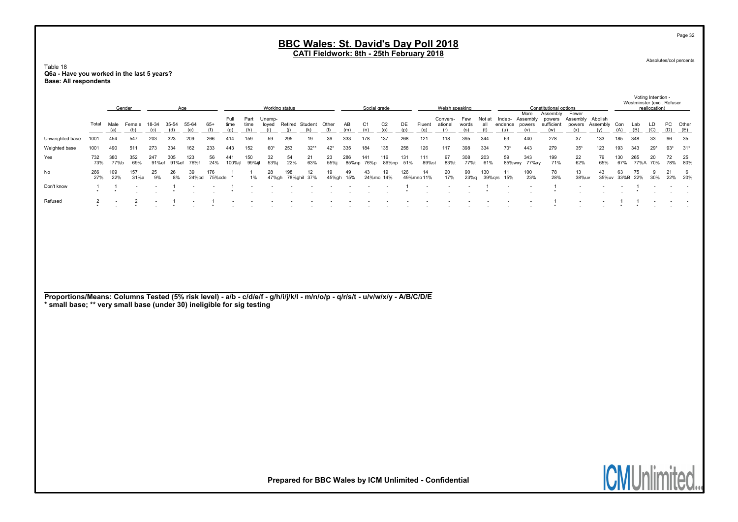# BBC Wales: St. David's Day Poll 2018

**CATI Fieldwork: 8th - 25th February 2018**

Absolutes/col percents

Table 18
**Q6a - Have you worked in the last 5 years?**
**Base: All respondents**

| | | Gender | | Age | | | | Working status | | | | | | Social grade | | | | Welsh speaking | | | | Constitutional options | | | | | Voting Intention - Westminster (excl. Refuser reallocation) | | | | |
|---|---|---|---|---|---|---|---|---|---|---|---|---|---|---|---|---|---|---|---|---|---|---|---|---|---|---|---|---|---|---|---|
| | Total | Male (a) | Female (b) | 18-34 (c) | 35-54 (d) | 55-64 (e) | 65+ (f) | Full time (g) | Part time (h) | Unemp-loyed (i) | Retired (j) | Student (k) | Other (l) | AB (m) | C1 (n) | C2 (o) | DE (p) | Fluent (q) | Convers-ational (r) | Few words (s) | Not at all (t) | Indep-endence (u) | More Assembly powers (v) | Assembly powers sufficient (w) | Fewer Assembly powers (x) | Abolish Assembly (y) | Con (A) | Lab (B) | LD (C) | PC (D) | Other (E) |
| Unweighted base | 1001 | 454 | 547 | 203 | 323 | 209 | 266 | 414 | 159 | 59 | 295 | 19 | 39 | 333 | 178 | 137 | 268 | 121 | 118 | 395 | 344 | 63 | 440 | 278 | 37 | 133 | 185 | 348 | 33 | 96 | 35 |
| Weighted base | 1001 | 490 | 511 | 273 | 334 | 162 | 233 | 443 | 152 | 60* | 253 | 32** | 42* | 335 | 184 | 135 | 258 | 126 | 117 | 398 | 334 | 70* | 443 | 279 | 35* | 123 | 193 | 343 | 29* | 93* | 31* |
| Yes | 732 | 380 | 352 | 247 | 305 | 123 | 56 | 441 | 150 | 32 | 54 | 21 | 23 | 286 | 141 | 116 | 131 | 111 | 97 | 308 | 203 | 59 | 343 | 199 | 22 | 79 | 130 | 265 | 20 | 72 | 25 |
| | 73% | 77%b | 69% | 91%ef | 91%ef | 76%f | 24% | 100%ijl | 99%ijl | 53%j | 22% | 63% | 55%j | 85%np | 76%p | 86%np | 51% | 89%st | 83%t | 77%t | 61% | 85%wxy | 77%xy | 71% | 62% | 65% | 67% | 77%A | 70% | 78% | 80% |
| No | 266 | 109 | 157 | 25 | 26 | 39 | 176 | 1 | 1 | 28 | 198 | 12 | 19 | 49 | 43 | 19 | 126 | 14 | 20 | 90 | 130 | 11 | 100 | 78 | 13 | 43 | 63 | 75 | 9 | 21 | 6 |
| | 27% | 22% | 31%a | 9% | 8% | 24%cd | 75%cde | * | 1% | 47%gh | 78%ghil | 37% | 45%gh | 15% | 24%mo | 14% | 49%mno | 11% | 17% | 23%q | 39%qrs | 15% | 23% | 28% | 38%uv | 35%uv | 33%B | 22% | 30% | 22% | 20% |
| Don't know | 1 | 1 | - | - | 1 | - | - | 1 | - | - | - | - | - | - | - | - | 1 | - | - | - | 1 | - | - | 1 | - | - | - | 1 | - | - | - |
| | * | * | - | - | * | - | - | * | - | - | - | - | - | - | - | - | * | - | - | - | * | - | - | * | - | - | - | * | - | - | - |
| Refused | 2 | - | 2 | - | 1 | - | 1 | - | - | - | - | - | - | - | - | - | - | - | - | - | - | - | - | 1 | - | - | 1 | 1 | - | - | - |
| | * | - | * | - | * | - | * | - | - | - | - | - | - | - | - | - | - | - | - | - | - | - | - | * | - | - | * | * | - | - | - |

**Proportions/Means: Columns Tested (5% risk level) - a/b - c/d/e/f - g/h/i/j/k/l - m/n/o/p - q/r/s/t - u/v/w/x/y - A/B/C/D/E**
**\* small base; \*\* very small base (under 30) ineligible for sig testing**

**Prepared for BBC Wales by ICM Unlimited - Confidential**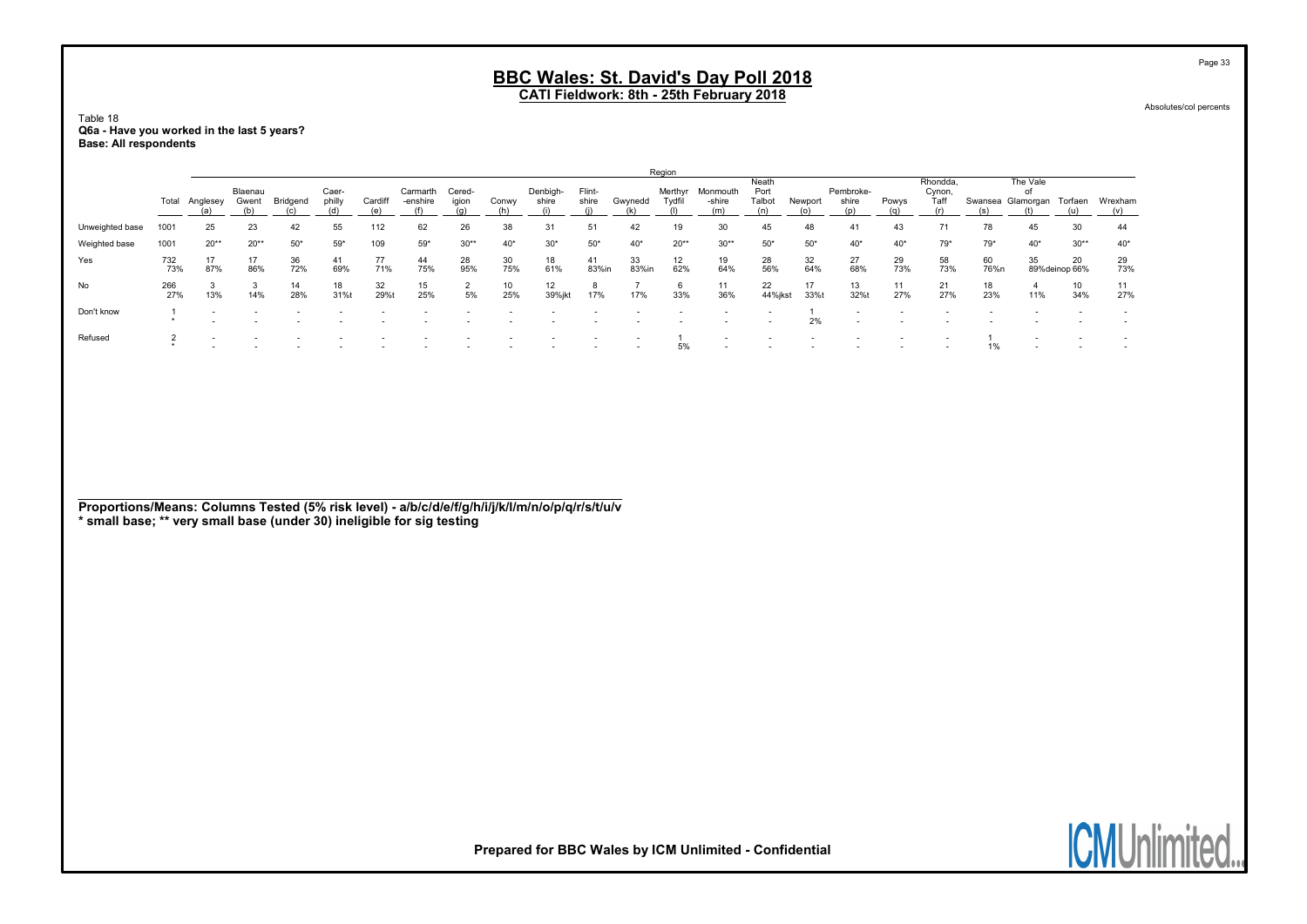## BBC Wales: St. David's Day Poll 2018
### CATI Fieldwork: 8th - 25th February 2018

Absolutes/col percents

Table 18
**Q6a - Have you worked in the last 5 years?**
**Base: All respondents**

| | | Region | | | | | | | | | | | | | | | | | | | | | |
|---|---|---|---|---|---|---|---|---|---|---|---|---|---|---|---|---|---|---|---|---|---|---|---|
| | Total | Anglesey (a) | Blaenau Gwent (b) | Bridgend (c) | Caer-philly (d) | Cardiff (e) | Carmarth-enshire (f) | Cered-igion (g) | Conwy (h) | Denbigh-shire (i) | Flint-shire (j) | Gwynedd (k) | Merthyr Tydfil (l) | Monmouth-shire (m) | Neath Port Talbot (n) | Newport (o) | Pembroke-shire (p) | Powys (q) | Rhondda, Cynon, Taff (r) | Swansea (s) | The Vale of Glamorgan (t) | Torfaen (u) | Wrexham (v) |
| Unweighted base | 1001 | 25 | 23 | 42 | 55 | 112 | 62 | 26 | 38 | 31 | 51 | 42 | 19 | 30 | 45 | 48 | 41 | 43 | 71 | 78 | 45 | 30 | 44 |
| Weighted base | 1001 | 20** | 20** | 50* | 59* | 109 | 59* | 30** | 40* | 30* | 50* | 40* | 20** | 30** | 50* | 50* | 40* | 40* | 79* | 79* | 40* | 30** | 40* |
| Yes | 732 | 17 | 17 | 36 | 41 | 77 | 44 | 28 | 30 | 18 | 41 | 33 | 12 | 19 | 28 | 32 | 27 | 29 | 58 | 60 | 35 | 20 | 29 |
| | 73% | 87% | 86% | 72% | 69% | 71% | 75% | 95% | 75% | 61% | 83%in | 83%in | 62% | 64% | 56% | 64% | 68% | 73% | 73% | 76%n | 89%deinop | 66% | 73% |
| No | 266 | 3 | 3 | 14 | 18 | 32 | 15 | 2 | 10 | 12 | 8 | 7 | 6 | 11 | 22 | 17 | 13 | 11 | 21 | 18 | 4 | 10 | 11 |
| | 27% | 13% | 14% | 28% | 31%t | 29%t | 25% | 5% | 25% | 39%jkt | 17% | 17% | 33% | 36% | 44%jkst | 33%t | 32%t | 27% | 27% | 23% | 11% | 34% | 27% |
| Don't know | 1 | - | - | - | - | - | - | - | - | - | - | - | - | - | - | 1 | - | - | - | - | - | - | - |
| | * | - | - | - | - | - | - | - | - | - | - | - | - | - | - | 2% | - | - | - | - | - | - | - |
| Refused | 2 | - | - | - | - | - | - | - | - | - | - | - | 1 | - | - | - | - | - | - | 1 | - | - | - |
| | * | - | - | - | - | - | - | - | - | - | - | - | 5% | - | - | - | - | - | - | 1% | - | - | - |

**Proportions/Means: Columns Tested (5% risk level) - a/b/c/d/e/f/g/h/i/j/k/l/m/n/o/p/q/r/s/t/u/v**
**\* small base; \*\* very small base (under 30) ineligible for sig testing**

**Prepared for BBC Wales by ICM Unlimited - Confidential**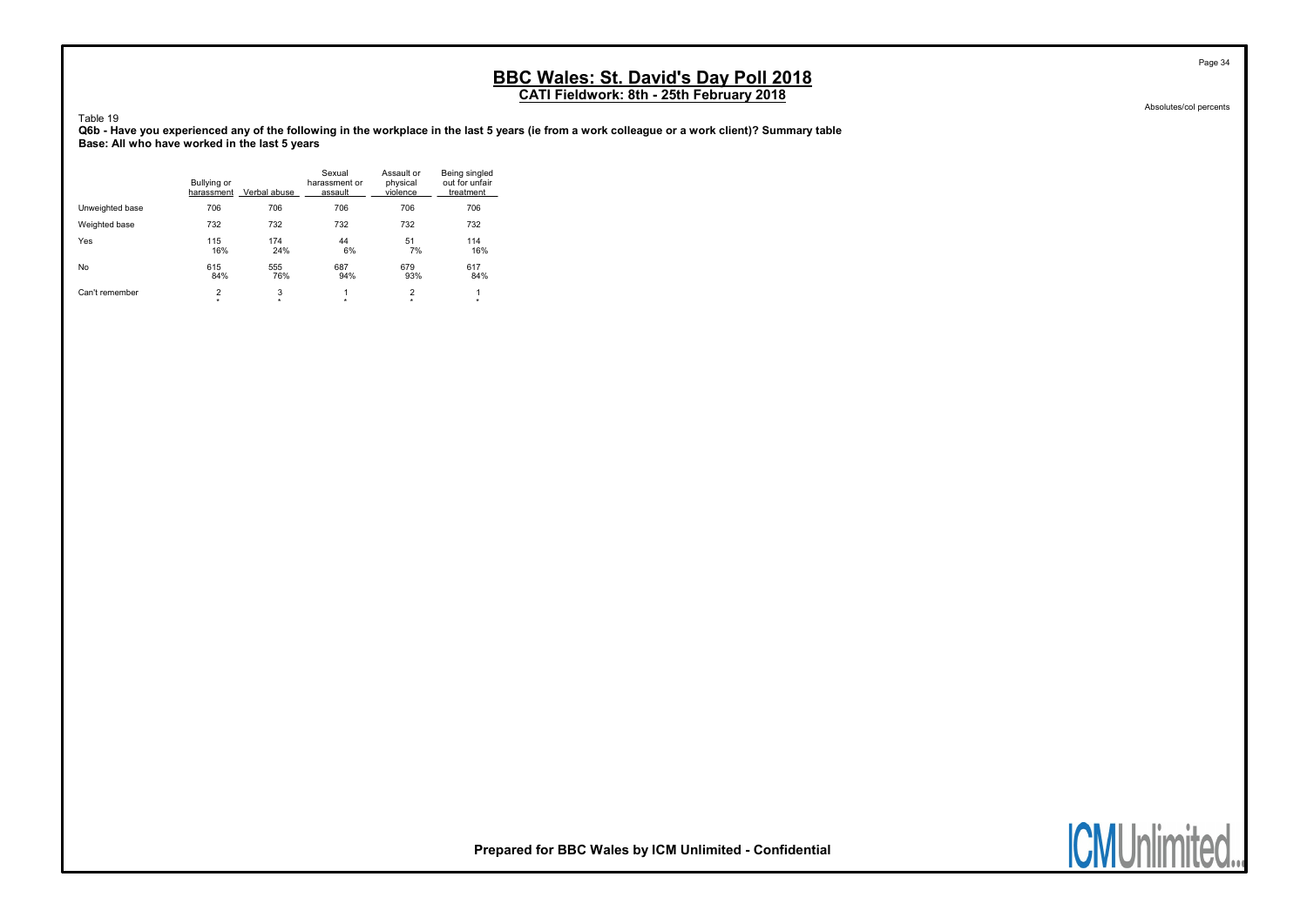# BBC Wales: St. David's Day Poll 2018

## CATI Fieldwork: 8th - 25th February 2018

Absolutes/col percents

Table 19

**Q6b - Have you experienced any of the following in the workplace in the last 5 years (ie from a work colleague or a work client)? Summary table**
**Base: All who have worked in the last 5 years**

| | Bullying or harassment | Verbal abuse | Sexual harassment or assault | Assault or physical violence | Being singled out for unfair treatment |
|---|---|---|---|---|---|
| Unweighted base | 706 | 706 | 706 | 706 | 706 |
| Weighted base | 732 | 732 | 732 | 732 | 732 |
| Yes | 115<br>16% | 174<br>24% | 44<br>6% | 51<br>7% | 114<br>16% |
| No | 615<br>84% | 555<br>76% | 687<br>94% | 679<br>93% | 617<br>84% |
| Can't remember | 2<br>* | 3<br>* | 1<br>* | 2<br>* | 1<br>* |

**Prepared for BBC Wales by ICM Unlimited - Confidential**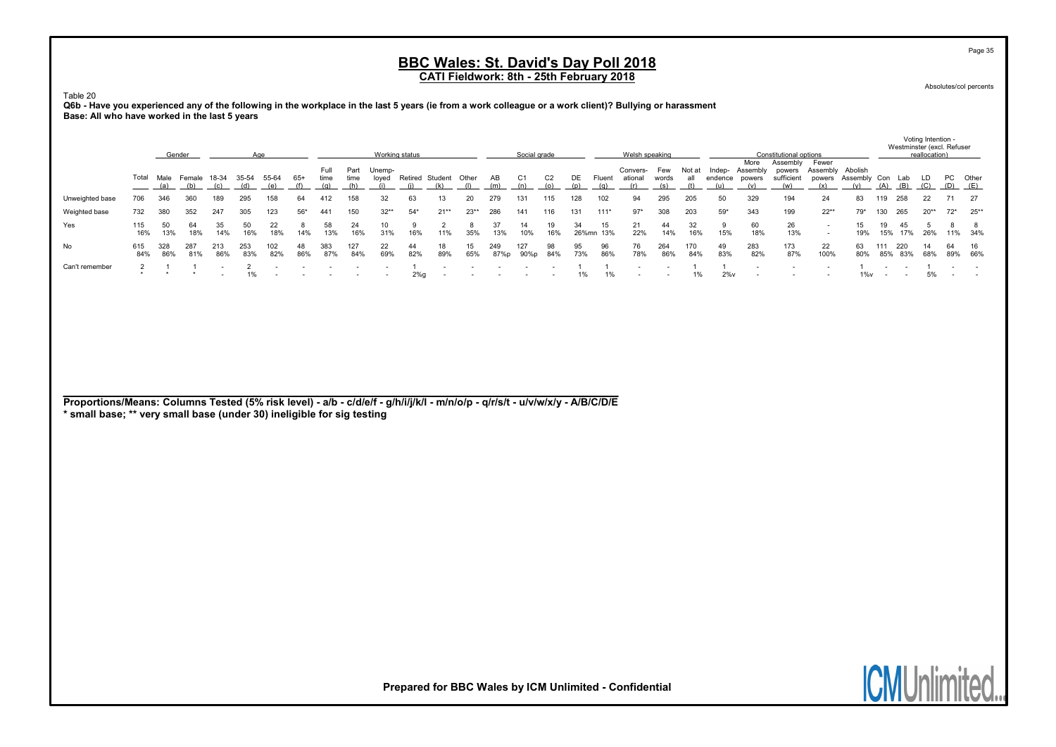# BBC Wales: St. David's Day Poll 2018

## CATI Fieldwork: 8th - 25th February 2018

Absolutes/col percents

Table 20

**Q6b - Have you experienced any of the following in the workplace in the last 5 years (ie from a work colleague or a work client)? Bullying or harassment**
**Base: All who have worked in the last 5 years**

| | Total | Gender | | Age | | | | Working status | | | | | | Social grade | | | | Welsh speaking | | | | Constitutional options | | | | | Voting Intention - Westminster (excl. Refuser reallocation) | | | | |
|---|---|---|---|---|---|---|---|---|---|---|---|---|---|---|---|---|---|---|---|---|---|---|---|---|---|---|---|---|---|---|---|
| | | Male (a) | Female (b) | 18-34 (c) | 35-54 (d) | 55-64 (e) | 65+ (f) | Full time (g) | Part time (h) | Unemp-loyed (i) | Retired (j) | Student (k) | Other (l) | AB (m) | C1 (n) | C2 (o) | DE (p) | Fluent (q) | Convers-ational (r) | Few words (s) | Not at all (t) | Indep-endence (u) | More Assembly powers (v) | Assembly powers sufficient (w) | Fewer Assembly powers (x) | Abolish Assembly (y) | Con (A) | Lab (B) | LD (C) | PC (D) | Other (E) |
| Unweighted base | 706 | 346 | 360 | 189 | 295 | 158 | 64 | 412 | 158 | 32 | 63 | 13 | 20 | 279 | 131 | 115 | 128 | 102 | 94 | 295 | 205 | 50 | 329 | 194 | 24 | 83 | 119 | 258 | 22 | 71 | 27 |
| Weighted base | 732 | 380 | 352 | 247 | 305 | 123 | 56* | 441 | 150 | 32** | 54* | 21** | 23** | 286 | 141 | 116 | 131 | 111* | 97* | 308 | 203 | 59* | 343 | 199 | 22** | 79* | 130 | 265 | 20** | 72* | 25** |
| Yes | 115<br>16% | 50<br>13% | 64<br>18% | 35<br>14% | 50<br>16% | 22<br>18% | 8<br>14% | 58<br>13% | 24<br>16% | 10<br>31% | 9<br>16% | 2<br>11% | 8<br>35% | 37<br>13% | 14<br>10% | 19<br>16% | 34<br>26%mn | 15<br>13% | 21<br>22% | 44<br>14% | 32<br>16% | 9<br>15% | 60<br>18% | 26<br>13% | -<br>- | 15<br>19% | 19<br>15% | 45<br>17% | 5<br>26% | 8<br>11% | 8<br>34% |
| No | 615<br>84% | 328<br>86% | 287<br>81% | 213<br>86% | 253<br>83% | 102<br>82% | 48<br>86% | 383<br>87% | 127<br>84% | 22<br>69% | 44<br>82% | 18<br>89% | 15<br>65% | 249<br>87%p | 127<br>90%p | 98<br>84% | 95<br>73% | 96<br>86% | 76<br>78% | 264<br>86% | 170<br>84% | 49<br>83% | 283<br>82% | 173<br>87% | 22<br>100% | 63<br>80% | 111<br>85% | 220<br>83% | 14<br>68% | 64<br>89% | 16<br>66% |
| Can't remember | 2<br>* | 1<br>* | 1<br>* | -<br>- | 2<br>1% | -<br>- | -<br>- | -<br>- | -<br>- | -<br>- | 1<br>2%g | -<br>- | -<br>- | -<br>- | -<br>- | -<br>- | 1<br>1% | 1<br>1% | -<br>- | -<br>- | 1<br>1% | 1<br>2%v | -<br>- | -<br>- | -<br>- | 1<br>1%v | -<br>- | -<br>- | 1<br>5% | -<br>- | -<br>- |

**Proportions/Means: Columns Tested (5% risk level) - a/b - c/d/e/f - g/h/i/j/k/l - m/n/o/p - q/r/s/t - u/v/w/x/y - A/B/C/D/E**
**\* small base; \*\* very small base (under 30) ineligible for sig testing**

**Prepared for BBC Wales by ICM Unlimited - Confidential**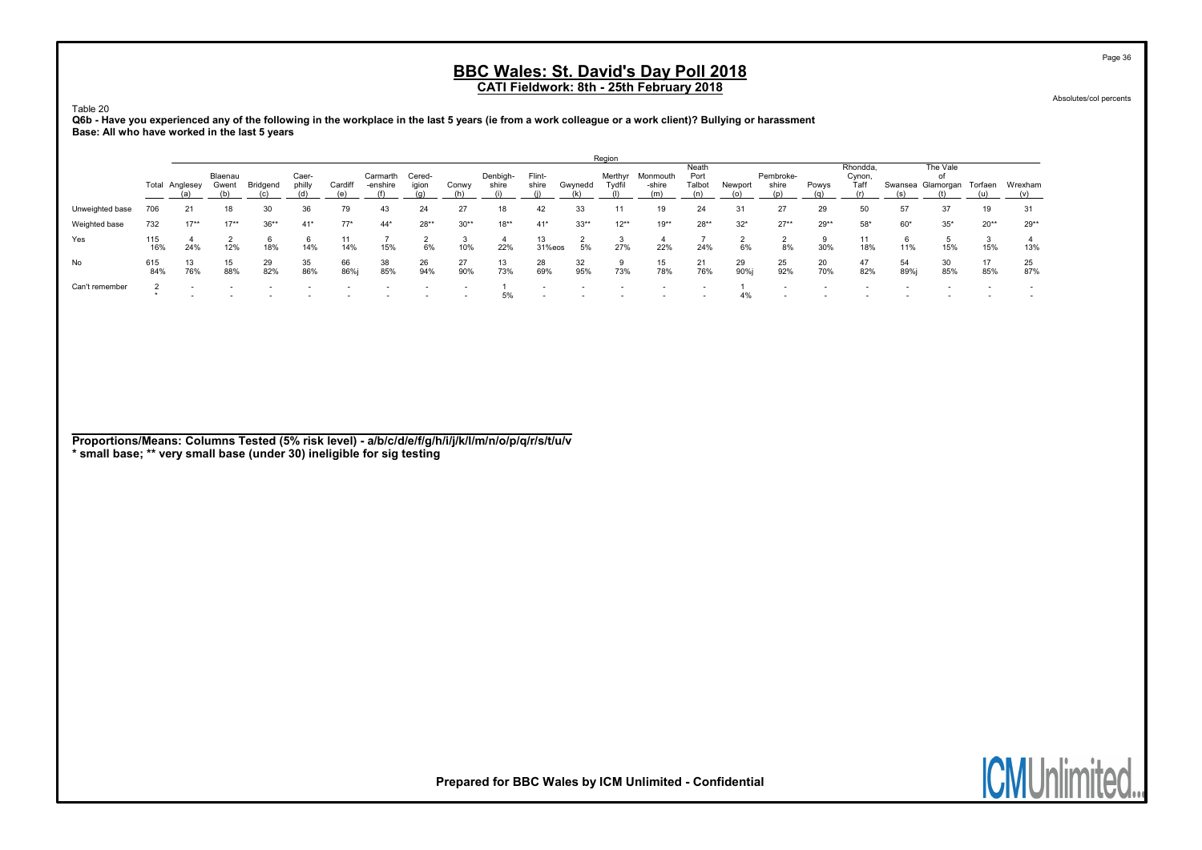## BBC Wales: St. David's Day Poll 2018

### CATI Fieldwork: 8th - 25th February 2018

Absolutes/col percents

Table 20

**Q6b - Have you experienced any of the following in the workplace in the last 5 years (ie from a work colleague or a work client)? Bullying or harassment**
**Base: All who have worked in the last 5 years**

| | | Region | | | | | | | | | | | | | | | | | | | | | |
|---|---|---|---|---|---|---|---|---|---|---|---|---|---|---|---|---|---|---|---|---|---|---|---|
| | Total | Anglesey (a) | Blaenau Gwent (b) | Bridgend (c) | Caer-philly (d) | Cardiff (e) | Carmarth-enshire (f) | Cered-igion (g) | Conwy (h) | Denbigh-shire (i) | Flint-shire (j) | Gwynedd (k) | Merthyr Tydfil (l) | Monmouth-shire (m) | Neath Port Talbot (n) | Newport (o) | Pembroke-shire (p) | Powys (q) | Rhondda, Cynon, Taff (r) | Swansea (s) | The Vale of Glamorgan (t) | Torfaen (u) | Wrexham (v) |
| Unweighted base | 706 | 21 | 18 | 30 | 36 | 79 | 43 | 24 | 27 | 18 | 42 | 33 | 11 | 19 | 24 | 31 | 27 | 29 | 50 | 57 | 37 | 19 | 31 |
| Weighted base | 732 | 17** | 17** | 36** | 41* | 77* | 44* | 28** | 30** | 18** | 41* | 33** | 12** | 19** | 28** | 32* | 27** | 29** | 58* | 60* | 35* | 20** | 29** |
| Yes | 115 | 4 | 2 | 6 | 6 | 11 | 7 | 2 | 3 | 4 | 13 | 2 | 3 | 4 | 7 | 2 | 2 | 9 | 11 | 6 | 5 | 3 | 4 |
| | 16% | 24% | 12% | 18% | 14% | 14% | 15% | 6% | 10% | 22% | 31%eos | 5% | 27% | 22% | 24% | 6% | 8% | 30% | 18% | 11% | 15% | 15% | 13% |
| No | 615 | 13 | 15 | 29 | 35 | 66 | 38 | 26 | 27 | 13 | 28 | 32 | 9 | 15 | 21 | 29 | 25 | 20 | 47 | 54 | 30 | 17 | 25 |
| | 84% | 76% | 88% | 82% | 86% | 86%j | 85% | 94% | 90% | 73% | 69% | 95% | 73% | 78% | 76% | 90%j | 92% | 70% | 82% | 89%j | 85% | 85% | 87% |
| Can't remember | 2 | - | - | - | - | - | - | - | - | 1 | - | - | - | - | - | 1 | - | - | - | - | - | - | - |
| | * | - | - | - | - | - | - | - | - | 5% | - | - | - | - | - | 4% | - | - | - | - | - | - | - |

**Proportions/Means: Columns Tested (5% risk level) - a/b/c/d/e/f/g/h/i/j/k/l/m/n/o/p/q/r/s/t/u/v**
*** small base; ** very small base (under 30) ineligible for sig testing**

**Prepared for BBC Wales by ICM Unlimited - Confidential**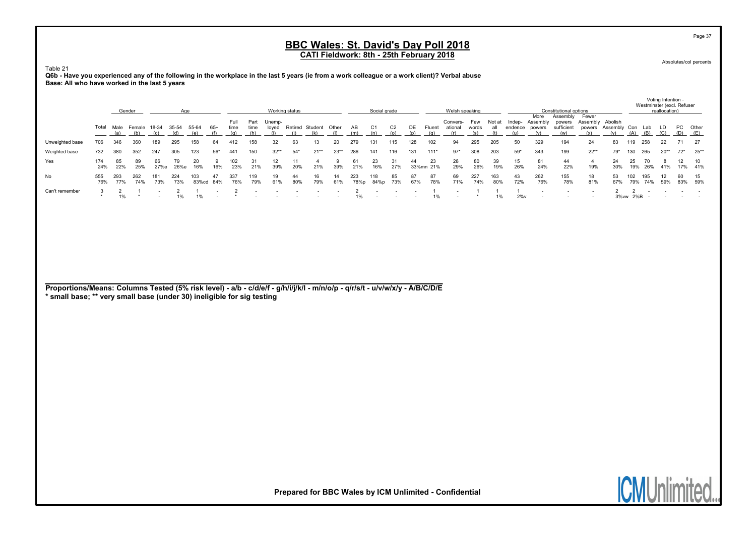# BBC Wales: St. David's Day Poll 2018

## CATI Fieldwork: 8th - 25th February 2018

Absolutes/col percents

Table 21

**Q6b - Have you experienced any of the following in the workplace in the last 5 years (ie from a work colleague or a work client)? Verbal abuse**

**Base: All who have worked in the last 5 years**

| | Total | Gender | | Age | | | | Working status | | | | | | Social grade | | | | Welsh speaking | | | | Constitutional options | | | | | Voting Intention - Westminster (excl. Refuser reallocation) | | | | |
|---|---|---|---|---|---|---|---|---|---|---|---|---|---|---|---|---|---|---|---|---|---|---|---|---|---|---|---|---|---|---|---|
| | | Male (a) | Female (b) | 18-34 (c) | 35-54 (d) | 55-64 (e) | 65+ (f) | Full time (g) | Part time (h) | Unemp-loyed (i) | Retired (j) | Student (k) | Other (l) | AB (m) | C1 (n) | C2 (o) | DE (p) | Fluent (q) | Convers-ational (r) | Few words (s) | Not at all (t) | Indep-endence (u) | More Assembly powers (v) | Assembly powers sufficient (w) | Fewer Assembly powers (x) | Abolish Assembly (y) | Con (A) | Lab (B) | LD (C) | PC (D) | Other (E) |
| Unweighted base | 706 | 346 | 360 | 189 | 295 | 158 | 64 | 412 | 158 | 32 | 63 | 13 | 20 | 279 | 131 | 115 | 128 | 102 | 94 | 295 | 205 | 50 | 329 | 194 | 24 | 83 | 119 | 258 | 22 | 71 | 27 |
| Weighted base | 732 | 380 | 352 | 247 | 305 | 123 | 56* | 441 | 150 | 32** | 54* | 21** | 23** | 286 | 141 | 116 | 131 | 111* | 97* | 308 | 203 | 59* | 343 | 199 | 22** | 79* | 130 | 265 | 20** | 72* | 25** |
| Yes | 174 | 85 | 89 | 66 | 79 | 20 | 9 | 102 | 31 | 12 | 11 | 4 | 9 | 61 | 23 | 31 | 44 | 23 | 28 | 80 | 39 | 15 | 81 | 44 | 4 | 24 | 25 | 70 | 8 | 12 | 10 |
| | 24% | 22% | 25% | 27%e | 26%e | 16% | 16% | 23% | 21% | 39% | 20% | 21% | 39% | 21% | 16% | 27% | 33%mn | 21% | 29% | 26% | 19% | 26% | 24% | 22% | 19% | 30% | 19% | 26% | 41% | 17% | 41% |
| No | 555 | 293 | 262 | 181 | 224 | 103 | 47 | 337 | 119 | 19 | 44 | 16 | 14 | 223 | 118 | 85 | 87 | 87 | 69 | 227 | 163 | 43 | 262 | 155 | 18 | 53 | 102 | 195 | 12 | 60 | 15 |
| | 76% | 77% | 74% | 73% | 73% | 83%cd | 84% | 76% | 79% | 61% | 80% | 79% | 61% | 78%p | 84%p | 73% | 67% | 78% | 71% | 74% | 80% | 72% | 76% | 78% | 81% | 67% | 79% | 74% | 59% | 83% | 59% |
| Can't remember | 3 | 2 | 1 | - | 2 | 1 | - | 2 | - | - | - | - | - | 2 | - | - | - | 1 | - | 1 | 1 | 1 | - | - | - | 2 | 2 | - | - | - | - |
| | * | 1% | * | - | 1% | 1% | - | * | - | - | - | - | - | 1% | - | - | - | 1% | - | * | 1% | 2%v | - | - | - | 3%vw | 2%B | - | - | - | - |

**Proportions/Means: Columns Tested (5% risk level) - a/b - c/d/e/f - g/h/i/j/k/l - m/n/o/p - q/r/s/t - u/v/w/x/y - A/B/C/D/E**
**\* small base; \*\* very small base (under 30) ineligible for sig testing**

**Prepared for BBC Wales by ICM Unlimited - Confidential**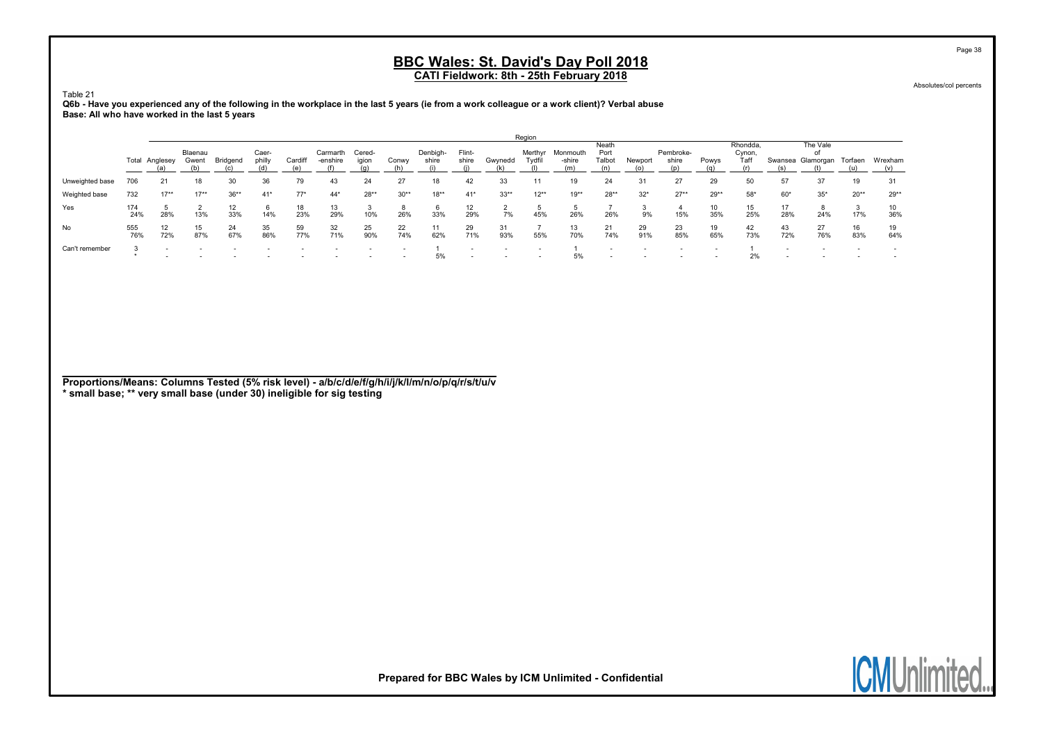# BBC Wales: St. David's Day Poll 2018

## CATI Fieldwork: 8th - 25th February 2018

Absolutes/col percents

Table 21

**Q6b - Have you experienced any of the following in the workplace in the last 5 years (ie from a work colleague or a work client)? Verbal abuse**

**Base: All who have worked in the last 5 years**

| | | Region | | | | | | | | | | | | | | | | | | | | | |
|---|---|---|---|---|---|---|---|---|---|---|---|---|---|---|---|---|---|---|---|---|---|---|---|
| | Total | Anglesey (a) | Blaenau Gwent (b) | Bridgend (c) | Caer-philly (d) | Cardiff (e) | Carmarth-enshire (f) | Cered-igion (g) | Conwy (h) | Denbigh-shire (i) | Flint-shire (j) | Gwynedd (k) | Merthyr Tydfil (l) | Monmouth-shire (m) | Neath Port Talbot (n) | Newport (o) | Pembroke-shire (p) | Powys (q) | Rhondda, Cynon, Taff (r) | Swansea (s) | The Vale of Glamorgan (t) | Torfaen (u) | Wrexham (v) |
| Unweighted base | 706 | 21 | 18 | 30 | 36 | 79 | 43 | 24 | 27 | 18 | 42 | 33 | 11 | 19 | 24 | 31 | 27 | 29 | 50 | 57 | 37 | 19 | 31 |
| Weighted base | 732 | 17** | 17** | 36** | 41* | 77* | 44* | 28** | 30** | 18** | 41* | 33** | 12** | 19** | 28** | 32* | 27** | 29** | 58* | 60* | 35* | 20** | 29** |
| Yes | 174 | 5 | 2 | 12 | 6 | 18 | 13 | 3 | 8 | 6 | 12 | 2 | 5 | 5 | 7 | 3 | 4 | 10 | 15 | 17 | 8 | 3 | 10 |
| | 24% | 28% | 13% | 33% | 14% | 23% | 29% | 10% | 26% | 33% | 29% | 7% | 45% | 26% | 26% | 9% | 15% | 35% | 25% | 28% | 24% | 17% | 36% |
| No | 555 | 12 | 15 | 24 | 35 | 59 | 32 | 25 | 22 | 11 | 29 | 31 | 7 | 13 | 21 | 29 | 23 | 19 | 42 | 43 | 27 | 16 | 19 |
| | 76% | 72% | 87% | 67% | 86% | 77% | 71% | 90% | 74% | 62% | 71% | 93% | 55% | 70% | 74% | 91% | 85% | 65% | 73% | 72% | 76% | 83% | 64% |
| Can't remember | 3 | - | - | - | - | - | - | - | - | 1 | - | - | - | 1 | - | - | - | - | 1 | - | - | - | - |
| | * | - | - | - | - | - | - | - | - | 5% | - | - | - | 5% | - | - | - | - | 2% | - | - | - | - |

**Proportions/Means: Columns Tested (5% risk level) - a/b/c/d/e/f/g/h/i/j/k/l/m/n/o/p/q/r/s/t/u/v**
**\* small base; \*\* very small base (under 30) ineligible for sig testing**

**Prepared for BBC Wales by ICM Unlimited - Confidential**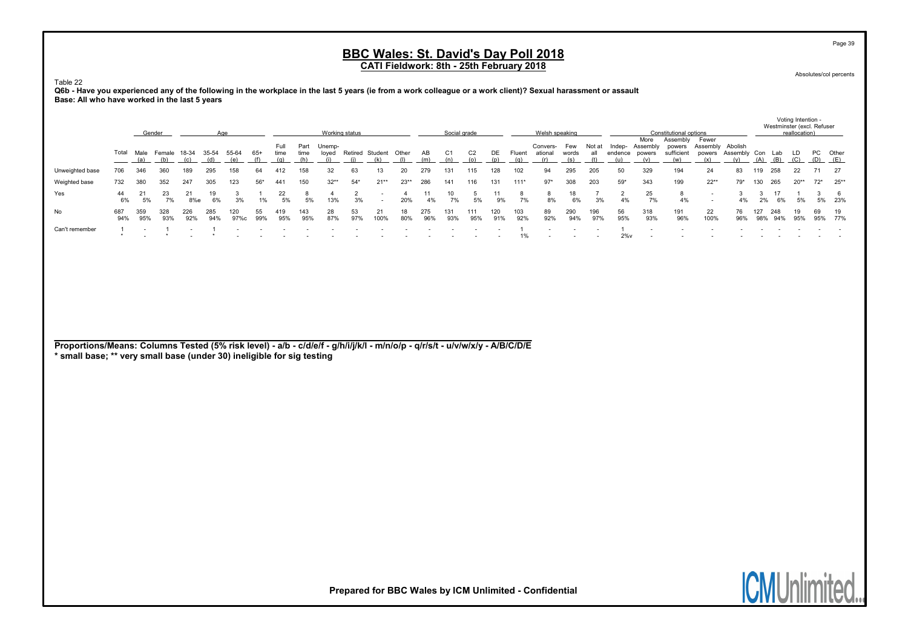# BBC Wales: St. David's Day Poll 2018

## CATI Fieldwork: 8th - 25th February 2018

Absolutes/col percents

Table 22

**Q6b - Have you experienced any of the following in the workplace in the last 5 years (ie from a work colleague or a work client)? Sexual harassment or assault**

**Base: All who have worked in the last 5 years**

| | Total | Gender | | Age | | | | Working status | | | | | | Social grade | | | | Welsh speaking | | | | Constitutional options | | | | | | Voting Intention - Westminster (excl. Refuser reallocation) | | | | |
|---|---|---|---|---|---|---|---|---|---|---|---|---|---|---|---|---|---|---|---|---|---|---|---|---|---|---|---|---|---|---|---|---|
| | | Male (a) | Female (b) | 18-34 (c) | 35-54 (d) | 55-64 (e) | 65+ (f) | Full time (g) | Part time (h) | Unemp-loyed (i) | Retired (j) | Student (k) | Other (l) | AB (m) | C1 (n) | C2 (o) | DE (p) | Fluent (q) | Convers-ational (r) | Few words (s) | Not at all (t) | Indep-endence (u) | More Assembly powers (v) | Assembly powers sufficient (w) | Fewer Assembly powers (x) | Abolish Assembly (y) | Con (A) | Lab (B) | LD (C) | PC (D) | Other (E) |
| Unweighted base | 706 | 346 | 360 | 189 | 295 | 158 | 64 | 412 | 158 | 32 | 63 | 13 | 20 | 279 | 131 | 115 | 128 | 102 | 94 | 295 | 205 | 50 | 329 | 194 | 24 | 83 | 119 | 258 | 22 | 71 | 27 |
| Weighted base | 732 | 380 | 352 | 247 | 305 | 123 | 56* | 441 | 150 | 32** | 54* | 21** | 23** | 286 | 141 | 116 | 131 | 111* | 97* | 308 | 203 | 59* | 343 | 199 | 22** | 79* | 130 | 265 | 20** | 72* | 25** |
| Yes | 44 | 21 | 23 | 21 | 19 | 3 | 1 | 22 | 8 | 4 | 2 | - | 4 | 11 | 10 | 5 | 11 | 8 | 8 | 18 | 7 | 2 | 25 | 8 | - | 3 | 3 | 17 | 1 | 3 | 6 |
| | 6% | 5% | 7% | 8%e | 6% | 3% | 1% | 5% | 5% | 13% | 3% | - | 20% | 4% | 7% | 5% | 9% | 7% | 8% | 6% | 3% | 4% | 7% | 4% | - | 4% | 2% | 6% | 5% | 5% | 23% |
| No | 687 | 359 | 328 | 226 | 285 | 120 | 55 | 419 | 143 | 28 | 53 | 21 | 18 | 275 | 131 | 111 | 120 | 103 | 89 | 290 | 196 | 56 | 318 | 191 | 22 | 76 | 127 | 248 | 19 | 69 | 19 |
| | 94% | 95% | 93% | 92% | 94% | 97%c | 99% | 95% | 95% | 87% | 97% | 100% | 80% | 96% | 93% | 95% | 91% | 92% | 92% | 94% | 97% | 95% | 93% | 96% | 100% | 96% | 98% | 94% | 95% | 95% | 77% |
| Can't remember | 1 | - | 1 | - | 1 | - | - | - | - | - | - | - | - | - | - | - | - | 1 | - | - | - | 1 | - | - | - | - | - | - | - | - | - |
| | * | - | * | - | * | - | - | - | - | - | - | - | - | - | - | - | - | 1% | - | - | - | 2%v | - | - | - | - | - | - | - | - | - |

**Proportions/Means: Columns Tested (5% risk level) - a/b - c/d/e/f - g/h/i/j/k/l - m/n/o/p - q/r/s/t - u/v/w/x/y - A/B/C/D/E**
**\* small base; \*\* very small base (under 30) ineligible for sig testing**

**Prepared for BBC Wales by ICM Unlimited - Confidential**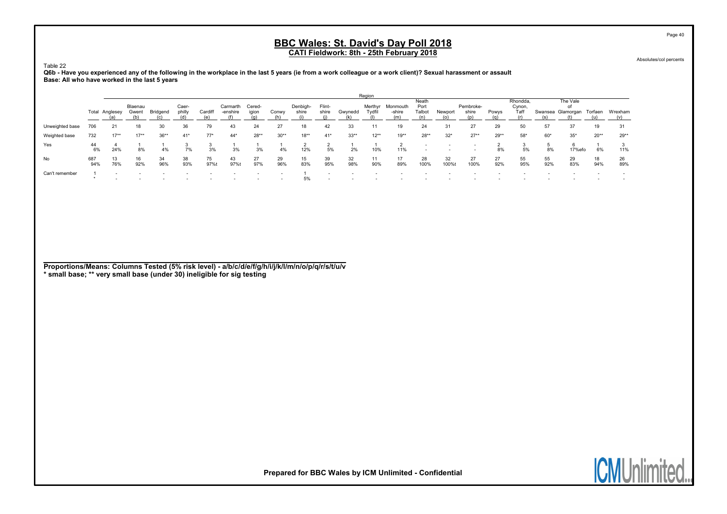# BBC Wales: St. David's Day Poll 2018

## CATI Fieldwork: 8th - 25th February 2018

Absolutes/col percents

Table 22

**Q6b - Have you experienced any of the following in the workplace in the last 5 years (ie from a work colleague or a work client)? Sexual harassment or assault**

**Base: All who have worked in the last 5 years**

| | | Region | | | | | | | | | | | | | | | | | | | | | |
|---|---|---|---|---|---|---|---|---|---|---|---|---|---|---|---|---|---|---|---|---|---|---|---|
| | Total | Anglesey (a) | Blaenau Gwent (b) | Bridgend (c) | Caer-philly (d) | Cardiff (e) | Carmarth-enshire (f) | Cered-igion (g) | Conwy (h) | Denbigh-shire (i) | Flint-shire (j) | Gwynedd (k) | Merthyr Tydfil (l) | Monmouth-shire (m) | Neath Port Talbot (n) | Newport (o) | Pembroke-shire (p) | Powys (q) | Rhondda, Cynon, Taff (r) | Swansea (s) | The Vale of Glamorgan (t) | Torfaen (u) | Wrexham (v) |
| Unweighted base | 706 | 21 | 18 | 30 | 36 | 79 | 43 | 24 | 27 | 18 | 42 | 33 | 11 | 19 | 24 | 31 | 27 | 29 | 50 | 57 | 37 | 19 | 31 |
| Weighted base | 732 | 17** | 17** | 36** | 41* | 77* | 44* | 28** | 30** | 18** | 41* | 33** | 12** | 19** | 28** | 32* | 27** | 29** | 58* | 60* | 35* | 20** | 29** |
| Yes | 44 | 4 | 1 | 1 | 3 | 3 | 1 | 1 | 1 | 2 | 2 | 1 | 1 | 2 | - | - | - | 2 | 3 | 5 | 6 | 1 | 3 |
| | 6% | 24% | 8% | 4% | 7% | 3% | 3% | 3% | 4% | 12% | 5% | 2% | 10% | 11% | - | - | - | 8% | 5% | 8% | 17%efo | 6% | 11% |
| No | 687 | 13 | 16 | 34 | 38 | 75 | 43 | 27 | 29 | 15 | 39 | 32 | 11 | 17 | 28 | 32 | 27 | 27 | 55 | 55 | 29 | 18 | 26 |
| | 94% | 76% | 92% | 96% | 93% | 97%t | 97%t | 97% | 96% | 83% | 95% | 98% | 90% | 89% | 100% | 100%t | 100% | 92% | 95% | 92% | 83% | 94% | 89% |
| Can't remember | 1 | - | - | - | - | - | - | - | - | 1 | - | - | - | - | - | - | - | - | - | - | - | - | - |
| | * | - | - | - | - | - | - | - | - | 5% | - | - | - | - | - | - | - | - | - | - | - | - | - |

**Proportions/Means: Columns Tested (5% risk level) - a/b/c/d/e/f/g/h/i/j/k/l/m/n/o/p/q/r/s/t/u/v**
**\* small base; \*\* very small base (under 30) ineligible for sig testing**

**Prepared for BBC Wales by ICM Unlimited - Confidential**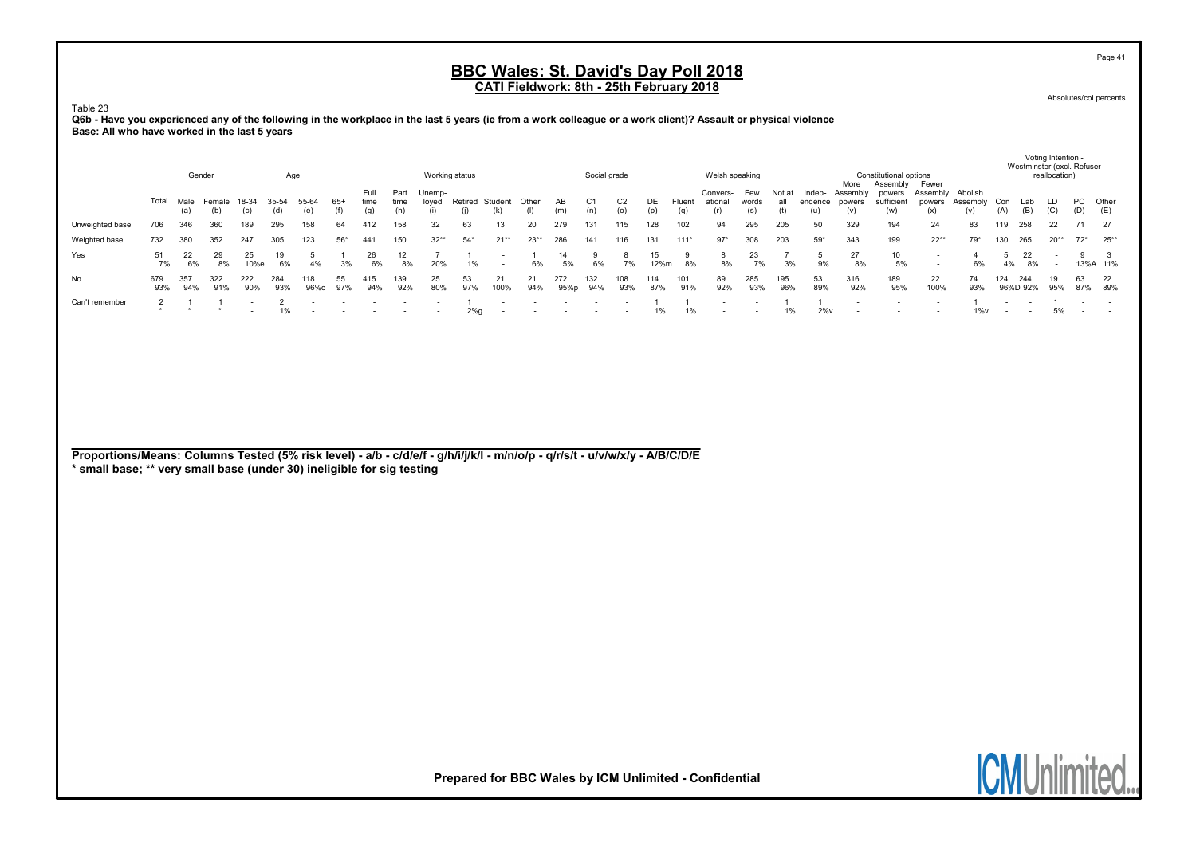# BBC Wales: St. David's Day Poll 2018

## CATI Fieldwork: 8th - 25th February 2018

Absolutes/col percents

Table 23

**Q6b - Have you experienced any of the following in the workplace in the last 5 years (ie from a work colleague or a work client)? Assault or physical violence**

**Base: All who have worked in the last 5 years**

| | Total | Gender | | Age | | | | Working status | | | | | | | Social grade | | | | Welsh speaking | | | | Constitutional options | | | | | Voting Intention - Westminster (excl. Refuser reallocation) | | | | |
|---|---|---|---|---|---|---|---|---|---|---|---|---|---|---|---|---|---|---|---|---|---|---|---|---|---|---|---|---|---|---|---|---|
| | | Male (a) | Female (b) | 18-34 (c) | 35-54 (d) | 55-64 (e) | 65+ (f) | Full time (g) | Part time (h) | Unemployed (i) | Retired (j) | Student (k) | Other (l) | AB (m) | C1 (n) | C2 (o) | DE (p) | Fluent (q) | Conversational (r) | Few words (s) | Not at all (t) | Independence (u) | More Assembly powers (v) | Assembly powers sufficient (w) | Fewer Assembly powers (x) | Abolish Assembly (y) | Con (A) | Lab (B) | LD (C) | PC (D) | Other (E) |
| Unweighted base | 706 | 346 | 360 | 189 | 295 | 158 | 64 | 412 | 158 | 32 | 63 | 13 | 20 | 279 | 131 | 115 | 128 | 102 | 94 | 295 | 205 | 50 | 329 | 194 | 24 | 83 | 119 | 258 | 22 | 71 | 27 |
| Weighted base | 732 | 380 | 352 | 247 | 305 | 123 | 56* | 441 | 150 | 32** | 54* | 21** | 23** | 286 | 141 | 116 | 131 | 111* | 97* | 308 | 203 | 59* | 343 | 199 | 22** | 79* | 130 | 265 | 20** | 72* | 25** |
| Yes | 51 | 22 | 29 | 25 | 19 | 5 | 1 | 26 | 12 | 7 | 1 | - | 1 | 14 | 9 | 8 | 15 | 9 | 8 | 23 | 7 | 5 | 27 | 10 | - | 4 | 5 | 22 | - | 9 | 3 |
| | 7% | 6% | 8% | 10%e | 6% | 4% | 3% | 6% | 8% | 20% | 1% | - | 6% | 5% | 6% | 7% | 12%m | 8% | 8% | 7% | 3% | 9% | 8% | 5% | - | 6% | 4% | 8% | - | 13%A | 11% |
| No | 679 | 357 | 322 | 222 | 284 | 118 | 55 | 415 | 139 | 25 | 53 | 21 | 21 | 272 | 132 | 108 | 114 | 101 | 89 | 285 | 195 | 53 | 316 | 189 | 22 | 74 | 124 | 244 | 19 | 63 | 22 |
| | 93% | 94% | 91% | 90% | 93% | 96%c | 97% | 94% | 92% | 80% | 97% | 100% | 94% | 95%p | 94% | 93% | 87% | 91% | 92% | 93% | 96% | 89% | 92% | 95% | 100% | 93% | 96%D | 92% | 95% | 87% | 89% |
| Can't remember | 2 | 1 | 1 | - | 2 | - | - | - | - | - | 1 | - | - | - | - | - | 1 | 1 | - | - | 1 | 1 | - | - | - | 1 | - | - | 1 | - | - |
| | * | * | * | - | 1% | - | - | - | - | - | 2%g | - | - | - | - | - | 1% | 1% | - | - | 1% | 2%v | - | - | - | 1%v | - | - | 5% | - | - |

**Proportions/Means: Columns Tested (5% risk level) - a/b - c/d/e/f - g/h/i/j/k/l - m/n/o/p - q/r/s/t - u/v/w/x/y - A/B/C/D/E**
**\* small base; \*\* very small base (under 30) ineligible for sig testing**

**Prepared for BBC Wales by ICM Unlimited - Confidential**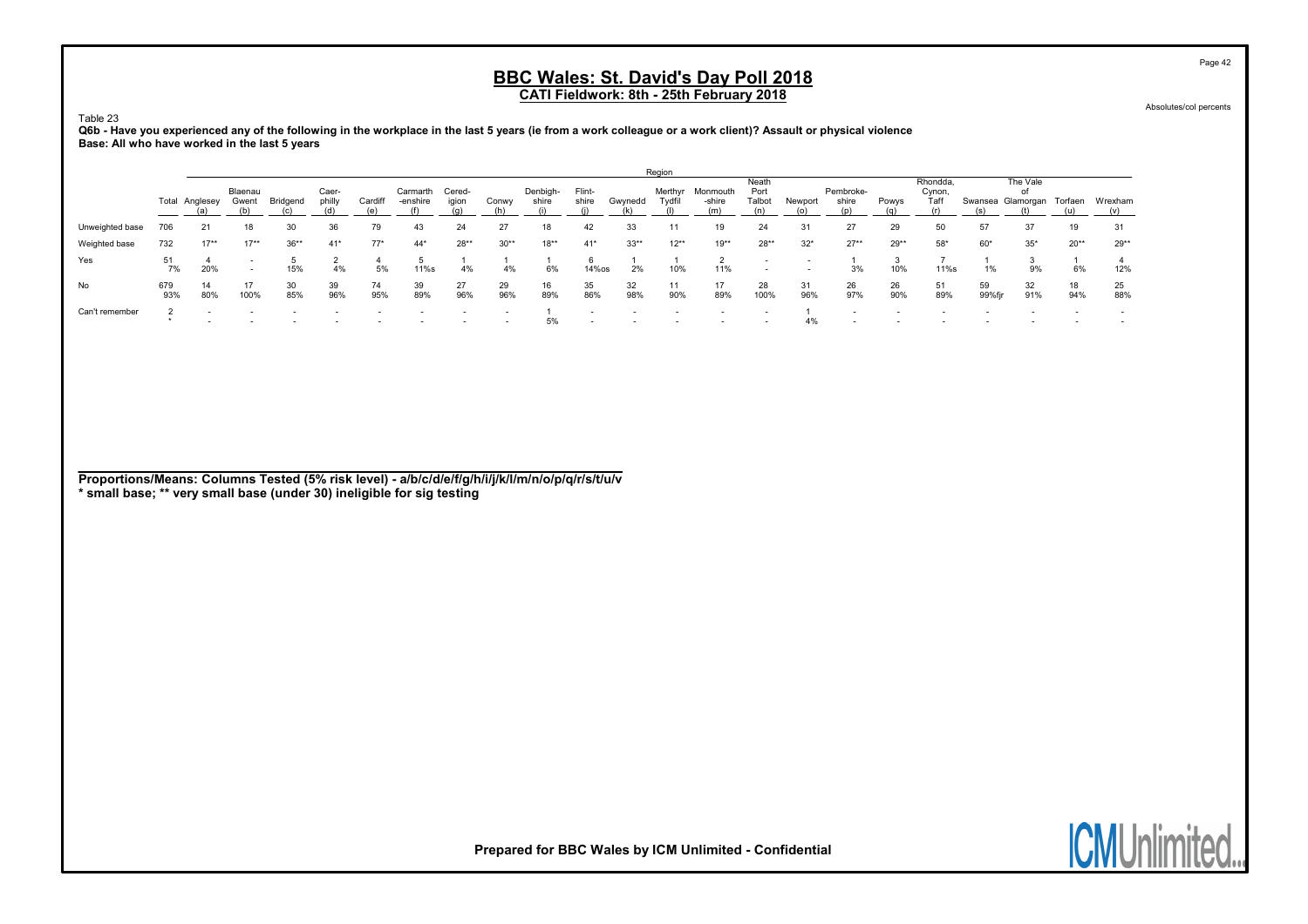# BBC Wales: St. David's Day Poll 2018

## CATI Fieldwork: 8th - 25th February 2018

Absolutes/col percents

Table 23

**Q6b - Have you experienced any of the following in the workplace in the last 5 years (ie from a work colleague or a work client)? Assault or physical violence**
**Base: All who have worked in the last 5 years**

| | | Region | | | | | | | | | | | | | | | | | | | | | |
|---|---|---|---|---|---|---|---|---|---|---|---|---|---|---|---|---|---|---|---|---|---|---|---|
| | Total | Anglesey (a) | Blaenau Gwent (b) | Bridgend (c) | Caer-philly (d) | Cardiff (e) | Carmarth-enshire (f) | Cered-igion (g) | Conwy (h) | Denbigh-shire (i) | Flint-shire (j) | Gwynedd (k) | Merthyr Tydfil (l) | Monmouth-shire (m) | Neath Port Talbot (n) | Newport (o) | Pembroke-shire (p) | Powys (q) | Rhondda, Cynon, Taff (r) | Swansea (s) | The Vale of Glamorgan (t) | Torfaen (u) | Wrexham (v) |
| Unweighted base | 706 | 21 | 18 | 30 | 36 | 79 | 43 | 24 | 27 | 18 | 42 | 33 | 11 | 19 | 24 | 31 | 27 | 29 | 50 | 57 | 37 | 19 | 31 |
| Weighted base | 732 | 17** | 17** | 36** | 41* | 77* | 44* | 28** | 30** | 18** | 41* | 33** | 12** | 19** | 28** | 32* | 27** | 29** | 58* | 60* | 35* | 20** | 29** |
| Yes | 51 | 4 | - | 5 | 2 | 4 | 5 | 1 | 1 | 1 | 6 | 1 | 1 | 2 | - | - | 1 | 3 | 7 | 1 | 3 | 1 | 4 |
| | 7% | 20% | - | 15% | 4% | 5% | 11%s | 4% | 4% | 6% | 14%os | 2% | 10% | 11% | - | - | 3% | 10% | 11%s | 1% | 9% | 6% | 12% |
| No | 679 | 14 | 17 | 30 | 39 | 74 | 39 | 27 | 29 | 16 | 35 | 32 | 11 | 17 | 28 | 31 | 26 | 26 | 51 | 59 | 32 | 18 | 25 |
| | 93% | 80% | 100% | 85% | 96% | 95% | 89% | 96% | 96% | 89% | 86% | 98% | 90% | 89% | 100% | 96% | 97% | 90% | 89% | 99%fjr | 91% | 94% | 88% |
| Can't remember | 2 | - | - | - | - | - | - | - | - | 1 | - | - | - | - | - | 1 | - | - | - | - | - | - | - |
| | * | - | - | - | - | - | - | - | - | 5% | - | - | - | - | - | 4% | - | - | - | - | - | - | - |

**Proportions/Means: Columns Tested (5% risk level) - a/b/c/d/e/f/g/h/i/j/k/l/m/n/o/p/q/r/s/t/u/v**
**\* small base; \*\* very small base (under 30) ineligible for sig testing**

**Prepared for BBC Wales by ICM Unlimited - Confidential**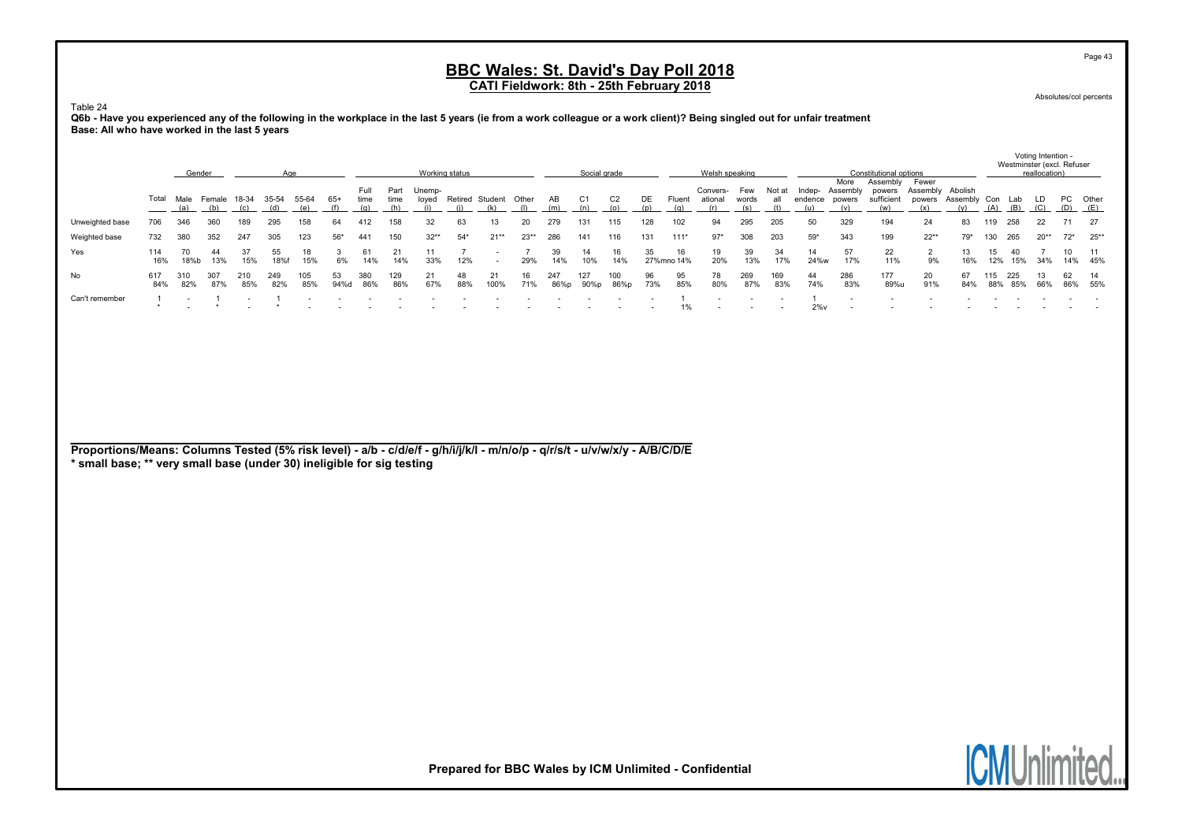# BBC Wales: St. David's Day Poll 2018

## CATI Fieldwork: 8th - 25th February 2018

Absolutes/col percents

Table 24

**Q6b - Have you experienced any of the following in the workplace in the last 5 years (ie from a work colleague or a work client)? Being singled out for unfair treatment**
**Base: All who have worked in the last 5 years**

| | Total | Gender | | Age | | | | Working status | | | | | | Social grade | | | | Welsh speaking | | | | Constitutional options | | | | | Voting Intention - Westminster (excl. Refuser reallocation) | | | | |
|---|---|---|---|---|---|---|---|---|---|---|---|---|---|---|---|---|---|---|---|---|---|---|---|---|---|---|---|---|---|---|---|
| | | Male (a) | Female (b) | 18-34 (c) | 35-54 (d) | 55-64 (e) | 65+ (f) | Full time (g) | Part time (h) | Unemployed (i) | Retired (j) | Student (k) | Other (l) | AB (m) | C1 (n) | C2 (o) | DE (p) | Fluent (q) | Conversational (r) | Few words (s) | Not at all (t) | Independence (u) | More Assembly powers (v) | Assembly powers sufficient (w) | Fewer Assembly powers (x) | Abolish Assembly (y) | Con (A) | Lab (B) | LD (C) | PC (D) | Other (E) |
| Unweighted base | 706 | 346 | 360 | 189 | 295 | 158 | 64 | 412 | 158 | 32 | 63 | 13 | 20 | 279 | 131 | 115 | 128 | 102 | 94 | 295 | 205 | 50 | 329 | 194 | 24 | 83 | 119 | 258 | 22 | 71 | 27 |
| Weighted base | 732 | 380 | 352 | 247 | 305 | 123 | 56* | 441 | 150 | 32** | 54* | 21** | 23** | 286 | 141 | 116 | 131 | 111* | 97* | 308 | 203 | 59* | 343 | 199 | 22** | 79* | 130 | 265 | 20** | 72* | 25** |
| Yes | 114 | 70 | 44 | 37 | 55 | 18 | 3 | 61 | 21 | 11 | 7 | - | 7 | 39 | 14 | 16 | 35 | 16 | 19 | 39 | 34 | 14 | 57 | 22 | 2 | 13 | 15 | 40 | 7 | 10 | 11 |
| | 16% | 18%b | 13% | 15% | 18%f | 15% | 6% | 14% | 14% | 33% | 12% | - | 29% | 14% | 10% | 14% | 27%mno | 14% | 20% | 13% | 17% | 24%w | 17% | 11% | 9% | 16% | 12% | 15% | 34% | 14% | 45% |
| No | 617 | 310 | 307 | 210 | 249 | 105 | 53 | 380 | 129 | 21 | 48 | 21 | 16 | 247 | 127 | 100 | 96 | 95 | 78 | 269 | 169 | 44 | 286 | 177 | 20 | 67 | 115 | 225 | 13 | 62 | 14 |
| | 84% | 82% | 87% | 85% | 82% | 85% | 94%d | 86% | 86% | 67% | 88% | 100% | 71% | 86%p | 90%p | 86%p | 73% | 85% | 80% | 87% | 83% | 74% | 83% | 89%u | 91% | 84% | 88% | 85% | 66% | 86% | 55% |
| Can't remember | 1 | - | 1 | - | 1 | - | - | - | - | - | - | - | - | - | - | - | - | 1 | - | - | - | 1 | - | - | - | - | - | - | - | - | - |
| | * | - | * | - | * | - | - | - | - | - | - | - | - | - | - | - | - | 1% | - | - | - | 2%v | - | - | - | - | - | - | - | - | - |

**Proportions/Means: Columns Tested (5% risk level) - a/b - c/d/e/f - g/h/i/j/k/l - m/n/o/p - q/r/s/t - u/v/w/x/y - A/B/C/D/E**
**\* small base; \*\* very small base (under 30) ineligible for sig testing**

**Prepared for BBC Wales by ICM Unlimited - Confidential**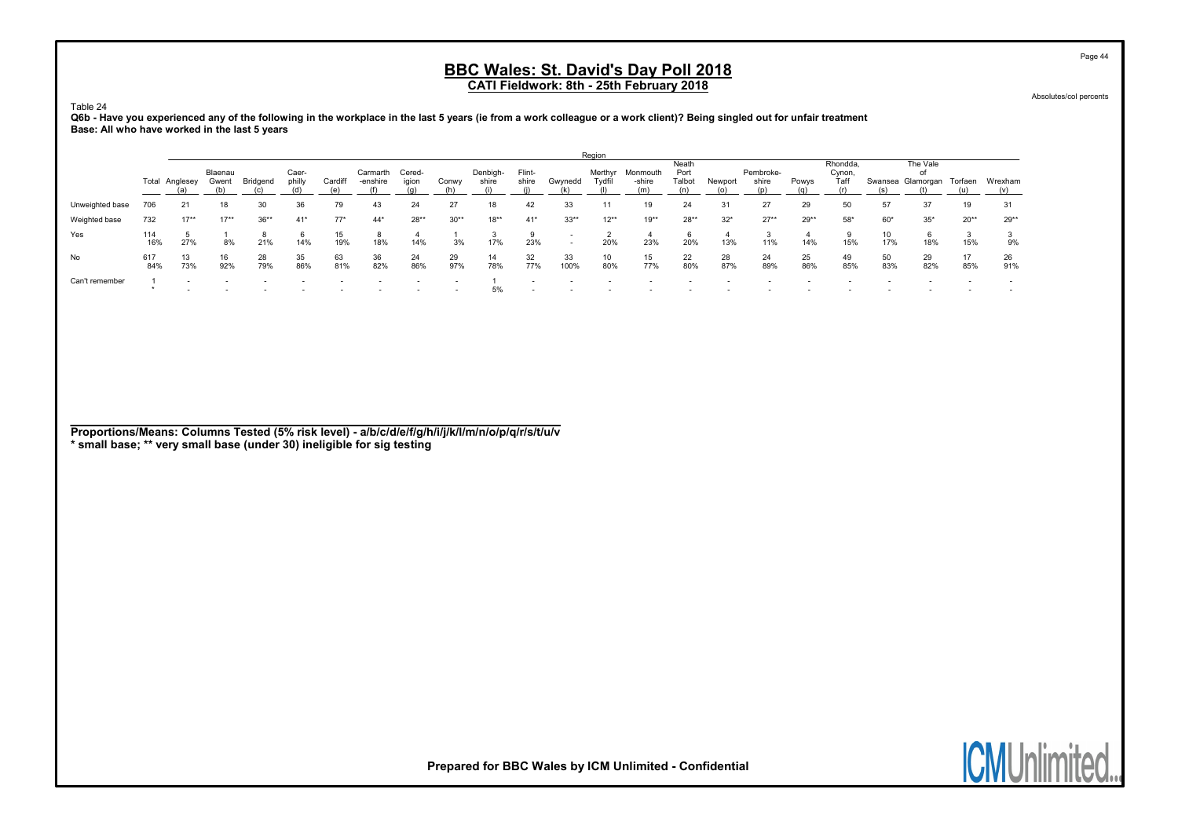# BBC Wales: St. David's Day Poll 2018

## CATI Fieldwork: 8th - 25th February 2018

Absolutes/col percents

Table 24

**Q6b - Have you experienced any of the following in the workplace in the last 5 years (ie from a work colleague or a work client)? Being singled out for unfair treatment**

**Base: All who have worked in the last 5 years**

| | | Region | | | | | | | | | | | | | | | | | | | | | |
|---|---|---|---|---|---|---|---|---|---|---|---|---|---|---|---|---|---|---|---|---|---|---|---|
| | Total | Anglesey (a) | Blaenau Gwent (b) | Bridgend (c) | Caer-philly (d) | Cardiff (e) | Carmarth-enshire (f) | Cered-igion (g) | Conwy (h) | Denbigh-shire (i) | Flint-shire (j) | Gwynedd (k) | Merthyr Tydfil (l) | Monmouth-shire (m) | Neath Port Talbot (n) | Newport (o) | Pembroke-shire (p) | Powys (q) | Rhondda, Cynon, Taff (r) | Swansea (s) | The Vale of Glamorgan (t) | Torfaen (u) | Wrexham (v) |
| Unweighted base | 706 | 21 | 18 | 30 | 36 | 79 | 43 | 24 | 27 | 18 | 42 | 33 | 11 | 19 | 24 | 31 | 27 | 29 | 50 | 57 | 37 | 19 | 31 |
| Weighted base | 732 | 17** | 17** | 36** | 41* | 77* | 44* | 28** | 30** | 18** | 41* | 33** | 12** | 19** | 28** | 32* | 27** | 29** | 58* | 60* | 35* | 20** | 29** |
| Yes | 114 | 5 | 1 | 8 | 6 | 15 | 8 | 4 | 1 | 3 | 9 | - | 2 | 4 | 6 | 4 | 3 | 4 | 9 | 10 | 6 | 3 | 3 |
| | 16% | 27% | 8% | 21% | 14% | 19% | 18% | 14% | 3% | 17% | 23% | - | 20% | 23% | 20% | 13% | 11% | 14% | 15% | 17% | 18% | 15% | 9% |
| No | 617 | 13 | 16 | 28 | 35 | 63 | 36 | 24 | 29 | 14 | 32 | 33 | 10 | 15 | 22 | 28 | 24 | 25 | 49 | 50 | 29 | 17 | 26 |
| | 84% | 73% | 92% | 79% | 86% | 81% | 82% | 86% | 97% | 78% | 77% | 100% | 80% | 77% | 80% | 87% | 89% | 86% | 85% | 83% | 82% | 85% | 91% |
| Can't remember | 1 | - | - | - | - | - | - | - | - | 1 | - | - | - | - | - | - | - | - | - | - | - | - | - |
| | * | - | - | - | - | - | - | - | - | 5% | - | - | - | - | - | - | - | - | - | - | - | - | - |

**Proportions/Means: Columns Tested (5% risk level) - a/b/c/d/e/f/g/h/i/j/k/l/m/n/o/p/q/r/s/t/u/v**
**\* small base; \*\* very small base (under 30) ineligible for sig testing**

**Prepared for BBC Wales by ICM Unlimited - Confidential**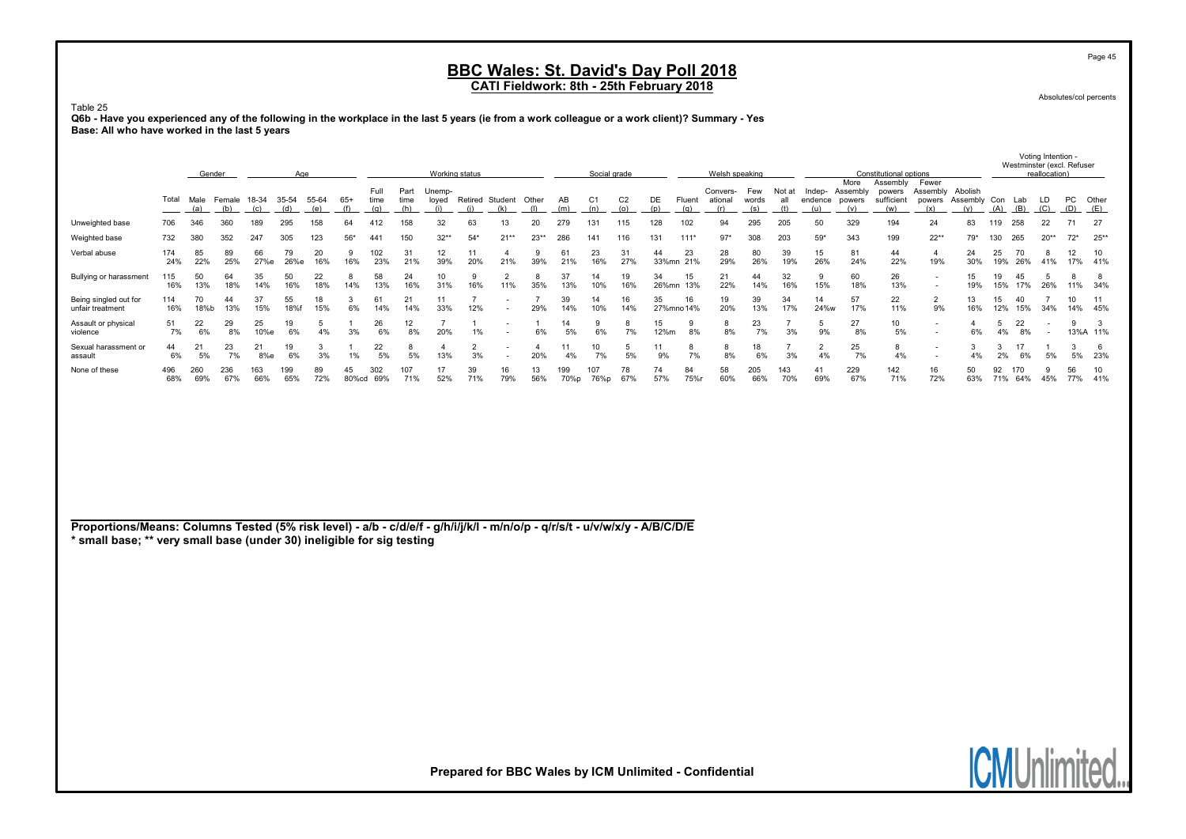# BBC Wales: St. David's Day Poll 2018

**CATI Fieldwork: 8th - 25th February 2018**

Absolutes/col percents

Table 25

**Q6b - Have you experienced any of the following in the workplace in the last 5 years (ie from a work colleague or a work client)? Summary - Yes**

**Base: All who have worked in the last 5 years**

| | Total | Gender | | Age | | | | Working status | | | | | | | Social grade | | | | Welsh speaking | | | | Constitutional options | | | | | Voting Intention - Westminster (excl. Refuser reallocation) | | | | |
|---|---|---|---|---|---|---|---|---|---|---|---|---|---|---|---|---|---|---|---|---|---|---|---|---|---|---|---|---|---|---|---|---|
| | | Male (a) | Female (b) | 18-34 (c) | 35-54 (d) | 55-64 (e) | 65+ (f) | Full time (g) | Part time (h) | Unemp-loyed (i) | Retired (j) | Student (k) | Other (l) | AB (m) | C1 (n) | C2 (o) | DE (p) | Fluent (q) | Convers-ational (r) | Few words (s) | Not at all (t) | Indep-endence (u) | More Assembly powers (v) | Assembly powers sufficient (w) | Fewer Assembly powers (x) | Abolish Assembly (y) | Con (A) | Lab (B) | LD (C) | PC (D) | Other (E) |
| Unweighted base | 706 | 346 | 360 | 189 | 295 | 158 | 64 | 412 | 158 | 32 | 63 | 13 | 20 | 279 | 131 | 115 | 128 | 102 | 94 | 295 | 205 | 50 | 329 | 194 | 24 | 83 | 119 | 258 | 22 | 71 | 27 |
| Weighted base | 732 | 380 | 352 | 247 | 305 | 123 | 56* | 441 | 150 | 32** | 54* | 21** | 23** | 286 | 141 | 116 | 131 | 111* | 97* | 308 | 203 | 59* | 343 | 199 | 22** | 79* | 130 | 265 | 20** | 72* | 25** |
| Verbal abuse | 174<br>24% | 85<br>22% | 89<br>25% | 66<br>27%e | 79<br>26%e | 20<br>16% | 9<br>16% | 102<br>23% | 31<br>21% | 12<br>39% | 11<br>20% | 4<br>21% | 9<br>39% | 61<br>21% | 23<br>16% | 31<br>27% | 44<br>33%mn | 23<br>21% | 28<br>29% | 80<br>26% | 39<br>19% | 15<br>26% | 81<br>24% | 44<br>22% | 4<br>19% | 24<br>30% | 25<br>19% | 70<br>26% | 8<br>41% | 12<br>17% | 10<br>41% |
| Bullying or harassment | 115<br>16% | 50<br>13% | 64<br>18% | 35<br>14% | 50<br>16% | 22<br>18% | 8<br>14% | 58<br>13% | 24<br>16% | 10<br>31% | 9<br>16% | 2<br>11% | 8<br>35% | 37<br>13% | 14<br>10% | 19<br>16% | 34<br>26%mn | 15<br>13% | 21<br>22% | 44<br>14% | 32<br>16% | 9<br>15% | 60<br>18% | 26<br>13% | -<br>- | 15<br>19% | 19<br>15% | 45<br>17% | 5<br>26% | 8<br>11% | 8<br>34% |
| Being singled out for unfair treatment | 114<br>16% | 70<br>18%b | 44<br>13% | 37<br>15% | 55<br>18%f | 18<br>15% | 3<br>6% | 61<br>14% | 21<br>14% | 11<br>33% | 7<br>12% | -<br>- | 7<br>29% | 39<br>14% | 14<br>10% | 16<br>14% | 35<br>27%mno | 16<br>14% | 19<br>20% | 39<br>13% | 34<br>17% | 14<br>24%w | 57<br>17% | 22<br>11% | 2<br>9% | 13<br>16% | 15<br>12% | 40<br>15% | 7<br>34% | 10<br>14% | 11<br>45% |
| Assault or physical violence | 51<br>7% | 22<br>6% | 29<br>8% | 25<br>10%e | 19<br>6% | 5<br>4% | 1<br>3% | 26<br>6% | 12<br>8% | 7<br>20% | 1<br>1% | -<br>- | 1<br>6% | 14<br>5% | 9<br>6% | 8<br>7% | 15<br>12%m | 9<br>8% | 8<br>8% | 23<br>7% | 7<br>3% | 5<br>9% | 27<br>8% | 10<br>5% | -<br>- | 4<br>6% | 5<br>4% | 22<br>8% | -<br>- | 9<br>13%A | 3<br>11% |
| Sexual harassment or assault | 44<br>6% | 21<br>5% | 23<br>7% | 21<br>8%e | 19<br>6% | 3<br>3% | 1<br>1% | 22<br>5% | 8<br>5% | 4<br>13% | 2<br>3% | -<br>- | 4<br>20% | 11<br>4% | 10<br>7% | 5<br>5% | 11<br>9% | 8<br>7% | 8<br>8% | 18<br>6% | 7<br>3% | 2<br>4% | 25<br>7% | 8<br>4% | -<br>- | 3<br>4% | 3<br>2% | 17<br>6% | 1<br>5% | 3<br>5% | 6<br>23% |
| None of these | 496<br>68% | 260<br>69% | 236<br>67% | 163<br>66% | 199<br>65% | 89<br>72% | 45<br>80%cd | 302<br>69% | 107<br>71% | 17<br>52% | 39<br>71% | 16<br>79% | 13<br>56% | 199<br>70%p | 107<br>76%p | 78<br>67% | 74<br>57% | 84<br>75%r | 58<br>60% | 205<br>66% | 143<br>70% | 41<br>69% | 229<br>67% | 142<br>71% | 16<br>72% | 50<br>63% | 92<br>71% | 170<br>64% | 9<br>45% | 56<br>77% | 10<br>41% |

**Proportions/Means: Columns Tested (5% risk level) - a/b - c/d/e/f - g/h/i/j/k/l - m/n/o/p - q/r/s/t - u/v/w/x/y - A/B/C/D/E**
**\* small base; \*\* very small base (under 30) ineligible for sig testing**

**Prepared for BBC Wales by ICM Unlimited - Confidential**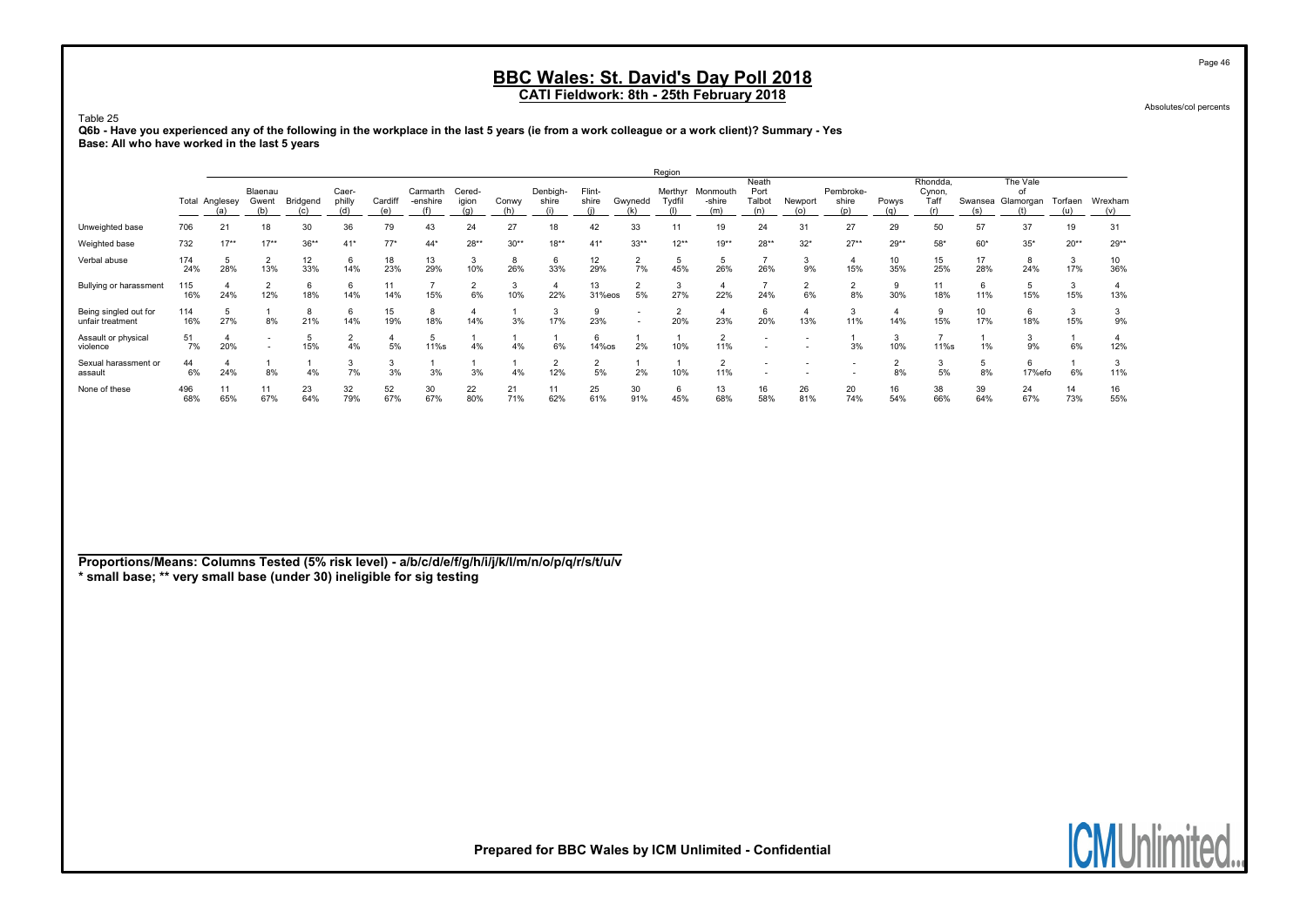# BBC Wales: St. David's Day Poll 2018

**CATI Fieldwork: 8th - 25th February 2018**

Absolutes/col percents

Table 25

**Q6b - Have you experienced any of the following in the workplace in the last 5 years (ie from a work colleague or a work client)? Summary - Yes**

**Base: All who have worked in the last 5 years**

| | Total | Anglesey (a) | Blaenau Gwent (b) | Bridgend (c) | Caerphilly (d) | Cardiff (e) | Carmarthenshire (f) | Ceredigion (g) | Conwy (h) | Denbighshire (i) | Flintshire (j) | Gwynedd (k) | Merthyr Tydfil (l) | Monmouthshire (m) | Neath Port Talbot (n) | Newport (o) | Pembrokeshire (p) | Powys (q) | Rhondda, Cynon, Taff (r) | Swansea (s) | The Vale of Glamorgan (t) | Torfaen (u) | Wrexham (v) |
|---|---|---|---|---|---|---|---|---|---|---|---|---|---|---|---|---|---|---|---|---|---|---|---|
| Unweighted base | 706 | 21 | 18 | 30 | 36 | 79 | 43 | 24 | 27 | 18 | 42 | 33 | 11 | 19 | 24 | 31 | 27 | 29 | 50 | 57 | 37 | 19 | 31 |
| Weighted base | 732 | 17** | 17** | 36** | 41* | 77* | 44* | 28** | 30** | 18** | 41* | 33** | 12** | 19** | 28** | 32* | 27** | 29** | 58* | 60* | 35* | 20** | 29** |
| Verbal abuse | 174 | 5 | 2 | 12 | 6 | 18 | 13 | 3 | 8 | 6 | 12 | 2 | 5 | 5 | 7 | 3 | 4 | 10 | 15 | 17 | 8 | 3 | 10 |
| | 24% | 28% | 13% | 33% | 14% | 23% | 29% | 10% | 26% | 33% | 29% | 7% | 45% | 26% | 26% | 9% | 15% | 35% | 25% | 28% | 24% | 17% | 36% |
| Bullying or harassment | 115 | 4 | 2 | 6 | 6 | 11 | 7 | 2 | 3 | 4 | 13 | 2 | 3 | 4 | 7 | 2 | 2 | 9 | 11 | 6 | 5 | 3 | 4 |
| | 16% | 24% | 12% | 18% | 14% | 14% | 15% | 6% | 10% | 22% | 31%eos | 5% | 27% | 22% | 24% | 6% | 8% | 30% | 18% | 11% | 15% | 15% | 13% |
| Being singled out for unfair treatment | 114 | 5 | 1 | 8 | 6 | 15 | 8 | 4 | 1 | 3 | 9 | - | 2 | 4 | 6 | 4 | 3 | 4 | 9 | 10 | 6 | 3 | 3 |
| | 16% | 27% | 8% | 21% | 14% | 19% | 18% | 14% | 3% | 17% | 23% | - | 20% | 23% | 20% | 13% | 11% | 14% | 15% | 17% | 18% | 15% | 9% |
| Assault or physical violence | 51 | 4 | - | 5 | 2 | 4 | 5 | 1 | 1 | 1 | 6 | 1 | 1 | 2 | - | - | 1 | 3 | 7 | 1 | 3 | 1 | 4 |
| | 7% | 20% | - | 15% | 4% | 5% | 11%s | 4% | 4% | 6% | 14%os | 2% | 10% | 11% | - | - | 3% | 10% | 11%s | 1% | 9% | 6% | 12% |
| Sexual harassment or assault | 44 | 4 | 1 | 1 | 3 | 3 | 1 | 1 | 1 | 2 | 2 | 1 | 1 | 2 | - | - | - | 2 | 3 | 5 | 6 | 1 | 3 |
| | 6% | 24% | 8% | 4% | 7% | 3% | 3% | 3% | 4% | 12% | 5% | 2% | 10% | 11% | - | - | - | 8% | 5% | 8% | 17%efo | 6% | 11% |
| None of these | 496 | 11 | 11 | 23 | 32 | 52 | 30 | 22 | 21 | 11 | 25 | 30 | 6 | 13 | 16 | 26 | 20 | 16 | 38 | 39 | 24 | 14 | 16 |
| | 68% | 65% | 67% | 64% | 79% | 67% | 67% | 80% | 71% | 62% | 61% | 91% | 45% | 68% | 58% | 81% | 74% | 54% | 66% | 64% | 67% | 73% | 55% |

**Proportions/Means: Columns Tested (5% risk level) - a/b/c/d/e/f/g/h/i/j/k/l/m/n/o/p/q/r/s/t/u/v**
**\* small base; \*\* very small base (under 30) ineligible for sig testing**

**Prepared for BBC Wales by ICM Unlimited - Confidential**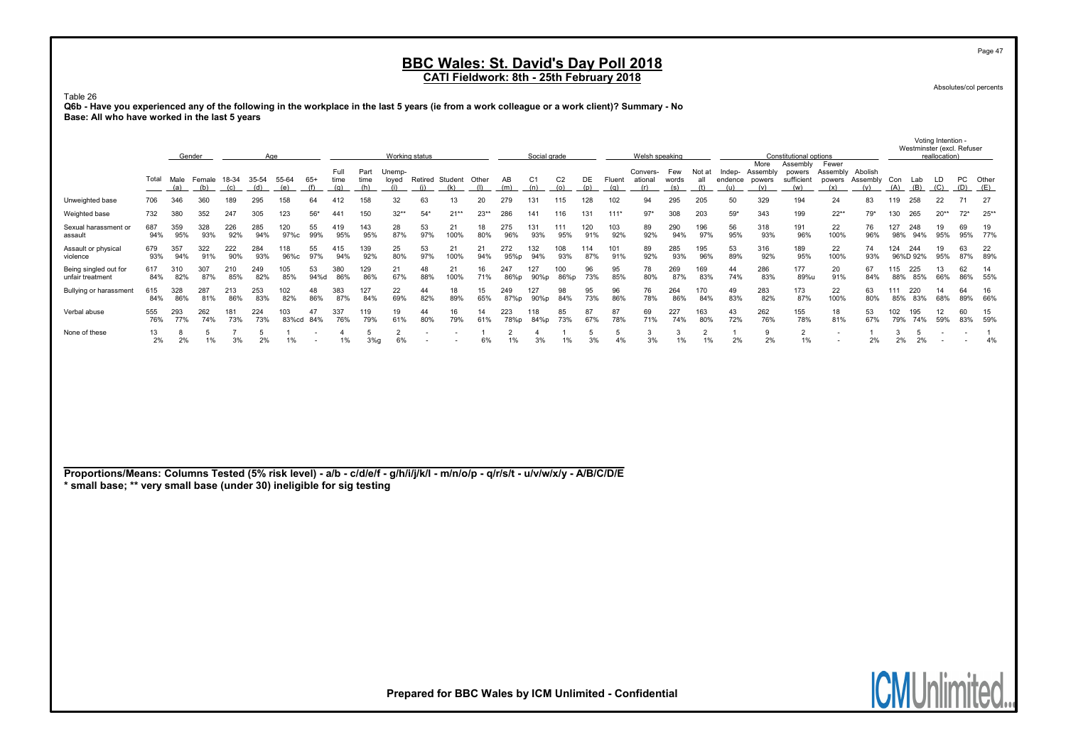# BBC Wales: St. David's Day Poll 2018

## CATI Fieldwork: 8th - 25th February 2018

Absolutes/col percents

Table 26

**Q6b - Have you experienced any of the following in the workplace in the last 5 years (ie from a work colleague or a work client)? Summary - No**

**Base: All who have worked in the last 5 years**

| | Total | Gender | | Age | | | | Working status | | | | | | Social grade | | | | Welsh speaking | | | Constitutional options | | | | | Voting Intention - Westminster (excl. Refuser reallocation) | | | | |
|---|---|---|---|---|---|---|---|---|---|---|---|---|---|---|---|---|---|---|---|---|---|---|---|---|---|---|---|---|---|---|
| | | Male (a) | Female (b) | 18-34 (c) | 35-54 (d) | 55-64 (e) | 65+ (f) | Full time (g) | Part time (h) | Unemp-loyed (i) | Retired (j) | Student (k) | Other (l) | AB (m) | C1 (n) | C2 (o) | DE (p) | Fluent (q) | Convers-ational (r) | Few words (s) | Not at all (t) | Indep-endence (u) | More Assembly powers (v) | Assembly powers sufficient (w) | Fewer Assembly powers (x) | Abolish Assembly (y) | Con (A) | Lab (B) | LD (C) | PC (D) | Other (E) |
| Unweighted base | 706 | 346 | 360 | 189 | 295 | 158 | 64 | 412 | 158 | 32 | 63 | 13 | 20 | 279 | 131 | 115 | 128 | 102 | 94 | 295 | 205 | 50 | 329 | 194 | 24 | 83 | 119 | 258 | 22 | 71 | 27 |
| Weighted base | 732 | 380 | 352 | 247 | 305 | 123 | 56* | 441 | 150 | 32** | 54* | 21** | 23** | 286 | 141 | 116 | 131 | 111* | 97* | 308 | 203 | 59* | 343 | 199 | 22** | 79* | 130 | 265 | 20** | 72* | 25** |
| Sexual harassment or assault | 687<br>94% | 359<br>95% | 328<br>93% | 226<br>92% | 285<br>94% | 120<br>97%c | 55<br>99% | 419<br>95% | 143<br>95% | 28<br>87% | 53<br>97% | 21<br>100% | 18<br>80% | 275<br>96% | 131<br>93% | 111<br>95% | 120<br>91% | 103<br>92% | 89<br>92% | 290<br>94% | 196<br>97% | 56<br>95% | 318<br>93% | 191<br>96% | 22<br>100% | 76<br>96% | 127<br>98% | 248<br>94% | 19<br>95% | 69<br>95% | 19<br>77% |
| Assault or physical violence | 679<br>93% | 357<br>94% | 322<br>91% | 222<br>90% | 284<br>93% | 118<br>96%c | 55<br>97% | 415<br>94% | 139<br>92% | 25<br>80% | 53<br>97% | 21<br>100% | 21<br>94% | 272<br>95%p | 132<br>94% | 108<br>93% | 114<br>87% | 101<br>91% | 89<br>92% | 285<br>93% | 195<br>96% | 53<br>89% | 316<br>92% | 189<br>95% | 22<br>100% | 74<br>93% | 124<br>96%D | 244<br>92% | 19<br>95% | 63<br>87% | 22<br>89% |
| Being singled out for unfair treatment | 617<br>84% | 310<br>82% | 307<br>87% | 210<br>85% | 249<br>82% | 105<br>85% | 53<br>94%d | 380<br>86% | 129<br>86% | 21<br>67% | 48<br>88% | 21<br>100% | 16<br>71% | 247<br>86%p | 127<br>90%p | 100<br>86%p | 96<br>73% | 95<br>85% | 78<br>80% | 269<br>87% | 169<br>83% | 44<br>74% | 286<br>83% | 177<br>89%u | 20<br>91% | 67<br>84% | 115<br>88% | 225<br>85% | 13<br>66% | 62<br>86% | 14<br>55% |
| Bullying or harassment | 615<br>84% | 328<br>86% | 287<br>81% | 213<br>86% | 253<br>83% | 102<br>82% | 48<br>86% | 383<br>87% | 127<br>84% | 22<br>69% | 44<br>82% | 18<br>89% | 15<br>65% | 249<br>87%p | 127<br>90%p | 98<br>84% | 95<br>73% | 96<br>86% | 76<br>78% | 264<br>86% | 170<br>84% | 49<br>83% | 283<br>82% | 173<br>87% | 22<br>100% | 63<br>80% | 111<br>85% | 220<br>83% | 14<br>68% | 64<br>89% | 16<br>66% |
| Verbal abuse | 555<br>76% | 293<br>77% | 262<br>74% | 181<br>73% | 224<br>73% | 103<br>83%cd | 47<br>84% | 337<br>76% | 119<br>79% | 19<br>61% | 44<br>80% | 16<br>79% | 14<br>61% | 223<br>78%p | 118<br>84%p | 85<br>73% | 87<br>67% | 87<br>78% | 69<br>71% | 227<br>74% | 163<br>80% | 43<br>72% | 262<br>76% | 155<br>78% | 18<br>81% | 53<br>67% | 102<br>79% | 195<br>74% | 12<br>59% | 60<br>83% | 15<br>59% |
| None of these | 13<br>2% | 8<br>2% | 5<br>1% | 7<br>3% | 5<br>2% | 1<br>1% | -<br>- | 4<br>1% | 5<br>3%g | 2<br>6% | -<br>- | -<br>- | 1<br>6% | 2<br>1% | 4<br>3% | 1<br>1% | 5<br>3% | 5<br>4% | 3<br>3% | 3<br>1% | 2<br>1% | 1<br>2% | 9<br>2% | 2<br>1% | -<br>- | 1<br>2% | 3<br>2% | 5<br>2% | -<br>- | -<br>- | 1<br>4% |

**Proportions/Means: Columns Tested (5% risk level) - a/b - c/d/e/f - g/h/i/j/k/l - m/n/o/p - q/r/s/t - u/v/w/x/y - A/B/C/D/E**
*** small base; ** very small base (under 30) ineligible for sig testing**

Prepared for BBC Wales by ICM Unlimited - Confidential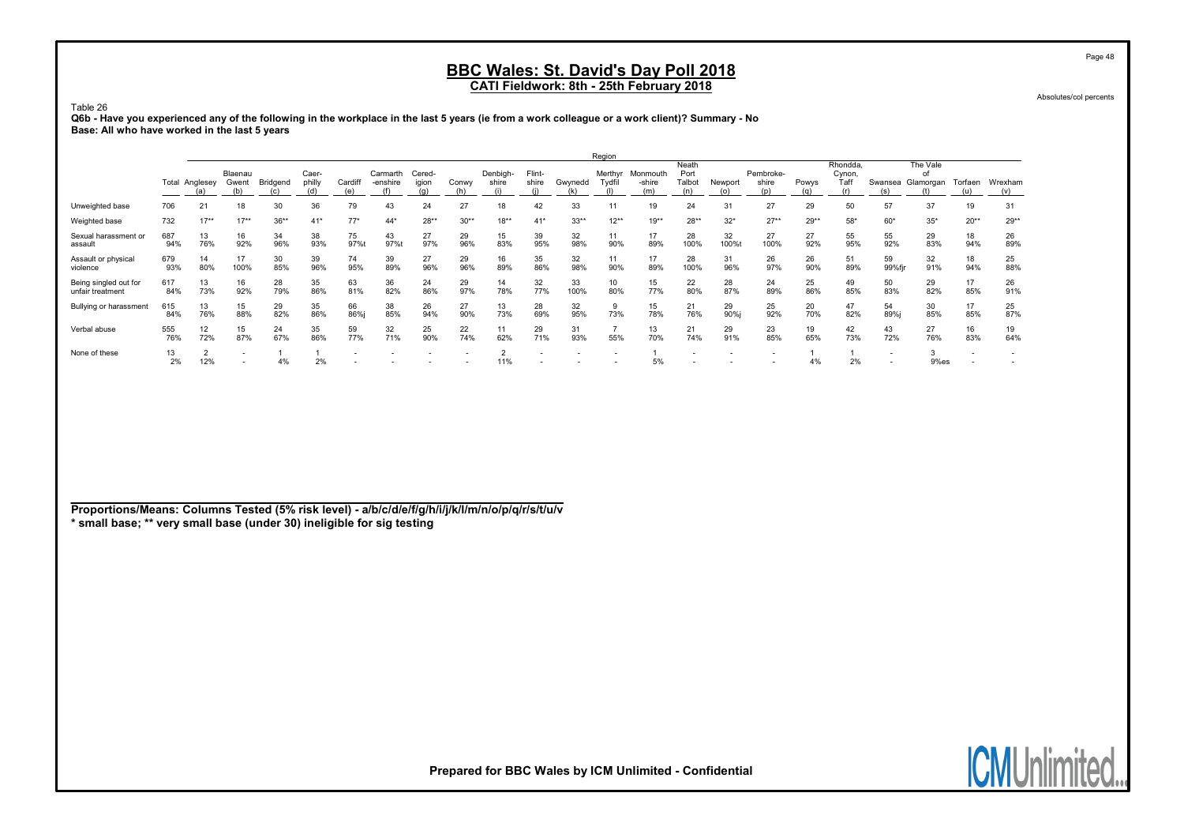## BBC Wales: St. David's Day Poll 2018

### CATI Fieldwork: 8th - 25th February 2018

Absolutes/col percents

Table 26

**Q6b - Have you experienced any of the following in the workplace in the last 5 years (ie from a work colleague or a work client)? Summary - No**
**Base: All who have worked in the last 5 years**

| | | Region | | | | | | | | | | | | | | | | | | | | | |
|---|---|---|---|---|---|---|---|---|---|---|---|---|---|---|---|---|---|---|---|---|---|---|---|
| | Total | Anglesey (a) | Blaenau Gwent (b) | Bridgend (c) | Caer-philly (d) | Cardiff (e) | Carmarth-enshire (f) | Cered-igion (g) | Conwy (h) | Denbigh-shire (i) | Flint-shire (j) | Gwynedd (k) | Merthyr Tydfil (l) | Monmouth-shire (m) | Neath Port Talbot (n) | Newport (o) | Pembroke-shire (p) | Powys (q) | Rhondda, Cynon, Taff (r) | Swansea (s) | The Vale of Glamorgan (t) | Torfaen (u) | Wrexham (v) |
| Unweighted base | 706 | 21 | 18 | 30 | 36 | 79 | 43 | 24 | 27 | 18 | 42 | 33 | 11 | 19 | 24 | 31 | 27 | 29 | 50 | 57 | 37 | 19 | 31 |
| Weighted base | 732 | 17** | 17** | 36** | 41* | 77* | 44* | 28** | 30** | 18** | 41* | 33** | 12** | 19** | 28** | 32* | 27** | 29** | 58* | 60* | 35* | 20** | 29** |
| Sexual harassment or assault | 687 | 13 | 16 | 34 | 38 | 75 | 43 | 27 | 29 | 15 | 39 | 32 | 11 | 17 | 28 | 32 | 27 | 27 | 55 | 55 | 29 | 18 | 26 |
| | 94% | 76% | 92% | 96% | 93% | 97%t | 97%t | 97% | 96% | 83% | 95% | 98% | 90% | 89% | 100% | 100%t | 100% | 92% | 95% | 92% | 83% | 94% | 89% |
| Assault or physical violence | 679 | 14 | 17 | 30 | 39 | 74 | 39 | 27 | 29 | 16 | 35 | 32 | 11 | 17 | 28 | 31 | 26 | 26 | 51 | 59 | 32 | 18 | 25 |
| | 93% | 80% | 100% | 85% | 96% | 95% | 89% | 96% | 96% | 89% | 86% | 98% | 90% | 89% | 100% | 96% | 97% | 90% | 89% | 99%fjr | 91% | 94% | 88% |
| Being singled out for unfair treatment | 617 | 13 | 16 | 28 | 35 | 63 | 36 | 24 | 29 | 14 | 32 | 33 | 10 | 15 | 22 | 28 | 24 | 25 | 49 | 50 | 29 | 17 | 26 |
| | 84% | 73% | 92% | 79% | 86% | 81% | 82% | 86% | 97% | 78% | 77% | 100% | 80% | 77% | 80% | 87% | 89% | 86% | 85% | 83% | 82% | 85% | 91% |
| Bullying or harassment | 615 | 13 | 15 | 29 | 35 | 66 | 38 | 26 | 27 | 13 | 28 | 32 | 9 | 15 | 21 | 29 | 25 | 20 | 47 | 54 | 30 | 17 | 25 |
| | 84% | 76% | 88% | 82% | 86% | 86%j | 85% | 94% | 90% | 73% | 69% | 95% | 73% | 78% | 76% | 90%j | 92% | 70% | 82% | 89%j | 85% | 85% | 87% |
| Verbal abuse | 555 | 12 | 15 | 24 | 35 | 59 | 32 | 25 | 22 | 11 | 29 | 31 | 7 | 13 | 21 | 29 | 23 | 19 | 42 | 43 | 27 | 16 | 19 |
| | 76% | 72% | 87% | 67% | 86% | 77% | 71% | 90% | 74% | 62% | 71% | 93% | 55% | 70% | 74% | 91% | 85% | 65% | 73% | 72% | 76% | 83% | 64% |
| None of these | 13 | 2 | - | 1 | 1 | - | - | - | - | 2 | - | - | - | 1 | - | - | - | 1 | 1 | - | 3 | - | - |
| | 2% | 12% | - | 4% | 2% | - | - | - | - | 11% | - | - | - | 5% | - | - | - | 4% | 2% | - | 9%es | - | - |

**Proportions/Means: Columns Tested (5% risk level) - a/b/c/d/e/f/g/h/i/j/k/l/m/n/o/p/q/r/s/t/u/v**
**\* small base; \*\* very small base (under 30) ineligible for sig testing**

**Prepared for BBC Wales by ICM Unlimited - Confidential**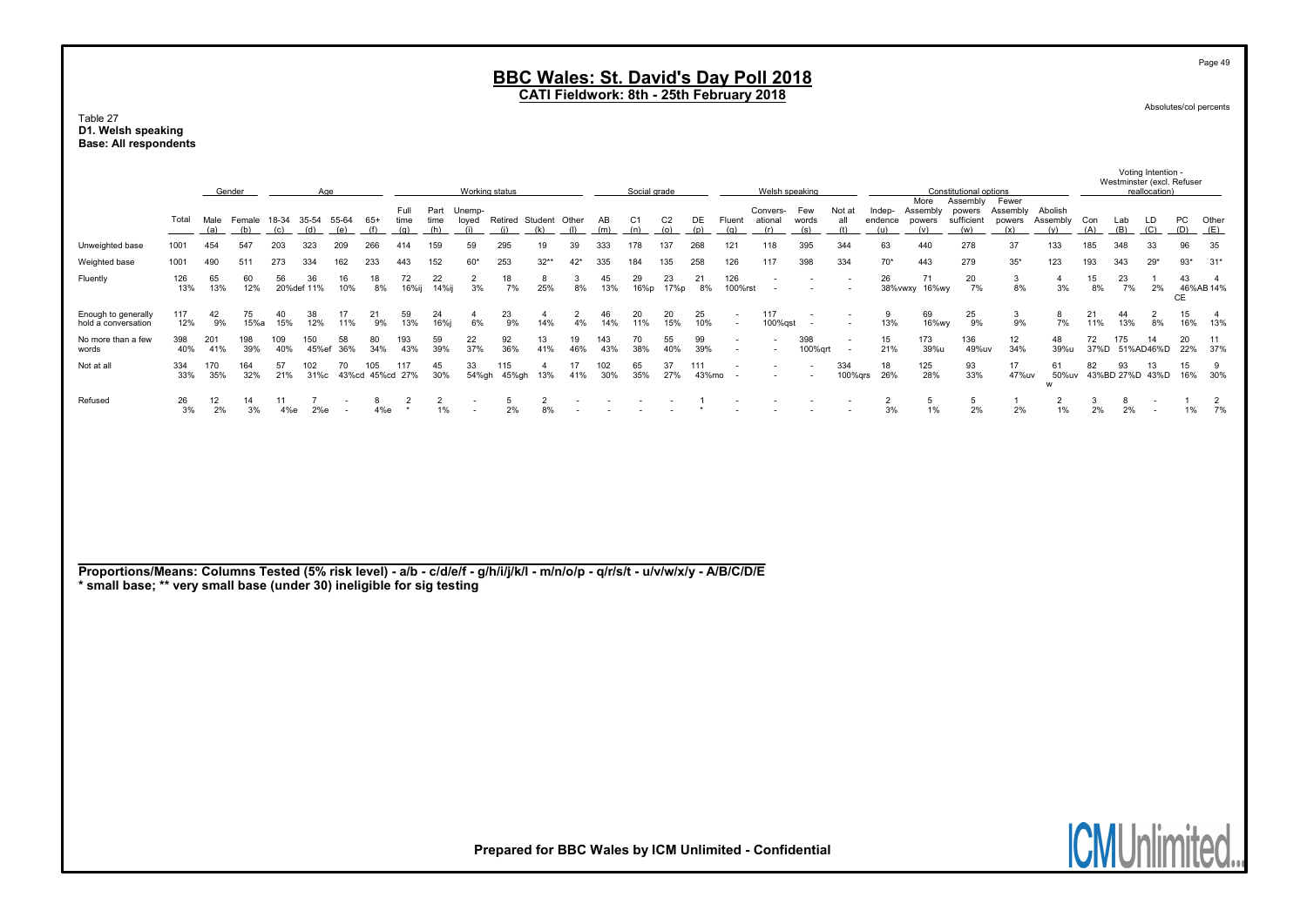# BBC Wales: St. David's Day Poll 2018
## CATI Fieldwork: 8th - 25th February 2018

Absolutes/col percents

Table 27
**D1. Welsh speaking**
**Base: All respondents**

| | Total | Gender | | Age | | | | Working status | | | | | | Social grade | | | | Welsh speaking | | | | Constitutional options | | | | | Voting Intention - Westminster (excl. Refuser reallocation) | | | | |
|---|---|---|---|---|---|---|---|---|---|---|---|---|---|---|---|---|---|---|---|---|---|---|---|---|---|---|---|---|---|---|---|
| | Total | Male (a) | Female (b) | 18-34 (c) | 35-54 (d) | 55-64 (e) | 65+ (f) | Full time (g) | Part time (h) | Unemp-loyed (i) | Retired (j) | Student (k) | Other (l) | AB (m) | C1 (n) | C2 (o) | DE (p) | Fluent (q) | Convers-ational (r) | Few words (s) | Not at all (t) | Indep-endence (u) | More Assembly powers (v) | Assembly powers sufficient (w) | Fewer Assembly powers (x) | Abolish Assembly (y) | Con (A) | Lab (B) | LD (C) | PC (D) | Other (E) |
| Unweighted base | 1001 | 454 | 547 | 203 | 323 | 209 | 266 | 414 | 159 | 59 | 295 | 19 | 39 | 333 | 178 | 137 | 268 | 121 | 118 | 395 | 344 | 63 | 440 | 278 | 37 | 133 | 185 | 348 | 33 | 96 | 35 |
| Weighted base | 1001 | 490 | 511 | 273 | 334 | 162 | 233 | 443 | 152 | 60* | 253 | 32** | 42* | 335 | 184 | 135 | 258 | 126 | 117 | 398 | 334 | 70* | 443 | 279 | 35* | 123 | 193 | 343 | 29* | 93* | 31* |
| Fluently | 126<br>13% | 65<br>13% | 60<br>12% | 56<br>20%def | 36<br>11% | 16<br>10% | 18<br>8% | 72<br>16%ij | 22<br>14%ij | 2<br>3% | 18<br>7% | 8<br>25% | 3<br>8% | 45<br>13% | 29<br>16%p | 23<br>17%p | 21<br>8% | 126<br>100%rst | - | - | - | 26<br>38%vwxy | 71<br>16%wy | 20<br>7% | 3<br>8% | 4<br>3% | 15<br>8% | 23<br>7% | 1<br>2% | 43<br>46%AB CE | 4<br>14% |
| Enough to generally hold a conversation | 117<br>12% | 42<br>9% | 75<br>15%a | 40<br>15% | 38<br>12% | 17<br>11% | 21<br>9% | 59<br>13% | 24<br>16%j | 4<br>6% | 23<br>9% | 4<br>14% | 2<br>4% | 46<br>14% | 20<br>11% | 20<br>15% | 25<br>10% | - | 117<br>100%qst | - | - | 9<br>13% | 69<br>16%wy | 25<br>9% | 3<br>9% | 8<br>7% | 21<br>11% | 44<br>13% | 2<br>8% | 15<br>16% | 4<br>13% |
| No more than a few words | 398<br>40% | 201<br>41% | 198<br>39% | 109<br>40% | 150<br>45%ef | 58<br>36% | 80<br>34% | 193<br>43% | 59<br>39% | 22<br>37% | 92<br>36% | 13<br>41% | 19<br>46% | 143<br>43% | 70<br>38% | 55<br>40% | 99<br>39% | - | - | 398<br>100%qrt | - | 15<br>21% | 173<br>39%u | 136<br>49%uv | 12<br>34% | 48<br>39%u | 72<br>37%D | 175<br>51%AD | 14<br>46%D | 20<br>22% | 11<br>37% |
| Not at all | 334<br>33% | 170<br>35% | 164<br>32% | 57<br>21% | 102<br>31%c | 70<br>43%cd | 105<br>45%cd | 117<br>27% | 45<br>30% | 33<br>54%gh | 115<br>45%gh | 4<br>13% | 17<br>41% | 102<br>30% | 65<br>35% | 37<br>27% | 111<br>43%mo | - | - | - | 334<br>100%qrs | 18<br>26% | 125<br>28% | 93<br>33% | 17<br>47%uv | 61<br>50%uv w | 82<br>43%BD | 93<br>27%D | 13<br>43% | 15<br>16% | 9<br>30% |
| Refused | 26<br>3% | 12<br>2% | 14<br>3% | 11<br>4%e | 7<br>2%e | - | 8<br>4%e | 2<br>* | 2<br>1% | - | 5<br>2% | 2<br>8% | - | - | - | - | 1<br>* | - | - | - | - | 2<br>3% | 5<br>1% | 5<br>2% | 1<br>2% | 2<br>1% | 3<br>2% | 8<br>2% | - | 1<br>1% | 2<br>7% |

**Proportions/Means: Columns Tested (5% risk level) - a/b - c/d/e/f - g/h/i/j/k/l - m/n/o/p - q/r/s/t - u/v/w/x/y - A/B/C/D/E**
**\* small base; \*\* very small base (under 30) ineligible for sig testing**

**Prepared for BBC Wales by ICM Unlimited - Confidential**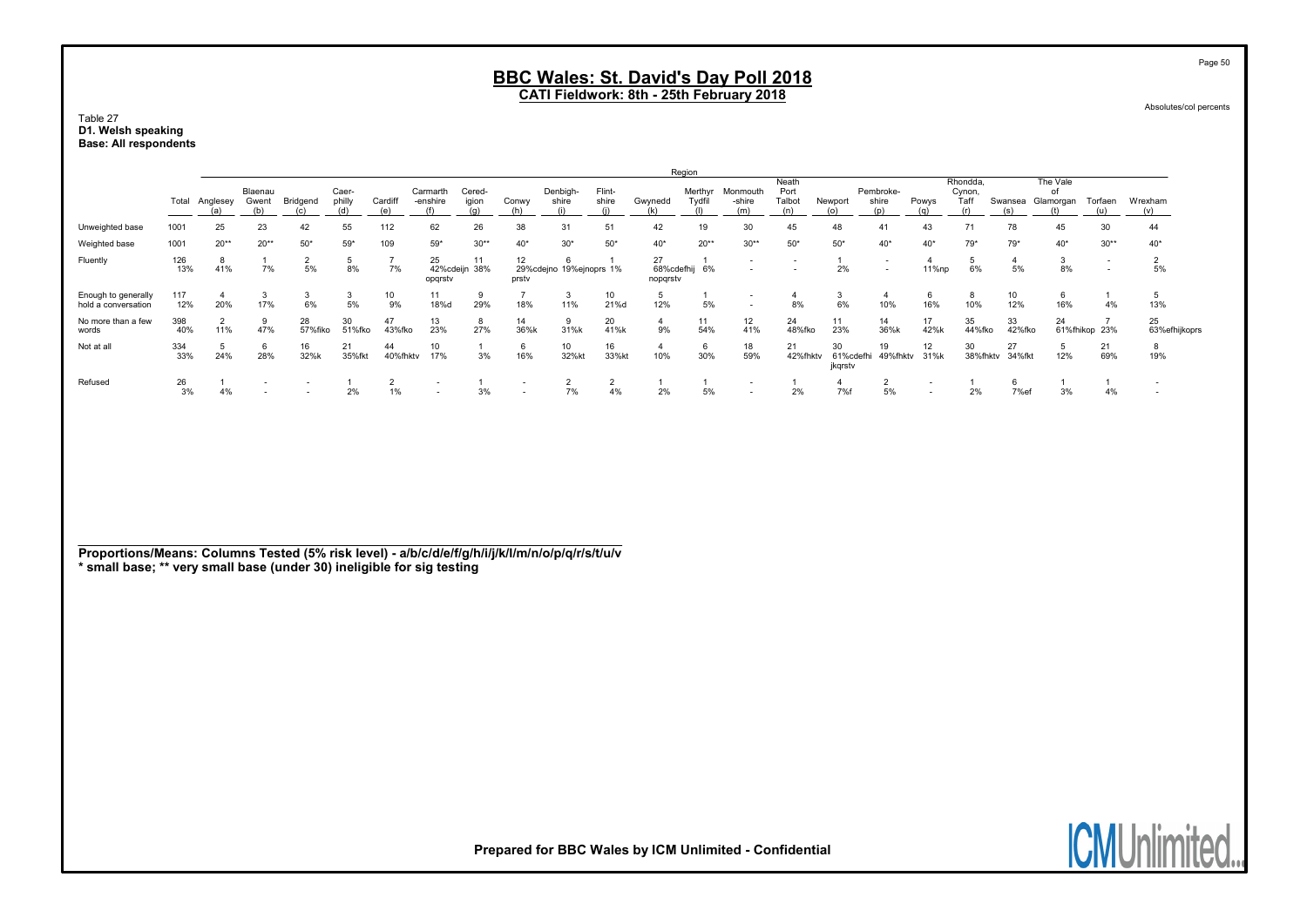# BBC Wales: St. David's Day Poll 2018

## CATI Fieldwork: 8th - 25th February 2018

Absolutes/col percents

Table 27
**D1. Welsh speaking**
**Base: All respondents**

| | Total | Anglesey (a) | Blaenau Gwent (b) | Bridgend (c) | Caerphilly (d) | Cardiff (e) | Carmarthenshire (f) | Ceredigion (g) | Conwy (h) | Denbighshire (i) | Flintshire (j) | Gwynedd (k) | Merthyr Tydfil (l) | Monmouthshire (m) | Neath Port Talbot (n) | Newport (o) | Pembrokeshire (p) | Powys (q) | Rhondda, Cynon, Taff (r) | Swansea (s) | The Vale of Glamorgan (t) | Torfaen (u) | Wrexham (v) |
|---|---|---|---|---|---|---|---|---|---|---|---|---|---|---|---|---|---|---|---|---|---|---|---|
| Unweighted base | 1001 | 25 | 23 | 42 | 55 | 112 | 62 | 26 | 38 | 31 | 51 | 42 | 19 | 30 | 45 | 48 | 41 | 43 | 71 | 78 | 45 | 30 | 44 |
| Weighted base | 1001 | 20** | 20** | 50* | 59* | 109 | 59* | 30** | 40* | 30* | 50* | 40* | 20** | 30** | 50* | 50* | 40* | 40* | 79* | 79* | 40* | 30** | 40* |
| Fluently | 126 | 8 | 1 | 2 | 5 | 7 | 25 | 11 | 12 | 6 | 1 | 27 | 1 | - | - | 1 | - | 4 | 5 | 4 | 3 | - | 2 |
| | 13% | 41% | 7% | 5% | 8% | 7% | 42%cdeijn opqrstv | 38% | 29%cdejno prstv | 19%ejnoprs | 1% | 68%cdefhij nopqrstv | 6% | - | - | 2% | - | 11%np | 6% | 5% | 8% | - | 5% |
| Enough to generally hold a conversation | 117 | 4 | 3 | 3 | 3 | 10 | 11 | 9 | 7 | 3 | 10 | 5 | 1 | - | 4 | 3 | 4 | 6 | 8 | 10 | 6 | 1 | 5 |
| | 12% | 20% | 17% | 6% | 5% | 9% | 18%d | 29% | 18% | 11% | 21%d | 12% | 5% | - | 8% | 6% | 10% | 16% | 10% | 12% | 16% | 4% | 13% |
| No more than a few words | 398 | 2 | 9 | 28 | 30 | 47 | 13 | 8 | 14 | 9 | 20 | 4 | 11 | 12 | 24 | 11 | 14 | 17 | 35 | 33 | 24 | 7 | 25 |
| | 40% | 11% | 47% | 57%fiko | 51%fko | 43%fko | 23% | 27% | 36%k | 31%k | 41%k | 9% | 54% | 41% | 48%fko | 23% | 36%k | 42%k | 44%fko | 42%fko | 61%fhikop | 23% | 63%efhijkoprs |
| Not at all | 334 | 5 | 6 | 16 | 21 | 44 | 10 | 1 | 6 | 10 | 16 | 4 | 6 | 18 | 21 | 30 | 19 | 12 | 30 | 27 | 5 | 21 | 8 |
| | 33% | 24% | 28% | 32%k | 35%fkt | 40%fhktv | 17% | 3% | 16% | 32%kt | 33%kt | 10% | 30% | 59% | 42%fhktv | 61%cdefhi jkqrstv | 49%fhktv | 31%k | 38%fhktv | 34%fkt | 12% | 69% | 19% |
| Refused | 26 | 1 | - | - | 1 | 2 | - | 1 | - | 2 | 2 | 1 | 1 | - | 1 | 4 | 2 | - | 1 | 6 | 1 | 1 | - |
| | 3% | 4% | - | - | 2% | 1% | - | 3% | - | 7% | 4% | 2% | 5% | - | 2% | 7%f | 5% | - | 2% | 7%ef | 3% | 4% | - |

**Proportions/Means: Columns Tested (5% risk level) - a/b/c/d/e/f/g/h/i/j/k/l/m/n/o/p/q/r/s/t/u/v**
**\* small base; \*\* very small base (under 30) ineligible for sig testing**

**Prepared for BBC Wales by ICM Unlimited - Confidential**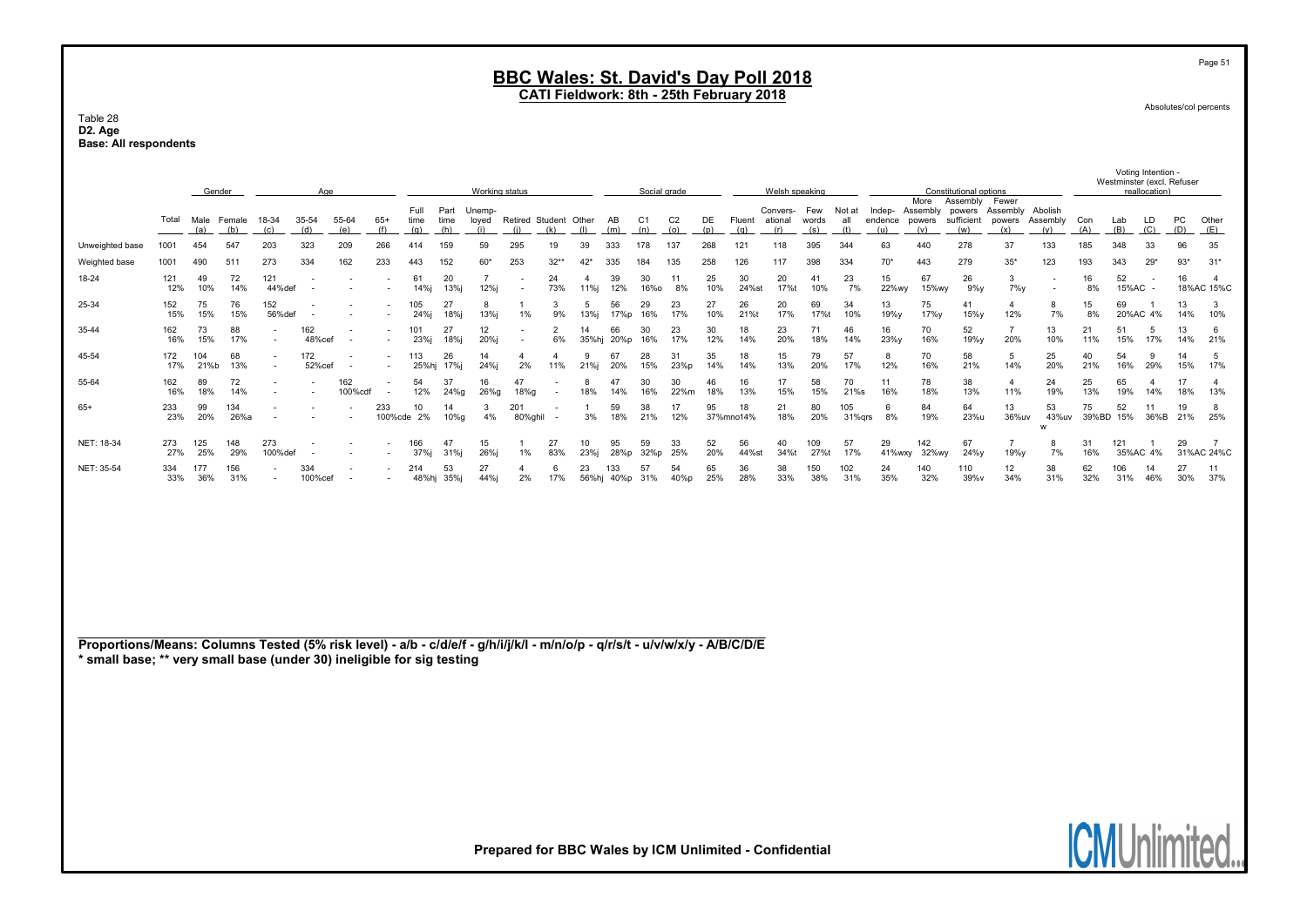# BBC Wales: St. David's Day Poll 2018

## CATI Fieldwork: 8th - 25th February 2018

Absolutes/col percents

Table 28
**D2. Age**
**Base: All respondents**

| | Total | Gender | | Age | | | | Working status | | | | | | Social grade | | | | Welsh speaking | | | | Constitutional options | | | | | Voting Intention - Westminster (excl. Refuser reallocation) | | | | |
|---|---|---|---|---|---|---|---|---|---|---|---|---|---|---|---|---|---|---|---|---|---|---|---|---|---|---|---|---|---|---|---|
| | | Male (a) | Female (b) | 18-34 (c) | 35-54 (d) | 55-64 (e) | 65+ (f) | Full time (g) | Part time (h) | Unemp-loyed (i) | Retired (j) | Student (k) | Other (l) | AB (m) | C1 (n) | C2 (o) | DE (p) | Fluent (q) | Convers-ational (r) | Few words (s) | Not at all (t) | Indep-endence (u) | More Assembly powers (v) | Assembly powers sufficient (w) | Fewer Assembly powers (x) | Abolish Assembly (y) | Con (A) | Lab (B) | LD (C) | PC (D) | Other (E) |
| Unweighted base | 1001 | 454 | 547 | 203 | 323 | 209 | 266 | 414 | 159 | 59 | 295 | 19 | 39 | 333 | 178 | 137 | 268 | 121 | 118 | 395 | 344 | 63 | 440 | 278 | 37 | 133 | 185 | 348 | 33 | 96 | 35 |
| Weighted base | 1001 | 490 | 511 | 273 | 334 | 162 | 233 | 443 | 152 | 60* | 253 | 32** | 42* | 335 | 184 | 135 | 258 | 126 | 117 | 398 | 334 | 70* | 443 | 279 | 35* | 123 | 193 | 343 | 29* | 93* | 31* |
| 18-24 | 121 | 49 | 72 | 121 | - | - | - | 61 | 20 | 7 | - | 24 | 4 | 39 | 30 | 11 | 25 | 30 | 20 | 41 | 23 | 15 | 67 | 26 | 3 | - | 16 | 52 | - | 16 | 4 |
| | 12% | 10% | 14% | 44%def | - | - | - | 14%j | 13%j | 12%j | - | 73% | 11%j | 12% | 16%o | 8% | 10% | 24%st | 17%t | 10% | 7% | 22%wy | 15%wy | 9%y | 7%y | - | 8% | 15%AC | - | 18%AC | 15%C |
| 25-34 | 152 | 75 | 76 | 152 | - | - | - | 105 | 27 | 8 | 1 | 3 | 5 | 56 | 29 | 23 | 27 | 26 | 20 | 69 | 34 | 13 | 75 | 41 | 4 | 8 | 15 | 69 | 1 | 13 | 3 |
| | 15% | 15% | 15% | 56%def | - | - | - | 24%j | 18%j | 13%j | 1% | 9% | 13%j | 17%p | 16% | 17% | 10% | 21%t | 17% | 17%t | 10% | 19%y | 17%y | 15%y | 12% | 7% | 8% | 20%AC | 4% | 14% | 10% |
| 35-44 | 162 | 73 | 88 | - | 162 | - | - | 101 | 27 | 12 | - | 2 | 14 | 66 | 30 | 23 | 30 | 18 | 23 | 71 | 46 | 16 | 70 | 52 | 7 | 13 | 21 | 51 | 5 | 13 | 6 |
| | 16% | 15% | 17% | - | 48%cef | - | - | 23%j | 18%j | 20%j | - | 6% | 35%hj | 20%p | 16% | 17% | 12% | 14% | 20% | 18% | 14% | 23%y | 16% | 19%y | 20% | 10% | 11% | 15% | 17% | 14% | 21% |
| 45-54 | 172 | 104 | 68 | - | 172 | - | - | 113 | 26 | 14 | 4 | 4 | 9 | 67 | 28 | 31 | 35 | 18 | 15 | 79 | 57 | 8 | 70 | 58 | 5 | 25 | 40 | 54 | 9 | 14 | 5 |
| | 17% | 21%b | 13% | - | 52%cef | - | - | 25%hj | 17%j | 24%j | 2% | 11% | 21%j | 20% | 15% | 23%p | 14% | 14% | 13% | 20% | 17% | 12% | 16% | 21% | 14% | 20% | 21% | 16% | 29% | 15% | 17% |
| 55-64 | 162 | 89 | 72 | - | - | 162 | - | 54 | 37 | 16 | 47 | - | 8 | 47 | 30 | 30 | 46 | 16 | 17 | 58 | 70 | 11 | 78 | 38 | 4 | 24 | 25 | 65 | 4 | 17 | 4 |
| | 16% | 18% | 14% | - | - | 100%cdf | - | 12% | 24%g | 26%g | 18%g | - | 18% | 14% | 16% | 22%m | 18% | 13% | 15% | 15% | 21%s | 16% | 18% | 13% | 11% | 19% | 13% | 19% | 14% | 18% | 13% |
| 65+ | 233 | 99 | 134 | - | - | - | 233 | 10 | 14 | 3 | 201 | - | 1 | 59 | 38 | 17 | 95 | 18 | 21 | 80 | 105 | 6 | 84 | 64 | 13 | 53 | 75 | 52 | 11 | 19 | 8 |
| | 23% | 20% | 26%a | - | - | - | 100%cde | 2% | 10%g | 4% | 80%ghil | - | 3% | 18% | 21% | 12% | 37%mno | 14% | 18% | 20% | 31%qrs | 8% | 19% | 23%u | 36%uv | 43%uvw | 39%BD | 15% | 36%B | 21% | 25% |
| NET: 18-34 | 273 | 125 | 148 | 273 | - | - | - | 166 | 47 | 15 | 1 | 27 | 10 | 95 | 59 | 33 | 52 | 56 | 40 | 109 | 57 | 29 | 142 | 67 | 7 | 8 | 31 | 121 | 1 | 29 | 7 |
| | 27% | 25% | 29% | 100%def | - | - | - | 37%j | 31%j | 26%j | 1% | 83% | 23%j | 28%p | 32%p | 25% | 20% | 44%st | 34%t | 27%t | 17% | 41%wxy | 32%wy | 24%y | 19%y | 7% | 16% | 35%AC | 4% | 31%AC | 24%C |
| NET: 35-54 | 334 | 177 | 156 | - | 334 | - | - | 214 | 53 | 27 | 4 | 6 | 23 | 133 | 57 | 54 | 65 | 36 | 38 | 150 | 102 | 24 | 140 | 110 | 12 | 38 | 62 | 106 | 14 | 27 | 11 |
| | 33% | 36% | 31% | - | 100%cef | - | - | 48%hj | 35%j | 44%j | 2% | 17% | 56%hj | 40%p | 31% | 40%p | 25% | 28% | 33% | 38% | 31% | 35% | 32% | 39%v | 34% | 31% | 32% | 31% | 46% | 30% | 37% |

**Proportions/Means: Columns Tested (5% risk level) - a/b - c/d/e/f - g/h/i/j/k/l - m/n/o/p - q/r/s/t - u/v/w/x/y - A/B/C/D/E**
**\* small base; \*\* very small base (under 30) ineligible for sig testing**

Prepared for BBC Wales by ICM Unlimited - Confidential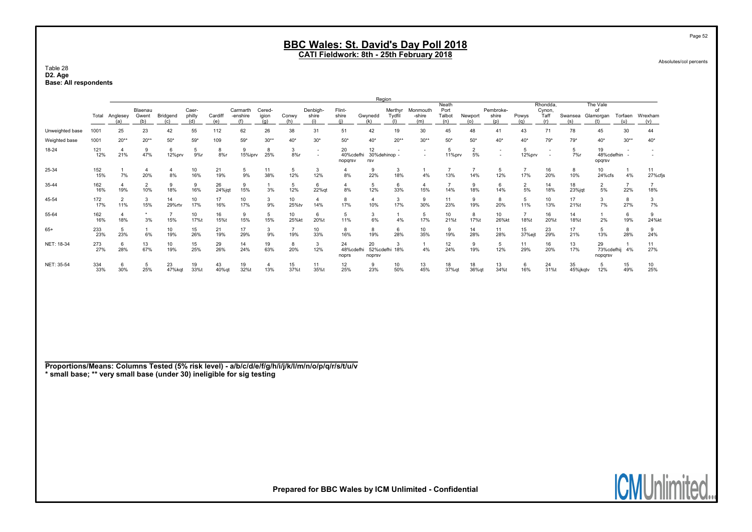# BBC Wales: St. David's Day Poll 2018

## CATI Fieldwork: 8th - 25th February 2018

Absolutes/col percents

Table 28
**D2. Age**
**Base: All respondents**

| | Total | Anglesey (a) | Blaenau Gwent (b) | Bridgend (c) | Caer-philly (d) | Cardiff (e) | Carmarth-enshire (f) | Cered-igion (g) | Conwy (h) | Denbigh-shire (i) | Flint-shire (j) | Gwynedd (k) | Merthyr Tydfil (l) | Monmouth-shire (m) | Neath Port Talbot (n) | Newport (o) | Pembroke-shire (p) | Powys (q) | Rhondda, Cynon, Taff (r) | Swansea (s) | The Vale of Glamorgan (t) | Torfaen (u) | Wrexham (v) |
|---|---|---|---|---|---|---|---|---|---|---|---|---|---|---|---|---|---|---|---|---|---|---|---|
| | | Region | | | | | | | | | | | | | | | | | | | | | |
| Unweighted base | 1001 | 25 | 23 | 42 | 55 | 112 | 62 | 26 | 38 | 31 | 51 | 42 | 19 | 30 | 45 | 48 | 41 | 43 | 71 | 78 | 45 | 30 | 44 |
| Weighted base | 1001 | 20** | 20** | 50* | 59* | 109 | 59* | 30** | 40* | 30* | 50* | 40* | 20** | 30** | 50* | 50* | 40* | 40* | 79* | 79* | 40* | 30** | 40* |
| 18-24 | 121 12% | 4 21% | 9 47% | 6 12%prv | 5 9%r | 8 8%r | 9 15%iprv | 8 25% | 3 8%r | - - | 20 40%cdefhi nopqrsv | 12 30%dehinop rsv | - - | - - | 5 11%prv | 2 5% | - - | 5 12%prv | - - | 5 7%r | 19 48%cdefhin opqrsv | - - | - - |
| 25-34 | 152 15% | 1 7% | 4 20% | 4 8% | 10 16% | 21 19% | 5 9% | 11 38% | 5 12% | 3 12% | 4 8% | 9 22% | 3 18% | 1 4% | 7 13% | 7 14% | 5 12% | 7 17% | 16 20% | 8 10% | 10 24%cfs | 1 4% | 11 27%cfjs |
| 35-44 | 162 16% | 4 19% | 2 10% | 9 18% | 9 16% | 26 24%jqt | 9 15% | 1 3% | 5 12% | 6 22%qt | 4 8% | 5 12% | 6 33% | 4 15% | 7 14% | 9 18% | 6 14% | 2 5% | 14 18% | 18 23%jqt | 2 5% | 7 22% | 7 18% |
| 45-54 | 172 17% | 2 11% | 3 15% | 14 29%rtv | 10 17% | 17 16% | 10 17% | 3 9% | 10 25%tv | 4 14% | 8 17% | 4 10% | 3 17% | 9 30% | 11 23% | 9 19% | 8 20% | 5 11% | 10 13% | 17 21%t | 3 7% | 8 27% | 3 7% |
| 55-64 | 162 16% | 4 18% | * 3% | 7 15% | 10 17%t | 16 15%t | 9 15% | 5 15% | 10 25%kt | 6 20%t | 5 11% | 3 6% | 1 4% | 5 17% | 10 21%t | 8 17%t | 10 26%kt | 7 18%t | 16 20%t | 14 18%t | 1 2% | 6 19% | 9 24%kt |
| 65+ | 233 23% | 5 23% | 1 6% | 10 19% | 15 26% | 21 19% | 17 29% | 3 9% | 7 19% | 10 33% | 8 16% | 8 19% | 6 28% | 10 35% | 9 19% | 14 28% | 11 28% | 15 37%ejt | 23 29% | 17 21% | 5 13% | 8 28% | 9 24% |
| NET: 18-34 | 273 27% | 6 28% | 13 67% | 10 19% | 15 25% | 29 26% | 14 24% | 19 63% | 8 20% | 3 12% | 24 48%cdefhi noprs | 20 52%cdefhi noprsv | 3 18% | 1 4% | 12 24% | 9 19% | 5 12% | 11 29% | 16 20% | 13 17% | 29 73%cdefhij nopqrsv | 1 4% | 11 27% |
| NET: 35-54 | 334 33% | 6 30% | 5 25% | 23 47%kqt | 19 33%t | 43 40%qt | 19 32%t | 4 13% | 15 37%t | 11 35%t | 12 25% | 9 23% | 10 50% | 13 45% | 18 37%qt | 18 36%qt | 13 34%t | 6 16% | 24 31%t | 35 45%jkqtv | 5 12% | 15 49% | 10 25% |

**Proportions/Means: Columns Tested (5% risk level) - a/b/c/d/e/f/g/h/i/j/k/l/m/n/o/p/q/r/s/t/u/v**
**\* small base; \*\* very small base (under 30) ineligible for sig testing**

Prepared for BBC Wales by ICM Unlimited - Confidential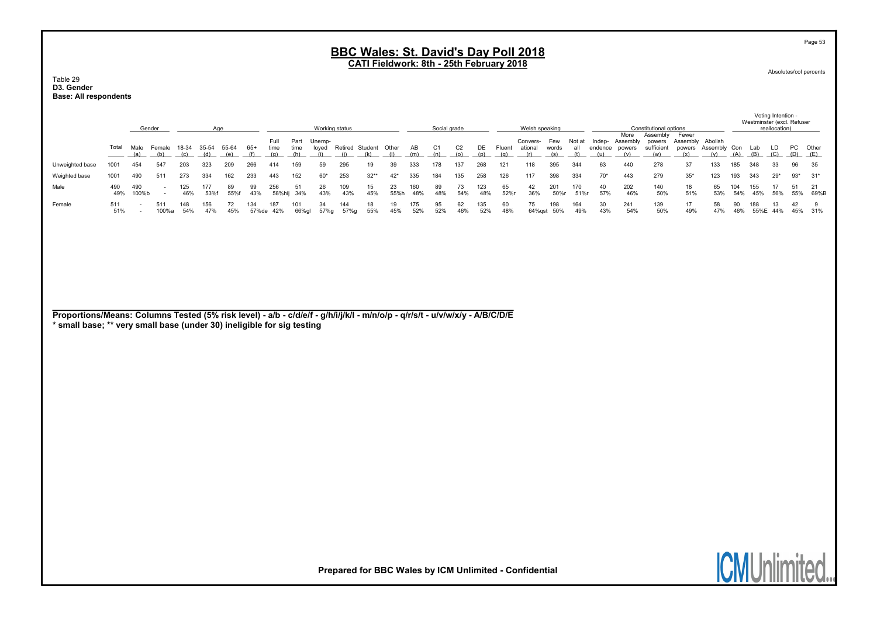# BBC Wales: St. David's Day Poll 2018

## CATI Fieldwork: 8th - 25th February 2018

Absolutes/col percents

Table 29
**D3. Gender**
**Base: All respondents**

| | Total | Gender | | Age | | | | Working status | | | | | | Social grade | | | | Welsh speaking | | | | Constitutional options | | | | | | Voting Intention - Westminster (excl. Refuser reallocation) | | | | |
|---|---|---|---|---|---|---|---|---|---|---|---|---|---|---|---|---|---|---|---|---|---|---|---|---|---|---|---|---|---|---|---|---|
| | | Male (a) | Female (b) | 18-34 (c) | 35-54 (d) | 55-64 (e) | 65+ (f) | Full time (g) | Part time (h) | Unemp-loyed (i) | Retired (j) | Student (k) | Other (l) | AB (m) | C1 (n) | C2 (o) | DE (p) | Fluent (q) | Convers-ational (r) | Few words (s) | Not at all (t) | Indep-endence (u) | More Assembly powers (v) | Assembly powers sufficient (w) | Fewer Assembly powers (x) | Abolish Assembly (y) | Con (A) | Lab (B) | LD (C) | PC (D) | Other (E) |
| Unweighted base | 1001 | 454 | 547 | 203 | 323 | 209 | 266 | 414 | 159 | 59 | 295 | 19 | 39 | 333 | 178 | 137 | 268 | 121 | 118 | 395 | 344 | 63 | 440 | 278 | 37 | 133 | 185 | 348 | 33 | 96 | 35 |
| Weighted base | 1001 | 490 | 511 | 273 | 334 | 162 | 233 | 443 | 152 | 60* | 253 | 32** | 42* | 335 | 184 | 135 | 258 | 126 | 117 | 398 | 334 | 70* | 443 | 279 | 35* | 123 | 193 | 343 | 29* | 93* | 31* |
| Male | 490 | 490 | - | 125 | 177 | 89 | 99 | 256 | 51 | 26 | 109 | 15 | 23 | 160 | 89 | 73 | 123 | 65 | 42 | 201 | 170 | 40 | 202 | 140 | 18 | 65 | 104 | 155 | 17 | 51 | 21 |
| | 49% | 100%b | - | 46% | 53%f | 55%f | 43% | 58%hij | 34% | 43% | 43% | 45% | 55%h | 48% | 48% | 54% | 48% | 52%r | 36% | 50%r | 51%r | 57% | 46% | 50% | 51% | 53% | 54% | 45% | 56% | 55% | 69%B |
| Female | 511 | - | 511 | 148 | 156 | 72 | 134 | 187 | 101 | 34 | 144 | 18 | 19 | 175 | 95 | 62 | 135 | 60 | 75 | 198 | 164 | 30 | 241 | 139 | 17 | 58 | 90 | 188 | 13 | 42 | 9 |
| | 51% | - | 100%a | 54% | 47% | 45% | 57%de | 42% | 66%gl | 57%g | 57%g | 55% | 45% | 52% | 52% | 46% | 52% | 48% | 64%qst | 50% | 49% | 43% | 54% | 50% | 49% | 47% | 46% | 55%E | 44% | 45% | 31% |

**Proportions/Means: Columns Tested (5% risk level) - a/b - c/d/e/f - g/h/i/j/k/l - m/n/o/p - q/r/s/t - u/v/w/x/y - A/B/C/D/E**
**\* small base; \*\* very small base (under 30) ineligible for sig testing**

Prepared for BBC Wales by ICM Unlimited - Confidential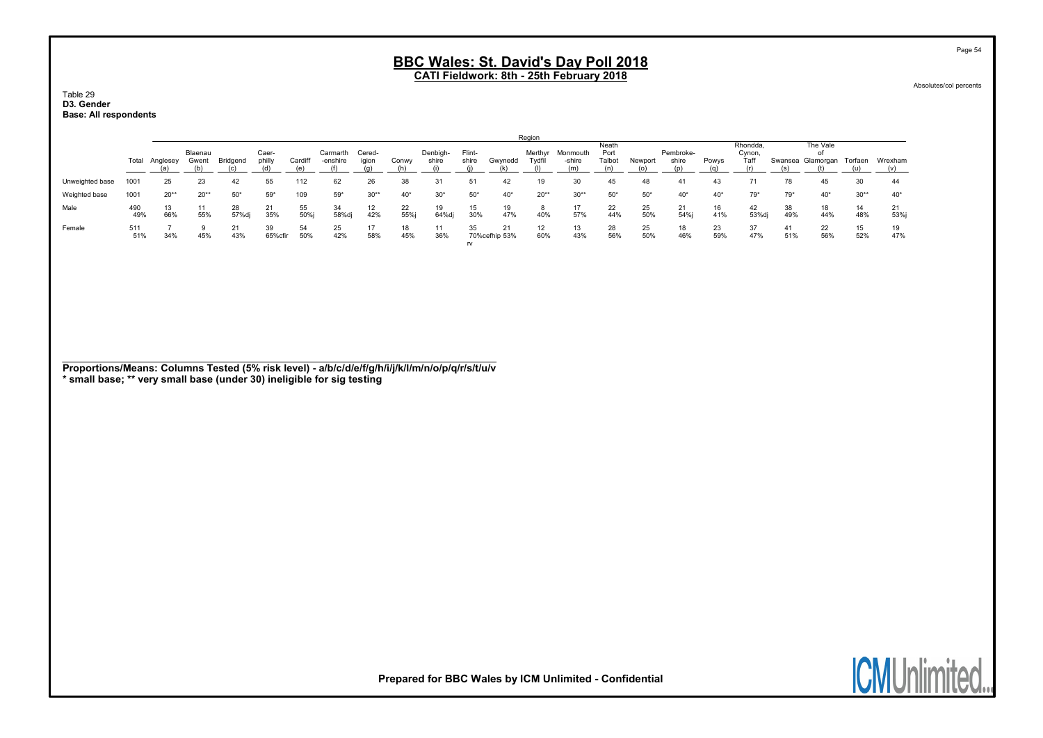# BBC Wales: St. David's Day Poll 2018

## CATI Fieldwork: 8th - 25th February 2018

Absolutes/col percents

Table 29
**D3. Gender**
**Base: All respondents**

| | Total | Anglesey (a) | Blaenau Gwent (b) | Bridgend (c) | Caer-philly (d) | Cardiff (e) | Carmarth-enshire (f) | Cered-igion (g) | Conwy (h) | Denbigh-shire (i) | Flint-shire (j) | Gwynedd (k) | Merthyr Tydfil (l) | Monmouth-shire (m) | Neath Port Talbot (n) | Newport (o) | Pembroke-shire (p) | Powys (q) | Rhondda, Cynon, Taff (r) | Swansea (s) | The Vale of Glamorgan (t) | Torfaen (u) | Wrexham (v) |
|---|---|---|---|---|---|---|---|---|---|---|---|---|---|---|---|---|---|---|---|---|---|---|---|
| | | Region | | | | | | | | | | | | | | | | | | | | | |
| Unweighted base | 1001 | 25 | 23 | 42 | 55 | 112 | 62 | 26 | 38 | 31 | 51 | 42 | 19 | 30 | 45 | 48 | 41 | 43 | 71 | 78 | 45 | 30 | 44 |
| Weighted base | 1001 | 20** | 20** | 50* | 59* | 109 | 59* | 30** | 40* | 30* | 50* | 40* | 20** | 30** | 50* | 50* | 40* | 40* | 79* | 79* | 40* | 30** | 40* |
| Male | 490 | 13 | 11 | 28 | 21 | 55 | 34 | 12 | 22 | 19 | 15 | 19 | 8 | 17 | 22 | 25 | 21 | 16 | 42 | 38 | 18 | 14 | 21 |
| | 49% | 66% | 55% | 57%dj | 35% | 50%j | 58%dj | 42% | 55%j | 64%dj | 30% | 47% | 40% | 57% | 44% | 50% | 54%j | 41% | 53%dj | 49% | 44% | 48% | 53%j |
| Female | 511 | 7 | 9 | 21 | 39 | 54 | 25 | 17 | 18 | 11 | 35 | 21 | 12 | 13 | 28 | 25 | 18 | 23 | 37 | 41 | 22 | 15 | 19 |
| | 51% | 34% | 45% | 43% | 65%cfir | 50% | 42% | 58% | 45% | 36% | 70%cefhiprv | 53% | 60% | 43% | 56% | 50% | 46% | 59% | 47% | 51% | 56% | 52% | 47% |

**Proportions/Means: Columns Tested (5% risk level) - a/b/c/d/e/f/g/h/i/j/k/l/m/n/o/p/q/r/s/t/u/v**
**\* small base; \*\* very small base (under 30) ineligible for sig testing**

**Prepared for BBC Wales by ICM Unlimited - Confidential**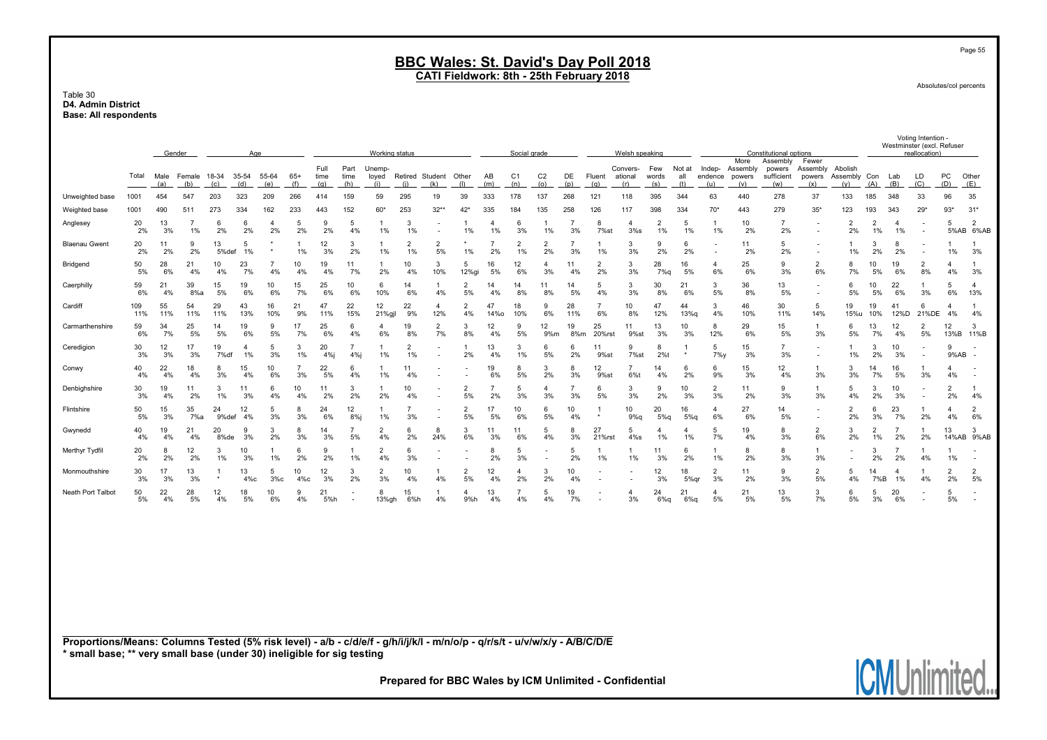# BBC Wales: St. David's Day Poll 2018

## CATI Fieldwork: 8th - 25th February 2018

Absolutes/col percents

Table 30
**D4. Admin District**
**Base: All respondents**

| | Total | Gender | | Age | | | | Working status | | | | | | | Social grade | | | | Welsh speaking | | | | Constitutional options | | | | | Voting Intention - Westminster (excl. Refuser reallocation) | | | | |
|---|---|---|---|---|---|---|---|---|---|---|---|---|---|---|---|---|---|---|---|---|---|---|---|---|---|---|---|---|---|---|---|---|
| | | Male (a) | Female (b) | 18-34 (c) | 35-54 (d) | 55-64 (e) | 65+ (f) | Full time (g) | Part time (h) | Unemp-loyed (i) | Retired (j) | Student (k) | Other (l) | AB (m) | C1 (n) | C2 (o) | DE (p) | Fluent (q) | Convers-ational (r) | Few words (s) | Not at all (t) | Indep-endence (u) | More Assembly powers (v) | Assembly powers sufficient (w) | Fewer Assembly powers (x) | Abolish Assembly (y) | Con (A) | Lab (B) | LD (C) | PC (D) | Other (E) |
| Unweighted base | 1001 | 454 | 547 | 203 | 323 | 209 | 266 | 414 | 159 | 59 | 295 | 19 | 39 | 333 | 178 | 137 | 268 | 121 | 118 | 395 | 344 | 63 | 440 | 278 | 37 | 133 | 185 | 348 | 33 | 96 | 35 |
| Weighted base | 1001 | 490 | 511 | 273 | 334 | 162 | 233 | 443 | 152 | 60* | 253 | 32** | 42* | 335 | 184 | 135 | 258 | 126 | 117 | 398 | 334 | 70* | 443 | 279 | 35* | 123 | 193 | 343 | 29* | 93* | 31* |
| Anglesey | 20 | 13 | 7 | 6 | 6 | 4 | 5 | 9 | 5 | 1 | 3 | - | 1 | 4 | 6 | 1 | 7 | 8 | 4 | 2 | 5 | 1 | 10 | 7 | - | 2 | 2 | 4 | - | 5 | 2 |
| | 2% | 3% | 1% | 2% | 2% | 2% | 2% | 2% | 4% | 1% | 1% | - | 1% | 1% | 3% | 1% | 3% | 7%st | 3%s | 1% | 1% | 1% | 2% | 2% | - | 2% | 1% | 1% | - | 5%AB | 6%AB |
| Blaenau Gwent | 20 | 11 | 9 | 13 | 5 | * | 1 | 12 | 3 | 1 | 2 | 2 | * | 7 | 2 | 2 | 7 | 1 | 3 | 9 | 6 | - | 11 | 5 | - | 1 | 3 | 8 | - | 1 | 1 |
| | 2% | 2% | 2% | 5%def | 1% | * | 1% | 3% | 2% | 1% | 1% | 5% | 1% | 2% | 1% | 2% | 3% | 1% | 3% | 2% | 2% | - | 2% | 2% | - | 1% | 2% | 2% | - | 1% | 3% |
| Bridgend | 50 | 28 | 21 | 10 | 23 | 7 | 10 | 19 | 11 | 1 | 10 | 3 | 5 | 16 | 12 | 4 | 11 | 2 | 3 | 28 | 16 | 4 | 25 | 9 | 2 | 8 | 10 | 19 | 2 | 4 | 1 |
| | 5% | 6% | 4% | 4% | 7% | 4% | 4% | 4% | 7% | 2% | 4% | 10% | 12%gi | 5% | 6% | 3% | 4% | 2% | 3% | 7%q | 5% | 6% | 6% | 3% | 6% | 7% | 5% | 6% | 8% | 4% | 3% |
| Caerphilly | 59 | 21 | 39 | 15 | 19 | 10 | 15 | 25 | 10 | 6 | 14 | 1 | 2 | 14 | 14 | 11 | 14 | 5 | 3 | 30 | 21 | 3 | 36 | 13 | - | 6 | 10 | 22 | 1 | 5 | 4 |
| | 6% | 4% | 8%a | 5% | 6% | 6% | 7% | 6% | 6% | 10% | 6% | 4% | 5% | 4% | 8% | 8% | 5% | 4% | 3% | 8% | 6% | 5% | 8% | 5% | - | 5% | 5% | 6% | 3% | 6% | 13% |
| Cardiff | 109 | 55 | 54 | 29 | 43 | 16 | 21 | 47 | 22 | 12 | 22 | 4 | 2 | 47 | 18 | 9 | 28 | 7 | 10 | 47 | 44 | 3 | 46 | 30 | 5 | 19 | 19 | 41 | 6 | 4 | 1 |
| | 11% | 11% | 11% | 11% | 13% | 10% | 9% | 11% | 15% | 21%gjl | 9% | 12% | 4% | 14%o | 10% | 6% | 11% | 6% | 8% | 12% | 13%q | 4% | 10% | 11% | 14% | 15%u | 10% | 12%D | 21%DE | 4% | 4% |
| Carmarthenshire | 59 | 34 | 25 | 14 | 19 | 9 | 17 | 25 | 6 | 4 | 19 | 2 | 3 | 12 | 9 | 12 | 19 | 25 | 11 | 13 | 10 | 8 | 29 | 15 | 1 | 6 | 13 | 12 | 2 | 12 | 3 |
| | 6% | 7% | 5% | 5% | 6% | 5% | 7% | 6% | 4% | 6% | 8% | 7% | 8% | 4% | 5% | 9%m | 8%m | 20%rst | 9%st | 3% | 3% | 12% | 6% | 5% | 3% | 5% | 7% | 4% | 5% | 13%B | 11%B |
| Ceredigion | 30 | 12 | 17 | 19 | 4 | 5 | 3 | 20 | 7 | 1 | 2 | - | 1 | 13 | 3 | 6 | 6 | 11 | 9 | 8 | 1 | 5 | 15 | 7 | - | 1 | 3 | 10 | - | 9 | - |
| | 3% | 3% | 3% | 7%df | 1% | 3% | 1% | 4%j | 4%j | 1% | 1% | - | 2% | 4% | 1% | 5% | 2% | 9%st | 7%st | 2%t | * | 7%y | 3% | 3% | - | 1% | 2% | 3% | - | 9%AB | - |
| Conwy | 40 | 22 | 18 | 8 | 15 | 10 | 7 | 22 | 6 | 1 | 11 | - | - | 19 | 8 | 3 | 8 | 12 | 7 | 14 | 6 | 6 | 15 | 12 | 1 | 3 | 14 | 16 | 1 | 4 | - |
| | 4% | 4% | 4% | 3% | 4% | 6% | 3% | 5% | 4% | 1% | 4% | - | - | 6% | 5% | 2% | 3% | 9%st | 6%t | 4% | 2% | 9% | 3% | 4% | 3% | 3% | 7% | 5% | 3% | 4% | - |
| Denbighshire | 30 | 19 | 11 | 3 | 11 | 6 | 10 | 11 | 3 | 1 | 10 | - | 2 | 7 | 5 | 4 | 7 | 6 | 3 | 9 | 10 | 2 | 11 | 9 | 1 | 5 | 3 | 10 | - | 2 | 1 |
| | 3% | 4% | 2% | 1% | 3% | 4% | 4% | 2% | 2% | 2% | 4% | - | 5% | 2% | 3% | 3% | 3% | 5% | 3% | 2% | 3% | 3% | 2% | 3% | 3% | 4% | 2% | 3% | - | 2% | 4% |
| Flintshire | 50 | 15 | 35 | 24 | 12 | 5 | 8 | 24 | 12 | 1 | 7 | - | 2 | 17 | 10 | 6 | 10 | 1 | 10 | 20 | 16 | 4 | 27 | 14 | - | 2 | 6 | 23 | 1 | 4 | 2 |
| | 5% | 3% | 7%a | 9%def | 4% | 3% | 3% | 6% | 8%j | 1% | 3% | - | 5% | 5% | 6% | 5% | 4% | * | 9%q | 5%q | 5%q | 6% | 6% | 5% | - | 2% | 3% | 7% | 2% | 4% | 6% |
| Gwynedd | 40 | 19 | 21 | 20 | 9 | 3 | 8 | 14 | 7 | 2 | 6 | 8 | 3 | 11 | 11 | 5 | 8 | 27 | 5 | 4 | 4 | 5 | 19 | 8 | 2 | 3 | 2 | 7 | 1 | 13 | 3 |
| | 4% | 4% | 4% | 8%de | 3% | 2% | 3% | 3% | 5% | 4% | 2% | 24% | 6% | 3% | 6% | 4% | 3% | 21%rst | 4%s | 1% | 1% | 7% | 4% | 3% | 6% | 2% | 1% | 2% | 2% | 14%AB | 9%AB |
| Merthyr Tydfil | 20 | 8 | 12 | 3 | 10 | 1 | 6 | 9 | 1 | 2 | 6 | - | - | 8 | 5 | - | 5 | 1 | 1 | 11 | 6 | 1 | 8 | 8 | 1 | - | 3 | 7 | 1 | 1 | - |
| | 2% | 2% | 2% | 1% | 3% | 1% | 2% | 2% | 1% | 4% | 3% | - | - | 2% | 3% | - | 2% | 1% | 1% | 3% | 2% | 1% | 2% | 3% | 3% | - | 2% | 2% | 4% | 1% | - |
| Monmouthshire | 30 | 17 | 13 | 1 | 13 | 5 | 10 | 12 | 3 | 2 | 10 | 1 | 2 | 12 | 4 | 3 | 10 | - | - | 12 | 18 | 2 | 11 | 9 | 2 | 5 | 14 | 4 | 1 | 2 | 2 |
| | 3% | 3% | 3% | * | 4%c | 3%c | 4%c | 3% | 2% | 3% | 4% | 4% | 5% | 4% | 2% | 2% | 4% | - | - | 3% | 5%qr | 3% | 2% | 3% | 5% | 4% | 7%B | 1% | 4% | 2% | 5% |
| Neath Port Talbot | 50 | 22 | 28 | 12 | 18 | 10 | 9 | 21 | - | 8 | 15 | 1 | 4 | 13 | 7 | 5 | 19 | - | 4 | 24 | 21 | 4 | 21 | 13 | 3 | 6 | 5 | 20 | - | 5 | - |
| | 5% | 4% | 5% | 4% | 5% | 6% | 4% | 5%h | - | 13%gh | 6%h | 4% | 9%h | 4% | 4% | 4% | 7% | - | 3% | 6%q | 6%q | 5% | 5% | 5% | 7% | 5% | 3% | 6% | - | 5% | - |

**Proportions/Means: Columns Tested (5% risk level) - a/b - c/d/e/f - g/h/i/j/k/l - m/n/o/p - q/r/s/t - u/v/w/x/y - A/B/C/D/E**
**\* small base; \*\* very small base (under 30) ineligible for sig testing**

**Prepared for BBC Wales by ICM Unlimited - Confidential**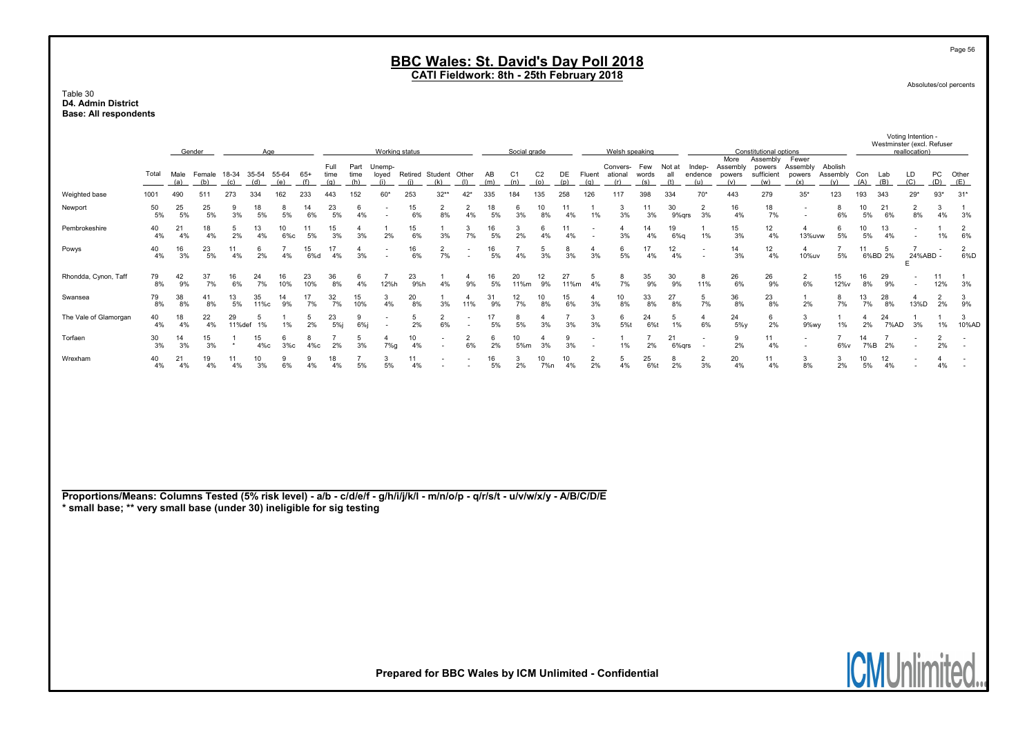Absolutes/col percents

Table 30
**D4. Admin District**
**Base: All respondents**

| | Total | Gender | | Age | | | | Working status | | | | | | Social grade | | | | Welsh speaking | | | | Constitutional options | | | | | Voting Intention - Westminster (excl. Refuser reallocation) | | | | |
|---|---|---|---|---|---|---|---|---|---|---|---|---|---|---|---|---|---|---|---|---|---|---|---|---|---|---|---|---|---|---|---|
| | | Male (a) | Female (b) | 18-34 (c) | 35-54 (d) | 55-64 (e) | 65+ (f) | Full time (g) | Part time (h) | Unemp-loyed (i) | Retired (j) | Student (k) | Other (l) | AB (m) | C1 (n) | C2 (o) | DE (p) | Fluent (q) | Convers-ational (r) | Few words (s) | Not at all (t) | Indep-endence (u) | More Assembly powers (v) | Assembly powers sufficient (w) | Fewer Assembly powers (x) | Abolish Assembly (y) | Con (A) | Lab (B) | LD (C) | PC (D) | Other (E) |
| Weighted base | 1001 | 490 | 511 | 273 | 334 | 162 | 233 | 443 | 152 | 60* | 253 | 32** | 42* | 335 | 184 | 135 | 258 | 126 | 117 | 398 | 334 | 70* | 443 | 279 | 35* | 123 | 193 | 343 | 29* | 93* | 31* |
| Newport | 50<br>5% | 25<br>5% | 25<br>5% | 9<br>3% | 18<br>5% | 8<br>5% | 14<br>6% | 23<br>5% | 6<br>4% | -<br>- | 15<br>6% | 2<br>8% | 2<br>4% | 18<br>5% | 6<br>3% | 10<br>8% | 11<br>4% | 1<br>1% | 3<br>3% | 11<br>3% | 30<br>9%qrs | 2<br>3% | 16<br>4% | 18<br>7% | -<br>- | 8<br>6% | 10<br>5% | 21<br>6% | 2<br>8% | 3<br>4% | 1<br>3% |
| Pembrokeshire | 40<br>4% | 21<br>4% | 18<br>4% | 5<br>2% | 13<br>4% | 10<br>6%c | 11<br>5% | 15<br>3% | 4<br>3% | 1<br>2% | 15<br>6% | 1<br>3% | 3<br>7% | 16<br>5% | 3<br>2% | 6<br>4% | 11<br>4% | -<br>- | 4<br>3% | 14<br>4% | 19<br>6%q | 1<br>1% | 15<br>3% | 12<br>4% | 4<br>13%uvw | 6<br>5% | 10<br>5% | 13<br>4% | -<br>- | 1<br>1% | 2<br>6% |
| Powys | 40<br>4% | 16<br>3% | 23<br>5% | 11<br>4% | 6<br>2% | 7<br>4% | 15<br>6%d | 17<br>4% | 4<br>3% | -<br>- | 16<br>6% | 2<br>7% | -<br>- | 16<br>5% | 7<br>4% | 5<br>3% | 8<br>3% | 4<br>3% | 6<br>5% | 17<br>4% | 12<br>4% | -<br>- | 14<br>3% | 12<br>4% | 4<br>10%uv | 7<br>5% | 11<br>6%BD | 5<br>2% | 7<br>24%ABD E | -<br>- | 2<br>6%D |
| Rhondda, Cynon, Taff | 79<br>8% | 42<br>9% | 37<br>7% | 16<br>6% | 24<br>7% | 16<br>10% | 23<br>10% | 36<br>8% | 6<br>4% | 7<br>12%h | 23<br>9%h | 1<br>4% | 4<br>9% | 16<br>5% | 20<br>11%m | 12<br>9% | 27<br>11%m | 5<br>4% | 8<br>7% | 35<br>9% | 30<br>9% | 8<br>11% | 26<br>6% | 26<br>9% | 2<br>6% | 15<br>12%v | 16<br>8% | 29<br>9% | -<br>- | 11<br>12% | 1<br>3% |
| Swansea | 79<br>8% | 38<br>8% | 41<br>8% | 13<br>5% | 35<br>11%c | 14<br>9% | 17<br>7% | 32<br>7% | 15<br>10% | 3<br>4% | 20<br>8% | 1<br>3% | 4<br>11% | 31<br>9% | 12<br>7% | 10<br>8% | 15<br>6% | 4<br>3% | 10<br>8% | 33<br>8% | 27<br>8% | 5<br>7% | 36<br>8% | 23<br>8% | 1<br>2% | 8<br>7% | 13<br>7% | 28<br>8% | 4<br>13%D | 2<br>2% | 3<br>9% |
| The Vale of Glamorgan | 40<br>4% | 18<br>4% | 22<br>4% | 29<br>11%def | 5<br>1% | 1<br>1% | 5<br>2% | 23<br>5%j | 9<br>6%j | -<br>- | 5<br>2% | 2<br>6% | -<br>- | 17<br>5% | 8<br>5% | 4<br>3% | 7<br>3% | 3<br>3% | 6<br>5%t | 24<br>6%t | 5<br>1% | 4<br>6% | 24<br>5%y | 6<br>2% | 3<br>9%wy | 1<br>1% | 4<br>2% | 24<br>7%AD | 1<br>3% | 1<br>1% | 3<br>10%AD |
| Torfaen | 30<br>3% | 14<br>3% | 15<br>3% | 1<br>* | 15<br>4%c | 6<br>3%c | 8<br>4%c | 7<br>2% | 5<br>3% | 4<br>7%g | 10<br>4% | -<br>- | 2<br>6% | 6<br>2% | 10<br>5%m | 4<br>3% | 9<br>3% | -<br>- | 1<br>1% | 7<br>2% | 21<br>6%qrs | -<br>- | 9<br>2% | 11<br>4% | -<br>- | 7<br>6%v | 14<br>7%B | 7<br>2% | -<br>- | 2<br>2% | -<br>- |
| Wrexham | 40<br>4% | 21<br>4% | 19<br>4% | 11<br>4% | 10<br>3% | 9<br>6% | 9<br>4% | 18<br>4% | 7<br>5% | 3<br>5% | 11<br>4% | -<br>- | -<br>- | 16<br>5% | 3<br>2% | 10<br>7%n | 10<br>4% | 2<br>2% | 5<br>4% | 25<br>6%t | 8<br>2% | 2<br>3% | 20<br>4% | 11<br>4% | 3<br>8% | 3<br>2% | 10<br>5% | 12<br>4% | -<br>- | 4<br>4% | -<br>- |

**Proportions/Means: Columns Tested (5% risk level) - a/b - c/d/e/f - g/h/i/j/k/l - m/n/o/p - q/r/s/t - u/v/w/x/y - A/B/C/D/E**
*** small base; ** very small base (under 30) ineligible for sig testing**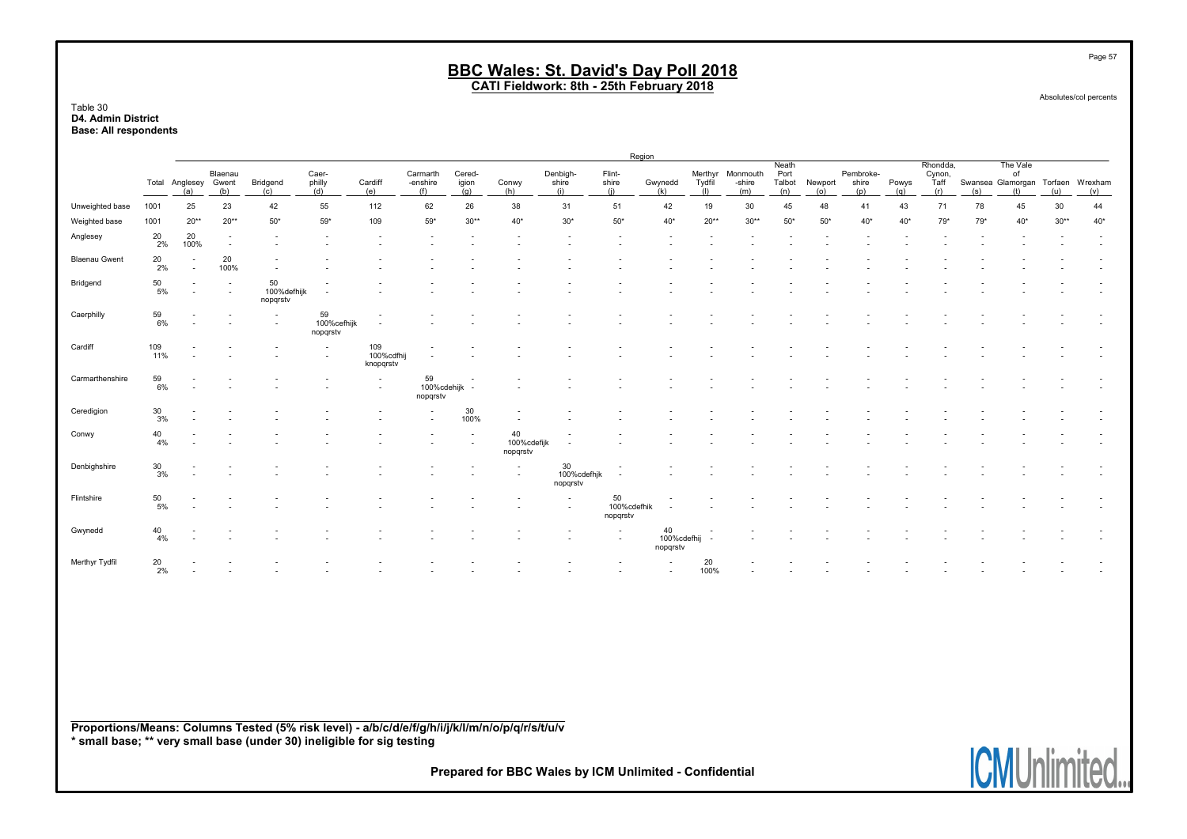# BBC Wales: St. David's Day Poll 2018

## CATI Fieldwork: 8th - 25th February 2018

Absolutes/col percents

Table 30
**D4. Admin District**
**Base: All respondents**

| | Total | Anglesey (a) | Blaenau Gwent (b) | Bridgend (c) | Caer-philly (d) | Cardiff (e) | Carmarth-enshire (f) | Cered-igion (g) | Conwy (h) | Denbigh-shire (i) | Flint-shire (j) | Gwynedd (k) | Merthyr Tydfil (l) | Monmouth-shire (m) | Neath Port Talbot (n) | Newport (o) | Pembroke-shire (p) | Powys (q) | Rhondda, Cynon, Taff (r) | Swansea (s) | The Vale of Glamorgan (t) | Torfaen (u) | Wrexham (v) |
|---|---|---|---|---|---|---|---|---|---|---|---|---|---|---|---|---|---|---|---|---|---|---|---|
| Unweighted base | 1001 | 25 | 23 | 42 | 55 | 112 | 62 | 26 | 38 | 31 | 51 | 42 | 19 | 30 | 45 | 48 | 41 | 43 | 71 | 78 | 45 | 30 | 44 |
| Weighted base | 1001 | 20** | 20** | 50* | 59* | 109 | 59* | 30** | 40* | 30* | 50* | 40* | 20** | 30** | 50* | 50* | 40* | 40* | 79* | 79* | 40* | 30** | 40* |
| Anglesey | 20<br>2% | 20<br>100% | -<br>- | -<br>- | -<br>- | -<br>- | -<br>- | -<br>- | -<br>- | -<br>- | -<br>- | -<br>- | -<br>- | -<br>- | -<br>- | -<br>- | -<br>- | -<br>- | -<br>- | -<br>- | -<br>- | -<br>- | -<br>- |
| Blaenau Gwent | 20<br>2% | -<br>- | 20<br>100% | -<br>- | -<br>- | -<br>- | -<br>- | -<br>- | -<br>- | -<br>- | -<br>- | -<br>- | -<br>- | -<br>- | -<br>- | -<br>- | -<br>- | -<br>- | -<br>- | -<br>- | -<br>- | -<br>- | -<br>- |
| Bridgend | 50<br>5% | -<br>- | -<br>- | 50<br>100%defhijk<br>nopqrstv | -<br>- | -<br>- | -<br>- | -<br>- | -<br>- | -<br>- | -<br>- | -<br>- | -<br>- | -<br>- | -<br>- | -<br>- | -<br>- | -<br>- | -<br>- | -<br>- | -<br>- | -<br>- | -<br>- |
| Caerphilly | 59<br>6% | -<br>- | -<br>- | -<br>- | 59<br>100%cefhijk<br>nopqrstv | -<br>- | -<br>- | -<br>- | -<br>- | -<br>- | -<br>- | -<br>- | -<br>- | -<br>- | -<br>- | -<br>- | -<br>- | -<br>- | -<br>- | -<br>- | -<br>- | -<br>- | -<br>- |
| Cardiff | 109<br>11% | -<br>- | -<br>- | -<br>- | -<br>- | 109<br>100%cdfhij<br>knopqrstv | -<br>- | -<br>- | -<br>- | -<br>- | -<br>- | -<br>- | -<br>- | -<br>- | -<br>- | -<br>- | -<br>- | -<br>- | -<br>- | -<br>- | -<br>- | -<br>- | -<br>- |
| Carmarthenshire | 59<br>6% | -<br>- | -<br>- | -<br>- | -<br>- | -<br>- | 59<br>100%cdehijk<br>nopqrstv | -<br>- | -<br>- | -<br>- | -<br>- | -<br>- | -<br>- | -<br>- | -<br>- | -<br>- | -<br>- | -<br>- | -<br>- | -<br>- | -<br>- | -<br>- | -<br>- |
| Ceredigion | 30<br>3% | -<br>- | -<br>- | -<br>- | -<br>- | -<br>- | -<br>- | 30<br>100% | -<br>- | -<br>- | -<br>- | -<br>- | -<br>- | -<br>- | -<br>- | -<br>- | -<br>- | -<br>- | -<br>- | -<br>- | -<br>- | -<br>- | -<br>- |
| Conwy | 40<br>4% | -<br>- | -<br>- | -<br>- | -<br>- | -<br>- | -<br>- | -<br>- | 40<br>100%cdefijk<br>nopqrstv | -<br>- | -<br>- | -<br>- | -<br>- | -<br>- | -<br>- | -<br>- | -<br>- | -<br>- | -<br>- | -<br>- | -<br>- | -<br>- | -<br>- |
| Denbighshire | 30<br>3% | -<br>- | -<br>- | -<br>- | -<br>- | -<br>- | -<br>- | -<br>- | -<br>- | 30<br>100%cdefhjk<br>nopqrstv | -<br>- | -<br>- | -<br>- | -<br>- | -<br>- | -<br>- | -<br>- | -<br>- | -<br>- | -<br>- | -<br>- | -<br>- | -<br>- |
| Flintshire | 50<br>5% | -<br>- | -<br>- | -<br>- | -<br>- | -<br>- | -<br>- | -<br>- | -<br>- | -<br>- | 50<br>100%cdefhik<br>nopqrstv | -<br>- | -<br>- | -<br>- | -<br>- | -<br>- | -<br>- | -<br>- | -<br>- | -<br>- | -<br>- | -<br>- | -<br>- |
| Gwynedd | 40<br>4% | -<br>- | -<br>- | -<br>- | -<br>- | -<br>- | -<br>- | -<br>- | -<br>- | -<br>- | -<br>- | 40<br>100%cdefhij<br>nopqrstv | -<br>- | -<br>- | -<br>- | -<br>- | -<br>- | -<br>- | -<br>- | -<br>- | -<br>- | -<br>- | -<br>- |
| Merthyr Tydfil | 20<br>2% | -<br>- | -<br>- | -<br>- | -<br>- | -<br>- | -<br>- | -<br>- | -<br>- | -<br>- | -<br>- | -<br>- | 20<br>100% | -<br>- | -<br>- | -<br>- | -<br>- | -<br>- | -<br>- | -<br>- | -<br>- | -<br>- | -<br>- |

**Proportions/Means: Columns Tested (5% risk level) - a/b/c/d/e/f/g/h/i/j/k/l/m/n/o/p/q/r/s/t/u/v**
**\* small base; \*\* very small base (under 30) ineligible for sig testing**

**Prepared for BBC Wales by ICM Unlimited - Confidential**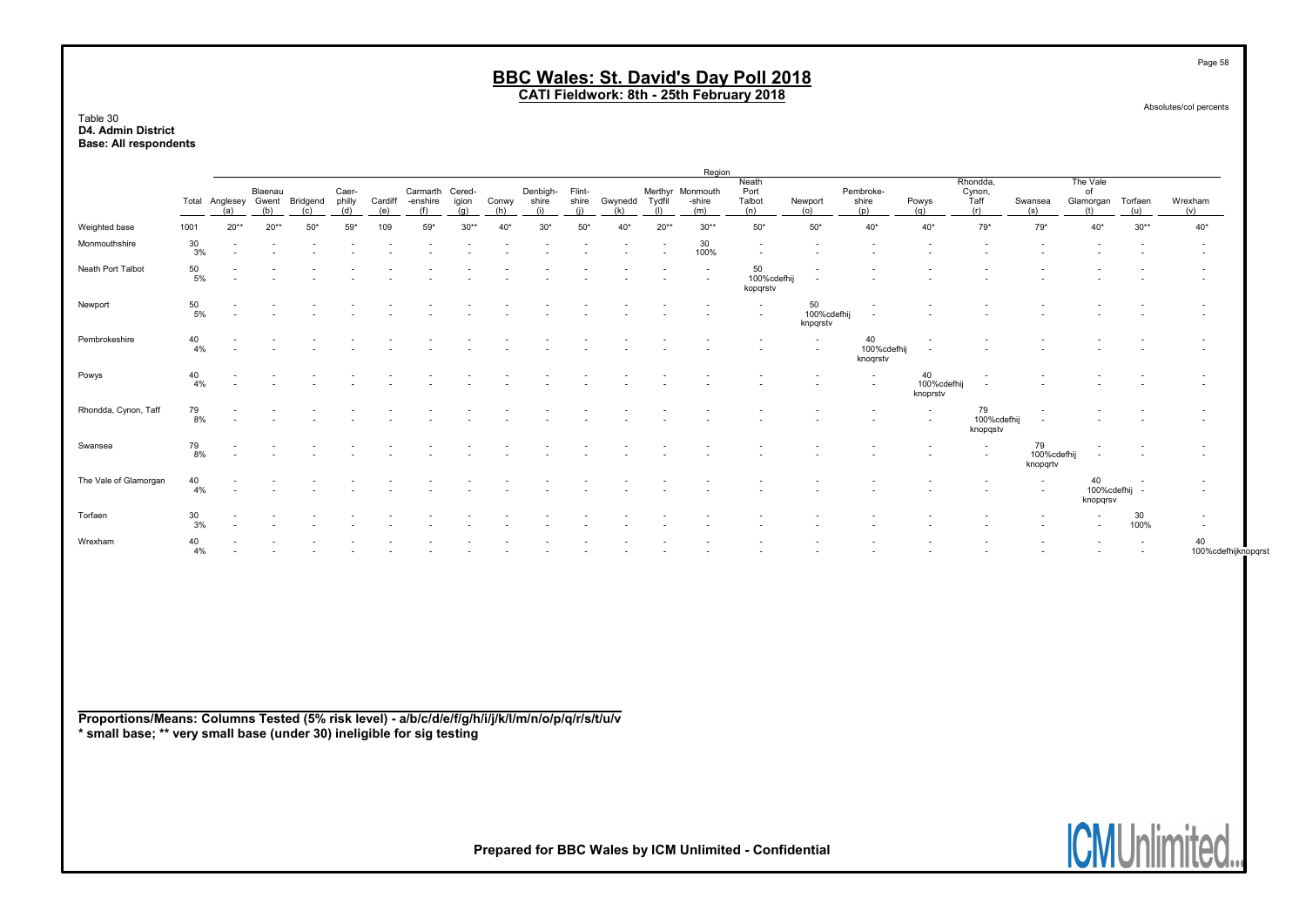# BBC Wales: St. David's Day Poll 2018

## CATI Fieldwork: 8th - 25th February 2018

Absolutes/col percents

Table 30
**D4. Admin District**
**Base: All respondents**

| | | Region | | | | | | | | | | | | | | | | | | | | |
|---|---|---|---|---|---|---|---|---|---|---|---|---|---|---|---|---|---|---|---|---|---|---|
| | Total | Anglesey (a) | Blaenau Gwent (b) | Bridgend (c) | Caer-philly (d) | Cardiff (e) | Carmarth -enshire (f) | Cered-igion (g) | Conwy (h) | Denbigh-shire (i) | Flint-shire (j) | Gwynedd (k) | Merthyr Tydfil (l) | Monmouth -shire (m) | Neath Port Talbot (n) | Newport (o) | Pembroke-shire (p) | Powys (q) | Rhondda, Cynon, Taff (r) | Swansea (s) | The Vale of Glamorgan (t) | Torfaen (u) | Wrexham (v) |
| Weighted base | 1001 | 20** | 20** | 50* | 59* | 109 | 59* | 30** | 40* | 30* | 50* | 40* | 20** | 30** | 50* | 50* | 40* | 40* | 79* | 79* | 40* | 30** | 40* |
| Monmouthshire | 30<br>3% | -<br>- | -<br>- | -<br>- | -<br>- | -<br>- | -<br>- | -<br>- | -<br>- | -<br>- | -<br>- | -<br>- | -<br>- | 30<br>100% | -<br>- | -<br>- | -<br>- | -<br>- | -<br>- | -<br>- | -<br>- | -<br>- | -<br>- |
| Neath Port Talbot | 50<br>5% | -<br>- | -<br>- | -<br>- | -<br>- | -<br>- | -<br>- | -<br>- | -<br>- | -<br>- | -<br>- | -<br>- | -<br>- | -<br>- | 50<br>100%cdefhij kopqrstv | -<br>- | -<br>- | -<br>- | -<br>- | -<br>- | -<br>- | -<br>- | -<br>- |
| Newport | 50<br>5% | -<br>- | -<br>- | -<br>- | -<br>- | -<br>- | -<br>- | -<br>- | -<br>- | -<br>- | -<br>- | -<br>- | -<br>- | -<br>- | -<br>- | 50<br>100%cdefhij knpqrstv | -<br>- | -<br>- | -<br>- | -<br>- | -<br>- | -<br>- | -<br>- |
| Pembrokeshire | 40<br>4% | -<br>- | -<br>- | -<br>- | -<br>- | -<br>- | -<br>- | -<br>- | -<br>- | -<br>- | -<br>- | -<br>- | -<br>- | -<br>- | -<br>- | -<br>- | 40<br>100%cdefhij knoqrstv | -<br>- | -<br>- | -<br>- | -<br>- | -<br>- | -<br>- |
| Powys | 40<br>4% | -<br>- | -<br>- | -<br>- | -<br>- | -<br>- | -<br>- | -<br>- | -<br>- | -<br>- | -<br>- | -<br>- | -<br>- | -<br>- | -<br>- | -<br>- | -<br>- | 40<br>100%cdefhij knoprstv | -<br>- | -<br>- | -<br>- | -<br>- | -<br>- |
| Rhondda, Cynon, Taff | 79<br>8% | -<br>- | -<br>- | -<br>- | -<br>- | -<br>- | -<br>- | -<br>- | -<br>- | -<br>- | -<br>- | -<br>- | -<br>- | -<br>- | -<br>- | -<br>- | -<br>- | -<br>- | 79<br>100%cdefhij knopqstv | -<br>- | -<br>- | -<br>- | -<br>- |
| Swansea | 79<br>8% | -<br>- | -<br>- | -<br>- | -<br>- | -<br>- | -<br>- | -<br>- | -<br>- | -<br>- | -<br>- | -<br>- | -<br>- | -<br>- | -<br>- | -<br>- | -<br>- | -<br>- | -<br>- | 79<br>100%cdefhij knopqrtv | -<br>- | -<br>- | -<br>- |
| The Vale of Glamorgan | 40<br>4% | -<br>- | -<br>- | -<br>- | -<br>- | -<br>- | -<br>- | -<br>- | -<br>- | -<br>- | -<br>- | -<br>- | -<br>- | -<br>- | -<br>- | -<br>- | -<br>- | -<br>- | -<br>- | -<br>- | 40<br>100%cdefhij knopqrsv | -<br>- | -<br>- |
| Torfaen | 30<br>3% | -<br>- | -<br>- | -<br>- | -<br>- | -<br>- | -<br>- | -<br>- | -<br>- | -<br>- | -<br>- | -<br>- | -<br>- | -<br>- | -<br>- | -<br>- | -<br>- | -<br>- | -<br>- | -<br>- | -<br>- | 30<br>100% | -<br>- |
| Wrexham | 40<br>4% | -<br>- | -<br>- | -<br>- | -<br>- | -<br>- | -<br>- | -<br>- | -<br>- | -<br>- | -<br>- | -<br>- | -<br>- | -<br>- | -<br>- | -<br>- | -<br>- | -<br>- | -<br>- | -<br>- | -<br>- | -<br>- | 40<br>100%cdefhijknopqrst |

**Proportions/Means: Columns Tested (5% risk level) - a/b/c/d/e/f/g/h/i/j/k/l/m/n/o/p/q/r/s/t/u/v**
*** small base; ** very small base (under 30) ineligible for sig testing**

**Prepared for BBC Wales by ICM Unlimited - Confidential**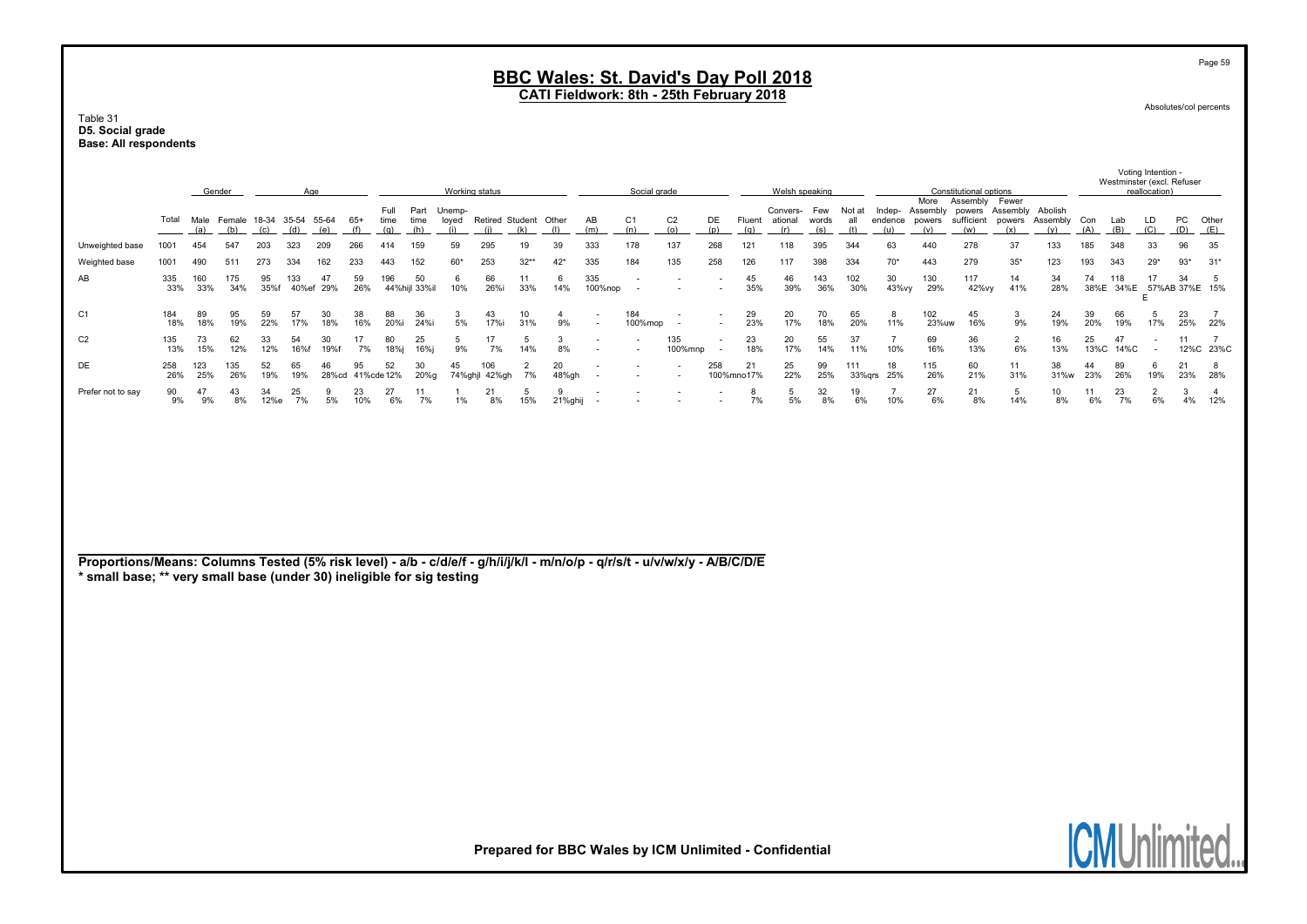Absolutes/col percents

Table 31
**D5. Social grade**
**Base: All respondents**

| | Total | Gender | | Age | | | | Working status | | | | | | Social grade | | | | Welsh speaking | | | | Constitutional options | | | | | Voting Intention - Westminster (excl. Refuser reallocation) | | | | |
|---|---|---|---|---|---|---|---|---|---|---|---|---|---|---|---|---|---|---|---|---|---|---|---|---|---|---|---|---|---|---|---|
| | Total | Male (a) | Female (b) | 18-34 (c) | 35-54 (d) | 55-64 (e) | 65+ (f) | Full time (g) | Part time (h) | Unemp-loyed (i) | Retired (j) | Student (k) | Other (l) | AB (m) | C1 (n) | C2 (o) | DE (p) | Fluent (q) | Convers-ational (r) | Few words (s) | Not at all (t) | Indep-endence (u) | More Assembly powers (v) | Assembly powers sufficient (w) | Fewer Assembly powers (x) | Abolish Assembly (y) | Con (A) | Lab (B) | LD (C) | PC (D) | Other (E) |
| Unweighted base | 1001 | 454 | 547 | 203 | 323 | 209 | 266 | 414 | 159 | 59 | 295 | 19 | 39 | 333 | 178 | 137 | 268 | 121 | 118 | 395 | 344 | 63 | 440 | 278 | 37 | 133 | 185 | 348 | 33 | 96 | 35 |
| Weighted base | 1001 | 490 | 511 | 273 | 334 | 162 | 233 | 443 | 152 | 60* | 253 | 32** | 42* | 335 | 184 | 135 | 258 | 126 | 117 | 398 | 334 | 70* | 443 | 279 | 35* | 123 | 193 | 343 | 29* | 93* | 31* |
| AB | 335 | 160 | 175 | 95 | 133 | 47 | 59 | 196 | 50 | 6 | 66 | 11 | 6 | 335 | - | - | - | 45 | 46 | 143 | 102 | 30 | 130 | 117 | 14 | 34 | 74 | 118 | 17 | 34 | 5 |
| | 33% | 33% | 34% | 35%f | 40%ef | 29% | 26% | 44%hijl | 33%il | 10% | 26%i | 33% | 14% | 100%nop | - | - | - | 35% | 39% | 36% | 30% | 43%vy | 29% | 42%vy | 41% | 28% | 38%E | 34%E | 57%ABE | 37%E | 15% |
| C1 | 184 | 89 | 95 | 59 | 57 | 30 | 38 | 88 | 36 | 3 | 43 | 10 | 4 | - | 184 | - | - | 29 | 20 | 70 | 65 | 8 | 102 | 45 | 3 | 24 | 39 | 66 | 5 | 23 | 7 |
| | 18% | 18% | 19% | 22% | 17% | 18% | 16% | 20%i | 24%i | 5% | 17%i | 31% | 9% | - | 100%mop | - | - | 23% | 17% | 18% | 20% | 11% | 23%uw | 16% | 9% | 19% | 20% | 19% | 17% | 25% | 22% |
| C2 | 135 | 73 | 62 | 33 | 54 | 30 | 17 | 80 | 25 | 5 | 17 | 5 | 3 | - | - | 135 | - | 23 | 20 | 55 | 37 | 7 | 69 | 36 | 2 | 16 | 25 | 47 | - | 11 | 7 |
| | 13% | 15% | 12% | 12% | 16%f | 19%f | 7% | 18%j | 16%j | 9% | 7% | 14% | 8% | - | - | 100%mnp | - | 18% | 17% | 14% | 11% | 10% | 16% | 13% | 6% | 13% | 13%C | 14%C | - | 12%C | 23%C |
| DE | 258 | 123 | 135 | 52 | 65 | 46 | 95 | 52 | 30 | 45 | 106 | 2 | 20 | - | - | - | 258 | 21 | 25 | 99 | 111 | 18 | 115 | 60 | 11 | 38 | 44 | 89 | 6 | 21 | 8 |
| | 26% | 25% | 26% | 19% | 19% | 28%cd | 41%cde | 12% | 20%g | 74%ghjl | 42%gh | 7% | 48%gh | - | - | - | 100%mno | 17% | 22% | 25% | 33%qrs | 25% | 26% | 21% | 31% | 31%w | 23% | 26% | 19% | 23% | 28% |
| Prefer not to say | 90 | 47 | 43 | 34 | 25 | 9 | 23 | 27 | 11 | 1 | 21 | 5 | 9 | - | - | - | - | 8 | 5 | 32 | 19 | 7 | 27 | 21 | 5 | 10 | 11 | 23 | 2 | 3 | 4 |
| | 9% | 9% | 8% | 12%e | 7% | 5% | 10% | 6% | 7% | 1% | 8% | 15% | 21%ghij | - | - | - | - | 7% | 5% | 8% | 6% | 10% | 6% | 8% | 14% | 8% | 6% | 7% | 6% | 4% | 12% |

**Proportions/Means: Columns Tested (5% risk level) - a/b - c/d/e/f - g/h/i/j/k/l - m/n/o/p - q/r/s/t - u/v/w/x/y - A/B/C/D/E**
**\* small base; \*\* very small base (under 30) ineligible for sig testing**

**Prepared for BBC Wales by ICM Unlimited - Confidential**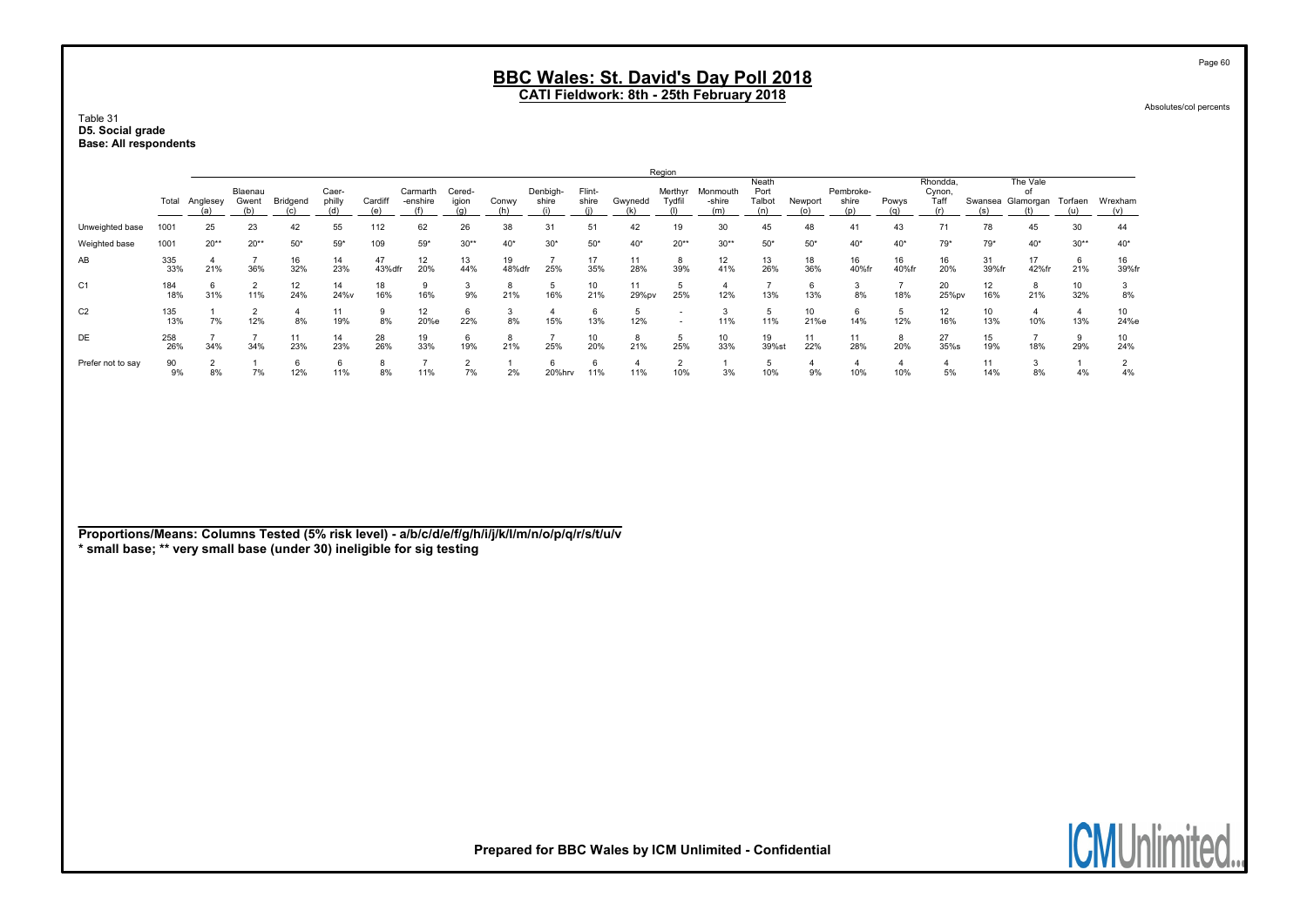# BBC Wales: St. David's Day Poll 2018

## CATI Fieldwork: 8th - 25th February 2018

Absolutes/col percents

Table 31
**D5. Social grade**
**Base: All respondents**

| | Total | Anglesey (a) | Blaenau Gwent (b) | Bridgend (c) | Caer-philly (d) | Cardiff (e) | Carmarth-enshire (f) | Cered-igion (g) | Conwy (h) | Denbigh-shire (i) | Flint-shire (j) | Gwynedd (k) | Merthyr Tydfil (l) | Monmouth-shire (m) | Neath Port Talbot (n) | Newport (o) | Pembroke-shire (p) | Powys (q) | Rhondda, Cynon, Taff (r) | Swansea (s) | The Vale of Glamorgan (t) | Torfaen (u) | Wrexham (v) |
|---|---|---|---|---|---|---|---|---|---|---|---|---|---|---|---|---|---|---|---|---|---|---|---|
| | | Region | | | | | | | | | | | | | | | | | | | | | |
| Unweighted base | 1001 | 25 | 23 | 42 | 55 | 112 | 62 | 26 | 38 | 31 | 51 | 42 | 19 | 30 | 45 | 48 | 41 | 43 | 71 | 78 | 45 | 30 | 44 |
| Weighted base | 1001 | 20** | 20** | 50* | 59* | 109 | 59* | 30** | 40* | 30* | 50* | 40* | 20** | 30** | 50* | 50* | 40* | 40* | 79* | 79* | 40* | 30** | 40* |
| AB | 335 | 4 | 7 | 16 | 14 | 47 | 12 | 13 | 19 | 7 | 17 | 11 | 8 | 12 | 13 | 18 | 16 | 16 | 16 | 31 | 17 | 6 | 16 |
| | 33% | 21% | 36% | 32% | 23% | 43%dfr | 20% | 44% | 48%dfr | 25% | 35% | 28% | 39% | 41% | 26% | 36% | 40%fr | 40%fr | 20% | 39%fr | 42%fr | 21% | 39%fr |
| C1 | 184 | 6 | 2 | 12 | 14 | 18 | 9 | 3 | 8 | 5 | 10 | 11 | 5 | 4 | 7 | 6 | 3 | 7 | 20 | 12 | 8 | 10 | 3 |
| | 18% | 31% | 11% | 24% | 24%v | 16% | 16% | 9% | 21% | 16% | 21% | 29%pv | 25% | 12% | 13% | 13% | 8% | 18% | 25%pv | 16% | 21% | 32% | 8% |
| C2 | 135 | 1 | 2 | 4 | 11 | 9 | 12 | 6 | 3 | 4 | 6 | 5 | - | 3 | 5 | 10 | 6 | 5 | 12 | 10 | 4 | 4 | 10 |
| | 13% | 7% | 12% | 8% | 19% | 8% | 20%e | 22% | 8% | 15% | 13% | 12% | - | 11% | 11% | 21%e | 14% | 12% | 16% | 13% | 10% | 13% | 24%e |
| DE | 258 | 7 | 7 | 11 | 14 | 28 | 19 | 6 | 8 | 7 | 10 | 8 | 5 | 10 | 19 | 11 | 11 | 8 | 27 | 15 | 7 | 9 | 10 |
| | 26% | 34% | 34% | 23% | 23% | 26% | 33% | 19% | 21% | 25% | 20% | 21% | 25% | 33% | 39%st | 22% | 28% | 20% | 35%s | 19% | 18% | 29% | 24% |
| Prefer not to say | 90 | 2 | 1 | 6 | 6 | 8 | 7 | 2 | 1 | 6 | 6 | 4 | 2 | 1 | 5 | 4 | 4 | 4 | 4 | 11 | 3 | 1 | 2 |
| | 9% | 8% | 7% | 12% | 11% | 8% | 11% | 7% | 2% | 20%hrv | 11% | 11% | 10% | 3% | 10% | 9% | 10% | 10% | 5% | 14% | 8% | 4% | 4% |

**Proportions/Means: Columns Tested (5% risk level) - a/b/c/d/e/f/g/h/i/j/k/l/m/n/o/p/q/r/s/t/u/v**
*** small base; ** very small base (under 30) ineligible for sig testing**

**Prepared for BBC Wales by ICM Unlimited - Confidential**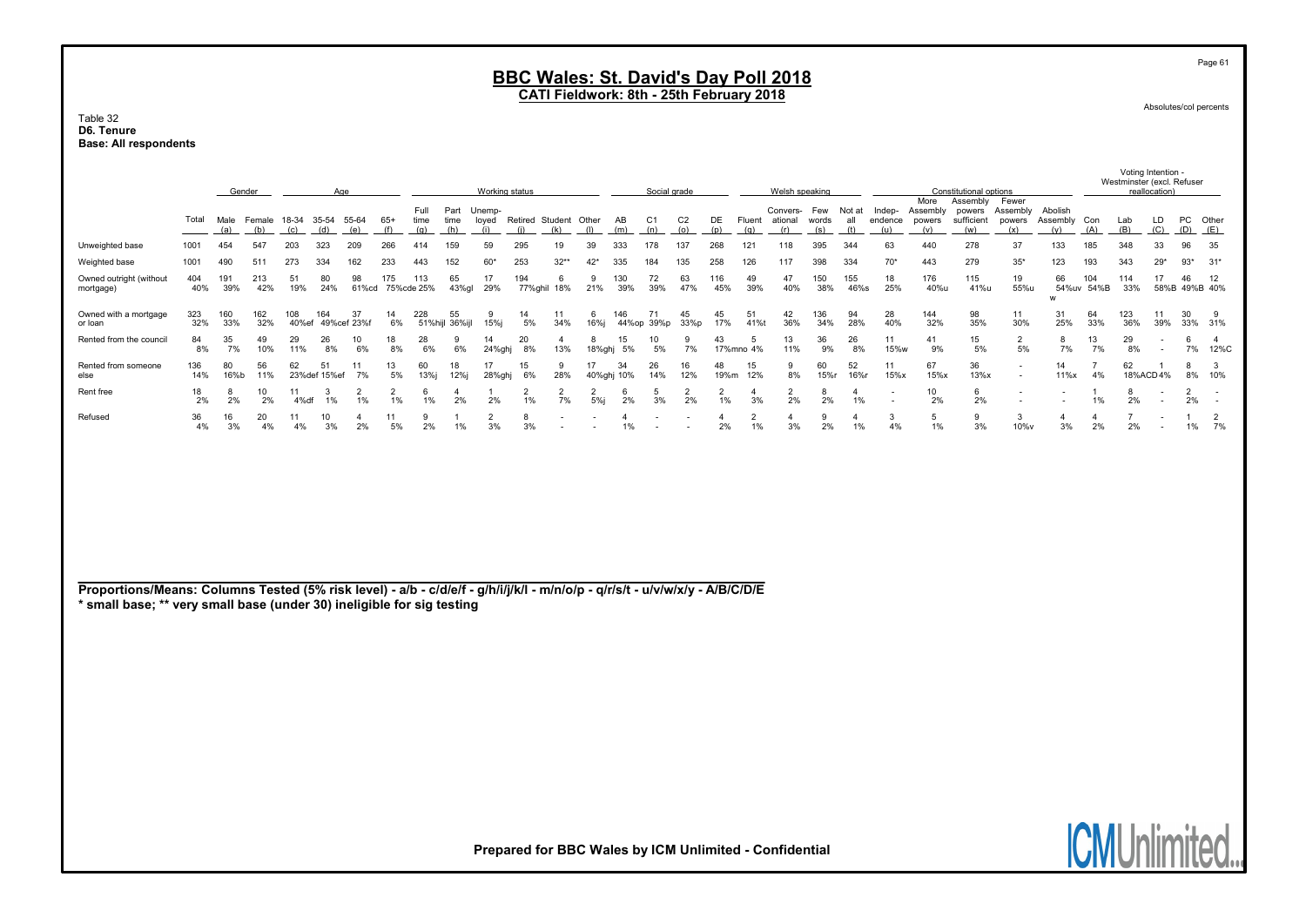Table 32
**D6. Tenure**
**Base: All respondents**

| | Total | Gender | | Age | | | | Working status | | | | | | Social grade | | | | Welsh speaking | | | | Constitutional options | | | | | Voting Intention - Westminster (excl. Refuser reallocation) | | | | |
|---|---|---|---|---|---|---|---|---|---|---|---|---|---|---|---|---|---|---|---|---|---|---|---|---|---|---|---|---|---|---|---|
| | | Male (a) | Female (b) | 18-34 (c) | 35-54 (d) | 55-64 (e) | 65+ (f) | Full time (g) | Part time (h) | Unemployed (i) | Retired (j) | Student (k) | Other (l) | AB (m) | C1 (n) | C2 (o) | DE (p) | Fluent (q) | Conversational (r) | Few words (s) | Not at all (t) | Independence (u) | More Assembly powers (v) | Assembly powers sufficient (w) | Fewer Assembly powers (x) | Abolish Assembly (y) | Con (A) | Lab (B) | LD (C) | PC (D) | Other (E) |
| Unweighted base | 1001 | 454 | 547 | 203 | 323 | 209 | 266 | 414 | 159 | 59 | 295 | 19 | 39 | 333 | 178 | 137 | 268 | 121 | 118 | 395 | 344 | 63 | 440 | 278 | 37 | 133 | 185 | 348 | 33 | 96 | 35 |
| Weighted base | 1001 | 490 | 511 | 273 | 334 | 162 | 233 | 443 | 152 | 60* | 253 | 32** | 42* | 335 | 184 | 135 | 258 | 126 | 117 | 398 | 334 | 70* | 443 | 279 | 35* | 123 | 193 | 343 | 29* | 93* | 31* |
| Owned outright (without mortgage) | 404 | 191 | 213 | 51 | 80 | 98 | 175 | 113 | 65 | 17 | 194 | 6 | 9 | 130 | 72 | 63 | 116 | 49 | 47 | 150 | 155 | 18 | 176 | 115 | 19 | 66 | 104 | 114 | 17 | 46 | 12 |
| | 40% | 39% | 42% | 19% | 24% | 61%cd | 75%cde | 25% | 43%gl | 29% | 77%ghil | 18% | 21% | 39% | 39% | 47% | 45% | 39% | 40% | 38% | 46%s | 25% | 40%u | 41%u | 55%u | 54%uvw | 54%B | 33% | 58%B | 49%B | 40% |
| Owned with a mortgage or loan | 323 | 160 | 162 | 108 | 164 | 37 | 14 | 228 | 55 | 9 | 14 | 11 | 6 | 146 | 71 | 45 | 45 | 51 | 42 | 136 | 94 | 28 | 144 | 98 | 11 | 31 | 64 | 123 | 11 | 30 | 9 |
| | 32% | 33% | 32% | 40%ef | 49%cef | 23%f | 6% | 51%hijl | 36%ijl | 15%j | 5% | 34% | 16%j | 44%op | 39%p | 33%p | 17% | 41%t | 36% | 34% | 28% | 40% | 32% | 35% | 30% | 25% | 33% | 36% | 39% | 33% | 31% |
| Rented from the council | 84 | 35 | 49 | 29 | 26 | 10 | 18 | 28 | 9 | 14 | 20 | 4 | 8 | 15 | 10 | 9 | 43 | 5 | 13 | 36 | 26 | 11 | 41 | 15 | 2 | 8 | 13 | 29 | - | 6 | 4 |
| | 8% | 7% | 10% | 11% | 8% | 6% | 8% | 6% | 6% | 24%ghj | 8% | 13% | 18%ghj | 5% | 5% | 7% | 17%mno | 4% | 11% | 9% | 8% | 15%w | 9% | 5% | 5% | 7% | 7% | 8% | - | 7% | 12%C |
| Rented from someone else | 136 | 80 | 56 | 62 | 51 | 11 | 13 | 60 | 18 | 17 | 15 | 9 | 17 | 34 | 26 | 16 | 48 | 15 | 9 | 60 | 52 | 11 | 67 | 36 | - | 14 | 7 | 62 | 1 | 8 | 3 |
| | 14% | 16%b | 11% | 23%def | 15%ef | 7% | 5% | 13%j | 12%j | 28%ghj | 6% | 28% | 40%ghj | 10% | 14% | 12% | 19%m | 12% | 8% | 15%r | 16%r | 15%x | 15%x | 13%x | - | 11%x | 4% | 18%ACD | 4% | 8% | 10% |
| Rent free | 18 | 8 | 10 | 11 | 3 | 2 | 2 | 6 | 4 | 1 | 2 | 2 | 2 | 6 | 5 | 2 | 2 | 4 | 2 | 8 | 4 | - | 10 | 6 | - | - | 1 | 8 | - | 2 | - |
| | 2% | 2% | 2% | 4%df | 1% | 1% | 1% | 1% | 2% | 2% | 1% | 7% | 5%j | 2% | 3% | 2% | 1% | 3% | 2% | 2% | 1% | - | 2% | 2% | - | - | 1% | 2% | - | 2% | - |
| Refused | 36 | 16 | 20 | 11 | 10 | 4 | 11 | 9 | 1 | 2 | 8 | - | - | 4 | - | - | 4 | 2 | 4 | 9 | 4 | 3 | 5 | 9 | 3 | 4 | 4 | 7 | - | 1 | 2 |
| | 4% | 3% | 4% | 4% | 3% | 2% | 5% | 2% | 1% | 3% | 3% | - | - | 1% | - | - | 2% | 1% | 3% | 2% | 1% | 4% | 1% | 3% | 10%v | 3% | 2% | 2% | - | 1% | 7% |

**Proportions/Means: Columns Tested (5% risk level) - a/b - c/d/e/f - g/h/i/j/k/l - m/n/o/p - q/r/s/t - u/v/w/x/y - A/B/C/D/E**
**\* small base; \*\* very small base (under 30) ineligible for sig testing**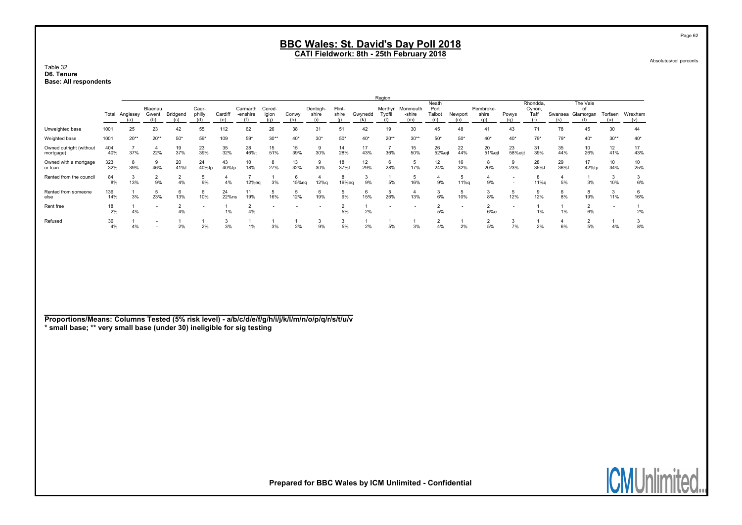# BBC Wales: St. David's Day Poll 2018

**CATI Fieldwork: 8th - 25th February 2018**

Absolutes/col percents

Table 32
**D6. Tenure**
**Base: All respondents**

| | Total | Anglesey (a) | Blaenau Gwent (b) | Bridgend (c) | Caerphilly (d) | Cardiff (e) | Carmarthenshire (f) | Ceredigion (g) | Conwy (h) | Denbighshire (i) | Flintshire (j) | Gwynedd (k) | Merthyr Tydfil (l) | Monmouthshire (m) | Neath Port Talbot (n) | Newport (o) | Pembrokeshire (p) | Powys (q) | Rhondda, Cynon, Taff (r) | Swansea (s) | The Vale of Glamorgan (t) | Torfaen (u) | Wrexham (v) |
|---|---|---|---|---|---|---|---|---|---|---|---|---|---|---|---|---|---|---|---|---|---|---|---|
| | | Region | | | | | | | | | | | | | | | | | | | | | |
| Unweighted base | 1001 | 25 | 23 | 42 | 55 | 112 | 62 | 26 | 38 | 31 | 51 | 42 | 19 | 30 | 45 | 48 | 41 | 43 | 71 | 78 | 45 | 30 | 44 |
| Weighted base | 1001 | 20** | 20** | 50* | 59* | 109 | 59* | 30** | 40* | 30* | 50* | 40* | 20** | 30** | 50* | 50* | 40* | 40* | 79* | 79* | 40* | 30** | 40* |
| Owned outright (without mortgage) | 404 | 7 | 4 | 19 | 23 | 35 | 28 | 15 | 15 | 9 | 14 | 17 | 7 | 15 | 26 | 22 | 20 | 23 | 31 | 35 | 10 | 12 | 17 |
| | 40% | 37% | 22% | 37% | 39% | 32% | 46%t | 51% | 39% | 30% | 28% | 43% | 36% | 50% | 52%ejt | 44% | 51%ejt | 58%eijt | 39% | 44% | 26% | 41% | 43% |
| Owned with a mortgage or loan | 323 | 8 | 9 | 20 | 24 | 43 | 10 | 8 | 13 | 9 | 18 | 12 | 6 | 5 | 12 | 16 | 8 | 9 | 28 | 29 | 17 | 10 | 10 |
| | 32% | 39% | 46% | 41%f | 40%fp | 40%fp | 18% | 27% | 32% | 30% | 37%f | 29% | 28% | 17% | 24% | 32% | 20% | 23% | 35%f | 36%f | 42%fp | 34% | 25% |
| Rented from the council | 84 | 3 | 2 | 2 | 5 | 4 | 7 | 1 | 6 | 4 | 8 | 3 | 1 | 5 | 4 | 5 | 4 | - | 8 | 4 | 1 | 3 | 3 |
| | 8% | 13% | 9% | 4% | 9% | 4% | 12%eq | 3% | 15%eq | 12%q | 16%eq | 9% | 5% | 16% | 9% | 11%q | 9% | - | 11%q | 5% | 3% | 10% | 6% |
| Rented from someone else | 136 | 1 | 5 | 6 | 6 | 24 | 11 | 5 | 5 | 6 | 5 | 6 | 5 | 4 | 3 | 5 | 3 | 5 | 9 | 6 | 8 | 3 | 6 |
| | 14% | 3% | 23% | 13% | 10% | 22%ns | 19% | 16% | 12% | 19% | 9% | 15% | 26% | 13% | 6% | 10% | 8% | 12% | 12% | 8% | 19% | 11% | 16% |
| Rent free | 18 | 1 | - | 2 | - | 1 | 2 | - | - | - | 2 | 1 | - | - | 2 | - | 2 | - | 1 | 1 | 2 | - | 1 |
| | 2% | 4% | - | 4% | - | 1% | 4% | - | - | - | 5% | 2% | - | - | 5% | - | 6%e | - | 1% | 1% | 6% | - | 2% |
| Refused | 36 | 1 | - | 1 | 1 | 3 | 1 | 1 | 1 | 3 | 3 | 1 | 1 | 1 | 2 | 1 | 2 | 3 | 1 | 4 | 2 | 1 | 3 |
| | 4% | 4% | - | 2% | 2% | 3% | 1% | 3% | 2% | 9% | 5% | 2% | 5% | 3% | 4% | 2% | 5% | 7% | 2% | 6% | 5% | 4% | 8% |

**Proportions/Means: Columns Tested (5% risk level) - a/b/c/d/e/f/g/h/i/j/k/l/m/n/o/p/q/r/s/t/u/v**
**\* small base; \*\* very small base (under 30) ineligible for sig testing**

**Prepared for BBC Wales by ICM Unlimited - Confidential**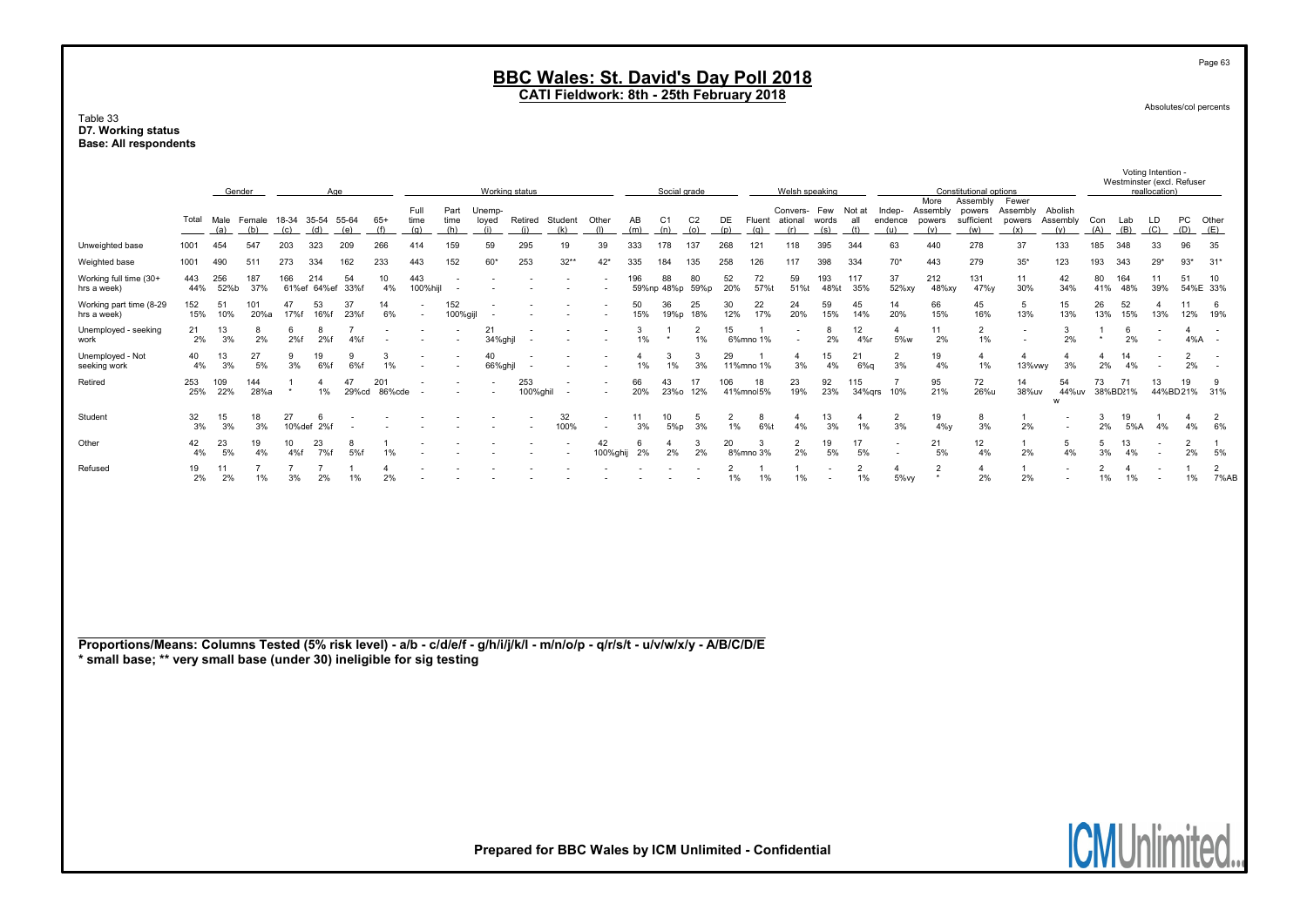# BBC Wales: St. David's Day Poll 2018

## CATI Fieldwork: 8th - 25th February 2018

Absolutes/col percents

Table 33
**D7. Working status**
**Base: All respondents**

| | | Gender | | Age | | | | Working status | | | | | | Social grade | | | | Welsh speaking | | | | Constitutional options | | | | | Voting Intention - Westminster (excl. Refuser reallocation) | | | | |
|---|---|---|---|---|---|---|---|---|---|---|---|---|---|---|---|---|---|---|---|---|---|---|---|---|---|---|---|---|---|---|---|
| | Total | Male (a) | Female (b) | 18-34 (c) | 35-54 (d) | 55-64 (e) | 65+ (f) | Full time (g) | Part time (h) | Unemp-loyed (i) | Retired (j) | Student (k) | Other (l) | AB (m) | C1 (n) | C2 (o) | DE (p) | Fluent (q) | Convers-ational (r) | Few words (s) | Not at all (t) | Indep-endence (u) | More Assembly powers (v) | Assembly powers sufficient (w) | Fewer Assembly powers (x) | Abolish Assembly (y) | Con (A) | Lab (B) | LD (C) | PC (D) | Other (E) |
| Unweighted base | 1001 | 454 | 547 | 203 | 323 | 209 | 266 | 414 | 159 | 59 | 295 | 19 | 39 | 333 | 178 | 137 | 268 | 121 | 118 | 395 | 344 | 63 | 440 | 278 | 37 | 133 | 185 | 348 | 33 | 96 | 35 |
| Weighted base | 1001 | 490 | 511 | 273 | 334 | 162 | 233 | 443 | 152 | 60* | 253 | 32** | 42* | 335 | 184 | 135 | 258 | 126 | 117 | 398 | 334 | 70* | 443 | 279 | 35* | 123 | 193 | 343 | 29* | 93* | 31* |
| Working full time (30+ hrs a week) | 443<br>44% | 256<br>52%b | 187<br>37% | 166<br>61%ef | 214<br>64%ef | 54<br>33%f | 10<br>4% | 443<br>100%hijl | - | - | - | - | - | 196<br>59%np | 88<br>48%p | 80<br>59%p | 52<br>20% | 72<br>57%t | 59<br>51%t | 193<br>48%t | 117<br>35% | 37<br>52%xy | 212<br>48%xy | 131<br>47%y | 11<br>30% | 42<br>34% | 80<br>41% | 164<br>48% | 11<br>39% | 51<br>54%E | 10<br>33% |
| Working part time (8-29 hrs a week) | 152<br>15% | 51<br>10% | 101<br>20%a | 47<br>17%f | 53<br>16%f | 37<br>23%f | 14<br>6% | - | 152<br>100%gijl | - | - | - | - | 50<br>15% | 36<br>19%p | 25<br>18% | 30<br>12% | 22<br>17% | 24<br>20% | 59<br>15% | 45<br>14% | 14<br>20% | 66<br>15% | 45<br>16% | 5<br>13% | 15<br>13% | 26<br>13% | 52<br>15% | 4<br>13% | 11<br>12% | 6<br>19% |
| Unemployed - seeking work | 21<br>2% | 13<br>3% | 8<br>2% | 6<br>2%f | 8<br>2%f | 7<br>4%f | - | - | - | 21<br>34%ghjl | - | - | - | 3<br>1% | 1<br>* | 2<br>1% | 15<br>6%mno | 1<br>1% | - | 8<br>2% | 12<br>4%r | 4<br>5%w | 11<br>2% | 2<br>1% | - | 3<br>2% | 1<br>* | 6<br>2% | - | 4<br>4%A | - |
| Unemployed - Not seeking work | 40<br>4% | 13<br>3% | 27<br>5% | 9<br>3% | 19<br>6%f | 9<br>6%f | 3<br>1% | - | - | 40<br>66%ghjl | - | - | - | 4<br>1% | 3<br>1% | 3<br>3% | 29<br>11%mno | 1<br>1% | 4<br>3% | 15<br>4% | 21<br>6%q | 2<br>3% | 19<br>4% | 4<br>1% | 4<br>13%vwy | 4<br>3% | 4<br>2% | 14<br>4% | - | 2<br>2% | - |
| Retired | 253<br>25% | 109<br>22% | 144<br>28%a | 1<br>* | 4<br>1% | 47<br>29%cd | 201<br>86%cde | - | - | - | 253<br>100%ghil | - | - | 66<br>20% | 43<br>23%o | 17<br>12% | 106<br>41%mno | 18<br>15% | 23<br>19% | 92<br>23% | 115<br>34%qrs | 7<br>10% | 95<br>21% | 72<br>26%u | 14<br>38%uv | 54<br>44%uvw | 73<br>38%BD | 71<br>21% | 13<br>44%BD | 19<br>21% | 9<br>31% |
| Student | 32<br>3% | 15<br>3% | 18<br>3% | 27<br>10%def | 6<br>2%f | - | - | - | - | - | - | 32<br>100% | - | 11<br>3% | 10<br>5%p | 5<br>3% | 2<br>1% | 8<br>6%t | 4<br>4% | 13<br>3% | 4<br>1% | 2<br>3% | 19<br>4%y | 8<br>3% | 1<br>2% | - | 3<br>2% | 19<br>5%A | 1<br>4% | 4<br>4% | 2<br>6% |
| Other | 42<br>4% | 23<br>5% | 19<br>4% | 10<br>4%f | 23<br>7%f | 8<br>5%f | 1<br>1% | - | - | - | - | - | 42<br>100%ghij | 6<br>2% | 4<br>2% | 3<br>2% | 20<br>8%mno | 3<br>3% | 2<br>2% | 19<br>5% | 17<br>5% | - | 21<br>5% | 12<br>4% | 1<br>2% | 5<br>4% | 5<br>3% | 13<br>4% | - | 2<br>2% | 1<br>5% |
| Refused | 19<br>2% | 11<br>2% | 7<br>1% | 7<br>3% | 7<br>2% | 1<br>1% | 4<br>2% | - | - | - | - | - | - | - | - | - | 2<br>1% | 1<br>1% | 1<br>1% | - | 2<br>1% | 4<br>5%vy | 2<br>* | 4<br>2% | 1<br>2% | - | 2<br>1% | 4<br>1% | - | 1<br>1% | 2<br>7%AB |

**Proportions/Means: Columns Tested (5% risk level) - a/b - c/d/e/f - g/h/i/j/k/l - m/n/o/p - q/r/s/t - u/v/w/x/y - A/B/C/D/E**
**\* small base; \*\* very small base (under 30) ineligible for sig testing**

**Prepared for BBC Wales by ICM Unlimited - Confidential**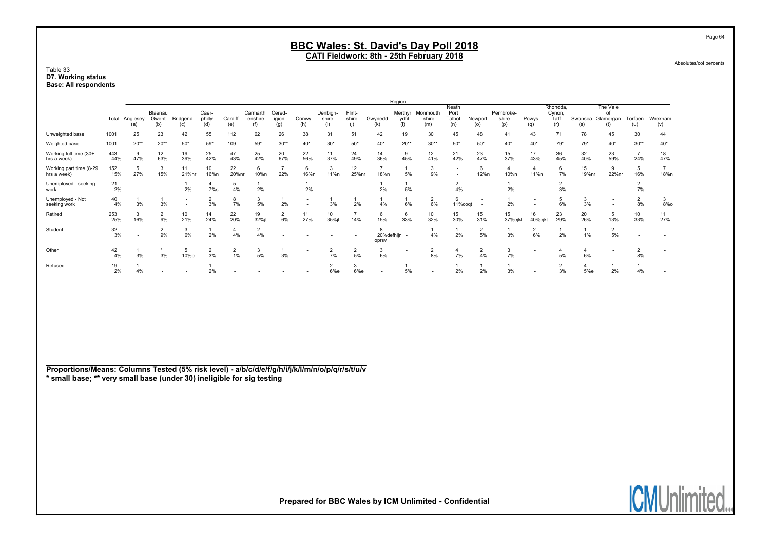# BBC Wales: St. David's Day Poll 2018

## CATI Fieldwork: 8th - 25th February 2018

Absolutes/col percents

Table 33
**D7. Working status**
**Base: All respondents**

| | Total | Anglesey (a) | Blaenau Gwent (b) | Bridgend (c) | Caer-philly (d) | Cardiff (e) | Carmarth-enshire (f) | Cered-igion (g) | Conwy (h) | Denbigh-shire (i) | Flint-shire (j) | Gwynedd (k) | Merthyr Tydfil (l) | Monmouth-shire (m) | Neath Port Talbot (n) | Newport (o) | Pembroke-shire (p) | Powys (q) | Rhondda, Cynon, Taff (r) | Swansea (s) | The Vale of Glamorgan (t) | Torfaen (u) | Wrexham (v) |
|---|---|---|---|---|---|---|---|---|---|---|---|---|---|---|---|---|---|---|---|---|---|---|---|
| Unweighted base | 1001 | 25 | 23 | 42 | 55 | 112 | 62 | 26 | 38 | 31 | 51 | 42 | 19 | 30 | 45 | 48 | 41 | 43 | 71 | 78 | 45 | 30 | 44 |
| Weighted base | 1001 | 20** | 20** | 50* | 59* | 109 | 59* | 30** | 40* | 30* | 50* | 40* | 20** | 30** | 50* | 50* | 40* | 40* | 79* | 79* | 40* | 30** | 40* |
| Working full time (30+ hrs a week) | 443 | 9 | 12 | 19 | 25 | 47 | 25 | 20 | 22 | 11 | 24 | 14 | 9 | 12 | 21 | 23 | 15 | 17 | 36 | 32 | 23 | 7 | 18 |
| | 44% | 47% | 63% | 39% | 42% | 43% | 42% | 67% | 56% | 37% | 49% | 36% | 45% | 41% | 42% | 47% | 37% | 43% | 45% | 40% | 59% | 24% | 47% |
| Working part time (8-29 hrs a week) | 152 | 5 | 3 | 11 | 10 | 22 | 6 | 7 | 6 | 3 | 12 | 7 | 1 | 3 | - | 6 | 4 | 4 | 6 | 15 | 9 | 5 | 7 |
| | 15% | 27% | 15% | 21%nr | 16%n | 20%nr | 10%n | 22% | 16%n | 11%n | 25%nr | 18%n | 5% | 9% | - | 12%n | 10%n | 11%n | 7% | 19%nr | 22%nr | 16% | 18%n |
| Unemployed - seeking work | 21 | - | - | 1 | 4 | 5 | 1 | - | 1 | - | - | 1 | 1 | - | 2 | - | 1 | - | 2 | - | - | 2 | - |
| | 2% | - | - | 2% | 7%s | 4% | 2% | - | 2% | - | - | 2% | 5% | - | 4% | - | 2% | - | 3% | - | - | 7% | - |
| Unemployed - Not seeking work | 40 | 1 | 1 | - | 2 | 8 | 3 | 1 | - | 1 | 1 | 1 | 1 | 2 | 6 | - | 1 | - | 5 | 3 | - | 2 | 3 |
| | 4% | 3% | 3% | - | 3% | 7% | 5% | 2% | - | 3% | 2% | 4% | 6% | 6% | 11%coqt | - | 2% | - | 6% | 3% | - | 8% | 8%o |
| Retired | 253 | 3 | 2 | 10 | 14 | 22 | 19 | 2 | 11 | 10 | 7 | 6 | 6 | 10 | 15 | 15 | 15 | 16 | 23 | 20 | 5 | 10 | 11 |
| | 25% | 16% | 9% | 21% | 24% | 20% | 32%jt | 6% | 27% | 35%jt | 14% | 15% | 33% | 32% | 30% | 31% | 37%ejkt | 40%ejkt | 29% | 26% | 13% | 33% | 27% |
| Student | 32 | - | 2 | 3 | 1 | 4 | 2 | - | - | - | - | 8 | - | 1 | 1 | 2 | 1 | 2 | 1 | 1 | 2 | - | - |
| | 3% | - | 9% | 6% | 2% | 4% | 4% | - | - | - | - | 20%defhijn oprsv | - | 4% | 2% | 5% | 3% | 6% | 2% | 1% | 5% | - | - |
| Other | 42 | 1 | * | 5 | 2 | 2 | 3 | 1 | - | 2 | 2 | 3 | - | 2 | 4 | 2 | 3 | - | 4 | 4 | - | 2 | - |
| | 4% | 3% | 3% | 10%e | 3% | 1% | 5% | 3% | - | 7% | 5% | 6% | - | 8% | 7% | 4% | 7% | - | 5% | 6% | - | 8% | - |
| Refused | 19 | 1 | - | - | 1 | - | - | - | - | 2 | 3 | - | 1 | - | 1 | 1 | 1 | - | 2 | 4 | 1 | 1 | - |
| | 2% | 4% | - | - | 2% | - | - | - | - | 6%e | 6%e | - | 5% | - | 2% | 2% | 3% | - | 3% | 5%e | 2% | 4% | - |

**Proportions/Means: Columns Tested (5% risk level) - a/b/c/d/e/f/g/h/i/j/k/l/m/n/o/p/q/r/s/t/u/v**
**\* small base; \*\* very small base (under 30) ineligible for sig testing**

**Prepared for BBC Wales by ICM Unlimited - Confidential**